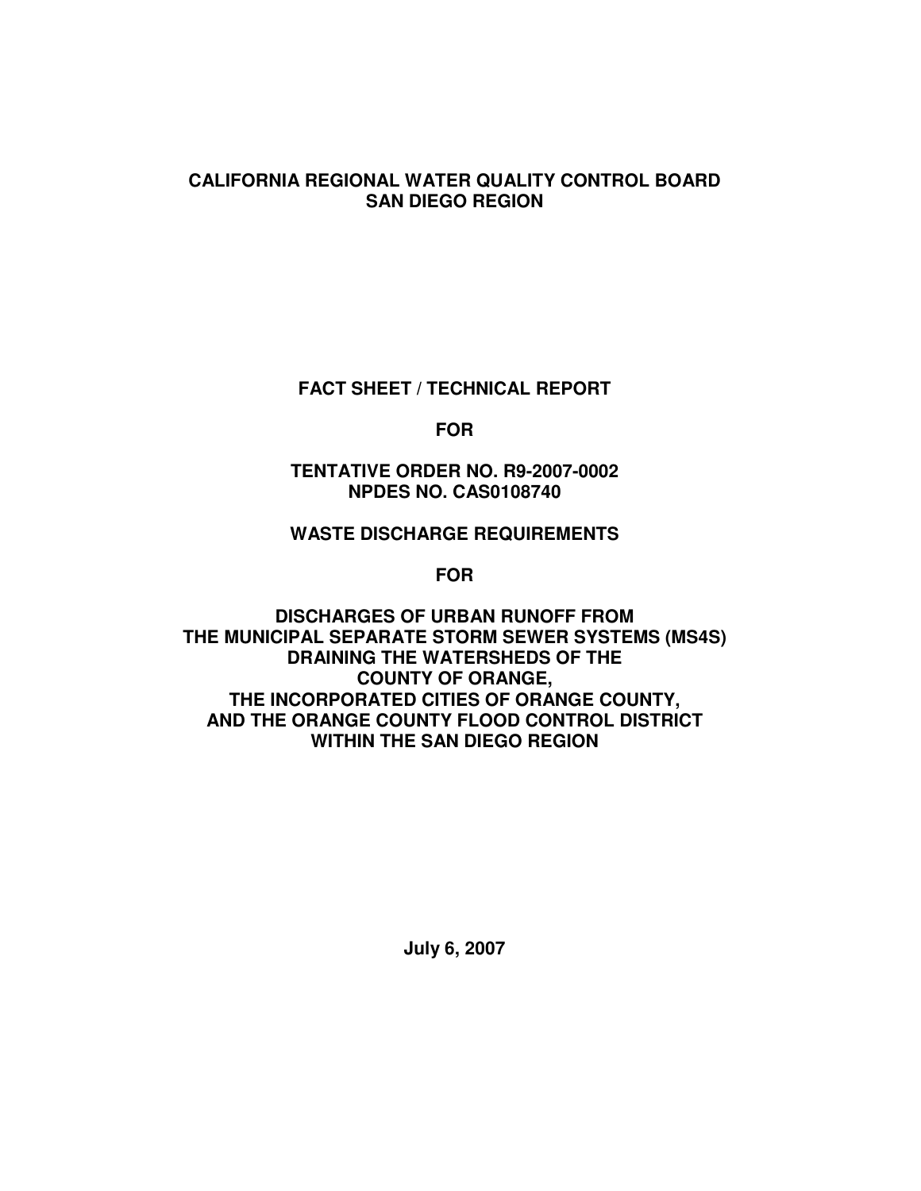**CALIFORNIA REGIONAL WATER QUALITY CONTROL BOARD**
**SAN DIEGO REGION**

# FACT SHEET / TECHNICAL REPORT

**FOR**

**TENTATIVE ORDER NO. R9-2007-0002**
**NPDES NO. CAS0108740**

**WASTE DISCHARGE REQUIREMENTS**

**FOR**

**DISCHARGES OF URBAN RUNOFF FROM**
**THE MUNICIPAL SEPARATE STORM SEWER SYSTEMS (MS4S)**
**DRAINING THE WATERSHEDS OF THE**
**COUNTY OF ORANGE,**
**THE INCORPORATED CITIES OF ORANGE COUNTY,**
**AND THE ORANGE COUNTY FLOOD CONTROL DISTRICT**
**WITHIN THE SAN DIEGO REGION**

**July 6, 2007**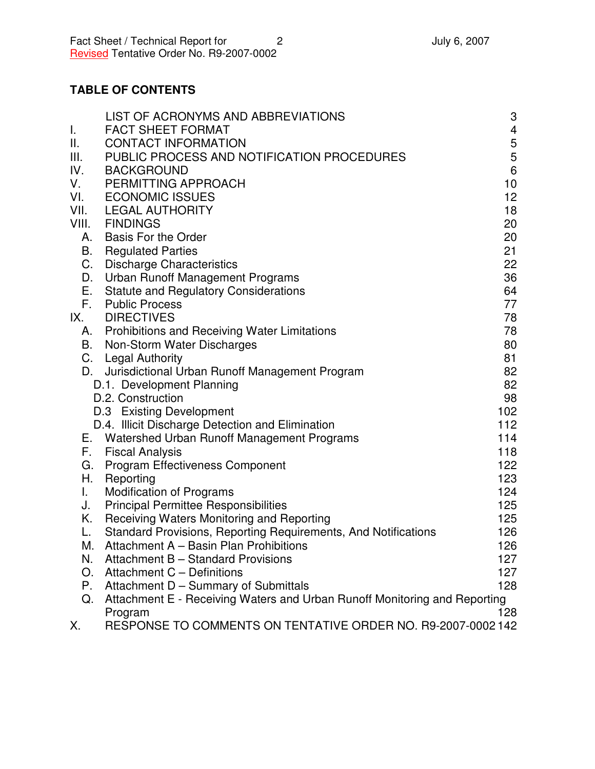## TABLE OF CONTENTS

| | | |
|---|---|---|
| | LIST OF ACRONYMS AND ABBREVIATIONS | 3 |
| I. | FACT SHEET FORMAT | 4 |
| II. | CONTACT INFORMATION | 5 |
| III. | PUBLIC PROCESS AND NOTIFICATION PROCEDURES | 5 |
| IV. | BACKGROUND | 6 |
| V. | PERMITTING APPROACH | 10 |
| VI. | ECONOMIC ISSUES | 12 |
| VII. | LEGAL AUTHORITY | 18 |
| VIII. | FINDINGS | 20 |
| A. | Basis For the Order | 20 |
| B. | Regulated Parties | 21 |
| C. | Discharge Characteristics | 22 |
| D. | Urban Runoff Management Programs | 36 |
| E. | Statute and Regulatory Considerations | 64 |
| F. | Public Process | 77 |
| IX. | DIRECTIVES | 78 |
| A. | Prohibitions and Receiving Water Limitations | 78 |
| B. | Non-Storm Water Discharges | 80 |
| C. | Legal Authority | 81 |
| D. | Jurisdictional Urban Runoff Management Program | 82 |
| | D.1. Development Planning | 82 |
| | D.2. Construction | 98 |
| | D.3 Existing Development | 102 |
| | D.4. Illicit Discharge Detection and Elimination | 112 |
| E. | Watershed Urban Runoff Management Programs | 114 |
| F. | Fiscal Analysis | 118 |
| G. | Program Effectiveness Component | 122 |
| H. | Reporting | 123 |
| I. | Modification of Programs | 124 |
| J. | Principal Permittee Responsibilities | 125 |
| K. | Receiving Waters Monitoring and Reporting | 125 |
| L. | Standard Provisions, Reporting Requirements, And Notifications | 126 |
| M. | Attachment A – Basin Plan Prohibitions | 126 |
| N. | Attachment B – Standard Provisions | 127 |
| O. | Attachment C – Definitions | 127 |
| P. | Attachment D – Summary of Submittals | 128 |
| Q. | Attachment E - Receiving Waters and Urban Runoff Monitoring and Reporting Program | 128 |
| X. | RESPONSE TO COMMENTS ON TENTATIVE ORDER NO. R9-2007-0002 | 142 |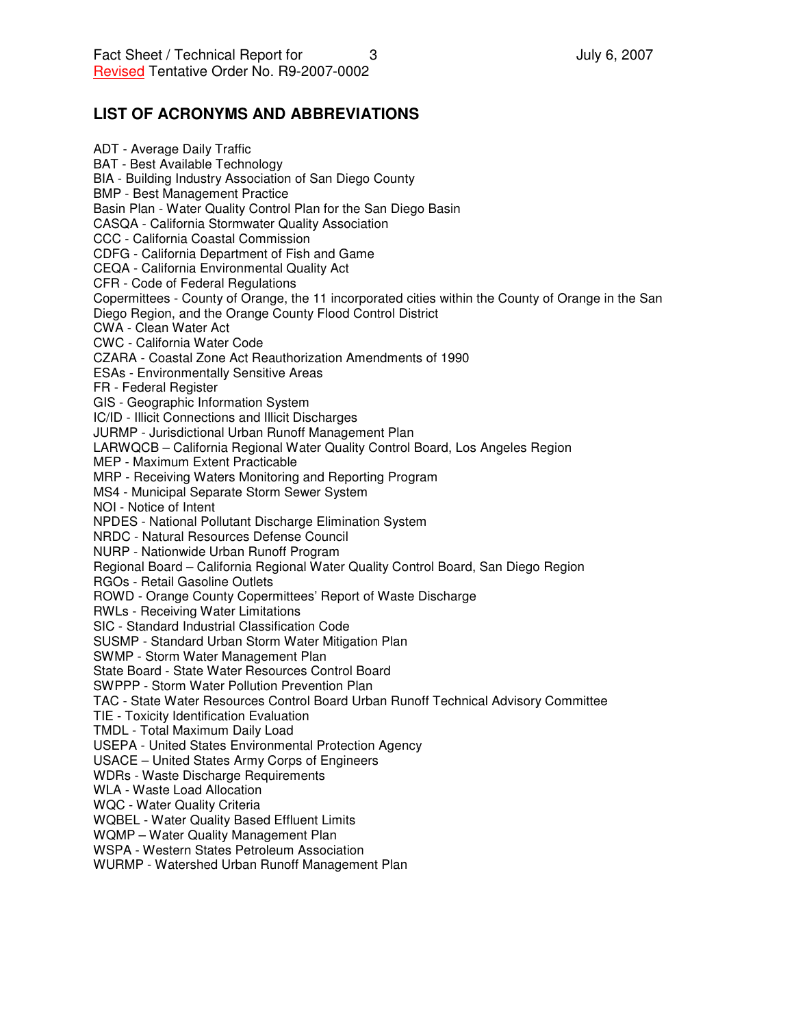## LIST OF ACRONYMS AND ABBREVIATIONS

ADT - Average Daily Traffic
BAT - Best Available Technology
BIA - Building Industry Association of San Diego County
BMP - Best Management Practice
Basin Plan - Water Quality Control Plan for the San Diego Basin
CASQA - California Stormwater Quality Association
CCC - California Coastal Commission
CDFG - California Department of Fish and Game
CEQA - California Environmental Quality Act
CFR - Code of Federal Regulations
Copermittees - County of Orange, the 11 incorporated cities within the County of Orange in the San Diego Region, and the Orange County Flood Control District
CWA - Clean Water Act
CWC - California Water Code
CZARA - Coastal Zone Act Reauthorization Amendments of 1990
ESAs - Environmentally Sensitive Areas
FR - Federal Register
GIS - Geographic Information System
IC/ID - Illicit Connections and Illicit Discharges
JURMP - Jurisdictional Urban Runoff Management Plan
LARWQCB – California Regional Water Quality Control Board, Los Angeles Region
MEP - Maximum Extent Practicable
MRP - Receiving Waters Monitoring and Reporting Program
MS4 - Municipal Separate Storm Sewer System
NOI - Notice of Intent
NPDES - National Pollutant Discharge Elimination System
NRDC - Natural Resources Defense Council
NURP - Nationwide Urban Runoff Program
Regional Board – California Regional Water Quality Control Board, San Diego Region
RGOs - Retail Gasoline Outlets
ROWD - Orange County Copermittees' Report of Waste Discharge
RWLs - Receiving Water Limitations
SIC - Standard Industrial Classification Code
SUSMP - Standard Urban Storm Water Mitigation Plan
SWMP - Storm Water Management Plan
State Board - State Water Resources Control Board
SWPPP - Storm Water Pollution Prevention Plan
TAC - State Water Resources Control Board Urban Runoff Technical Advisory Committee
TIE - Toxicity Identification Evaluation
TMDL - Total Maximum Daily Load
USEPA - United States Environmental Protection Agency
USACE – United States Army Corps of Engineers
WDRs - Waste Discharge Requirements
WLA - Waste Load Allocation
WQC - Water Quality Criteria
WQBEL - Water Quality Based Effluent Limits
WQMP – Water Quality Management Plan
WSPA - Western States Petroleum Association
WURMP - Watershed Urban Runoff Management Plan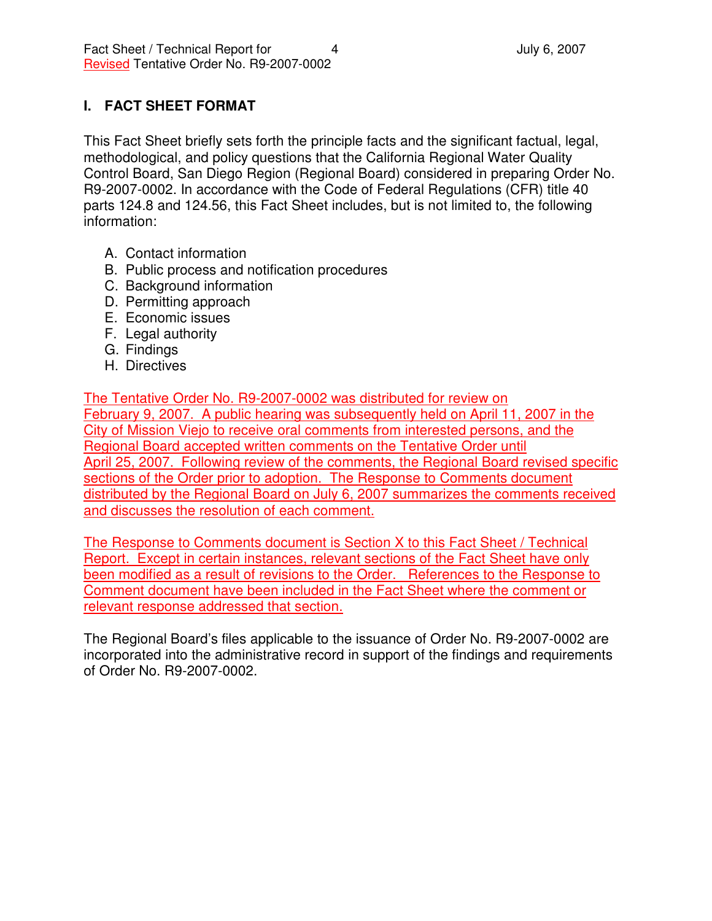## I. FACT SHEET FORMAT

This Fact Sheet briefly sets forth the principle facts and the significant factual, legal, methodological, and policy questions that the California Regional Water Quality Control Board, San Diego Region (Regional Board) considered in preparing Order No. R9-2007-0002. In accordance with the Code of Federal Regulations (CFR) title 40 parts 124.8 and 124.56, this Fact Sheet includes, but is not limited to, the following information:

A. Contact information
B. Public process and notification procedures
C. Background information
D. Permitting approach
E. Economic issues
F. Legal authority
G. Findings
H. Directives

The Tentative Order No. R9-2007-0002 was distributed for review on February 9, 2007. A public hearing was subsequently held on April 11, 2007 in the City of Mission Viejo to receive oral comments from interested persons, and the Regional Board accepted written comments on the Tentative Order until April 25, 2007. Following review of the comments, the Regional Board revised specific sections of the Order prior to adoption. The Response to Comments document distributed by the Regional Board on July 6, 2007 summarizes the comments received and discusses the resolution of each comment.

The Response to Comments document is Section X to this Fact Sheet / Technical Report. Except in certain instances, relevant sections of the Fact Sheet have only been modified as a result of revisions to the Order. References to the Response to Comment document have been included in the Fact Sheet where the comment or relevant response addressed that section.

The Regional Board's files applicable to the issuance of Order No. R9-2007-0002 are incorporated into the administrative record in support of the findings and requirements of Order No. R9-2007-0002.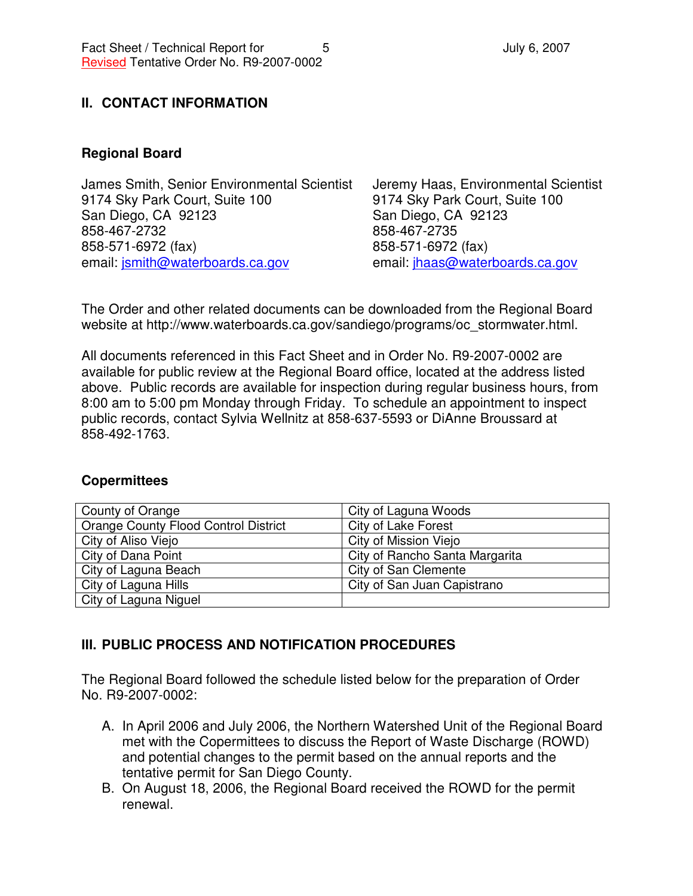## II. CONTACT INFORMATION

### Regional Board

James Smith, Senior Environmental Scientist
9174 Sky Park Court, Suite 100
San Diego, CA 92123
858-467-2732
858-571-6972 (fax)
email: jsmith@waterboards.ca.gov

Jeremy Haas, Environmental Scientist
9174 Sky Park Court, Suite 100
San Diego, CA 92123
858-467-2735
858-571-6972 (fax)
email: jhaas@waterboards.ca.gov

The Order and other related documents can be downloaded from the Regional Board website at http://www.waterboards.ca.gov/sandiego/programs/oc_stormwater.html.

All documents referenced in this Fact Sheet and in Order No. R9-2007-0002 are available for public review at the Regional Board office, located at the address listed above. Public records are available for inspection during regular business hours, from 8:00 am to 5:00 pm Monday through Friday. To schedule an appointment to inspect public records, contact Sylvia Wellnitz at 858-637-5593 or DiAnne Broussard at 858-492-1763.

### Copermittees

| | |
|---|---|
| County of Orange | City of Laguna Woods |
| Orange County Flood Control District | City of Lake Forest |
| City of Aliso Viejo | City of Mission Viejo |
| City of Dana Point | City of Rancho Santa Margarita |
| City of Laguna Beach | City of San Clemente |
| City of Laguna Hills | City of San Juan Capistrano |
| City of Laguna Niguel | |

## III. PUBLIC PROCESS AND NOTIFICATION PROCEDURES

The Regional Board followed the schedule listed below for the preparation of Order No. R9-2007-0002:

A. In April 2006 and July 2006, the Northern Watershed Unit of the Regional Board met with the Copermittees to discuss the Report of Waste Discharge (ROWD) and potential changes to the permit based on the annual reports and the tentative permit for San Diego County.

B. On August 18, 2006, the Regional Board received the ROWD for the permit renewal.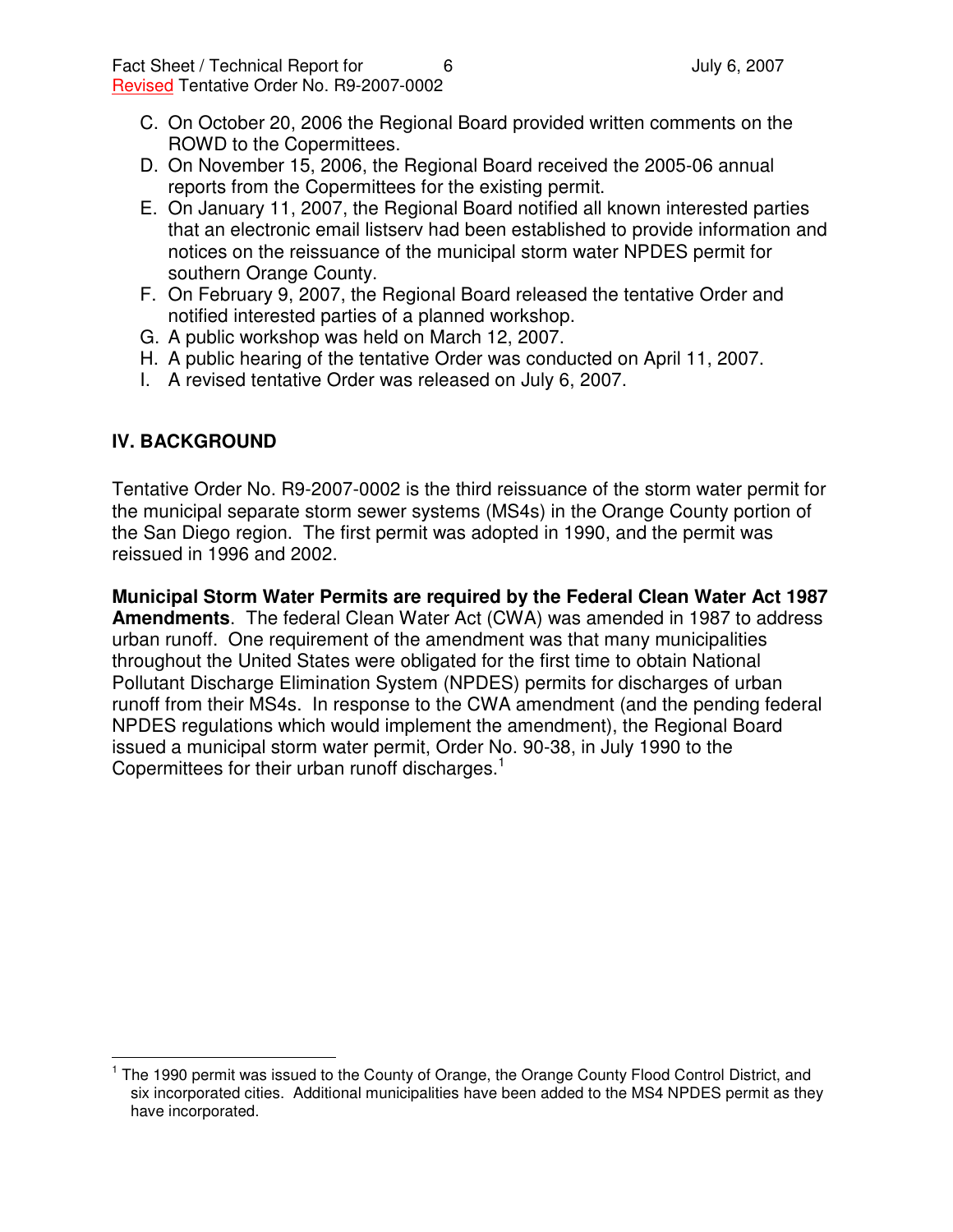C. On October 20, 2006 the Regional Board provided written comments on the ROWD to the Copermittees.
D. On November 15, 2006, the Regional Board received the 2005-06 annual reports from the Copermittees for the existing permit.
E. On January 11, 2007, the Regional Board notified all known interested parties that an electronic email listserv had been established to provide information and notices on the reissuance of the municipal storm water NPDES permit for southern Orange County.
F. On February 9, 2007, the Regional Board released the tentative Order and notified interested parties of a planned workshop.
G. A public workshop was held on March 12, 2007.
H. A public hearing of the tentative Order was conducted on April 11, 2007.
I. A revised tentative Order was released on July 6, 2007.

## IV. BACKGROUND

Tentative Order No. R9-2007-0002 is the third reissuance of the storm water permit for the municipal separate storm sewer systems (MS4s) in the Orange County portion of the San Diego region. The first permit was adopted in 1990, and the permit was reissued in 1996 and 2002.

**Municipal Storm Water Permits are required by the Federal Clean Water Act 1987 Amendments**. The federal Clean Water Act (CWA) was amended in 1987 to address urban runoff. One requirement of the amendment was that many municipalities throughout the United States were obligated for the first time to obtain National Pollutant Discharge Elimination System (NPDES) permits for discharges of urban runoff from their MS4s. In response to the CWA amendment (and the pending federal NPDES regulations which would implement the amendment), the Regional Board issued a municipal storm water permit, Order No. 90-38, in July 1990 to the Copermittees for their urban runoff discharges.[1]

[1] The 1990 permit was issued to the County of Orange, the Orange County Flood Control District, and six incorporated cities. Additional municipalities have been added to the MS4 NPDES permit as they have incorporated.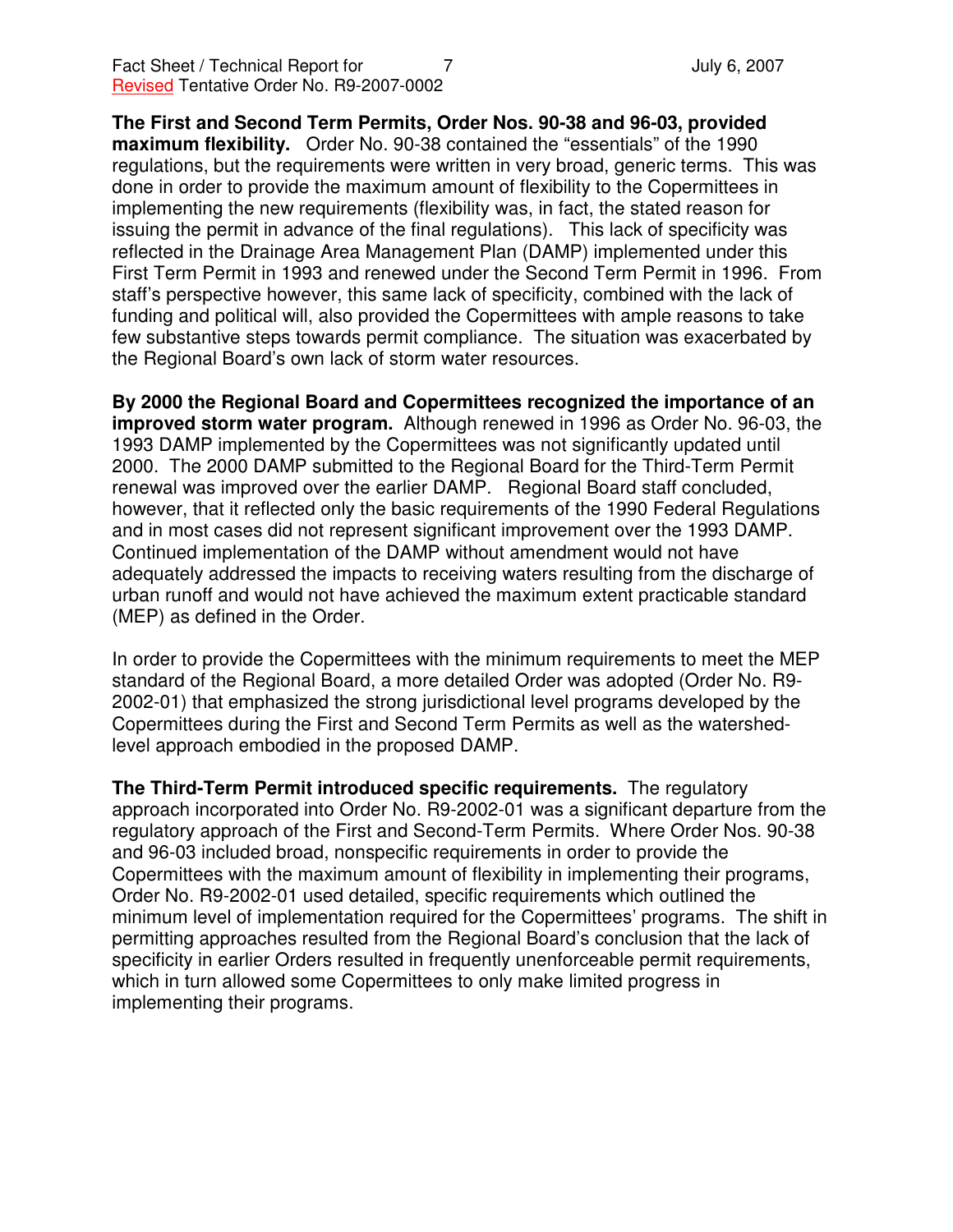**The First and Second Term Permits, Order Nos. 90-38 and 96-03, provided maximum flexibility.** Order No. 90-38 contained the "essentials" of the 1990 regulations, but the requirements were written in very broad, generic terms. This was done in order to provide the maximum amount of flexibility to the Copermittees in implementing the new requirements (flexibility was, in fact, the stated reason for issuing the permit in advance of the final regulations). This lack of specificity was reflected in the Drainage Area Management Plan (DAMP) implemented under this First Term Permit in 1993 and renewed under the Second Term Permit in 1996. From staff's perspective however, this same lack of specificity, combined with the lack of funding and political will, also provided the Copermittees with ample reasons to take few substantive steps towards permit compliance. The situation was exacerbated by the Regional Board's own lack of storm water resources.

**By 2000 the Regional Board and Copermittees recognized the importance of an improved storm water program.** Although renewed in 1996 as Order No. 96-03, the 1993 DAMP implemented by the Copermittees was not significantly updated until 2000. The 2000 DAMP submitted to the Regional Board for the Third-Term Permit renewal was improved over the earlier DAMP. Regional Board staff concluded, however, that it reflected only the basic requirements of the 1990 Federal Regulations and in most cases did not represent significant improvement over the 1993 DAMP. Continued implementation of the DAMP without amendment would not have adequately addressed the impacts to receiving waters resulting from the discharge of urban runoff and would not have achieved the maximum extent practicable standard (MEP) as defined in the Order.

In order to provide the Copermittees with the minimum requirements to meet the MEP standard of the Regional Board, a more detailed Order was adopted (Order No. R9-2002-01) that emphasized the strong jurisdictional level programs developed by the Copermittees during the First and Second Term Permits as well as the watershed-level approach embodied in the proposed DAMP.

**The Third-Term Permit introduced specific requirements.** The regulatory approach incorporated into Order No. R9-2002-01 was a significant departure from the regulatory approach of the First and Second-Term Permits. Where Order Nos. 90-38 and 96-03 included broad, nonspecific requirements in order to provide the Copermittees with the maximum amount of flexibility in implementing their programs, Order No. R9-2002-01 used detailed, specific requirements which outlined the minimum level of implementation required for the Copermittees' programs. The shift in permitting approaches resulted from the Regional Board's conclusion that the lack of specificity in earlier Orders resulted in frequently unenforceable permit requirements, which in turn allowed some Copermittees to only make limited progress in implementing their programs.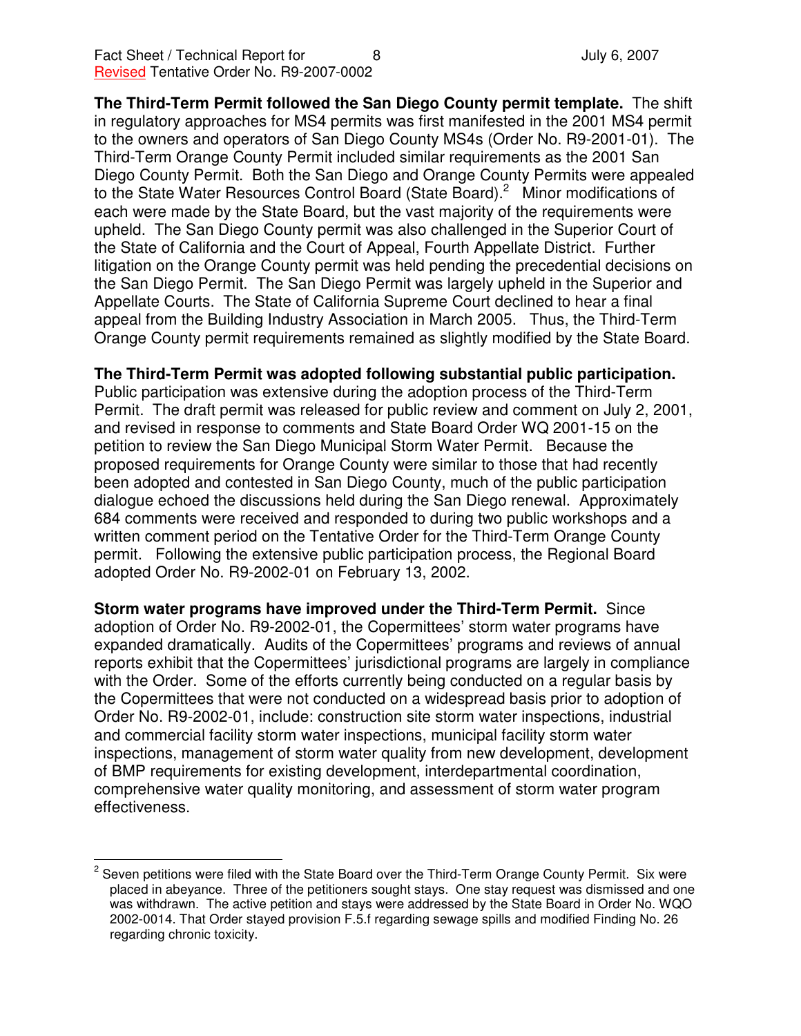**The Third-Term Permit followed the San Diego County permit template.** The shift in regulatory approaches for MS4 permits was first manifested in the 2001 MS4 permit to the owners and operators of San Diego County MS4s (Order No. R9-2001-01). The Third-Term Orange County Permit included similar requirements as the 2001 San Diego County Permit. Both the San Diego and Orange County Permits were appealed to the State Water Resources Control Board (State Board).[2] Minor modifications of each were made by the State Board, but the vast majority of the requirements were upheld. The San Diego County permit was also challenged in the Superior Court of the State of California and the Court of Appeal, Fourth Appellate District. Further litigation on the Orange County permit was held pending the precedential decisions on the San Diego Permit. The San Diego Permit was largely upheld in the Superior and Appellate Courts. The State of California Supreme Court declined to hear a final appeal from the Building Industry Association in March 2005. Thus, the Third-Term Orange County permit requirements remained as slightly modified by the State Board.

**The Third-Term Permit was adopted following substantial public participation.** Public participation was extensive during the adoption process of the Third-Term Permit. The draft permit was released for public review and comment on July 2, 2001, and revised in response to comments and State Board Order WQ 2001-15 on the petition to review the San Diego Municipal Storm Water Permit. Because the proposed requirements for Orange County were similar to those that had recently been adopted and contested in San Diego County, much of the public participation dialogue echoed the discussions held during the San Diego renewal. Approximately 684 comments were received and responded to during two public workshops and a written comment period on the Tentative Order for the Third-Term Orange County permit. Following the extensive public participation process, the Regional Board adopted Order No. R9-2002-01 on February 13, 2002.

**Storm water programs have improved under the Third-Term Permit.** Since adoption of Order No. R9-2002-01, the Copermittees' storm water programs have expanded dramatically. Audits of the Copermittees' programs and reviews of annual reports exhibit that the Copermittees' jurisdictional programs are largely in compliance with the Order. Some of the efforts currently being conducted on a regular basis by the Copermittees that were not conducted on a widespread basis prior to adoption of Order No. R9-2002-01, include: construction site storm water inspections, industrial and commercial facility storm water inspections, municipal facility storm water inspections, management of storm water quality from new development, development of BMP requirements for existing development, interdepartmental coordination, comprehensive water quality monitoring, and assessment of storm water program effectiveness.

---

[2] Seven petitions were filed with the State Board over the Third-Term Orange County Permit. Six were placed in abeyance. Three of the petitioners sought stays. One stay request was dismissed and one was withdrawn. The active petition and stays were addressed by the State Board in Order No. WQO 2002-0014. That Order stayed provision F.5.f regarding sewage spills and modified Finding No. 26 regarding chronic toxicity.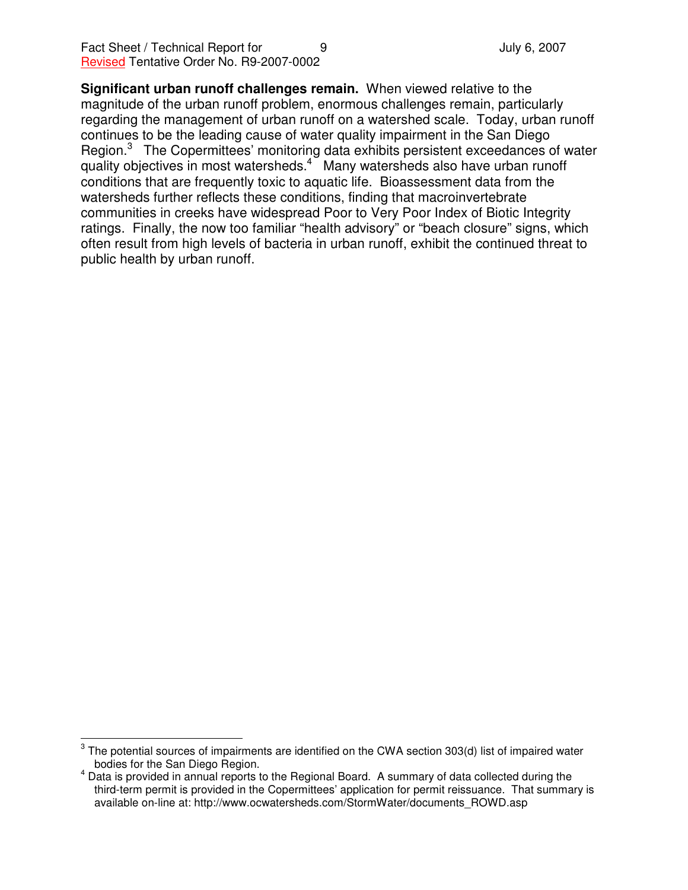**Significant urban runoff challenges remain.** When viewed relative to the magnitude of the urban runoff problem, enormous challenges remain, particularly regarding the management of urban runoff on a watershed scale. Today, urban runoff continues to be the leading cause of water quality impairment in the San Diego Region.[3] The Copermittees' monitoring data exhibits persistent exceedances of water quality objectives in most watersheds.[4] Many watersheds also have urban runoff conditions that are frequently toxic to aquatic life. Bioassessment data from the watersheds further reflects these conditions, finding that macroinvertebrate communities in creeks have widespread Poor to Very Poor Index of Biotic Integrity ratings. Finally, the now too familiar "health advisory" or "beach closure" signs, which often result from high levels of bacteria in urban runoff, exhibit the continued threat to public health by urban runoff.

---

[3] The potential sources of impairments are identified on the CWA section 303(d) list of impaired water bodies for the San Diego Region.

[4] Data is provided in annual reports to the Regional Board. A summary of data collected during the third-term permit is provided in the Copermittees' application for permit reissuance. That summary is available on-line at: http://www.ocwatersheds.com/StormWater/documents_ROWD.asp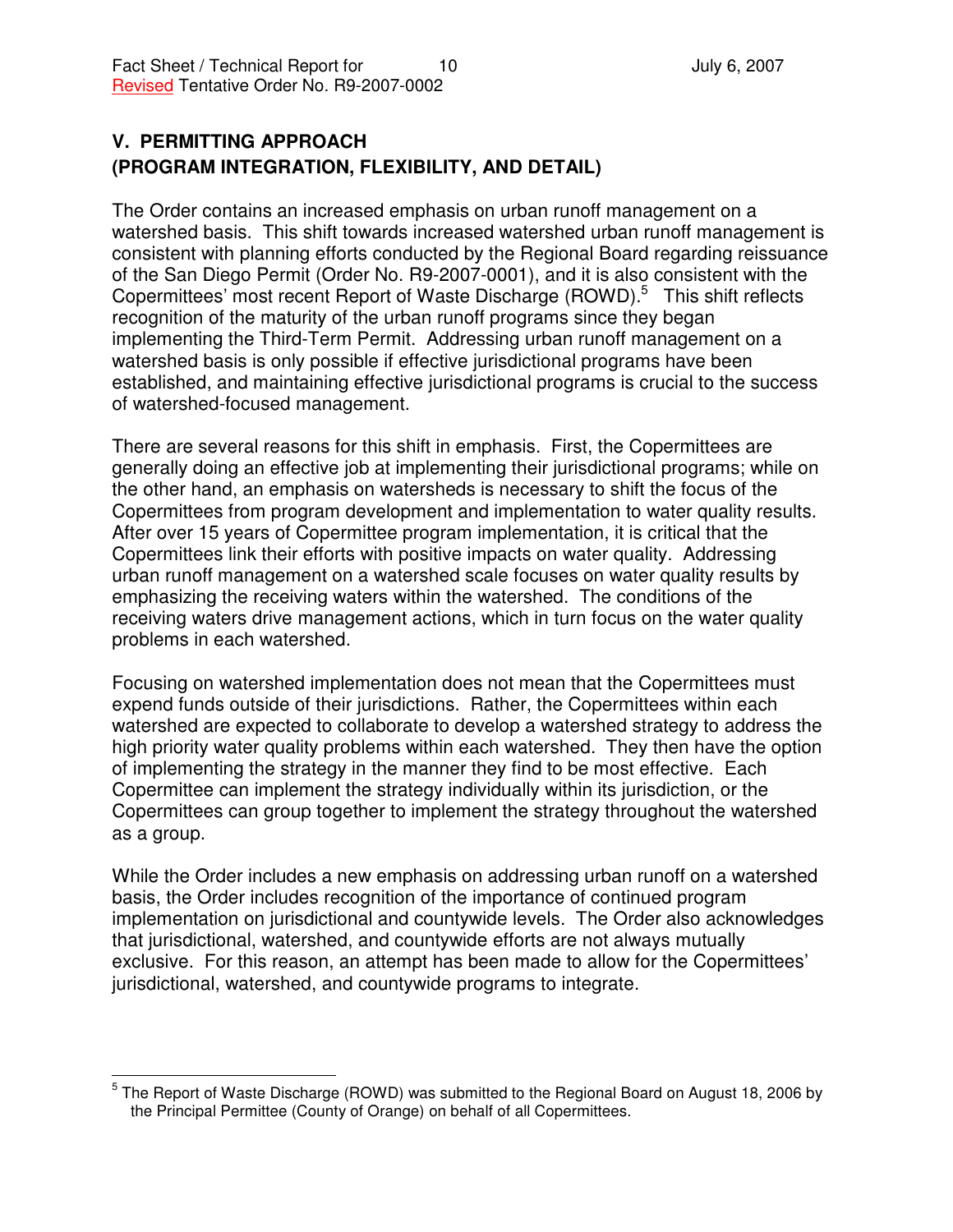## V. PERMITTING APPROACH
## (PROGRAM INTEGRATION, FLEXIBILITY, AND DETAIL)

The Order contains an increased emphasis on urban runoff management on a watershed basis. This shift towards increased watershed urban runoff management is consistent with planning efforts conducted by the Regional Board regarding reissuance of the San Diego Permit (Order No. R9-2007-0001), and it is also consistent with the Copermittees' most recent Report of Waste Discharge (ROWD).[5] This shift reflects recognition of the maturity of the urban runoff programs since they began implementing the Third-Term Permit. Addressing urban runoff management on a watershed basis is only possible if effective jurisdictional programs have been established, and maintaining effective jurisdictional programs is crucial to the success of watershed-focused management.

There are several reasons for this shift in emphasis. First, the Copermittees are generally doing an effective job at implementing their jurisdictional programs; while on the other hand, an emphasis on watersheds is necessary to shift the focus of the Copermittees from program development and implementation to water quality results. After over 15 years of Copermittee program implementation, it is critical that the Copermittees link their efforts with positive impacts on water quality. Addressing urban runoff management on a watershed scale focuses on water quality results by emphasizing the receiving waters within the watershed. The conditions of the receiving waters drive management actions, which in turn focus on the water quality problems in each watershed.

Focusing on watershed implementation does not mean that the Copermittees must expend funds outside of their jurisdictions. Rather, the Copermittees within each watershed are expected to collaborate to develop a watershed strategy to address the high priority water quality problems within each watershed. They then have the option of implementing the strategy in the manner they find to be most effective. Each Copermittee can implement the strategy individually within its jurisdiction, or the Copermittees can group together to implement the strategy throughout the watershed as a group.

While the Order includes a new emphasis on addressing urban runoff on a watershed basis, the Order includes recognition of the importance of continued program implementation on jurisdictional and countywide levels. The Order also acknowledges that jurisdictional, watershed, and countywide efforts are not always mutually exclusive. For this reason, an attempt has been made to allow for the Copermittees' jurisdictional, watershed, and countywide programs to integrate.

---

[5] The Report of Waste Discharge (ROWD) was submitted to the Regional Board on August 18, 2006 by the Principal Permittee (County of Orange) on behalf of all Copermittees.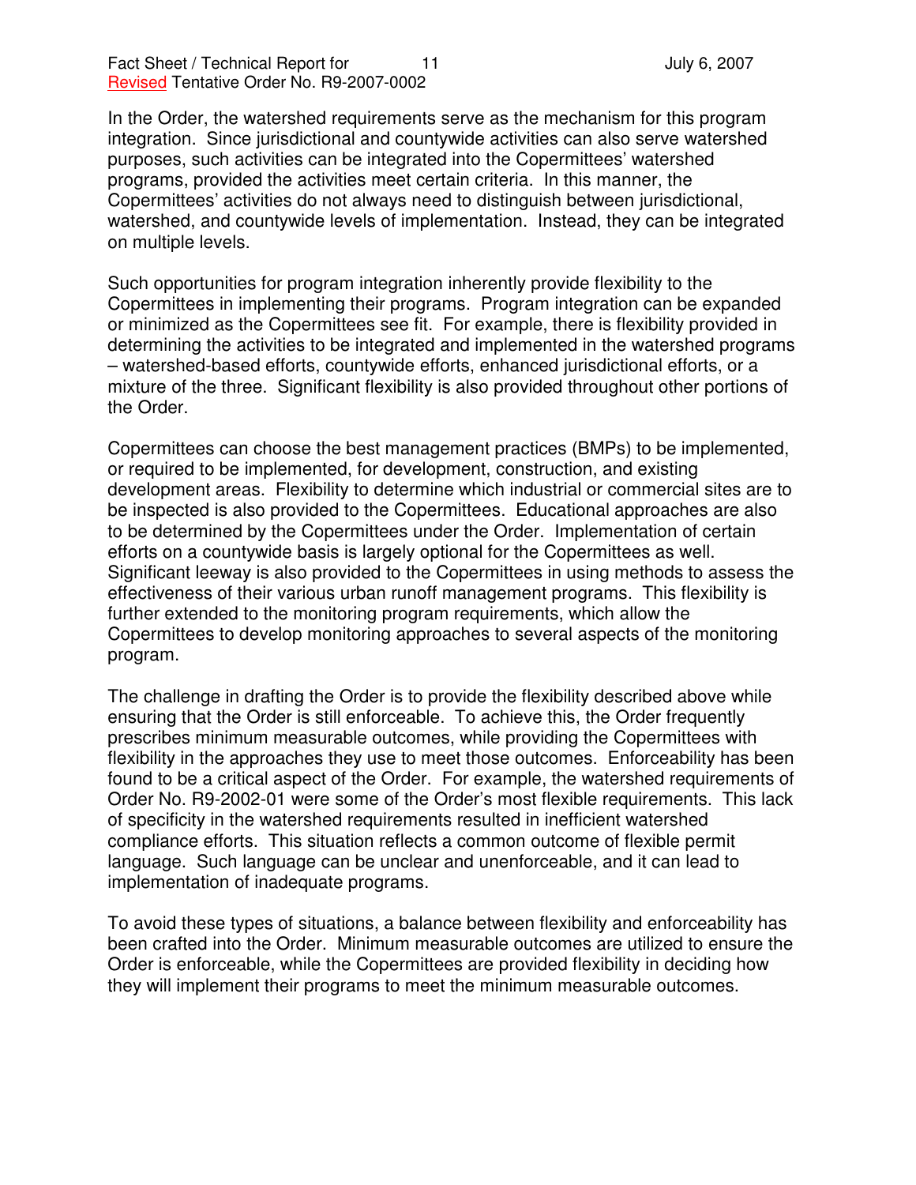In the Order, the watershed requirements serve as the mechanism for this program integration. Since jurisdictional and countywide activities can also serve watershed purposes, such activities can be integrated into the Copermittees' watershed programs, provided the activities meet certain criteria. In this manner, the Copermittees' activities do not always need to distinguish between jurisdictional, watershed, and countywide levels of implementation. Instead, they can be integrated on multiple levels.

Such opportunities for program integration inherently provide flexibility to the Copermittees in implementing their programs. Program integration can be expanded or minimized as the Copermittees see fit. For example, there is flexibility provided in determining the activities to be integrated and implemented in the watershed programs – watershed-based efforts, countywide efforts, enhanced jurisdictional efforts, or a mixture of the three. Significant flexibility is also provided throughout other portions of the Order.

Copermittees can choose the best management practices (BMPs) to be implemented, or required to be implemented, for development, construction, and existing development areas. Flexibility to determine which industrial or commercial sites are to be inspected is also provided to the Copermittees. Educational approaches are also to be determined by the Copermittees under the Order. Implementation of certain efforts on a countywide basis is largely optional for the Copermittees as well. Significant leeway is also provided to the Copermittees in using methods to assess the effectiveness of their various urban runoff management programs. This flexibility is further extended to the monitoring program requirements, which allow the Copermittees to develop monitoring approaches to several aspects of the monitoring program.

The challenge in drafting the Order is to provide the flexibility described above while ensuring that the Order is still enforceable. To achieve this, the Order frequently prescribes minimum measurable outcomes, while providing the Copermittees with flexibility in the approaches they use to meet those outcomes. Enforceability has been found to be a critical aspect of the Order. For example, the watershed requirements of Order No. R9-2002-01 were some of the Order's most flexible requirements. This lack of specificity in the watershed requirements resulted in inefficient watershed compliance efforts. This situation reflects a common outcome of flexible permit language. Such language can be unclear and unenforceable, and it can lead to implementation of inadequate programs.

To avoid these types of situations, a balance between flexibility and enforceability has been crafted into the Order. Minimum measurable outcomes are utilized to ensure the Order is enforceable, while the Copermittees are provided flexibility in deciding how they will implement their programs to meet the minimum measurable outcomes.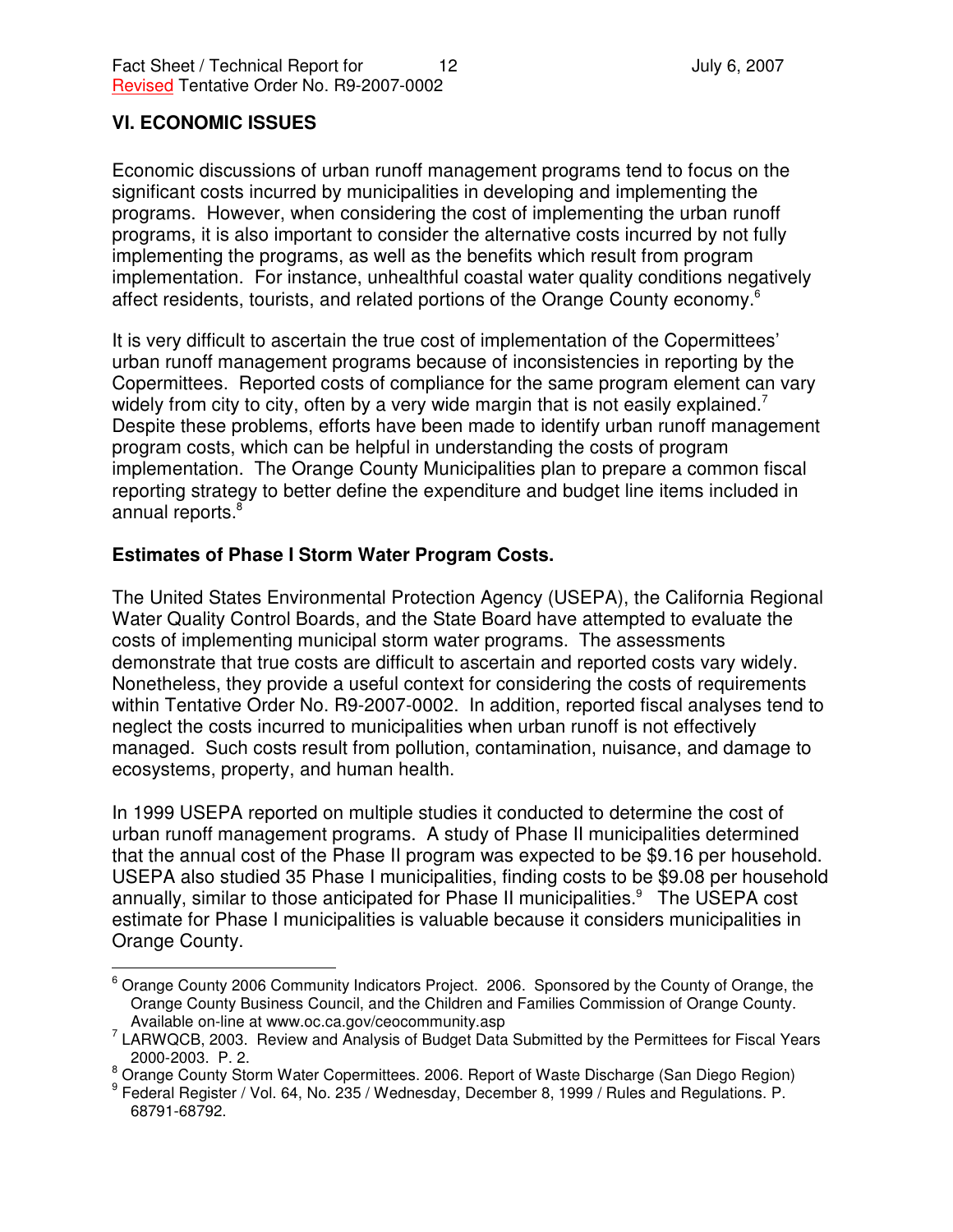## VI. ECONOMIC ISSUES

Economic discussions of urban runoff management programs tend to focus on the significant costs incurred by municipalities in developing and implementing the programs. However, when considering the cost of implementing the urban runoff programs, it is also important to consider the alternative costs incurred by not fully implementing the programs, as well as the benefits which result from program implementation. For instance, unhealthful coastal water quality conditions negatively affect residents, tourists, and related portions of the Orange County economy.[6]

It is very difficult to ascertain the true cost of implementation of the Copermittees' urban runoff management programs because of inconsistencies in reporting by the Copermittees. Reported costs of compliance for the same program element can vary widely from city to city, often by a very wide margin that is not easily explained.[7] Despite these problems, efforts have been made to identify urban runoff management program costs, which can be helpful in understanding the costs of program implementation. The Orange County Municipalities plan to prepare a common fiscal reporting strategy to better define the expenditure and budget line items included in annual reports.[8]

### Estimates of Phase I Storm Water Program Costs.

The United States Environmental Protection Agency (USEPA), the California Regional Water Quality Control Boards, and the State Board have attempted to evaluate the costs of implementing municipal storm water programs. The assessments demonstrate that true costs are difficult to ascertain and reported costs vary widely. Nonetheless, they provide a useful context for considering the costs of requirements within Tentative Order No. R9-2007-0002. In addition, reported fiscal analyses tend to neglect the costs incurred to municipalities when urban runoff is not effectively managed. Such costs result from pollution, contamination, nuisance, and damage to ecosystems, property, and human health.

In 1999 USEPA reported on multiple studies it conducted to determine the cost of urban runoff management programs. A study of Phase II municipalities determined that the annual cost of the Phase II program was expected to be $9.16 per household. USEPA also studied 35 Phase I municipalities, finding costs to be $9.08 per household annually, similar to those anticipated for Phase II municipalities.[9] The USEPA cost estimate for Phase I municipalities is valuable because it considers municipalities in Orange County.

---

[6] Orange County 2006 Community Indicators Project. 2006. Sponsored by the County of Orange, the Orange County Business Council, and the Children and Families Commission of Orange County. Available on-line at www.oc.ca.gov/ceocommunity.asp

[7] LARWQCB, 2003. Review and Analysis of Budget Data Submitted by the Permittees for Fiscal Years 2000-2003. P. 2.

[8] Orange County Storm Water Copermittees. 2006. Report of Waste Discharge (San Diego Region)

[9] Federal Register / Vol. 64, No. 235 / Wednesday, December 8, 1999 / Rules and Regulations. P. 68791-68792.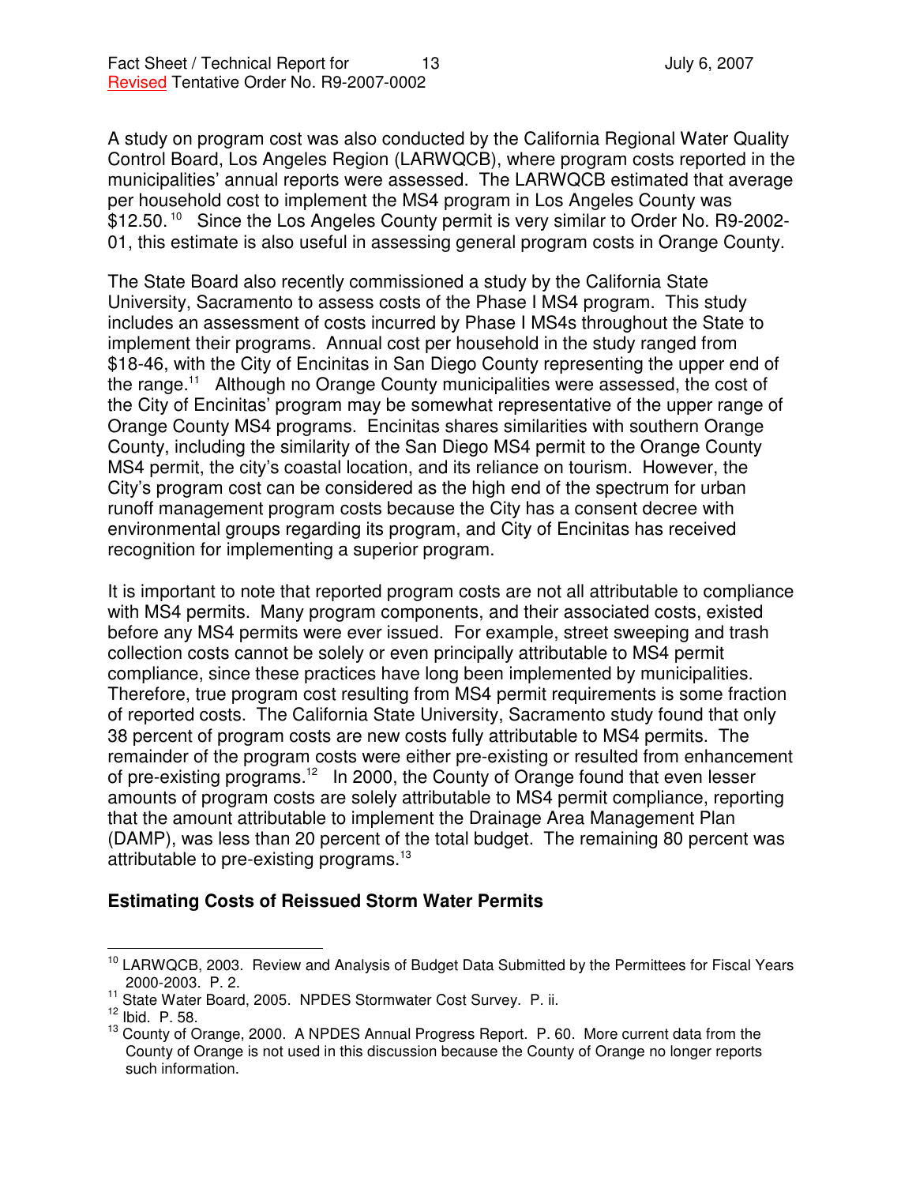A study on program cost was also conducted by the California Regional Water Quality Control Board, Los Angeles Region (LARWQCB), where program costs reported in the municipalities' annual reports were assessed. The LARWQCB estimated that average per household cost to implement the MS4 program in Los Angeles County was $12.50.[10] Since the Los Angeles County permit is very similar to Order No. R9-2002-01, this estimate is also useful in assessing general program costs in Orange County.

The State Board also recently commissioned a study by the California State University, Sacramento to assess costs of the Phase I MS4 program. This study includes an assessment of costs incurred by Phase I MS4s throughout the State to implement their programs. Annual cost per household in the study ranged from $18-46, with the City of Encinitas in San Diego County representing the upper end of the range.[11] Although no Orange County municipalities were assessed, the cost of the City of Encinitas' program may be somewhat representative of the upper range of Orange County MS4 programs. Encinitas shares similarities with southern Orange County, including the similarity of the San Diego MS4 permit to the Orange County MS4 permit, the city's coastal location, and its reliance on tourism. However, the City's program cost can be considered as the high end of the spectrum for urban runoff management program costs because the City has a consent decree with environmental groups regarding its program, and City of Encinitas has received recognition for implementing a superior program.

It is important to note that reported program costs are not all attributable to compliance with MS4 permits. Many program components, and their associated costs, existed before any MS4 permits were ever issued. For example, street sweeping and trash collection costs cannot be solely or even principally attributable to MS4 permit compliance, since these practices have long been implemented by municipalities. Therefore, true program cost resulting from MS4 permit requirements is some fraction of reported costs. The California State University, Sacramento study found that only 38 percent of program costs are new costs fully attributable to MS4 permits. The remainder of the program costs were either pre-existing or resulted from enhancement of pre-existing programs.[12] In 2000, the County of Orange found that even lesser amounts of program costs are solely attributable to MS4 permit compliance, reporting that the amount attributable to implement the Drainage Area Management Plan (DAMP), was less than 20 percent of the total budget. The remaining 80 percent was attributable to pre-existing programs.[13]

**Estimating Costs of Reissued Storm Water Permits**

---

[10] LARWQCB, 2003. Review and Analysis of Budget Data Submitted by the Permittees for Fiscal Years 2000-2003. P. 2.

[11] State Water Board, 2005. NPDES Stormwater Cost Survey. P. ii.

[12] Ibid. P. 58.

[13] County of Orange, 2000. A NPDES Annual Progress Report. P. 60. More current data from the County of Orange is not used in this discussion because the County of Orange no longer reports such information.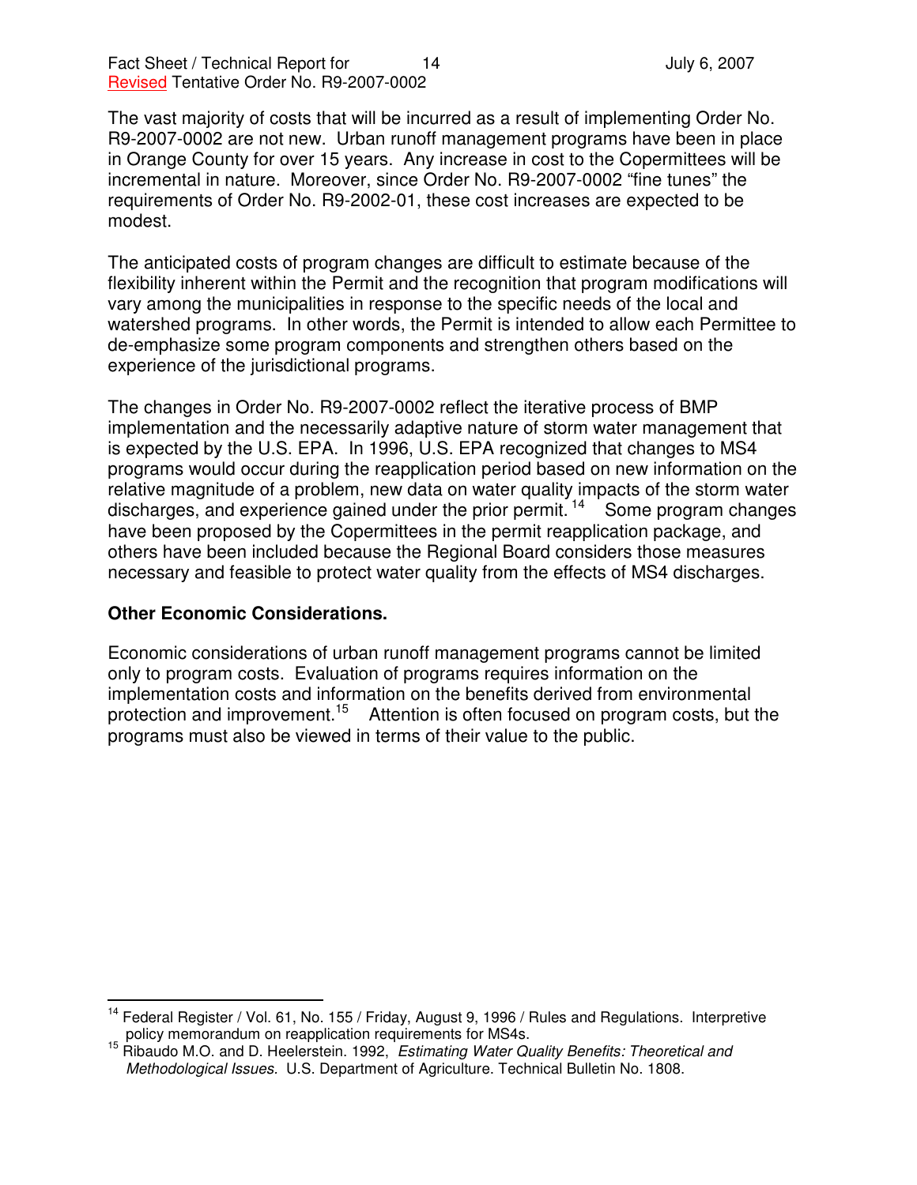The vast majority of costs that will be incurred as a result of implementing Order No. R9-2007-0002 are not new. Urban runoff management programs have been in place in Orange County for over 15 years. Any increase in cost to the Copermittees will be incremental in nature. Moreover, since Order No. R9-2007-0002 "fine tunes" the requirements of Order No. R9-2002-01, these cost increases are expected to be modest.

The anticipated costs of program changes are difficult to estimate because of the flexibility inherent within the Permit and the recognition that program modifications will vary among the municipalities in response to the specific needs of the local and watershed programs. In other words, the Permit is intended to allow each Permittee to de-emphasize some program components and strengthen others based on the experience of the jurisdictional programs.

The changes in Order No. R9-2007-0002 reflect the iterative process of BMP implementation and the necessarily adaptive nature of storm water management that is expected by the U.S. EPA. In 1996, U.S. EPA recognized that changes to MS4 programs would occur during the reapplication period based on new information on the relative magnitude of a problem, new data on water quality impacts of the storm water discharges, and experience gained under the prior permit.[14] Some program changes have been proposed by the Copermittees in the permit reapplication package, and others have been included because the Regional Board considers those measures necessary and feasible to protect water quality from the effects of MS4 discharges.

**Other Economic Considerations.**

Economic considerations of urban runoff management programs cannot be limited only to program costs. Evaluation of programs requires information on the implementation costs and information on the benefits derived from environmental protection and improvement.[15] Attention is often focused on program costs, but the programs must also be viewed in terms of their value to the public.

---

[14] Federal Register / Vol. 61, No. 155 / Friday, August 9, 1996 / Rules and Regulations. Interpretive policy memorandum on reapplication requirements for MS4s.

[15] Ribaudo M.O. and D. Heelerstein. 1992, *Estimating Water Quality Benefits: Theoretical and Methodological Issues.* U.S. Department of Agriculture. Technical Bulletin No. 1808.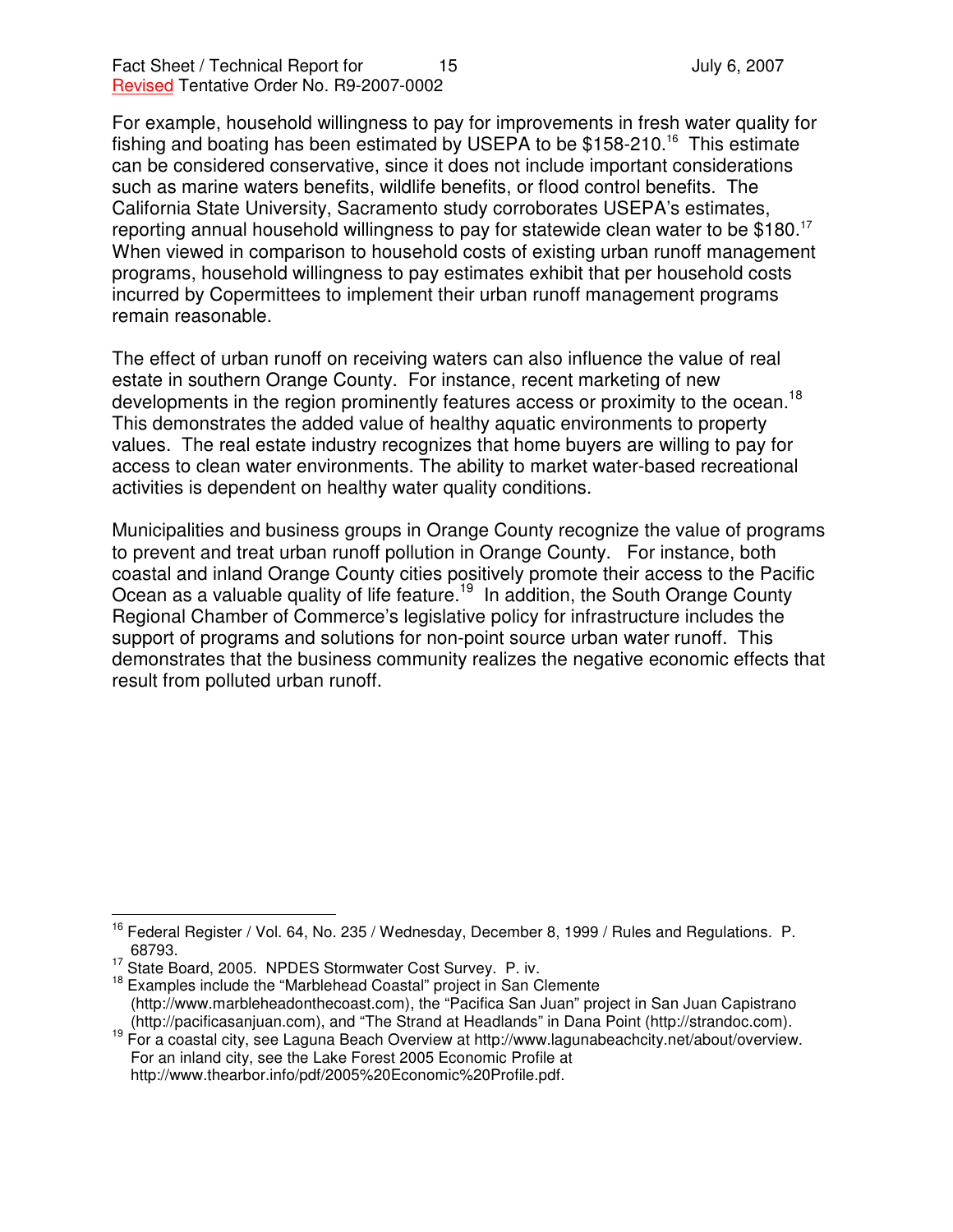For example, household willingness to pay for improvements in fresh water quality for fishing and boating has been estimated by USEPA to be $158-210.[16] This estimate can be considered conservative, since it does not include important considerations such as marine waters benefits, wildlife benefits, or flood control benefits. The California State University, Sacramento study corroborates USEPA's estimates, reporting annual household willingness to pay for statewide clean water to be $180.[17] When viewed in comparison to household costs of existing urban runoff management programs, household willingness to pay estimates exhibit that per household costs incurred by Copermittees to implement their urban runoff management programs remain reasonable.

The effect of urban runoff on receiving waters can also influence the value of real estate in southern Orange County. For instance, recent marketing of new developments in the region prominently features access or proximity to the ocean.[18] This demonstrates the added value of healthy aquatic environments to property values. The real estate industry recognizes that home buyers are willing to pay for access to clean water environments. The ability to market water-based recreational activities is dependent on healthy water quality conditions.

Municipalities and business groups in Orange County recognize the value of programs to prevent and treat urban runoff pollution in Orange County. For instance, both coastal and inland Orange County cities positively promote their access to the Pacific Ocean as a valuable quality of life feature.[19] In addition, the South Orange County Regional Chamber of Commerce's legislative policy for infrastructure includes the support of programs and solutions for non-point source urban water runoff. This demonstrates that the business community realizes the negative economic effects that result from polluted urban runoff.

---

[16] Federal Register / Vol. 64, No. 235 / Wednesday, December 8, 1999 / Rules and Regulations. P. 68793.

[17] State Board, 2005. NPDES Stormwater Cost Survey. P. iv.

[18] Examples include the "Marblehead Coastal" project in San Clemente (http://www.marbleheadonthecoast.com), the "Pacifica San Juan" project in San Juan Capistrano (http://pacificasanjuan.com), and "The Strand at Headlands" in Dana Point (http://strandoc.com).

[19] For a coastal city, see Laguna Beach Overview at http://www.lagunabeachcity.net/about/overview. For an inland city, see the Lake Forest 2005 Economic Profile at http://www.thearbor.info/pdf/2005%20Economic%20Profile.pdf.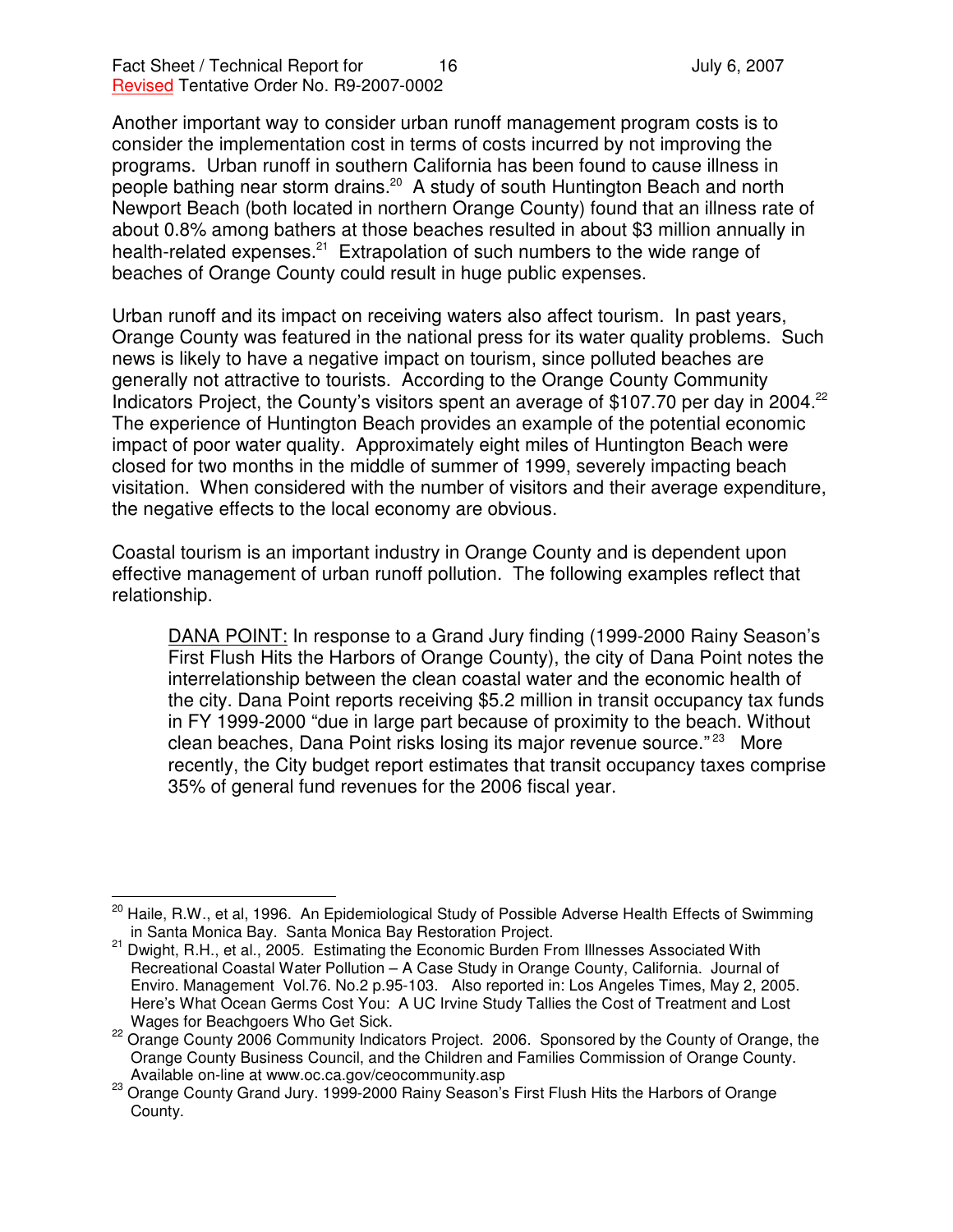Another important way to consider urban runoff management program costs is to consider the implementation cost in terms of costs incurred by not improving the programs. Urban runoff in southern California has been found to cause illness in people bathing near storm drains.[20] A study of south Huntington Beach and north Newport Beach (both located in northern Orange County) found that an illness rate of about 0.8% among bathers at those beaches resulted in about $3 million annually in health-related expenses.[21] Extrapolation of such numbers to the wide range of beaches of Orange County could result in huge public expenses.

Urban runoff and its impact on receiving waters also affect tourism. In past years, Orange County was featured in the national press for its water quality problems. Such news is likely to have a negative impact on tourism, since polluted beaches are generally not attractive to tourists. According to the Orange County Community Indicators Project, the County's visitors spent an average of $107.70 per day in 2004.[22] The experience of Huntington Beach provides an example of the potential economic impact of poor water quality. Approximately eight miles of Huntington Beach were closed for two months in the middle of summer of 1999, severely impacting beach visitation. When considered with the number of visitors and their average expenditure, the negative effects to the local economy are obvious.

Coastal tourism is an important industry in Orange County and is dependent upon effective management of urban runoff pollution. The following examples reflect that relationship.

> <u>DANA POINT:</u> In response to a Grand Jury finding (1999-2000 Rainy Season's First Flush Hits the Harbors of Orange County), the city of Dana Point notes the interrelationship between the clean coastal water and the economic health of the city. Dana Point reports receiving $5.2 million in transit occupancy tax funds in FY 1999-2000 "due in large part because of proximity to the beach. Without clean beaches, Dana Point risks losing its major revenue source."[23] More recently, the City budget report estimates that transit occupancy taxes comprise 35% of general fund revenues for the 2006 fiscal year.

---

[20] Haile, R.W., et al, 1996. An Epidemiological Study of Possible Adverse Health Effects of Swimming in Santa Monica Bay. Santa Monica Bay Restoration Project.

[21] Dwight, R.H., et al., 2005. Estimating the Economic Burden From Illnesses Associated With Recreational Coastal Water Pollution – A Case Study in Orange County, California. Journal of Enviro. Management Vol.76. No.2 p.95-103. Also reported in: Los Angeles Times, May 2, 2005. Here's What Ocean Germs Cost You: A UC Irvine Study Tallies the Cost of Treatment and Lost Wages for Beachgoers Who Get Sick.

[22] Orange County 2006 Community Indicators Project. 2006. Sponsored by the County of Orange, the Orange County Business Council, and the Children and Families Commission of Orange County. Available on-line at www.oc.ca.gov/ceocommunity.asp

[23] Orange County Grand Jury. 1999-2000 Rainy Season's First Flush Hits the Harbors of Orange County.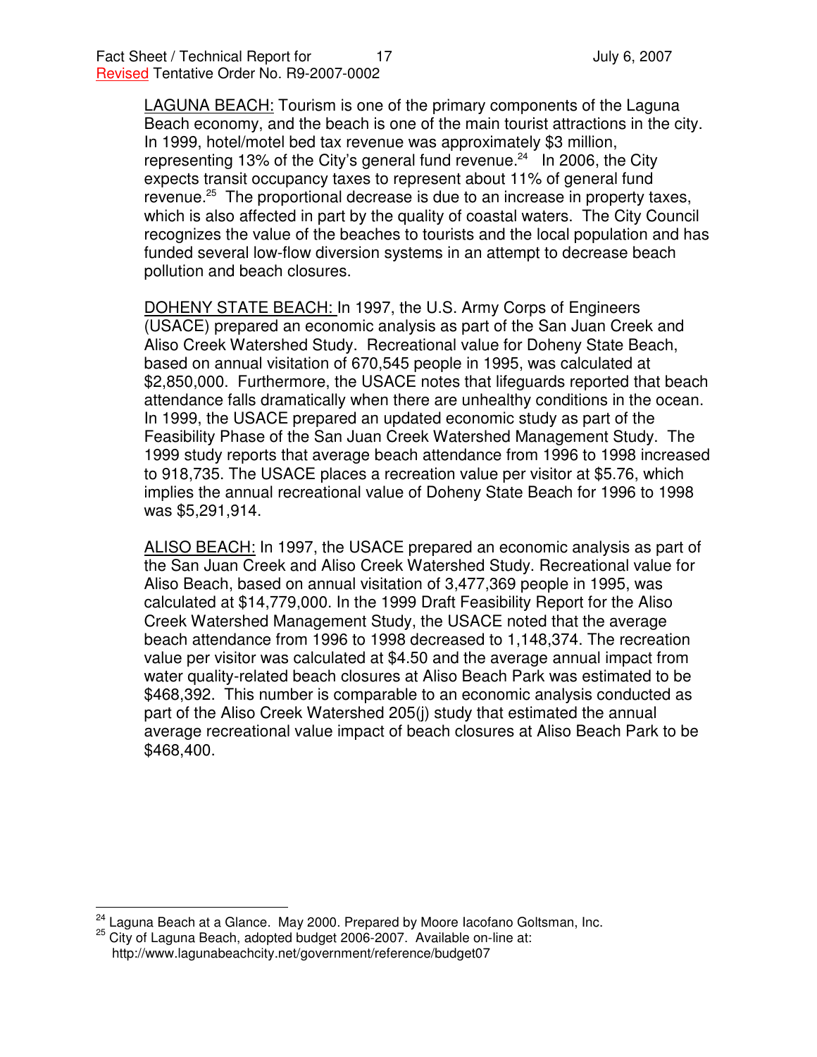LAGUNA BEACH: Tourism is one of the primary components of the Laguna Beach economy, and the beach is one of the main tourist attractions in the city. In 1999, hotel/motel bed tax revenue was approximately $3 million, representing 13% of the City's general fund revenue.[24] In 2006, the City expects transit occupancy taxes to represent about 11% of general fund revenue.[25] The proportional decrease is due to an increase in property taxes, which is also affected in part by the quality of coastal waters. The City Council recognizes the value of the beaches to tourists and the local population and has funded several low-flow diversion systems in an attempt to decrease beach pollution and beach closures.

DOHENY STATE BEACH: In 1997, the U.S. Army Corps of Engineers (USACE) prepared an economic analysis as part of the San Juan Creek and Aliso Creek Watershed Study. Recreational value for Doheny State Beach, based on annual visitation of 670,545 people in 1995, was calculated at $2,850,000. Furthermore, the USACE notes that lifeguards reported that beach attendance falls dramatically when there are unhealthy conditions in the ocean. In 1999, the USACE prepared an updated economic study as part of the Feasibility Phase of the San Juan Creek Watershed Management Study. The 1999 study reports that average beach attendance from 1996 to 1998 increased to 918,735. The USACE places a recreation value per visitor at $5.76, which implies the annual recreational value of Doheny State Beach for 1996 to 1998 was $5,291,914.

ALISO BEACH: In 1997, the USACE prepared an economic analysis as part of the San Juan Creek and Aliso Creek Watershed Study. Recreational value for Aliso Beach, based on annual visitation of 3,477,369 people in 1995, was calculated at $14,779,000. In the 1999 Draft Feasibility Report for the Aliso Creek Watershed Management Study, the USACE noted that the average beach attendance from 1996 to 1998 decreased to 1,148,374. The recreation value per visitor was calculated at $4.50 and the average annual impact from water quality-related beach closures at Aliso Beach Park was estimated to be $468,392. This number is comparable to an economic analysis conducted as part of the Aliso Creek Watershed 205(j) study that estimated the annual average recreational value impact of beach closures at Aliso Beach Park to be $468,400.

---

[24] Laguna Beach at a Glance. May 2000. Prepared by Moore Iacofano Goltsman, Inc.

[25] City of Laguna Beach, adopted budget 2006-2007. Available on-line at: http://www.lagunabeachcity.net/government/reference/budget07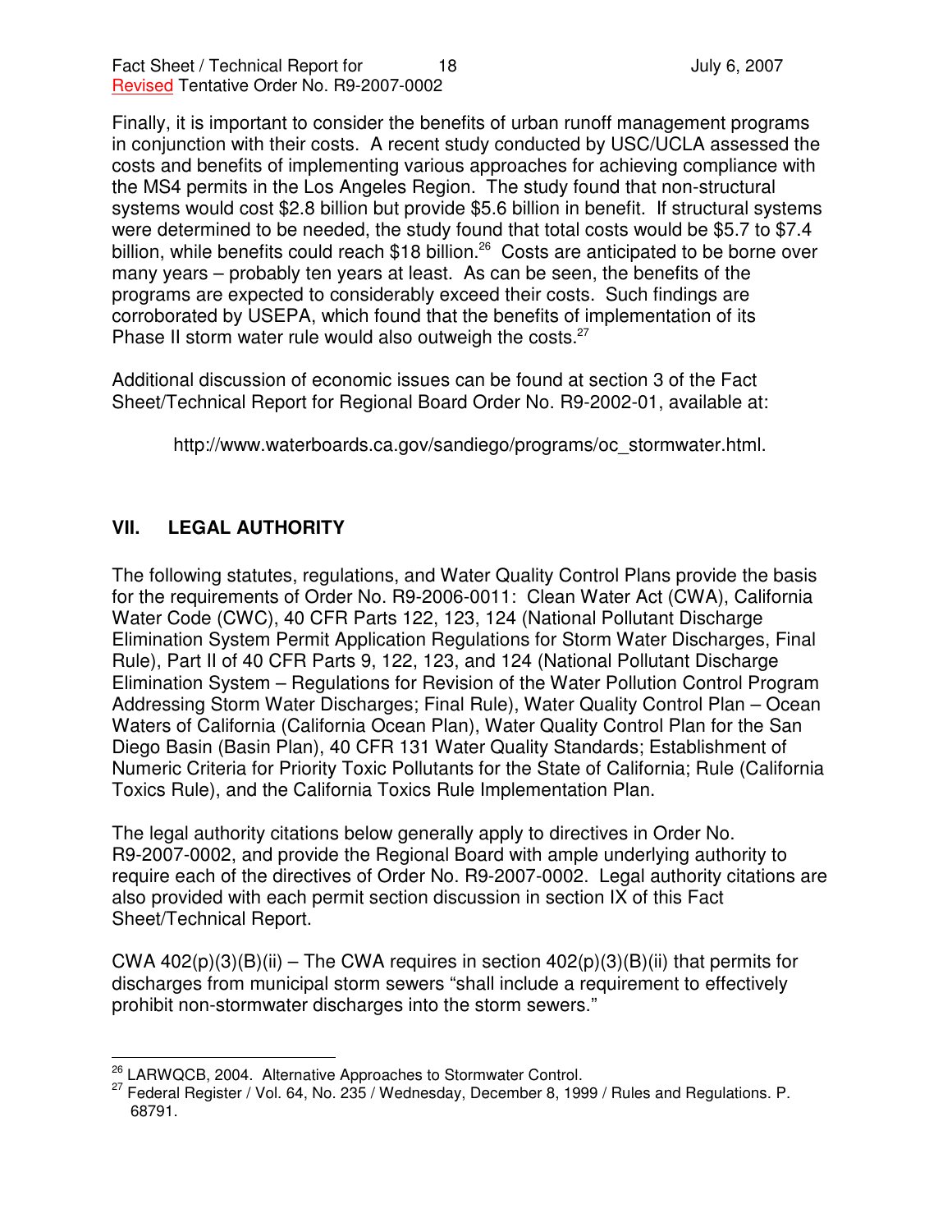Finally, it is important to consider the benefits of urban runoff management programs in conjunction with their costs. A recent study conducted by USC/UCLA assessed the costs and benefits of implementing various approaches for achieving compliance with the MS4 permits in the Los Angeles Region. The study found that non-structural systems would cost $2.8 billion but provide $5.6 billion in benefit. If structural systems were determined to be needed, the study found that total costs would be $5.7 to $7.4 billion, while benefits could reach $18 billion.[26] Costs are anticipated to be borne over many years – probably ten years at least. As can be seen, the benefits of the programs are expected to considerably exceed their costs. Such findings are corroborated by USEPA, which found that the benefits of implementation of its Phase II storm water rule would also outweigh the costs.[27]

Additional discussion of economic issues can be found at section 3 of the Fact Sheet/Technical Report for Regional Board Order No. R9-2002-01, available at:

http://www.waterboards.ca.gov/sandiego/programs/oc_stormwater.html.

## VII. LEGAL AUTHORITY

The following statutes, regulations, and Water Quality Control Plans provide the basis for the requirements of Order No. R9-2006-0011: Clean Water Act (CWA), California Water Code (CWC), 40 CFR Parts 122, 123, 124 (National Pollutant Discharge Elimination System Permit Application Regulations for Storm Water Discharges, Final Rule), Part II of 40 CFR Parts 9, 122, 123, and 124 (National Pollutant Discharge Elimination System – Regulations for Revision of the Water Pollution Control Program Addressing Storm Water Discharges; Final Rule), Water Quality Control Plan – Ocean Waters of California (California Ocean Plan), Water Quality Control Plan for the San Diego Basin (Basin Plan), 40 CFR 131 Water Quality Standards; Establishment of Numeric Criteria for Priority Toxic Pollutants for the State of California; Rule (California Toxics Rule), and the California Toxics Rule Implementation Plan.

The legal authority citations below generally apply to directives in Order No. R9-2007-0002, and provide the Regional Board with ample underlying authority to require each of the directives of Order No. R9-2007-0002. Legal authority citations are also provided with each permit section discussion in section IX of this Fact Sheet/Technical Report.

CWA 402(p)(3)(B)(ii) – The CWA requires in section 402(p)(3)(B)(ii) that permits for discharges from municipal storm sewers "shall include a requirement to effectively prohibit non-stormwater discharges into the storm sewers."

---

[26] LARWQCB, 2004. Alternative Approaches to Stormwater Control.

[27] Federal Register / Vol. 64, No. 235 / Wednesday, December 8, 1999 / Rules and Regulations. P. 68791.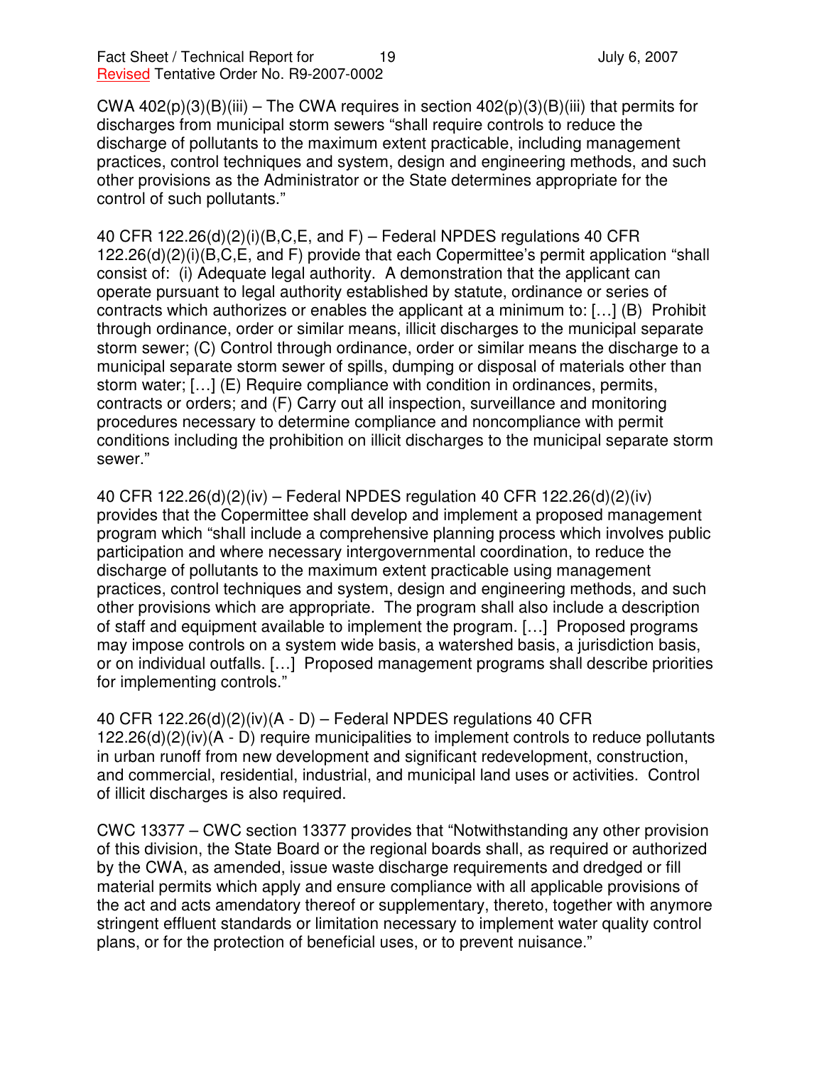CWA 402(p)(3)(B)(iii) – The CWA requires in section 402(p)(3)(B)(iii) that permits for discharges from municipal storm sewers "shall require controls to reduce the discharge of pollutants to the maximum extent practicable, including management practices, control techniques and system, design and engineering methods, and such other provisions as the Administrator or the State determines appropriate for the control of such pollutants."

40 CFR 122.26(d)(2)(i)(B,C,E, and F) – Federal NPDES regulations 40 CFR 122.26(d)(2)(i)(B,C,E, and F) provide that each Copermittee's permit application "shall consist of: (i) Adequate legal authority. A demonstration that the applicant can operate pursuant to legal authority established by statute, ordinance or series of contracts which authorizes or enables the applicant at a minimum to: […] (B) Prohibit through ordinance, order or similar means, illicit discharges to the municipal separate storm sewer; (C) Control through ordinance, order or similar means the discharge to a municipal separate storm sewer of spills, dumping or disposal of materials other than storm water; […] (E) Require compliance with condition in ordinances, permits, contracts or orders; and (F) Carry out all inspection, surveillance and monitoring procedures necessary to determine compliance and noncompliance with permit conditions including the prohibition on illicit discharges to the municipal separate storm sewer."

40 CFR 122.26(d)(2)(iv) – Federal NPDES regulation 40 CFR 122.26(d)(2)(iv) provides that the Copermittee shall develop and implement a proposed management program which "shall include a comprehensive planning process which involves public participation and where necessary intergovernmental coordination, to reduce the discharge of pollutants to the maximum extent practicable using management practices, control techniques and system, design and engineering methods, and such other provisions which are appropriate. The program shall also include a description of staff and equipment available to implement the program. […] Proposed programs may impose controls on a system wide basis, a watershed basis, a jurisdiction basis, or on individual outfalls. […] Proposed management programs shall describe priorities for implementing controls."

40 CFR 122.26(d)(2)(iv)(A - D) – Federal NPDES regulations 40 CFR 122.26(d)(2)(iv)(A - D) require municipalities to implement controls to reduce pollutants in urban runoff from new development and significant redevelopment, construction, and commercial, residential, industrial, and municipal land uses or activities. Control of illicit discharges is also required.

CWC 13377 – CWC section 13377 provides that "Notwithstanding any other provision of this division, the State Board or the regional boards shall, as required or authorized by the CWA, as amended, issue waste discharge requirements and dredged or fill material permits which apply and ensure compliance with all applicable provisions of the act and acts amendatory thereof or supplementary, thereto, together with anymore stringent effluent standards or limitation necessary to implement water quality control plans, or for the protection of beneficial uses, or to prevent nuisance."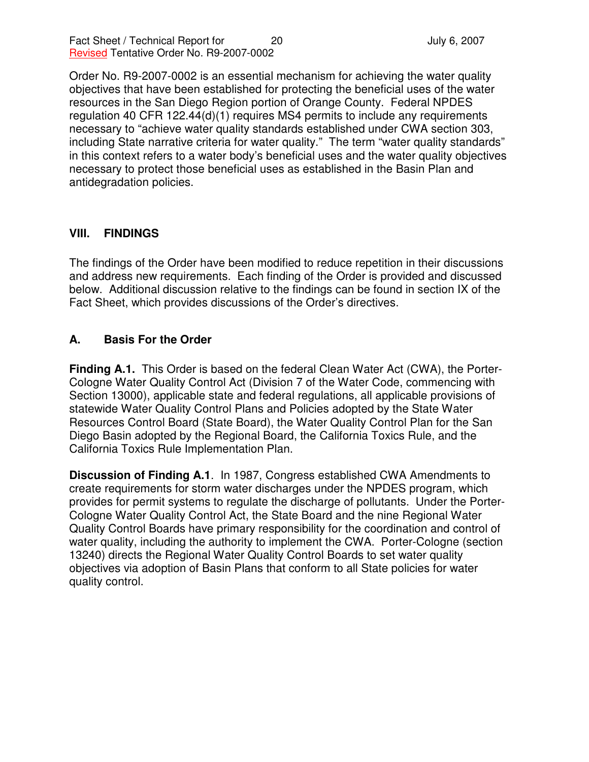Order No. R9-2007-0002 is an essential mechanism for achieving the water quality objectives that have been established for protecting the beneficial uses of the water resources in the San Diego Region portion of Orange County. Federal NPDES regulation 40 CFR 122.44(d)(1) requires MS4 permits to include any requirements necessary to "achieve water quality standards established under CWA section 303, including State narrative criteria for water quality." The term "water quality standards" in this context refers to a water body's beneficial uses and the water quality objectives necessary to protect those beneficial uses as established in the Basin Plan and antidegradation policies.

## VIII. FINDINGS

The findings of the Order have been modified to reduce repetition in their discussions and address new requirements. Each finding of the Order is provided and discussed below. Additional discussion relative to the findings can be found in section IX of the Fact Sheet, which provides discussions of the Order's directives.

### A. Basis For the Order

**Finding A.1.** This Order is based on the federal Clean Water Act (CWA), the Porter-Cologne Water Quality Control Act (Division 7 of the Water Code, commencing with Section 13000), applicable state and federal regulations, all applicable provisions of statewide Water Quality Control Plans and Policies adopted by the State Water Resources Control Board (State Board), the Water Quality Control Plan for the San Diego Basin adopted by the Regional Board, the California Toxics Rule, and the California Toxics Rule Implementation Plan.

**Discussion of Finding A.1**. In 1987, Congress established CWA Amendments to create requirements for storm water discharges under the NPDES program, which provides for permit systems to regulate the discharge of pollutants. Under the Porter-Cologne Water Quality Control Act, the State Board and the nine Regional Water Quality Control Boards have primary responsibility for the coordination and control of water quality, including the authority to implement the CWA. Porter-Cologne (section 13240) directs the Regional Water Quality Control Boards to set water quality objectives via adoption of Basin Plans that conform to all State policies for water quality control.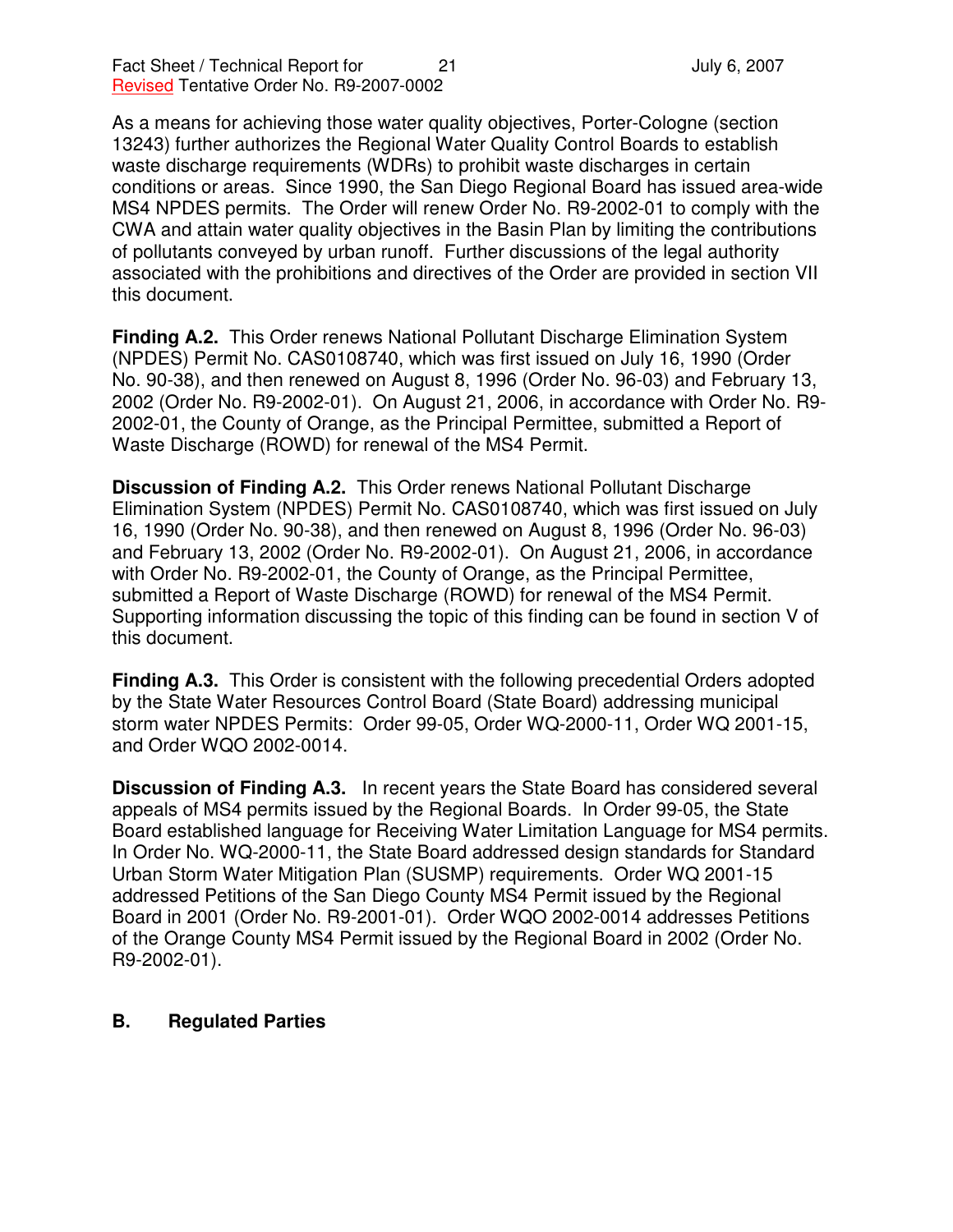As a means for achieving those water quality objectives, Porter-Cologne (section 13243) further authorizes the Regional Water Quality Control Boards to establish waste discharge requirements (WDRs) to prohibit waste discharges in certain conditions or areas. Since 1990, the San Diego Regional Board has issued area-wide MS4 NPDES permits. The Order will renew Order No. R9-2002-01 to comply with the CWA and attain water quality objectives in the Basin Plan by limiting the contributions of pollutants conveyed by urban runoff. Further discussions of the legal authority associated with the prohibitions and directives of the Order are provided in section VII this document.

**Finding A.2.** This Order renews National Pollutant Discharge Elimination System (NPDES) Permit No. CAS0108740, which was first issued on July 16, 1990 (Order No. 90-38), and then renewed on August 8, 1996 (Order No. 96-03) and February 13, 2002 (Order No. R9-2002-01). On August 21, 2006, in accordance with Order No. R9-2002-01, the County of Orange, as the Principal Permittee, submitted a Report of Waste Discharge (ROWD) for renewal of the MS4 Permit.

**Discussion of Finding A.2.** This Order renews National Pollutant Discharge Elimination System (NPDES) Permit No. CAS0108740, which was first issued on July 16, 1990 (Order No. 90-38), and then renewed on August 8, 1996 (Order No. 96-03) and February 13, 2002 (Order No. R9-2002-01). On August 21, 2006, in accordance with Order No. R9-2002-01, the County of Orange, as the Principal Permittee, submitted a Report of Waste Discharge (ROWD) for renewal of the MS4 Permit. Supporting information discussing the topic of this finding can be found in section V of this document.

**Finding A.3.** This Order is consistent with the following precedential Orders adopted by the State Water Resources Control Board (State Board) addressing municipal storm water NPDES Permits: Order 99-05, Order WQ-2000-11, Order WQ 2001-15, and Order WQO 2002-0014.

**Discussion of Finding A.3.** In recent years the State Board has considered several appeals of MS4 permits issued by the Regional Boards. In Order 99-05, the State Board established language for Receiving Water Limitation Language for MS4 permits. In Order No. WQ-2000-11, the State Board addressed design standards for Standard Urban Storm Water Mitigation Plan (SUSMP) requirements. Order WQ 2001-15 addressed Petitions of the San Diego County MS4 Permit issued by the Regional Board in 2001 (Order No. R9-2001-01). Order WQO 2002-0014 addresses Petitions of the Orange County MS4 Permit issued by the Regional Board in 2002 (Order No. R9-2002-01).

## B. Regulated Parties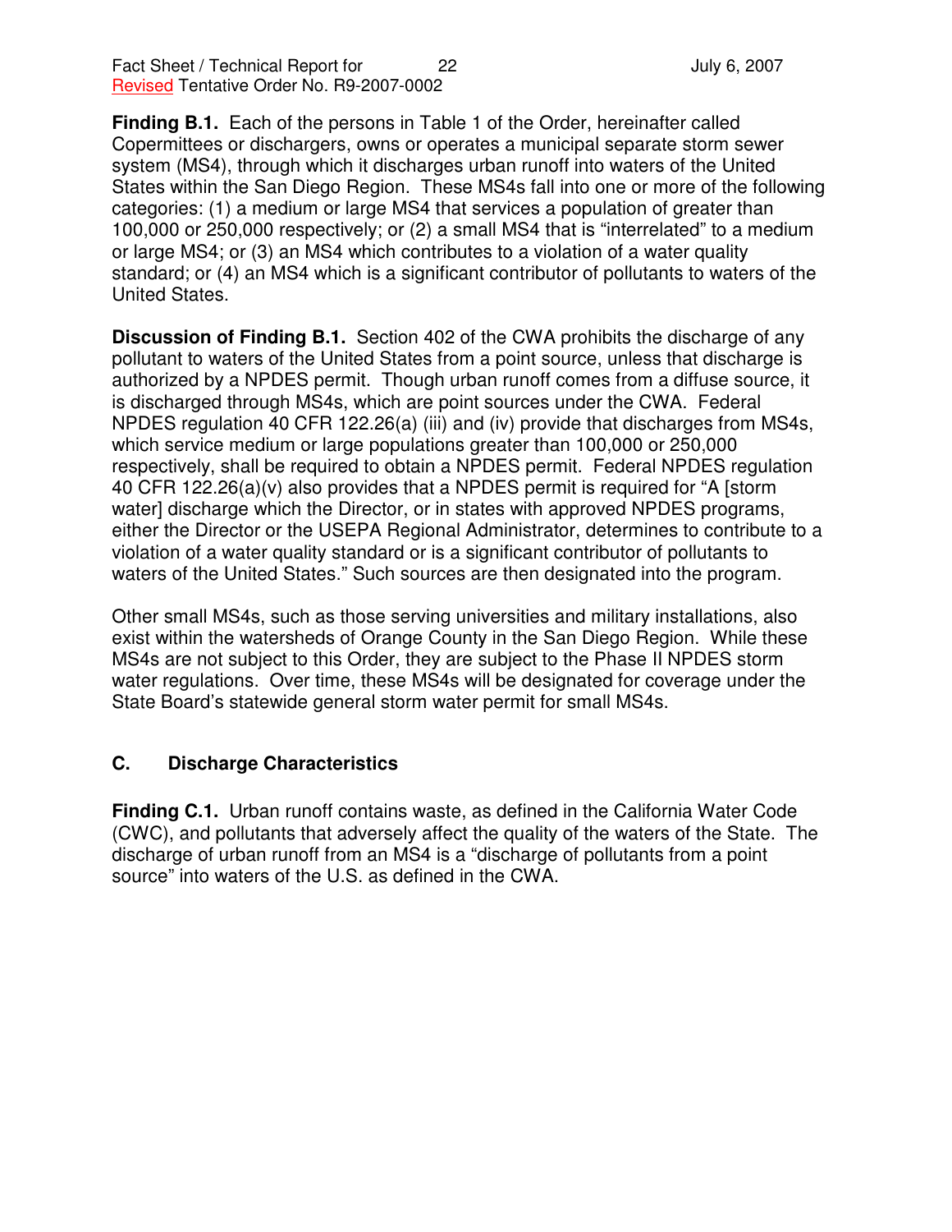**Finding B.1.** Each of the persons in Table 1 of the Order, hereinafter called Copermittees or dischargers, owns or operates a municipal separate storm sewer system (MS4), through which it discharges urban runoff into waters of the United States within the San Diego Region. These MS4s fall into one or more of the following categories: (1) a medium or large MS4 that services a population of greater than 100,000 or 250,000 respectively; or (2) a small MS4 that is "interrelated" to a medium or large MS4; or (3) an MS4 which contributes to a violation of a water quality standard; or (4) an MS4 which is a significant contributor of pollutants to waters of the United States.

**Discussion of Finding B.1.** Section 402 of the CWA prohibits the discharge of any pollutant to waters of the United States from a point source, unless that discharge is authorized by a NPDES permit. Though urban runoff comes from a diffuse source, it is discharged through MS4s, which are point sources under the CWA. Federal NPDES regulation 40 CFR 122.26(a) (iii) and (iv) provide that discharges from MS4s, which service medium or large populations greater than 100,000 or 250,000 respectively, shall be required to obtain a NPDES permit. Federal NPDES regulation 40 CFR 122.26(a)(v) also provides that a NPDES permit is required for "A [storm water] discharge which the Director, or in states with approved NPDES programs, either the Director or the USEPA Regional Administrator, determines to contribute to a violation of a water quality standard or is a significant contributor of pollutants to waters of the United States." Such sources are then designated into the program.

Other small MS4s, such as those serving universities and military installations, also exist within the watersheds of Orange County in the San Diego Region. While these MS4s are not subject to this Order, they are subject to the Phase II NPDES storm water regulations. Over time, these MS4s will be designated for coverage under the State Board's statewide general storm water permit for small MS4s.

## C. Discharge Characteristics

**Finding C.1.** Urban runoff contains waste, as defined in the California Water Code (CWC), and pollutants that adversely affect the quality of the waters of the State. The discharge of urban runoff from an MS4 is a "discharge of pollutants from a point source" into waters of the U.S. as defined in the CWA.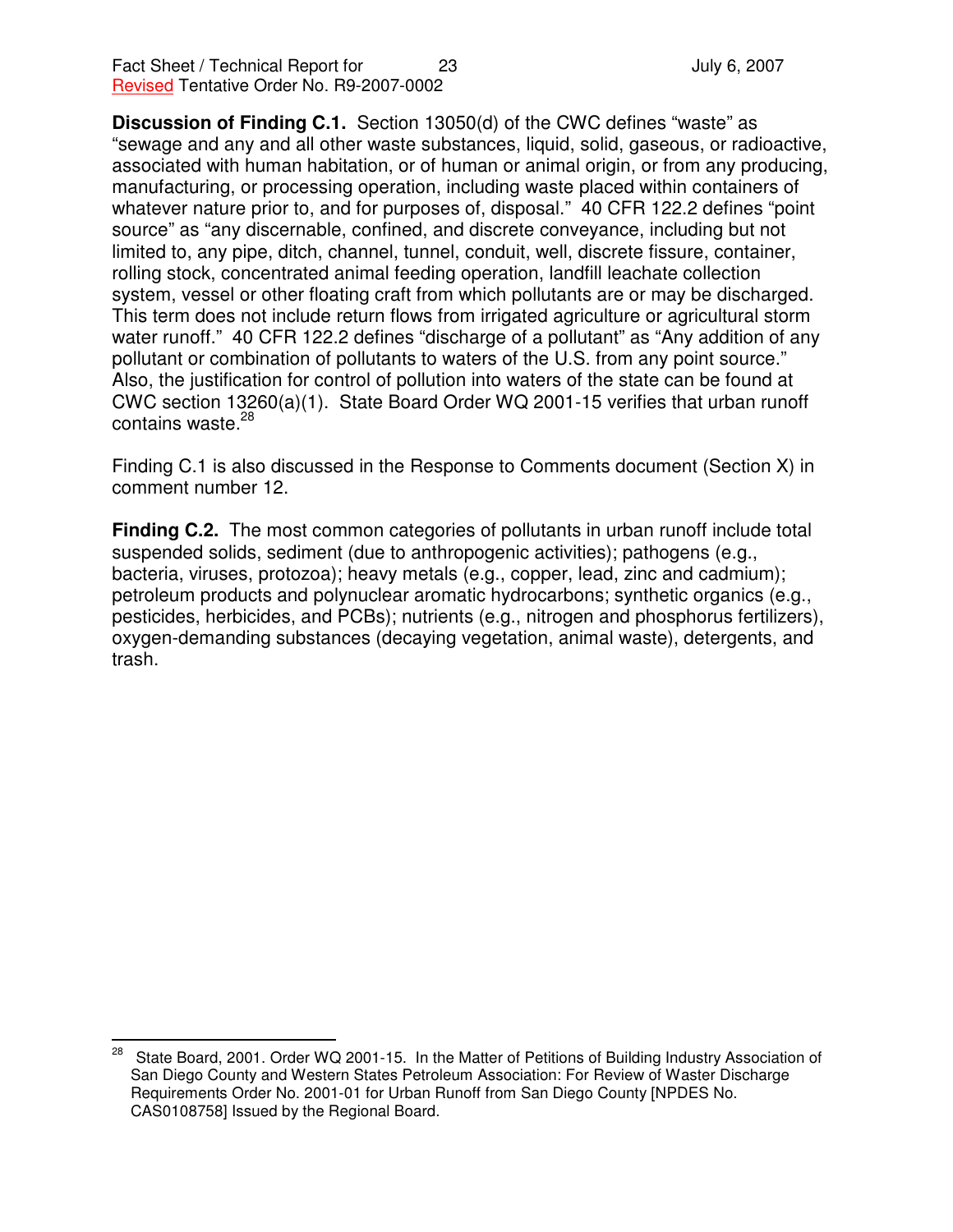**Discussion of Finding C.1.** Section 13050(d) of the CWC defines "waste" as "sewage and any and all other waste substances, liquid, solid, gaseous, or radioactive, associated with human habitation, or of human or animal origin, or from any producing, manufacturing, or processing operation, including waste placed within containers of whatever nature prior to, and for purposes of, disposal." 40 CFR 122.2 defines "point source" as "any discernable, confined, and discrete conveyance, including but not limited to, any pipe, ditch, channel, tunnel, conduit, well, discrete fissure, container, rolling stock, concentrated animal feeding operation, landfill leachate collection system, vessel or other floating craft from which pollutants are or may be discharged. This term does not include return flows from irrigated agriculture or agricultural storm water runoff." 40 CFR 122.2 defines "discharge of a pollutant" as "Any addition of any pollutant or combination of pollutants to waters of the U.S. from any point source." Also, the justification for control of pollution into waters of the state can be found at CWC section 13260(a)(1). State Board Order WQ 2001-15 verifies that urban runoff contains waste.[28]

Finding C.1 is also discussed in the Response to Comments document (Section X) in comment number 12.

**Finding C.2.** The most common categories of pollutants in urban runoff include total suspended solids, sediment (due to anthropogenic activities); pathogens (e.g., bacteria, viruses, protozoa); heavy metals (e.g., copper, lead, zinc and cadmium); petroleum products and polynuclear aromatic hydrocarbons; synthetic organics (e.g., pesticides, herbicides, and PCBs); nutrients (e.g., nitrogen and phosphorus fertilizers), oxygen-demanding substances (decaying vegetation, animal waste), detergents, and trash.

---

[28] State Board, 2001. Order WQ 2001-15. In the Matter of Petitions of Building Industry Association of San Diego County and Western States Petroleum Association: For Review of Waster Discharge Requirements Order No. 2001-01 for Urban Runoff from San Diego County [NPDES No. CAS0108758] Issued by the Regional Board.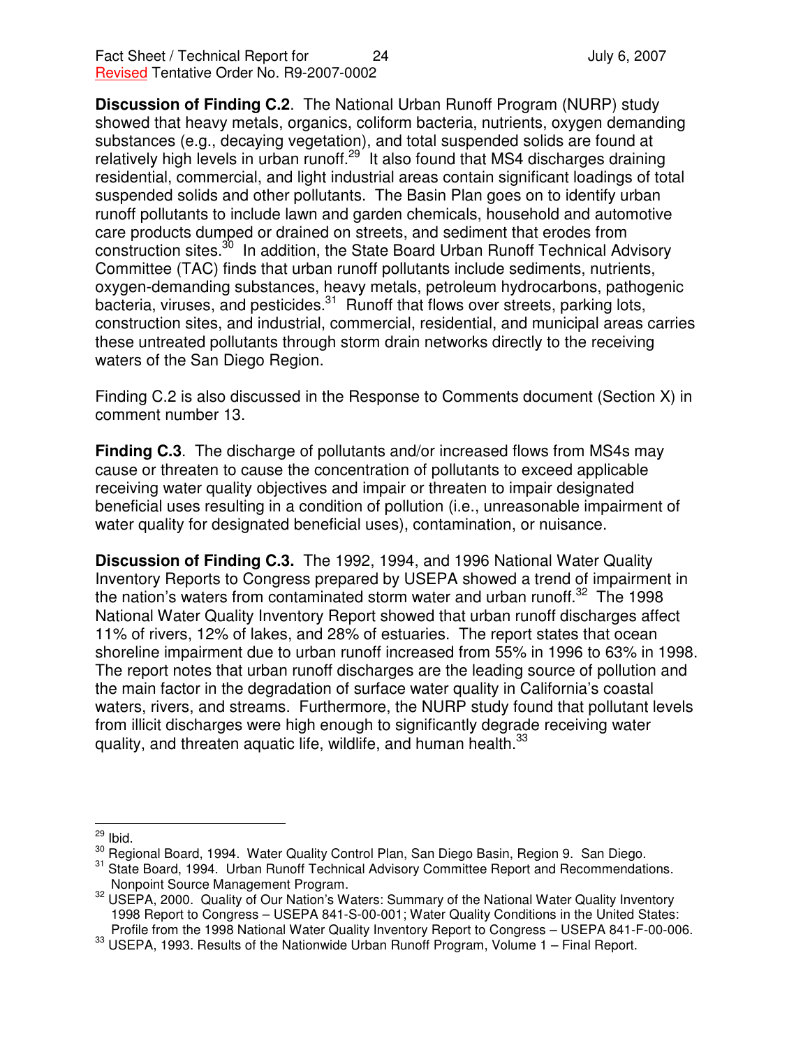**Discussion of Finding C.2**. The National Urban Runoff Program (NURP) study showed that heavy metals, organics, coliform bacteria, nutrients, oxygen demanding substances (e.g., decaying vegetation), and total suspended solids are found at relatively high levels in urban runoff.[29] It also found that MS4 discharges draining residential, commercial, and light industrial areas contain significant loadings of total suspended solids and other pollutants. The Basin Plan goes on to identify urban runoff pollutants to include lawn and garden chemicals, household and automotive care products dumped or drained on streets, and sediment that erodes from construction sites.[30] In addition, the State Board Urban Runoff Technical Advisory Committee (TAC) finds that urban runoff pollutants include sediments, nutrients, oxygen-demanding substances, heavy metals, petroleum hydrocarbons, pathogenic bacteria, viruses, and pesticides.[31] Runoff that flows over streets, parking lots, construction sites, and industrial, commercial, residential, and municipal areas carries these untreated pollutants through storm drain networks directly to the receiving waters of the San Diego Region.

Finding C.2 is also discussed in the Response to Comments document (Section X) in comment number 13.

**Finding C.3**. The discharge of pollutants and/or increased flows from MS4s may cause or threaten to cause the concentration of pollutants to exceed applicable receiving water quality objectives and impair or threaten to impair designated beneficial uses resulting in a condition of pollution (i.e., unreasonable impairment of water quality for designated beneficial uses), contamination, or nuisance.

**Discussion of Finding C.3.** The 1992, 1994, and 1996 National Water Quality Inventory Reports to Congress prepared by USEPA showed a trend of impairment in the nation's waters from contaminated storm water and urban runoff.[32] The 1998 National Water Quality Inventory Report showed that urban runoff discharges affect 11% of rivers, 12% of lakes, and 28% of estuaries. The report states that ocean shoreline impairment due to urban runoff increased from 55% in 1996 to 63% in 1998. The report notes that urban runoff discharges are the leading source of pollution and the main factor in the degradation of surface water quality in California's coastal waters, rivers, and streams. Furthermore, the NURP study found that pollutant levels from illicit discharges were high enough to significantly degrade receiving water quality, and threaten aquatic life, wildlife, and human health.[33]

---

[29] Ibid.

[30] Regional Board, 1994. Water Quality Control Plan, San Diego Basin, Region 9. San Diego.

[31] State Board, 1994. Urban Runoff Technical Advisory Committee Report and Recommendations. Nonpoint Source Management Program.

[32] USEPA, 2000. Quality of Our Nation's Waters: Summary of the National Water Quality Inventory 1998 Report to Congress – USEPA 841-S-00-001; Water Quality Conditions in the United States: Profile from the 1998 National Water Quality Inventory Report to Congress – USEPA 841-F-00-006.

[33] USEPA, 1993. Results of the Nationwide Urban Runoff Program, Volume 1 – Final Report.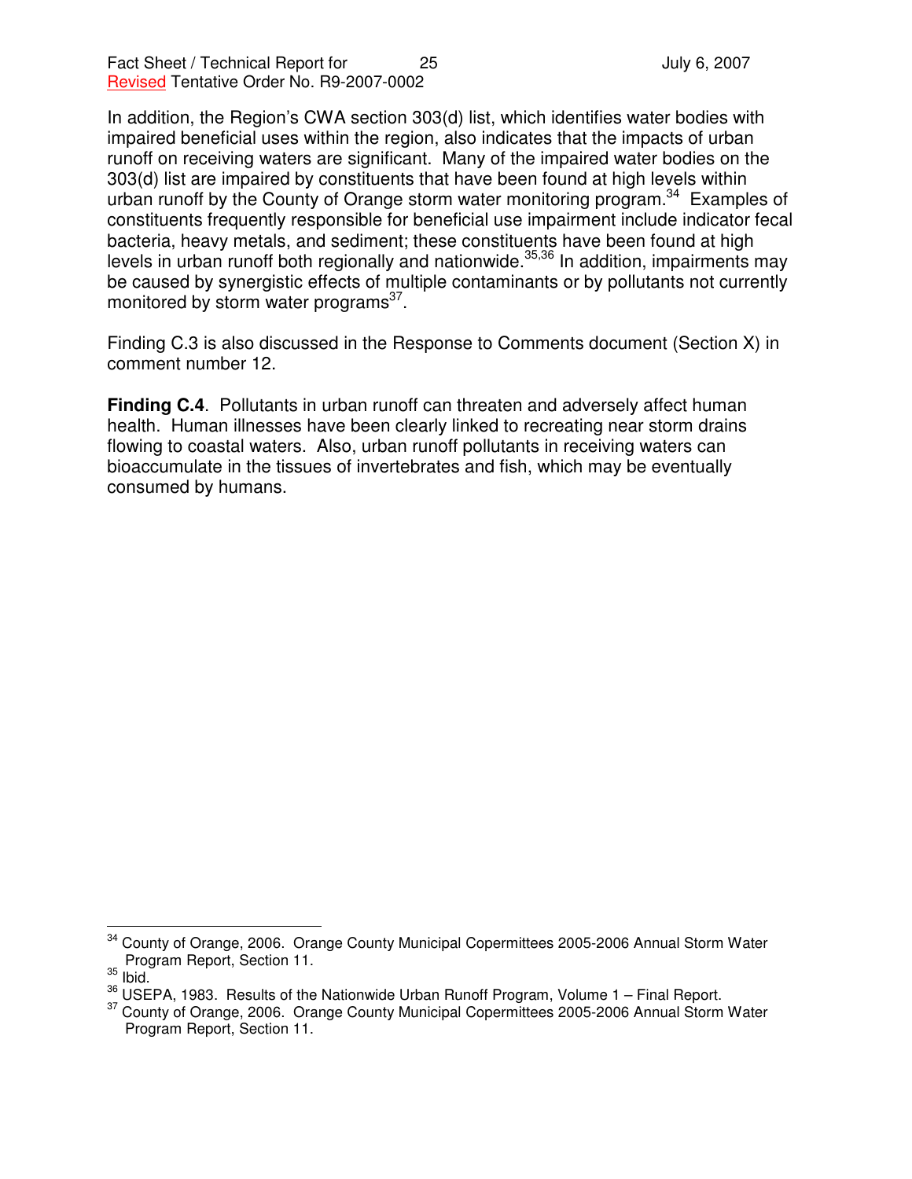In addition, the Region's CWA section 303(d) list, which identifies water bodies with impaired beneficial uses within the region, also indicates that the impacts of urban runoff on receiving waters are significant. Many of the impaired water bodies on the 303(d) list are impaired by constituents that have been found at high levels within urban runoff by the County of Orange storm water monitoring program.[34] Examples of constituents frequently responsible for beneficial use impairment include indicator fecal bacteria, heavy metals, and sediment; these constituents have been found at high levels in urban runoff both regionally and nationwide.[35,36] In addition, impairments may be caused by synergistic effects of multiple contaminants or by pollutants not currently monitored by storm water programs[37].

Finding C.3 is also discussed in the Response to Comments document (Section X) in comment number 12.

**Finding C.4**. Pollutants in urban runoff can threaten and adversely affect human health. Human illnesses have been clearly linked to recreating near storm drains flowing to coastal waters. Also, urban runoff pollutants in receiving waters can bioaccumulate in the tissues of invertebrates and fish, which may be eventually consumed by humans.

---

[34] County of Orange, 2006. Orange County Municipal Copermittees 2005-2006 Annual Storm Water Program Report, Section 11.

[35] Ibid.

[36] USEPA, 1983. Results of the Nationwide Urban Runoff Program, Volume 1 – Final Report.

[37] County of Orange, 2006. Orange County Municipal Copermittees 2005-2006 Annual Storm Water Program Report, Section 11.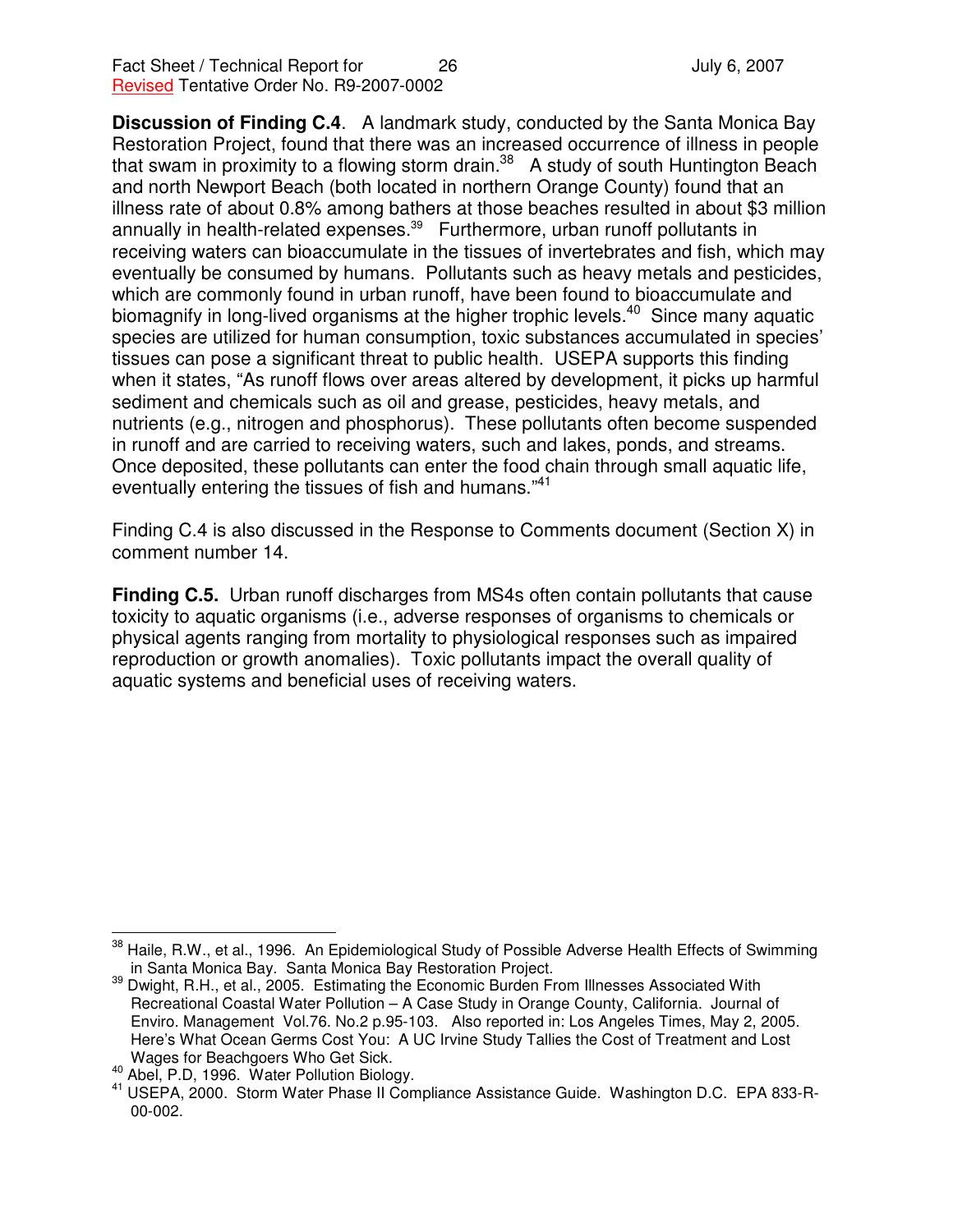**Discussion of Finding C.4**. A landmark study, conducted by the Santa Monica Bay Restoration Project, found that there was an increased occurrence of illness in people that swam in proximity to a flowing storm drain.[38] A study of south Huntington Beach and north Newport Beach (both located in northern Orange County) found that an illness rate of about 0.8% among bathers at those beaches resulted in about $3 million annually in health-related expenses.[39] Furthermore, urban runoff pollutants in receiving waters can bioaccumulate in the tissues of invertebrates and fish, which may eventually be consumed by humans. Pollutants such as heavy metals and pesticides, which are commonly found in urban runoff, have been found to bioaccumulate and biomagnify in long-lived organisms at the higher trophic levels.[40] Since many aquatic species are utilized for human consumption, toxic substances accumulated in species' tissues can pose a significant threat to public health. USEPA supports this finding when it states, "As runoff flows over areas altered by development, it picks up harmful sediment and chemicals such as oil and grease, pesticides, heavy metals, and nutrients (e.g., nitrogen and phosphorus). These pollutants often become suspended in runoff and are carried to receiving waters, such and lakes, ponds, and streams. Once deposited, these pollutants can enter the food chain through small aquatic life, eventually entering the tissues of fish and humans."[41]

Finding C.4 is also discussed in the Response to Comments document (Section X) in comment number 14.

**Finding C.5.** Urban runoff discharges from MS4s often contain pollutants that cause toxicity to aquatic organisms (i.e., adverse responses of organisms to chemicals or physical agents ranging from mortality to physiological responses such as impaired reproduction or growth anomalies). Toxic pollutants impact the overall quality of aquatic systems and beneficial uses of receiving waters.

---

[38] Haile, R.W., et al., 1996. An Epidemiological Study of Possible Adverse Health Effects of Swimming in Santa Monica Bay. Santa Monica Bay Restoration Project.

[39] Dwight, R.H., et al., 2005. Estimating the Economic Burden From Illnesses Associated With Recreational Coastal Water Pollution – A Case Study in Orange County, California. Journal of Enviro. Management Vol.76. No.2 p.95-103. Also reported in: Los Angeles Times, May 2, 2005. Here's What Ocean Germs Cost You: A UC Irvine Study Tallies the Cost of Treatment and Lost Wages for Beachgoers Who Get Sick.

[40] Abel, P.D, 1996. Water Pollution Biology.

[41] USEPA, 2000. Storm Water Phase II Compliance Assistance Guide. Washington D.C. EPA 833-R-00-002.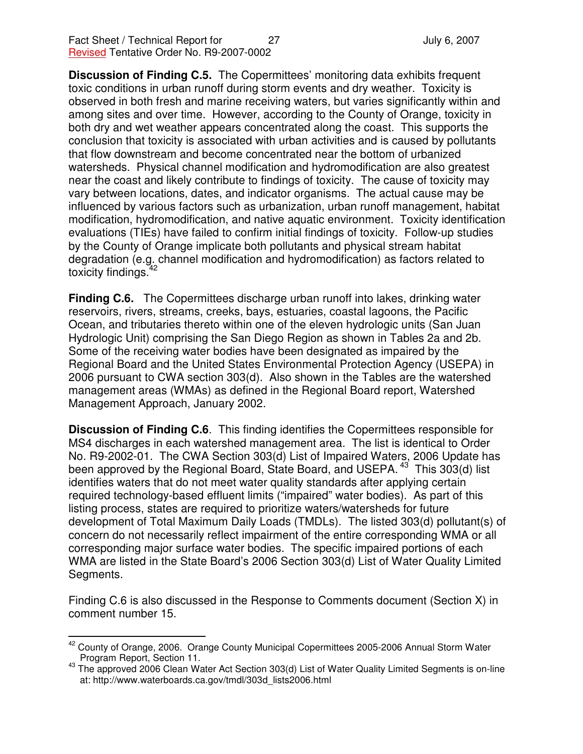**Discussion of Finding C.5.** The Copermittees' monitoring data exhibits frequent toxic conditions in urban runoff during storm events and dry weather. Toxicity is observed in both fresh and marine receiving waters, but varies significantly within and among sites and over time. However, according to the County of Orange, toxicity in both dry and wet weather appears concentrated along the coast. This supports the conclusion that toxicity is associated with urban activities and is caused by pollutants that flow downstream and become concentrated near the bottom of urbanized watersheds. Physical channel modification and hydromodification are also greatest near the coast and likely contribute to findings of toxicity. The cause of toxicity may vary between locations, dates, and indicator organisms. The actual cause may be influenced by various factors such as urbanization, urban runoff management, habitat modification, hydromodification, and native aquatic environment. Toxicity identification evaluations (TIEs) have failed to confirm initial findings of toxicity. Follow-up studies by the County of Orange implicate both pollutants and physical stream habitat degradation (e.g. channel modification and hydromodification) as factors related to toxicity findings.[42]

**Finding C.6.** The Copermittees discharge urban runoff into lakes, drinking water reservoirs, rivers, streams, creeks, bays, estuaries, coastal lagoons, the Pacific Ocean, and tributaries thereto within one of the eleven hydrologic units (San Juan Hydrologic Unit) comprising the San Diego Region as shown in Tables 2a and 2b. Some of the receiving water bodies have been designated as impaired by the Regional Board and the United States Environmental Protection Agency (USEPA) in 2006 pursuant to CWA section 303(d). Also shown in the Tables are the watershed management areas (WMAs) as defined in the Regional Board report, Watershed Management Approach, January 2002.

**Discussion of Finding C.6**. This finding identifies the Copermittees responsible for MS4 discharges in each watershed management area. The list is identical to Order No. R9-2002-01. The CWA Section 303(d) List of Impaired Waters, 2006 Update has been approved by the Regional Board, State Board, and USEPA.[43] This 303(d) list identifies waters that do not meet water quality standards after applying certain required technology-based effluent limits ("impaired" water bodies). As part of this listing process, states are required to prioritize waters/watersheds for future development of Total Maximum Daily Loads (TMDLs). The listed 303(d) pollutant(s) of concern do not necessarily reflect impairment of the entire corresponding WMA or all corresponding major surface water bodies. The specific impaired portions of each WMA are listed in the State Board's 2006 Section 303(d) List of Water Quality Limited Segments.

Finding C.6 is also discussed in the Response to Comments document (Section X) in comment number 15.

---

[42] County of Orange, 2006. Orange County Municipal Copermittees 2005-2006 Annual Storm Water Program Report, Section 11.

[43] The approved 2006 Clean Water Act Section 303(d) List of Water Quality Limited Segments is on-line at: http://www.waterboards.ca.gov/tmdl/303d_lists2006.html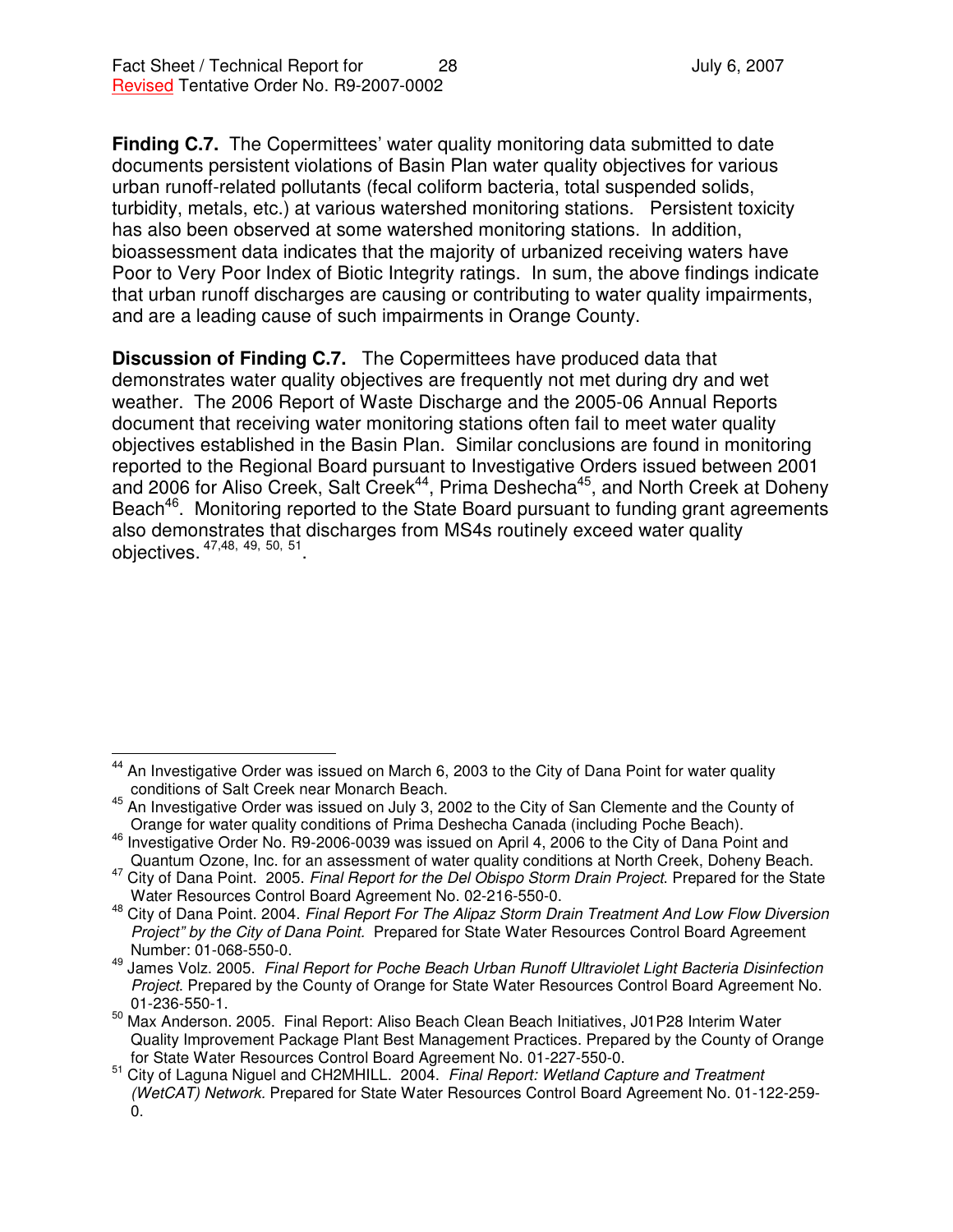**Finding C.7.** The Copermittees' water quality monitoring data submitted to date documents persistent violations of Basin Plan water quality objectives for various urban runoff-related pollutants (fecal coliform bacteria, total suspended solids, turbidity, metals, etc.) at various watershed monitoring stations. Persistent toxicity has also been observed at some watershed monitoring stations. In addition, bioassessment data indicates that the majority of urbanized receiving waters have Poor to Very Poor Index of Biotic Integrity ratings. In sum, the above findings indicate that urban runoff discharges are causing or contributing to water quality impairments, and are a leading cause of such impairments in Orange County.

**Discussion of Finding C.7.** The Copermittees have produced data that demonstrates water quality objectives are frequently not met during dry and wet weather. The 2006 Report of Waste Discharge and the 2005-06 Annual Reports document that receiving water monitoring stations often fail to meet water quality objectives established in the Basin Plan. Similar conclusions are found in monitoring reported to the Regional Board pursuant to Investigative Orders issued between 2001 and 2006 for Aliso Creek, Salt Creek[44], Prima Deshecha[45], and North Creek at Doheny Beach[46]. Monitoring reported to the State Board pursuant to funding grant agreements also demonstrates that discharges from MS4s routinely exceed water quality objectives. [47,48, 49, 50, 51].

---

[44] An Investigative Order was issued on March 6, 2003 to the City of Dana Point for water quality conditions of Salt Creek near Monarch Beach.

[45] An Investigative Order was issued on July 3, 2002 to the City of San Clemente and the County of Orange for water quality conditions of Prima Deshecha Canada (including Poche Beach).

[46] Investigative Order No. R9-2006-0039 was issued on April 4, 2006 to the City of Dana Point and Quantum Ozone, Inc. for an assessment of water quality conditions at North Creek, Doheny Beach.

[47] City of Dana Point. 2005. *Final Report for the Del Obispo Storm Drain Project*. Prepared for the State Water Resources Control Board Agreement No. 02-216-550-0.

[48] City of Dana Point. 2004. *Final Report For The Alipaz Storm Drain Treatment And Low Flow Diversion Project" by the City of Dana Point.* Prepared for State Water Resources Control Board Agreement Number: 01-068-550-0.

[49] James Volz. 2005. *Final Report for Poche Beach Urban Runoff Ultraviolet Light Bacteria Disinfection Project*. Prepared by the County of Orange for State Water Resources Control Board Agreement No. 01-236-550-1.

[50] Max Anderson. 2005. Final Report: Aliso Beach Clean Beach Initiatives, J01P28 Interim Water Quality Improvement Package Plant Best Management Practices. Prepared by the County of Orange for State Water Resources Control Board Agreement No. 01-227-550-0.

[51] City of Laguna Niguel and CH2MHILL. 2004. *Final Report: Wetland Capture and Treatment (WetCAT) Network*. Prepared for State Water Resources Control Board Agreement No. 01-122-259-0.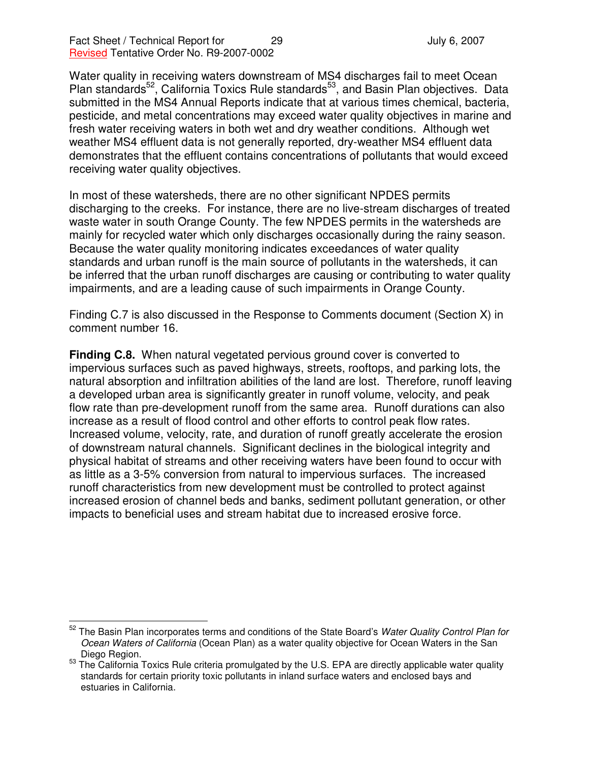Water quality in receiving waters downstream of MS4 discharges fail to meet Ocean Plan standards[52], California Toxics Rule standards[53], and Basin Plan objectives. Data submitted in the MS4 Annual Reports indicate that at various times chemical, bacteria, pesticide, and metal concentrations may exceed water quality objectives in marine and fresh water receiving waters in both wet and dry weather conditions. Although wet weather MS4 effluent data is not generally reported, dry-weather MS4 effluent data demonstrates that the effluent contains concentrations of pollutants that would exceed receiving water quality objectives.

In most of these watersheds, there are no other significant NPDES permits discharging to the creeks. For instance, there are no live-stream discharges of treated waste water in south Orange County. The few NPDES permits in the watersheds are mainly for recycled water which only discharges occasionally during the rainy season. Because the water quality monitoring indicates exceedances of water quality standards and urban runoff is the main source of pollutants in the watersheds, it can be inferred that the urban runoff discharges are causing or contributing to water quality impairments, and are a leading cause of such impairments in Orange County.

Finding C.7 is also discussed in the Response to Comments document (Section X) in comment number 16.

**Finding C.8.** When natural vegetated pervious ground cover is converted to impervious surfaces such as paved highways, streets, rooftops, and parking lots, the natural absorption and infiltration abilities of the land are lost. Therefore, runoff leaving a developed urban area is significantly greater in runoff volume, velocity, and peak flow rate than pre-development runoff from the same area. Runoff durations can also increase as a result of flood control and other efforts to control peak flow rates. Increased volume, velocity, rate, and duration of runoff greatly accelerate the erosion of downstream natural channels. Significant declines in the biological integrity and physical habitat of streams and other receiving waters have been found to occur with as little as a 3-5% conversion from natural to impervious surfaces. The increased runoff characteristics from new development must be controlled to protect against increased erosion of channel beds and banks, sediment pollutant generation, or other impacts to beneficial uses and stream habitat due to increased erosive force.

---

[52] The Basin Plan incorporates terms and conditions of the State Board's *Water Quality Control Plan for Ocean Waters of California* (Ocean Plan) as a water quality objective for Ocean Waters in the San Diego Region.

[53] The California Toxics Rule criteria promulgated by the U.S. EPA are directly applicable water quality standards for certain priority toxic pollutants in inland surface waters and enclosed bays and estuaries in California.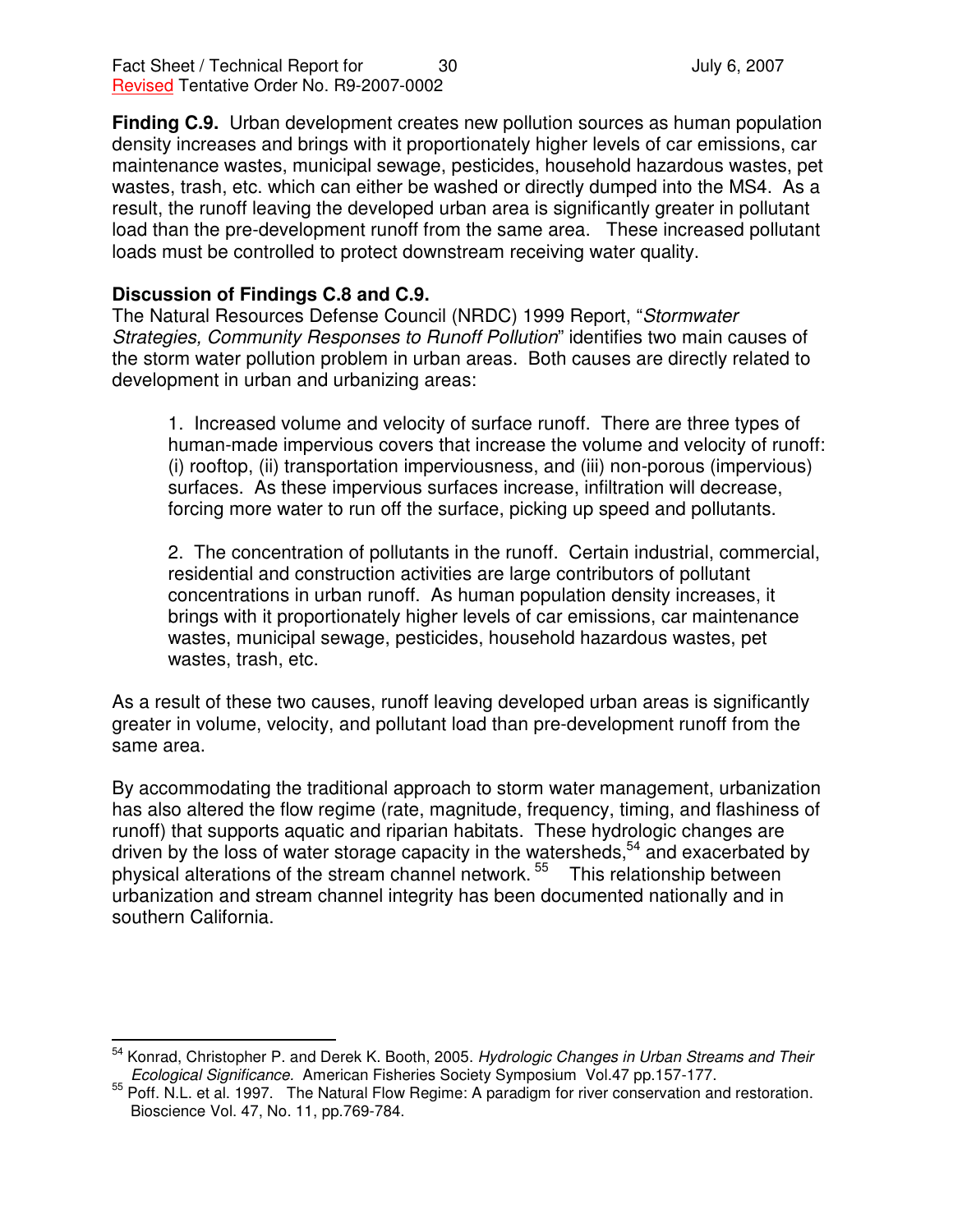**Finding C.9.** Urban development creates new pollution sources as human population density increases and brings with it proportionately higher levels of car emissions, car maintenance wastes, municipal sewage, pesticides, household hazardous wastes, pet wastes, trash, etc. which can either be washed or directly dumped into the MS4. As a result, the runoff leaving the developed urban area is significantly greater in pollutant load than the pre-development runoff from the same area. These increased pollutant loads must be controlled to protect downstream receiving water quality.

**Discussion of Findings C.8 and C.9.**

The Natural Resources Defense Council (NRDC) 1999 Report, "*Stormwater Strategies, Community Responses to Runoff Pollution*" identifies two main causes of the storm water pollution problem in urban areas. Both causes are directly related to development in urban and urbanizing areas:

> 1. Increased volume and velocity of surface runoff. There are three types of human-made impervious covers that increase the volume and velocity of runoff: (i) rooftop, (ii) transportation imperviousness, and (iii) non-porous (impervious) surfaces. As these impervious surfaces increase, infiltration will decrease, forcing more water to run off the surface, picking up speed and pollutants.
>
> 2. The concentration of pollutants in the runoff. Certain industrial, commercial, residential and construction activities are large contributors of pollutant concentrations in urban runoff. As human population density increases, it brings with it proportionately higher levels of car emissions, car maintenance wastes, municipal sewage, pesticides, household hazardous wastes, pet wastes, trash, etc.

As a result of these two causes, runoff leaving developed urban areas is significantly greater in volume, velocity, and pollutant load than pre-development runoff from the same area.

By accommodating the traditional approach to storm water management, urbanization has also altered the flow regime (rate, magnitude, frequency, timing, and flashiness of runoff) that supports aquatic and riparian habitats. These hydrologic changes are driven by the loss of water storage capacity in the watersheds,[54] and exacerbated by physical alterations of the stream channel network.[55] This relationship between urbanization and stream channel integrity has been documented nationally and in southern California.

---

[54] Konrad, Christopher P. and Derek K. Booth, 2005. *Hydrologic Changes in Urban Streams and Their Ecological Significance.* American Fisheries Society Symposium Vol.47 pp.157-177.

[55] Poff. N.L. et al. 1997. The Natural Flow Regime: A paradigm for river conservation and restoration. Bioscience Vol. 47, No. 11, pp.769-784.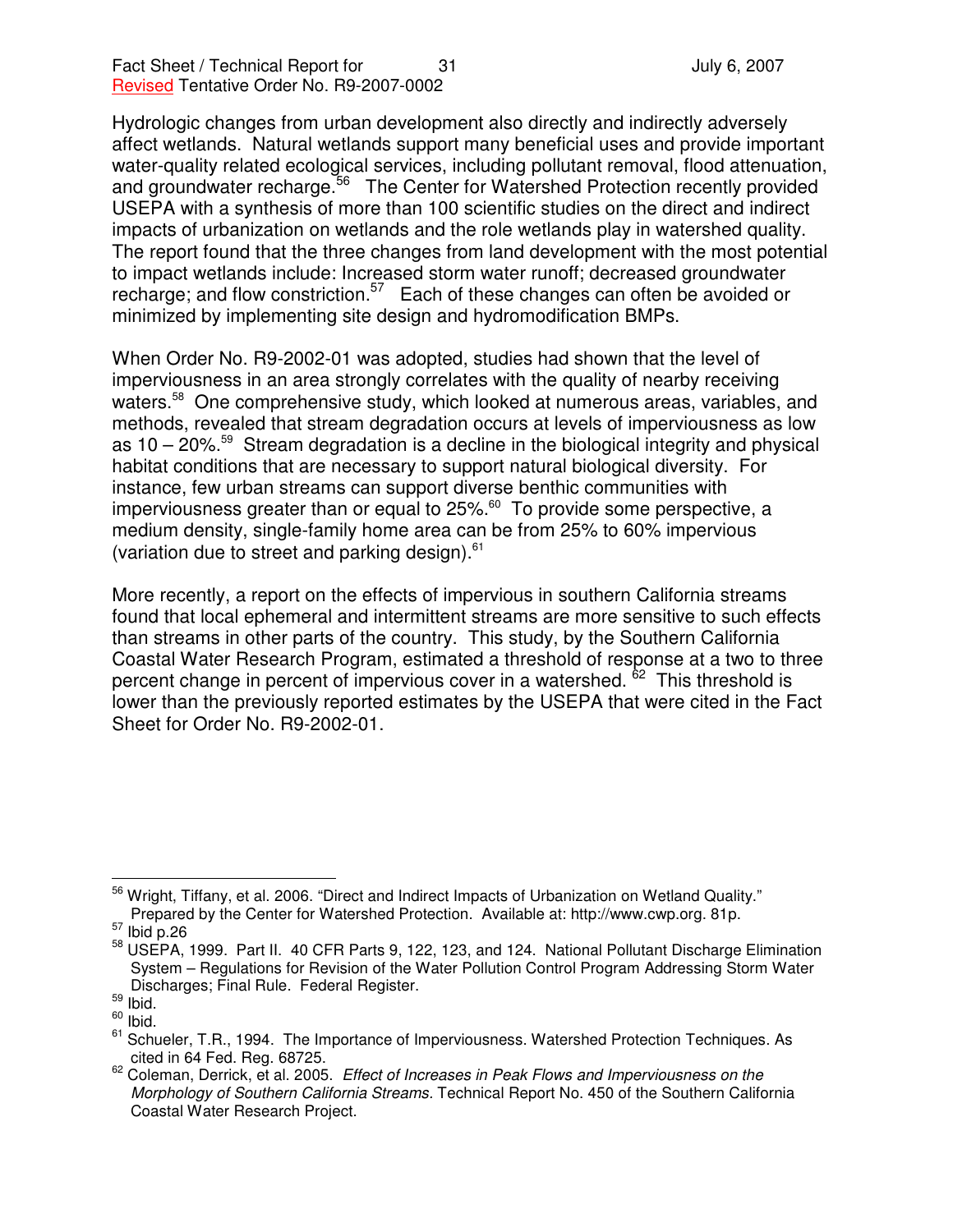Hydrologic changes from urban development also directly and indirectly adversely affect wetlands. Natural wetlands support many beneficial uses and provide important water-quality related ecological services, including pollutant removal, flood attenuation, and groundwater recharge.[56] The Center for Watershed Protection recently provided USEPA with a synthesis of more than 100 scientific studies on the direct and indirect impacts of urbanization on wetlands and the role wetlands play in watershed quality. The report found that the three changes from land development with the most potential to impact wetlands include: Increased storm water runoff; decreased groundwater recharge; and flow constriction.[57] Each of these changes can often be avoided or minimized by implementing site design and hydromodification BMPs.

When Order No. R9-2002-01 was adopted, studies had shown that the level of imperviousness in an area strongly correlates with the quality of nearby receiving waters.[58] One comprehensive study, which looked at numerous areas, variables, and methods, revealed that stream degradation occurs at levels of imperviousness as low as 10 – 20%.[59] Stream degradation is a decline in the biological integrity and physical habitat conditions that are necessary to support natural biological diversity. For instance, few urban streams can support diverse benthic communities with imperviousness greater than or equal to 25%.[60] To provide some perspective, a medium density, single-family home area can be from 25% to 60% impervious (variation due to street and parking design).[61]

More recently, a report on the effects of impervious in southern California streams found that local ephemeral and intermittent streams are more sensitive to such effects than streams in other parts of the country. This study, by the Southern California Coastal Water Research Program, estimated a threshold of response at a two to three percent change in percent of impervious cover in a watershed.[62] This threshold is lower than the previously reported estimates by the USEPA that were cited in the Fact Sheet for Order No. R9-2002-01.

---

[56] Wright, Tiffany, et al. 2006. "Direct and Indirect Impacts of Urbanization on Wetland Quality." Prepared by the Center for Watershed Protection. Available at: http://www.cwp.org. 81p.

[57] Ibid p.26

[58] USEPA, 1999. Part II. 40 CFR Parts 9, 122, 123, and 124. National Pollutant Discharge Elimination System – Regulations for Revision of the Water Pollution Control Program Addressing Storm Water Discharges; Final Rule. Federal Register.

[59] Ibid.

[60] Ibid.

[61] Schueler, T.R., 1994. The Importance of Imperviousness. Watershed Protection Techniques. As cited in 64 Fed. Reg. 68725.

[62] Coleman, Derrick, et al. 2005. *Effect of Increases in Peak Flows and Imperviousness on the Morphology of Southern California Streams.* Technical Report No. 450 of the Southern California Coastal Water Research Project.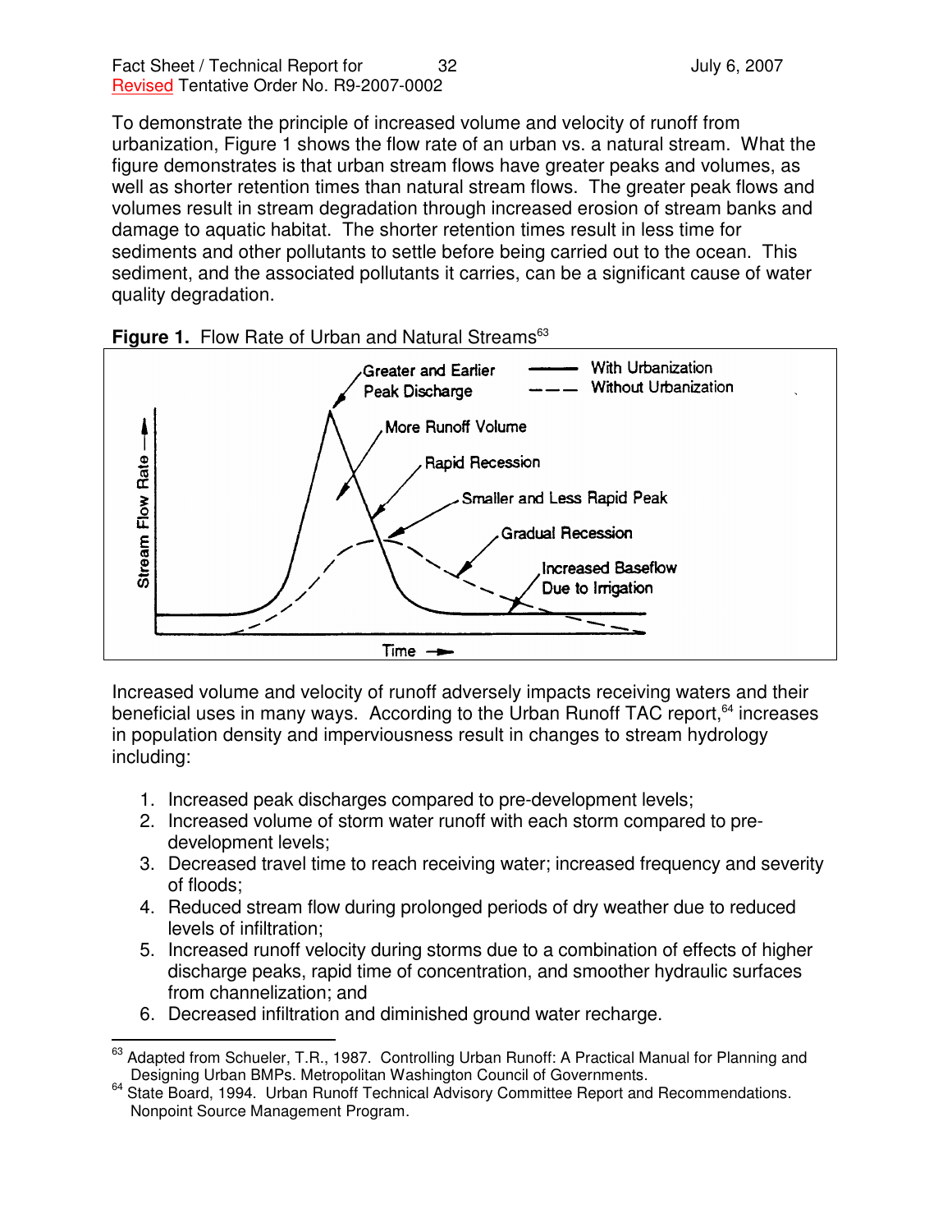To demonstrate the principle of increased volume and velocity of runoff from urbanization, Figure 1 shows the flow rate of an urban vs. a natural stream. What the figure demonstrates is that urban stream flows have greater peaks and volumes, as well as shorter retention times than natural stream flows. The greater peak flows and volumes result in stream degradation through increased erosion of stream banks and damage to aquatic habitat. The shorter retention times result in less time for sediments and other pollutants to settle before being carried out to the ocean. This sediment, and the associated pollutants it carries, can be a significant cause of water quality degradation.

**Figure 1.** Flow Rate of Urban and Natural Streams[63]

Increased volume and velocity of runoff adversely impacts receiving waters and their beneficial uses in many ways. According to the Urban Runoff TAC report,[64] increases in population density and imperviousness result in changes to stream hydrology including:

1. Increased peak discharges compared to pre-development levels;
2. Increased volume of storm water runoff with each storm compared to pre-development levels;
3. Decreased travel time to reach receiving water; increased frequency and severity of floods;
4. Reduced stream flow during prolonged periods of dry weather due to reduced levels of infiltration;
5. Increased runoff velocity during storms due to a combination of effects of higher discharge peaks, rapid time of concentration, and smoother hydraulic surfaces from channelization; and
6. Decreased infiltration and diminished ground water recharge.

---

[63] Adapted from Schueler, T.R., 1987. Controlling Urban Runoff: A Practical Manual for Planning and Designing Urban BMPs. Metropolitan Washington Council of Governments.

[64] State Board, 1994. Urban Runoff Technical Advisory Committee Report and Recommendations. Nonpoint Source Management Program.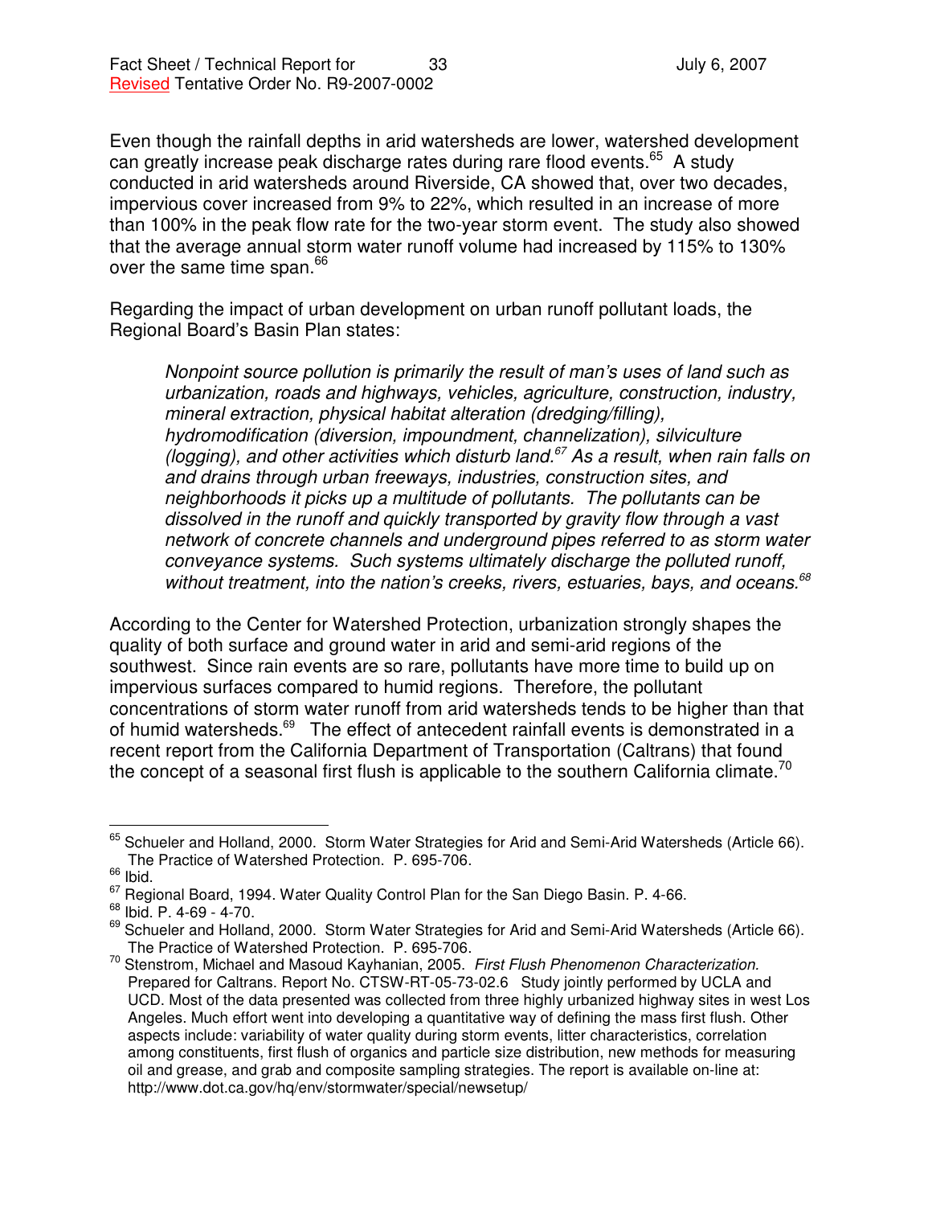Even though the rainfall depths in arid watersheds are lower, watershed development can greatly increase peak discharge rates during rare flood events.[65] A study conducted in arid watersheds around Riverside, CA showed that, over two decades, impervious cover increased from 9% to 22%, which resulted in an increase of more than 100% in the peak flow rate for the two-year storm event. The study also showed that the average annual storm water runoff volume had increased by 115% to 130% over the same time span.[66]

Regarding the impact of urban development on urban runoff pollutant loads, the Regional Board's Basin Plan states:

> *Nonpoint source pollution is primarily the result of man's uses of land such as urbanization, roads and highways, vehicles, agriculture, construction, industry, mineral extraction, physical habitat alteration (dredging/filling), hydromodification (diversion, impoundment, channelization), silviculture (logging), and other activities which disturb land.[67] As a result, when rain falls on and drains through urban freeways, industries, construction sites, and neighborhoods it picks up a multitude of pollutants. The pollutants can be dissolved in the runoff and quickly transported by gravity flow through a vast network of concrete channels and underground pipes referred to as storm water conveyance systems. Such systems ultimately discharge the polluted runoff, without treatment, into the nation's creeks, rivers, estuaries, bays, and oceans.[68]*

According to the Center for Watershed Protection, urbanization strongly shapes the quality of both surface and ground water in arid and semi-arid regions of the southwest. Since rain events are so rare, pollutants have more time to build up on impervious surfaces compared to humid regions. Therefore, the pollutant concentrations of storm water runoff from arid watersheds tends to be higher than that of humid watersheds.[69] The effect of antecedent rainfall events is demonstrated in a recent report from the California Department of Transportation (Caltrans) that found the concept of a seasonal first flush is applicable to the southern California climate.[70]

---

[65] Schueler and Holland, 2000. Storm Water Strategies for Arid and Semi-Arid Watersheds (Article 66). The Practice of Watershed Protection. P. 695-706.

[66] Ibid.

[67] Regional Board, 1994. Water Quality Control Plan for the San Diego Basin. P. 4-66.

[68] Ibid. P. 4-69 - 4-70.

[69] Schueler and Holland, 2000. Storm Water Strategies for Arid and Semi-Arid Watersheds (Article 66). The Practice of Watershed Protection. P. 695-706.

[70] Stenstrom, Michael and Masoud Kayhanian, 2005. *First Flush Phenomenon Characterization.* Prepared for Caltrans. Report No. CTSW-RT-05-73-02.6 Study jointly performed by UCLA and UCD. Most of the data presented was collected from three highly urbanized highway sites in west Los Angeles. Much effort went into developing a quantitative way of defining the mass first flush. Other aspects include: variability of water quality during storm events, litter characteristics, correlation among constituents, first flush of organics and particle size distribution, new methods for measuring oil and grease, and grab and composite sampling strategies. The report is available on-line at: http://www.dot.ca.gov/hq/env/stormwater/special/newsetup/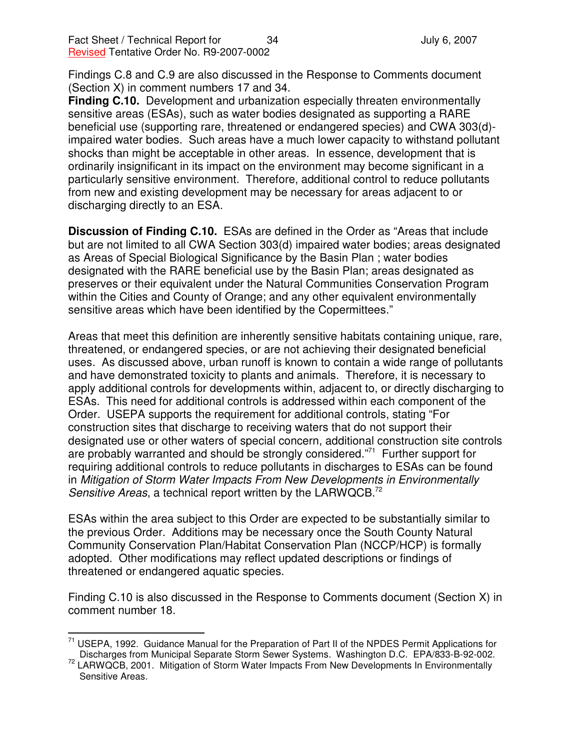Findings C.8 and C.9 are also discussed in the Response to Comments document (Section X) in comment numbers 17 and 34.

**Finding C.10.** Development and urbanization especially threaten environmentally sensitive areas (ESAs), such as water bodies designated as supporting a RARE beneficial use (supporting rare, threatened or endangered species) and CWA 303(d)-impaired water bodies. Such areas have a much lower capacity to withstand pollutant shocks than might be acceptable in other areas. In essence, development that is ordinarily insignificant in its impact on the environment may become significant in a particularly sensitive environment. Therefore, additional control to reduce pollutants from new and existing development may be necessary for areas adjacent to or discharging directly to an ESA.

**Discussion of Finding C.10.** ESAs are defined in the Order as "Areas that include but are not limited to all CWA Section 303(d) impaired water bodies; areas designated as Areas of Special Biological Significance by the Basin Plan ; water bodies designated with the RARE beneficial use by the Basin Plan; areas designated as preserves or their equivalent under the Natural Communities Conservation Program within the Cities and County of Orange; and any other equivalent environmentally sensitive areas which have been identified by the Copermittees."

Areas that meet this definition are inherently sensitive habitats containing unique, rare, threatened, or endangered species, or are not achieving their designated beneficial uses. As discussed above, urban runoff is known to contain a wide range of pollutants and have demonstrated toxicity to plants and animals. Therefore, it is necessary to apply additional controls for developments within, adjacent to, or directly discharging to ESAs. This need for additional controls is addressed within each component of the Order. USEPA supports the requirement for additional controls, stating "For construction sites that discharge to receiving waters that do not support their designated use or other waters of special concern, additional construction site controls are probably warranted and should be strongly considered."[71] Further support for requiring additional controls to reduce pollutants in discharges to ESAs can be found in *Mitigation of Storm Water Impacts From New Developments in Environmentally Sensitive Areas*, a technical report written by the LARWQCB.[72]

ESAs within the area subject to this Order are expected to be substantially similar to the previous Order. Additions may be necessary once the South County Natural Community Conservation Plan/Habitat Conservation Plan (NCCP/HCP) is formally adopted. Other modifications may reflect updated descriptions or findings of threatened or endangered aquatic species.

Finding C.10 is also discussed in the Response to Comments document (Section X) in comment number 18.

---

[71] USEPA, 1992. Guidance Manual for the Preparation of Part II of the NPDES Permit Applications for Discharges from Municipal Separate Storm Sewer Systems. Washington D.C. EPA/833-B-92-002.

[72] LARWQCB, 2001. Mitigation of Storm Water Impacts From New Developments In Environmentally Sensitive Areas.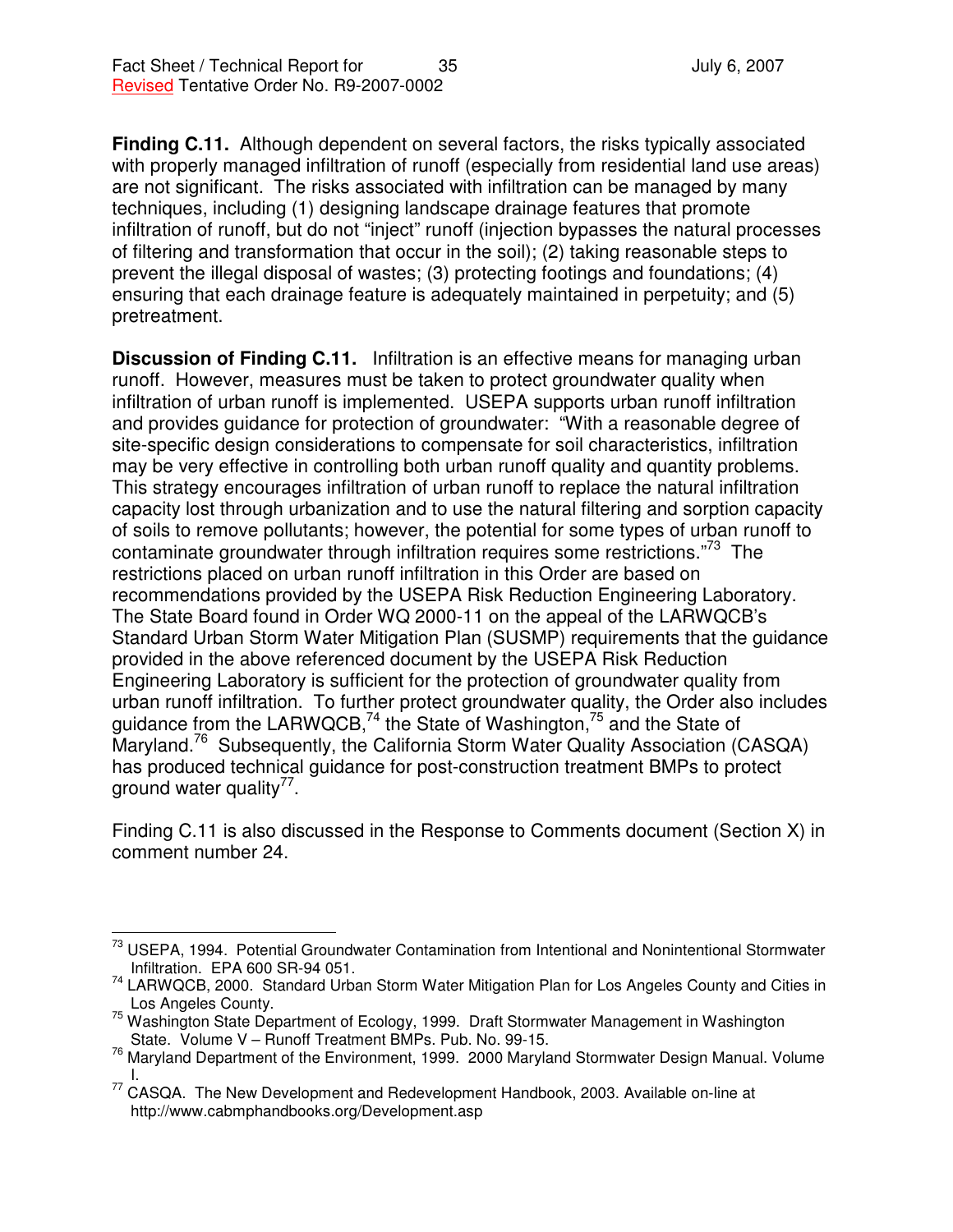**Finding C.11.** Although dependent on several factors, the risks typically associated with properly managed infiltration of runoff (especially from residential land use areas) are not significant. The risks associated with infiltration can be managed by many techniques, including (1) designing landscape drainage features that promote infiltration of runoff, but do not "inject" runoff (injection bypasses the natural processes of filtering and transformation that occur in the soil); (2) taking reasonable steps to prevent the illegal disposal of wastes; (3) protecting footings and foundations; (4) ensuring that each drainage feature is adequately maintained in perpetuity; and (5) pretreatment.

**Discussion of Finding C.11.** Infiltration is an effective means for managing urban runoff. However, measures must be taken to protect groundwater quality when infiltration of urban runoff is implemented. USEPA supports urban runoff infiltration and provides guidance for protection of groundwater: "With a reasonable degree of site-specific design considerations to compensate for soil characteristics, infiltration may be very effective in controlling both urban runoff quality and quantity problems. This strategy encourages infiltration of urban runoff to replace the natural infiltration capacity lost through urbanization and to use the natural filtering and sorption capacity of soils to remove pollutants; however, the potential for some types of urban runoff to contaminate groundwater through infiltration requires some restrictions."[73] The restrictions placed on urban runoff infiltration in this Order are based on recommendations provided by the USEPA Risk Reduction Engineering Laboratory. The State Board found in Order WQ 2000-11 on the appeal of the LARWQCB's Standard Urban Storm Water Mitigation Plan (SUSMP) requirements that the guidance provided in the above referenced document by the USEPA Risk Reduction Engineering Laboratory is sufficient for the protection of groundwater quality from urban runoff infiltration. To further protect groundwater quality, the Order also includes guidance from the LARWQCB,[74] the State of Washington,[75] and the State of Maryland.[76] Subsequently, the California Storm Water Quality Association (CASQA) has produced technical guidance for post-construction treatment BMPs to protect ground water quality[77].

Finding C.11 is also discussed in the Response to Comments document (Section X) in comment number 24.

---

[73] USEPA, 1994. Potential Groundwater Contamination from Intentional and Nonintentional Stormwater Infiltration. EPA 600 SR-94 051.

[74] LARWQCB, 2000. Standard Urban Storm Water Mitigation Plan for Los Angeles County and Cities in Los Angeles County.

[75] Washington State Department of Ecology, 1999. Draft Stormwater Management in Washington State. Volume V – Runoff Treatment BMPs. Pub. No. 99-15.

[76] Maryland Department of the Environment, 1999. 2000 Maryland Stormwater Design Manual. Volume I.

[77] CASQA. The New Development and Redevelopment Handbook, 2003. Available on-line at http://www.cabmphandbooks.org/Development.asp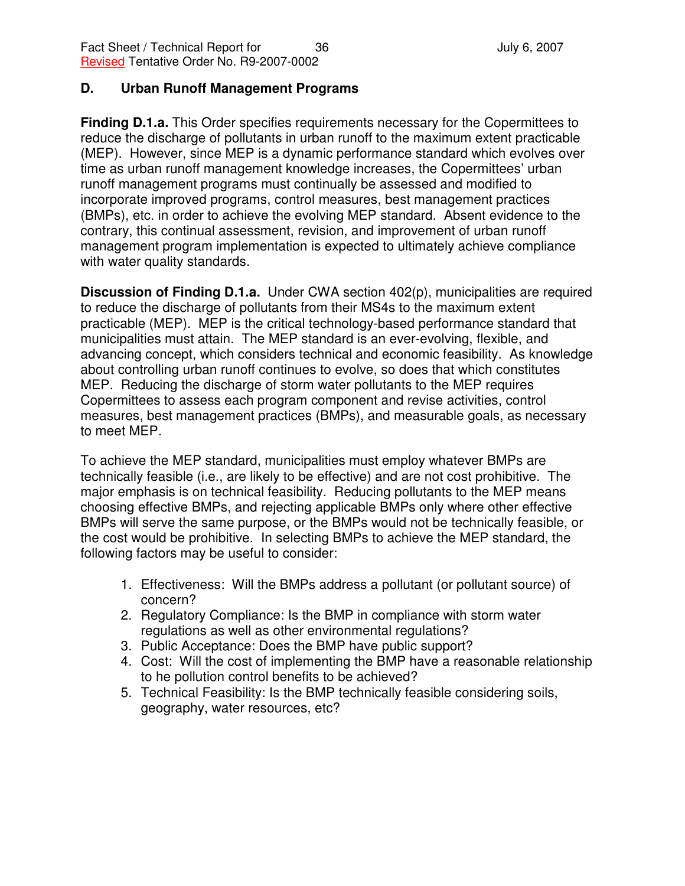## D. Urban Runoff Management Programs

**Finding D.1.a.** This Order specifies requirements necessary for the Copermittees to reduce the discharge of pollutants in urban runoff to the maximum extent practicable (MEP). However, since MEP is a dynamic performance standard which evolves over time as urban runoff management knowledge increases, the Copermittees' urban runoff management programs must continually be assessed and modified to incorporate improved programs, control measures, best management practices (BMPs), etc. in order to achieve the evolving MEP standard. Absent evidence to the contrary, this continual assessment, revision, and improvement of urban runoff management program implementation is expected to ultimately achieve compliance with water quality standards.

**Discussion of Finding D.1.a.** Under CWA section 402(p), municipalities are required to reduce the discharge of pollutants from their MS4s to the maximum extent practicable (MEP). MEP is the critical technology-based performance standard that municipalities must attain. The MEP standard is an ever-evolving, flexible, and advancing concept, which considers technical and economic feasibility. As knowledge about controlling urban runoff continues to evolve, so does that which constitutes MEP. Reducing the discharge of storm water pollutants to the MEP requires Copermittees to assess each program component and revise activities, control measures, best management practices (BMPs), and measurable goals, as necessary to meet MEP.

To achieve the MEP standard, municipalities must employ whatever BMPs are technically feasible (i.e., are likely to be effective) and are not cost prohibitive. The major emphasis is on technical feasibility. Reducing pollutants to the MEP means choosing effective BMPs, and rejecting applicable BMPs only where other effective BMPs will serve the same purpose, or the BMPs would not be technically feasible, or the cost would be prohibitive. In selecting BMPs to achieve the MEP standard, the following factors may be useful to consider:

1. Effectiveness: Will the BMPs address a pollutant (or pollutant source) of concern?
2. Regulatory Compliance: Is the BMP in compliance with storm water regulations as well as other environmental regulations?
3. Public Acceptance: Does the BMP have public support?
4. Cost: Will the cost of implementing the BMP have a reasonable relationship to he pollution control benefits to be achieved?
5. Technical Feasibility: Is the BMP technically feasible considering soils, geography, water resources, etc?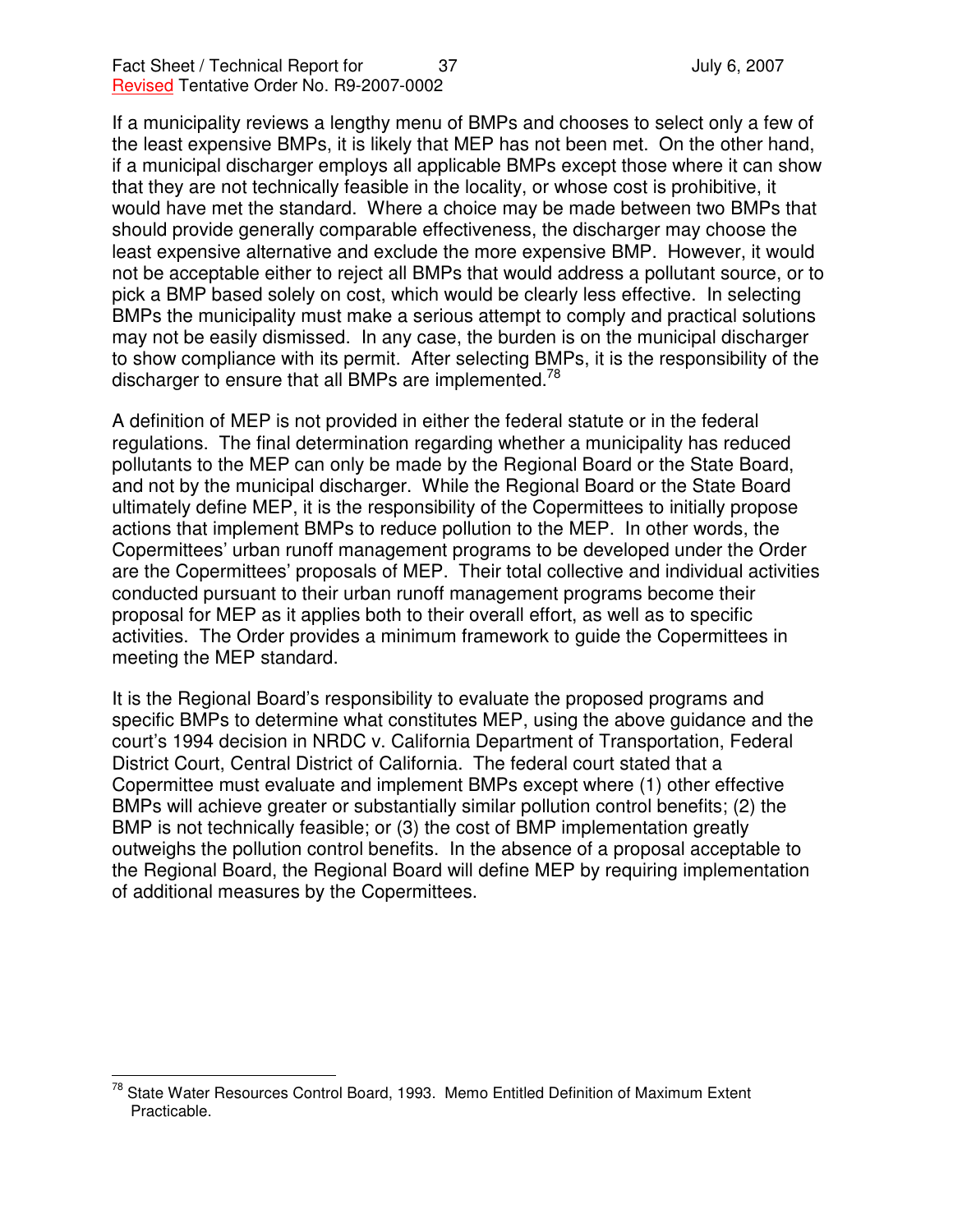If a municipality reviews a lengthy menu of BMPs and chooses to select only a few of the least expensive BMPs, it is likely that MEP has not been met. On the other hand, if a municipal discharger employs all applicable BMPs except those where it can show that they are not technically feasible in the locality, or whose cost is prohibitive, it would have met the standard. Where a choice may be made between two BMPs that should provide generally comparable effectiveness, the discharger may choose the least expensive alternative and exclude the more expensive BMP. However, it would not be acceptable either to reject all BMPs that would address a pollutant source, or to pick a BMP based solely on cost, which would be clearly less effective. In selecting BMPs the municipality must make a serious attempt to comply and practical solutions may not be easily dismissed. In any case, the burden is on the municipal discharger to show compliance with its permit. After selecting BMPs, it is the responsibility of the discharger to ensure that all BMPs are implemented.[78]

A definition of MEP is not provided in either the federal statute or in the federal regulations. The final determination regarding whether a municipality has reduced pollutants to the MEP can only be made by the Regional Board or the State Board, and not by the municipal discharger. While the Regional Board or the State Board ultimately define MEP, it is the responsibility of the Copermittees to initially propose actions that implement BMPs to reduce pollution to the MEP. In other words, the Copermittees' urban runoff management programs to be developed under the Order are the Copermittees' proposals of MEP. Their total collective and individual activities conducted pursuant to their urban runoff management programs become their proposal for MEP as it applies both to their overall effort, as well as to specific activities. The Order provides a minimum framework to guide the Copermittees in meeting the MEP standard.

It is the Regional Board's responsibility to evaluate the proposed programs and specific BMPs to determine what constitutes MEP, using the above guidance and the court's 1994 decision in NRDC v. California Department of Transportation, Federal District Court, Central District of California. The federal court stated that a Copermittee must evaluate and implement BMPs except where (1) other effective BMPs will achieve greater or substantially similar pollution control benefits; (2) the BMP is not technically feasible; or (3) the cost of BMP implementation greatly outweighs the pollution control benefits. In the absence of a proposal acceptable to the Regional Board, the Regional Board will define MEP by requiring implementation of additional measures by the Copermittees.

[78] State Water Resources Control Board, 1993. Memo Entitled Definition of Maximum Extent Practicable.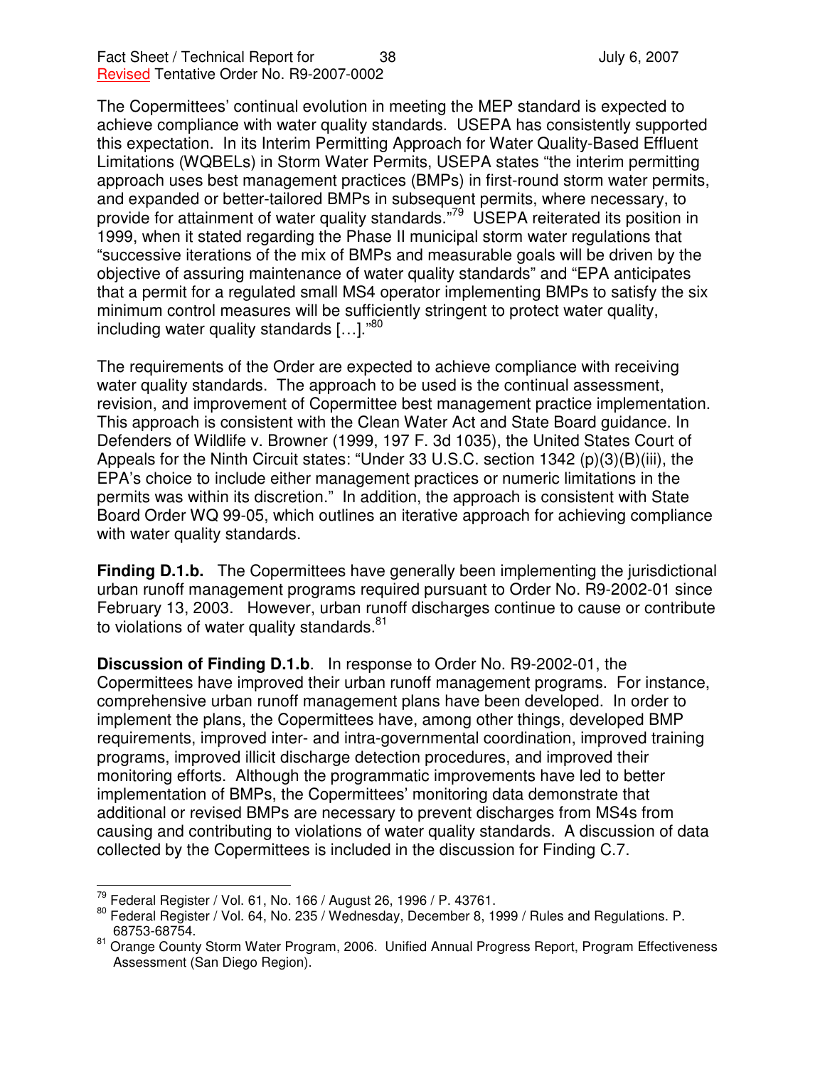The Copermittees' continual evolution in meeting the MEP standard is expected to achieve compliance with water quality standards. USEPA has consistently supported this expectation. In its Interim Permitting Approach for Water Quality-Based Effluent Limitations (WQBELs) in Storm Water Permits, USEPA states "the interim permitting approach uses best management practices (BMPs) in first-round storm water permits, and expanded or better-tailored BMPs in subsequent permits, where necessary, to provide for attainment of water quality standards."[79] USEPA reiterated its position in 1999, when it stated regarding the Phase II municipal storm water regulations that "successive iterations of the mix of BMPs and measurable goals will be driven by the objective of assuring maintenance of water quality standards" and "EPA anticipates that a permit for a regulated small MS4 operator implementing BMPs to satisfy the six minimum control measures will be sufficiently stringent to protect water quality, including water quality standards […]."[80]

The requirements of the Order are expected to achieve compliance with receiving water quality standards. The approach to be used is the continual assessment, revision, and improvement of Copermittee best management practice implementation. This approach is consistent with the Clean Water Act and State Board guidance. In Defenders of Wildlife v. Browner (1999, 197 F. 3d 1035), the United States Court of Appeals for the Ninth Circuit states: "Under 33 U.S.C. section 1342 (p)(3)(B)(iii), the EPA's choice to include either management practices or numeric limitations in the permits was within its discretion." In addition, the approach is consistent with State Board Order WQ 99-05, which outlines an iterative approach for achieving compliance with water quality standards.

**Finding D.1.b.** The Copermittees have generally been implementing the jurisdictional urban runoff management programs required pursuant to Order No. R9-2002-01 since February 13, 2003. However, urban runoff discharges continue to cause or contribute to violations of water quality standards.[81]

**Discussion of Finding D.1.b**. In response to Order No. R9-2002-01, the Copermittees have improved their urban runoff management programs. For instance, comprehensive urban runoff management plans have been developed. In order to implement the plans, the Copermittees have, among other things, developed BMP requirements, improved inter- and intra-governmental coordination, improved training programs, improved illicit discharge detection procedures, and improved their monitoring efforts. Although the programmatic improvements have led to better implementation of BMPs, the Copermittees' monitoring data demonstrate that additional or revised BMPs are necessary to prevent discharges from MS4s from causing and contributing to violations of water quality standards. A discussion of data collected by the Copermittees is included in the discussion for Finding C.7.

---

[79] Federal Register / Vol. 61, No. 166 / August 26, 1996 / P. 43761.

[80] Federal Register / Vol. 64, No. 235 / Wednesday, December 8, 1999 / Rules and Regulations. P. 68753-68754.

[81] Orange County Storm Water Program, 2006. Unified Annual Progress Report, Program Effectiveness Assessment (San Diego Region).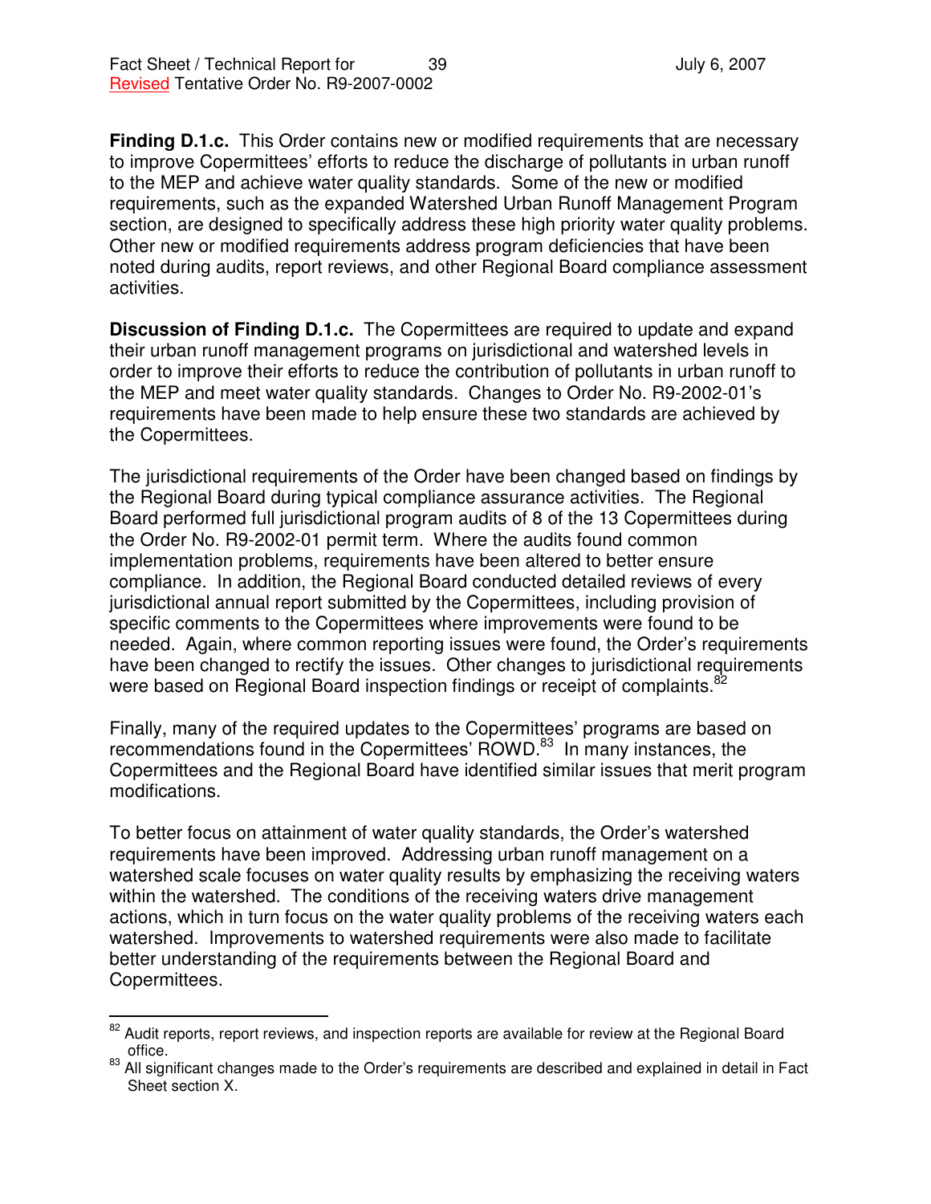**Finding D.1.c.** This Order contains new or modified requirements that are necessary to improve Copermittees' efforts to reduce the discharge of pollutants in urban runoff to the MEP and achieve water quality standards. Some of the new or modified requirements, such as the expanded Watershed Urban Runoff Management Program section, are designed to specifically address these high priority water quality problems. Other new or modified requirements address program deficiencies that have been noted during audits, report reviews, and other Regional Board compliance assessment activities.

**Discussion of Finding D.1.c.** The Copermittees are required to update and expand their urban runoff management programs on jurisdictional and watershed levels in order to improve their efforts to reduce the contribution of pollutants in urban runoff to the MEP and meet water quality standards. Changes to Order No. R9-2002-01's requirements have been made to help ensure these two standards are achieved by the Copermittees.

The jurisdictional requirements of the Order have been changed based on findings by the Regional Board during typical compliance assurance activities. The Regional Board performed full jurisdictional program audits of 8 of the 13 Copermittees during the Order No. R9-2002-01 permit term. Where the audits found common implementation problems, requirements have been altered to better ensure compliance. In addition, the Regional Board conducted detailed reviews of every jurisdictional annual report submitted by the Copermittees, including provision of specific comments to the Copermittees where improvements were found to be needed. Again, where common reporting issues were found, the Order's requirements have been changed to rectify the issues. Other changes to jurisdictional requirements were based on Regional Board inspection findings or receipt of complaints.[82]

Finally, many of the required updates to the Copermittees' programs are based on recommendations found in the Copermittees' ROWD.[83] In many instances, the Copermittees and the Regional Board have identified similar issues that merit program modifications.

To better focus on attainment of water quality standards, the Order's watershed requirements have been improved. Addressing urban runoff management on a watershed scale focuses on water quality results by emphasizing the receiving waters within the watershed. The conditions of the receiving waters drive management actions, which in turn focus on the water quality problems of the receiving waters each watershed. Improvements to watershed requirements were also made to facilitate better understanding of the requirements between the Regional Board and Copermittees.

---

[82] Audit reports, report reviews, and inspection reports are available for review at the Regional Board office.

[83] All significant changes made to the Order's requirements are described and explained in detail in Fact Sheet section X.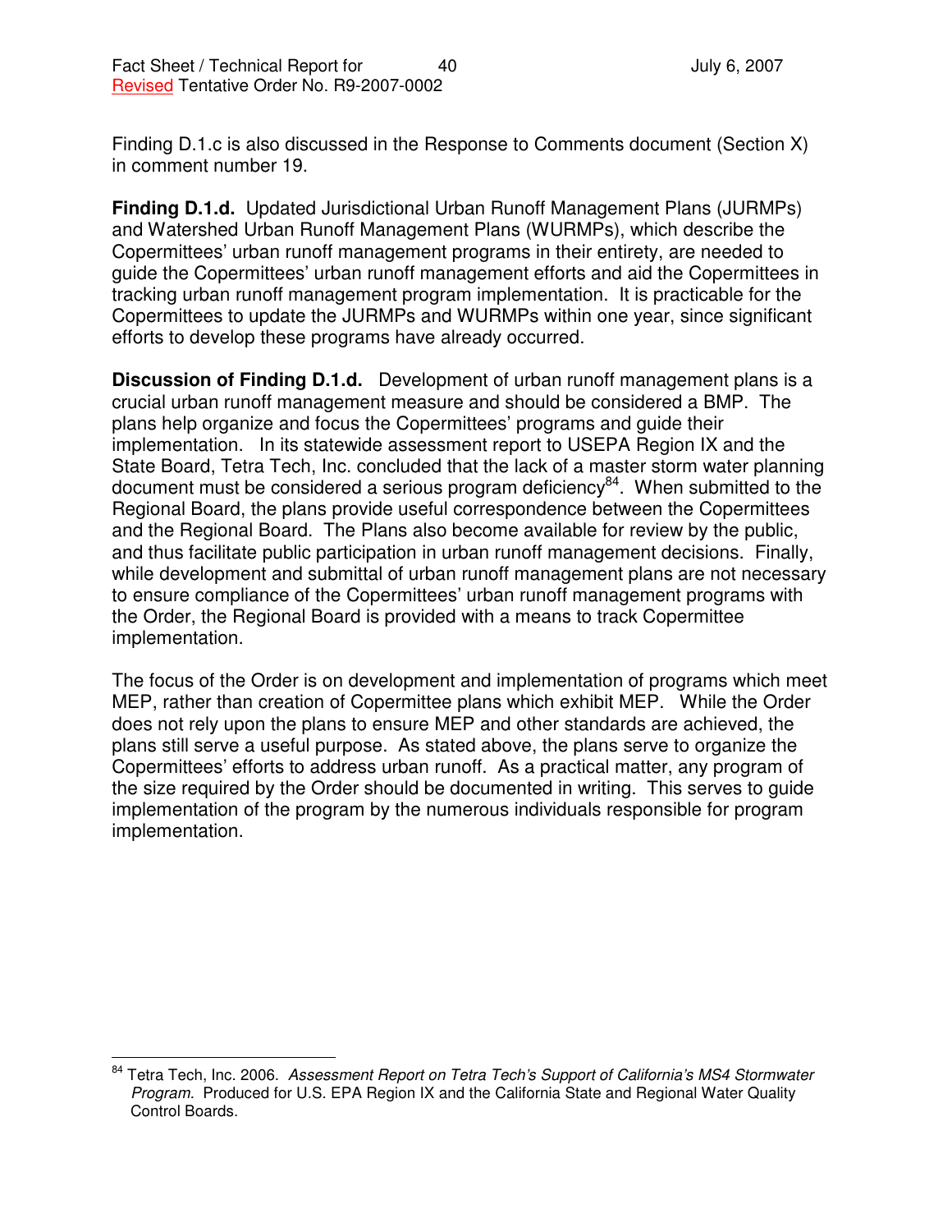Finding D.1.c is also discussed in the Response to Comments document (Section X) in comment number 19.

**Finding D.1.d.** Updated Jurisdictional Urban Runoff Management Plans (JURMPs) and Watershed Urban Runoff Management Plans (WURMPs), which describe the Copermittees' urban runoff management programs in their entirety, are needed to guide the Copermittees' urban runoff management efforts and aid the Copermittees in tracking urban runoff management program implementation. It is practicable for the Copermittees to update the JURMPs and WURMPs within one year, since significant efforts to develop these programs have already occurred.

**Discussion of Finding D.1.d.** Development of urban runoff management plans is a crucial urban runoff management measure and should be considered a BMP. The plans help organize and focus the Copermittees' programs and guide their implementation. In its statewide assessment report to USEPA Region IX and the State Board, Tetra Tech, Inc. concluded that the lack of a master storm water planning document must be considered a serious program deficiency[84]. When submitted to the Regional Board, the plans provide useful correspondence between the Copermittees and the Regional Board. The Plans also become available for review by the public, and thus facilitate public participation in urban runoff management decisions. Finally, while development and submittal of urban runoff management plans are not necessary to ensure compliance of the Copermittees' urban runoff management programs with the Order, the Regional Board is provided with a means to track Copermittee implementation.

The focus of the Order is on development and implementation of programs which meet MEP, rather than creation of Copermittee plans which exhibit MEP. While the Order does not rely upon the plans to ensure MEP and other standards are achieved, the plans still serve a useful purpose. As stated above, the plans serve to organize the Copermittees' efforts to address urban runoff. As a practical matter, any program of the size required by the Order should be documented in writing. This serves to guide implementation of the program by the numerous individuals responsible for program implementation.

---

[84] Tetra Tech, Inc. 2006. *Assessment Report on Tetra Tech's Support of California's MS4 Stormwater Program.* Produced for U.S. EPA Region IX and the California State and Regional Water Quality Control Boards.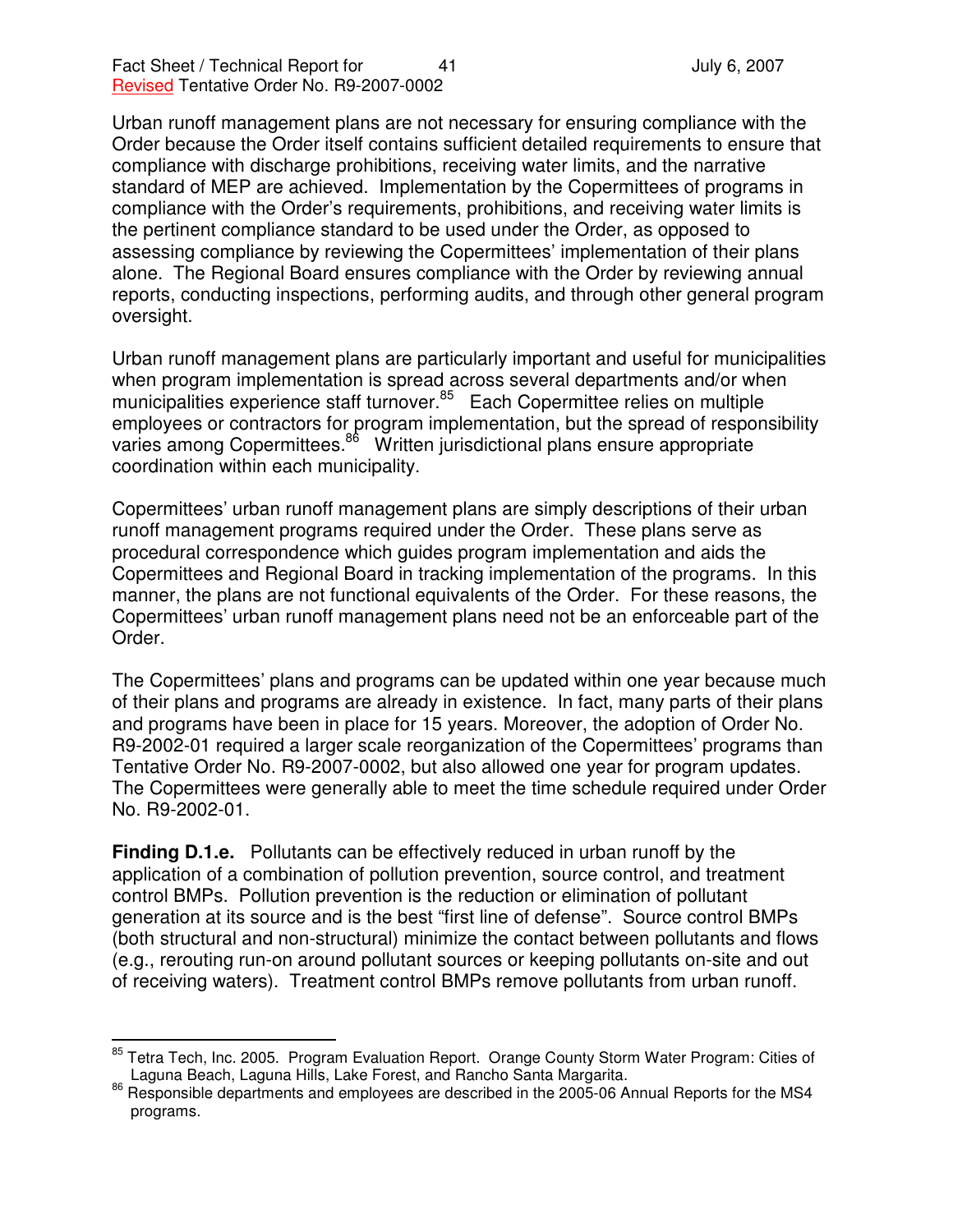Urban runoff management plans are not necessary for ensuring compliance with the Order because the Order itself contains sufficient detailed requirements to ensure that compliance with discharge prohibitions, receiving water limits, and the narrative standard of MEP are achieved. Implementation by the Copermittees of programs in compliance with the Order's requirements, prohibitions, and receiving water limits is the pertinent compliance standard to be used under the Order, as opposed to assessing compliance by reviewing the Copermittees' implementation of their plans alone. The Regional Board ensures compliance with the Order by reviewing annual reports, conducting inspections, performing audits, and through other general program oversight.

Urban runoff management plans are particularly important and useful for municipalities when program implementation is spread across several departments and/or when municipalities experience staff turnover.[85] Each Copermittee relies on multiple employees or contractors for program implementation, but the spread of responsibility varies among Copermittees.[86] Written jurisdictional plans ensure appropriate coordination within each municipality.

Copermittees' urban runoff management plans are simply descriptions of their urban runoff management programs required under the Order. These plans serve as procedural correspondence which guides program implementation and aids the Copermittees and Regional Board in tracking implementation of the programs. In this manner, the plans are not functional equivalents of the Order. For these reasons, the Copermittees' urban runoff management plans need not be an enforceable part of the Order.

The Copermittees' plans and programs can be updated within one year because much of their plans and programs are already in existence. In fact, many parts of their plans and programs have been in place for 15 years. Moreover, the adoption of Order No. R9-2002-01 required a larger scale reorganization of the Copermittees' programs than Tentative Order No. R9-2007-0002, but also allowed one year for program updates. The Copermittees were generally able to meet the time schedule required under Order No. R9-2002-01.

**Finding D.1.e.** Pollutants can be effectively reduced in urban runoff by the application of a combination of pollution prevention, source control, and treatment control BMPs. Pollution prevention is the reduction or elimination of pollutant generation at its source and is the best "first line of defense". Source control BMPs (both structural and non-structural) minimize the contact between pollutants and flows (e.g., rerouting run-on around pollutant sources or keeping pollutants on-site and out of receiving waters). Treatment control BMPs remove pollutants from urban runoff.

---

[85] Tetra Tech, Inc. 2005. Program Evaluation Report. Orange County Storm Water Program: Cities of Laguna Beach, Laguna Hills, Lake Forest, and Rancho Santa Margarita.

[86] Responsible departments and employees are described in the 2005-06 Annual Reports for the MS4 programs.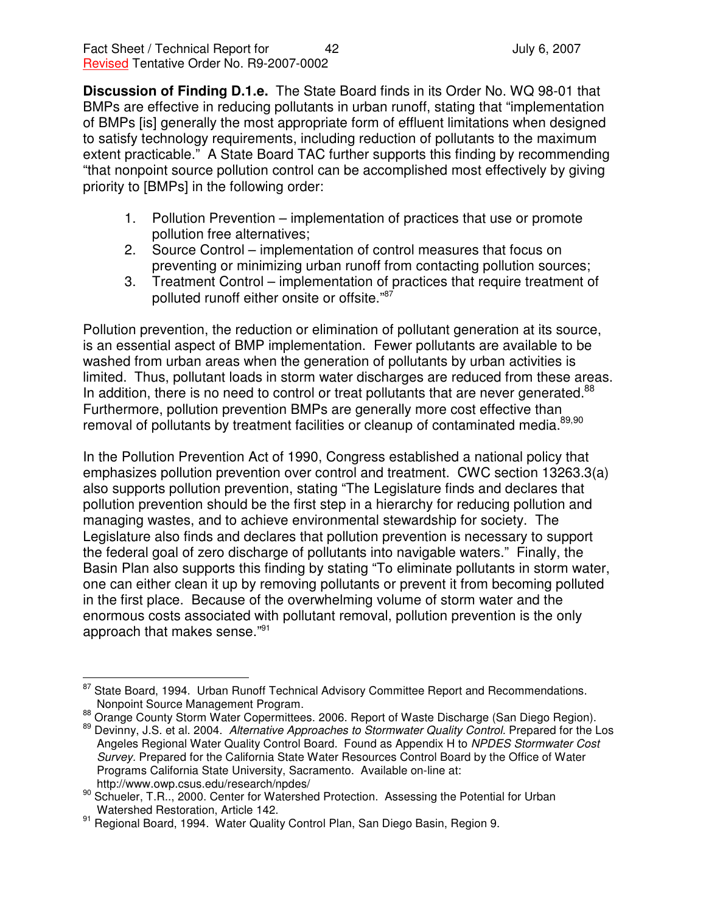**Discussion of Finding D.1.e.** The State Board finds in its Order No. WQ 98-01 that BMPs are effective in reducing pollutants in urban runoff, stating that "implementation of BMPs [is] generally the most appropriate form of effluent limitations when designed to satisfy technology requirements, including reduction of pollutants to the maximum extent practicable." A State Board TAC further supports this finding by recommending "that nonpoint source pollution control can be accomplished most effectively by giving priority to [BMPs] in the following order:

1. Pollution Prevention – implementation of practices that use or promote pollution free alternatives;
2. Source Control – implementation of control measures that focus on preventing or minimizing urban runoff from contacting pollution sources;
3. Treatment Control – implementation of practices that require treatment of polluted runoff either onsite or offsite."[87]

Pollution prevention, the reduction or elimination of pollutant generation at its source, is an essential aspect of BMP implementation. Fewer pollutants are available to be washed from urban areas when the generation of pollutants by urban activities is limited. Thus, pollutant loads in storm water discharges are reduced from these areas. In addition, there is no need to control or treat pollutants that are never generated.[88] Furthermore, pollution prevention BMPs are generally more cost effective than removal of pollutants by treatment facilities or cleanup of contaminated media.[89,90]

In the Pollution Prevention Act of 1990, Congress established a national policy that emphasizes pollution prevention over control and treatment. CWC section 13263.3(a) also supports pollution prevention, stating "The Legislature finds and declares that pollution prevention should be the first step in a hierarchy for reducing pollution and managing wastes, and to achieve environmental stewardship for society. The Legislature also finds and declares that pollution prevention is necessary to support the federal goal of zero discharge of pollutants into navigable waters." Finally, the Basin Plan also supports this finding by stating "To eliminate pollutants in storm water, one can either clean it up by removing pollutants or prevent it from becoming polluted in the first place. Because of the overwhelming volume of storm water and the enormous costs associated with pollutant removal, pollution prevention is the only approach that makes sense."[91]

---

[87] State Board, 1994. Urban Runoff Technical Advisory Committee Report and Recommendations. Nonpoint Source Management Program.

[88] Orange County Storm Water Copermittees. 2006. Report of Waste Discharge (San Diego Region).

[89] Devinny, J.S. et al. 2004. *Alternative Approaches to Stormwater Quality Control*. Prepared for the Los Angeles Regional Water Quality Control Board. Found as Appendix H to *NPDES Stormwater Cost Survey*. Prepared for the California State Water Resources Control Board by the Office of Water Programs California State University, Sacramento. Available on-line at: http://www.owp.csus.edu/research/npdes/

[90] Schueler, T.R.., 2000. Center for Watershed Protection. Assessing the Potential for Urban Watershed Restoration, Article 142.

[91] Regional Board, 1994. Water Quality Control Plan, San Diego Basin, Region 9.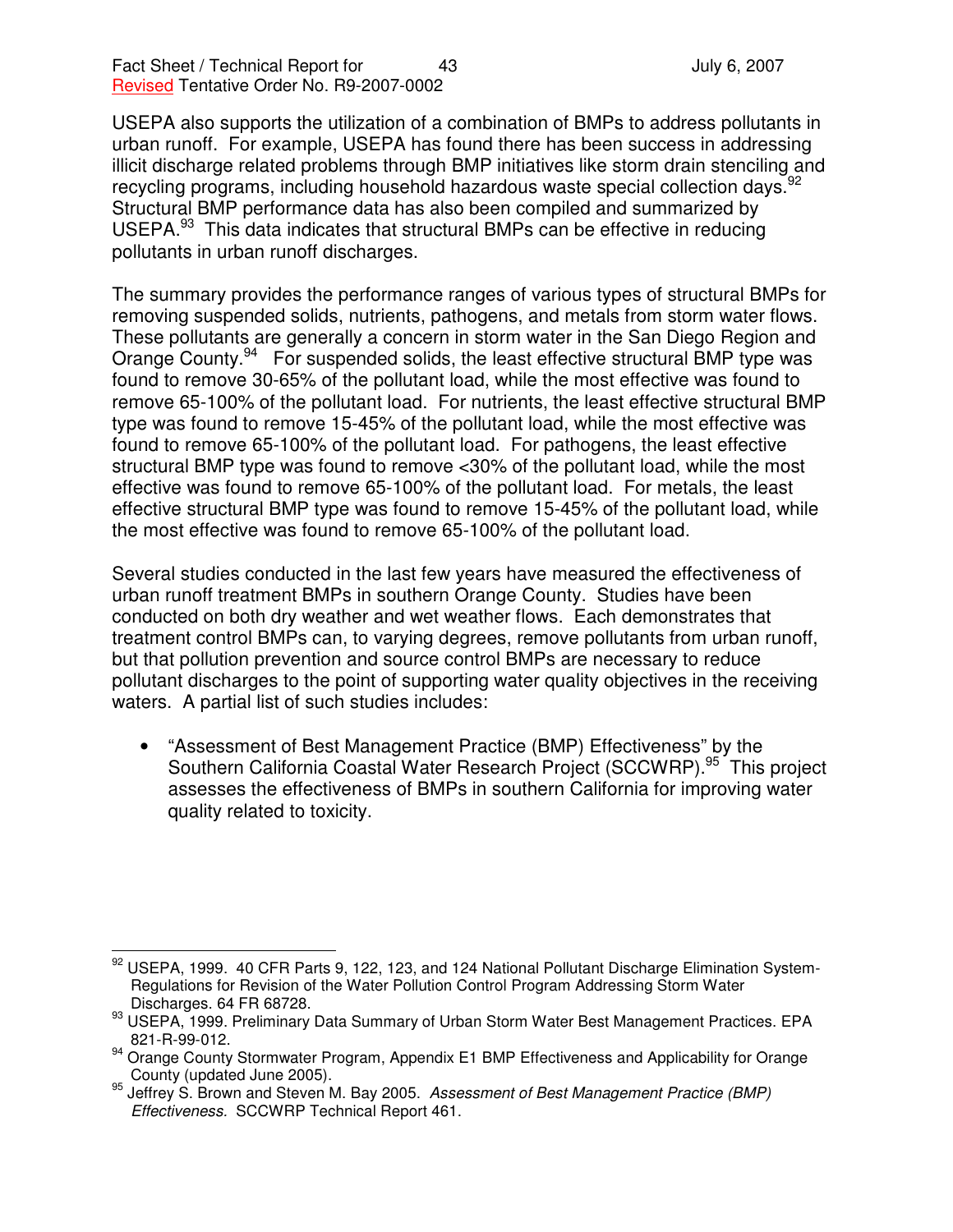USEPA also supports the utilization of a combination of BMPs to address pollutants in urban runoff. For example, USEPA has found there has been success in addressing illicit discharge related problems through BMP initiatives like storm drain stenciling and recycling programs, including household hazardous waste special collection days.[92] Structural BMP performance data has also been compiled and summarized by USEPA.[93] This data indicates that structural BMPs can be effective in reducing pollutants in urban runoff discharges.

The summary provides the performance ranges of various types of structural BMPs for removing suspended solids, nutrients, pathogens, and metals from storm water flows. These pollutants are generally a concern in storm water in the San Diego Region and Orange County.[94] For suspended solids, the least effective structural BMP type was found to remove 30-65% of the pollutant load, while the most effective was found to remove 65-100% of the pollutant load. For nutrients, the least effective structural BMP type was found to remove 15-45% of the pollutant load, while the most effective was found to remove 65-100% of the pollutant load. For pathogens, the least effective structural BMP type was found to remove <30% of the pollutant load, while the most effective was found to remove 65-100% of the pollutant load. For metals, the least effective structural BMP type was found to remove 15-45% of the pollutant load, while the most effective was found to remove 65-100% of the pollutant load.

Several studies conducted in the last few years have measured the effectiveness of urban runoff treatment BMPs in southern Orange County. Studies have been conducted on both dry weather and wet weather flows. Each demonstrates that treatment control BMPs can, to varying degrees, remove pollutants from urban runoff, but that pollution prevention and source control BMPs are necessary to reduce pollutant discharges to the point of supporting water quality objectives in the receiving waters. A partial list of such studies includes:

- "Assessment of Best Management Practice (BMP) Effectiveness" by the Southern California Coastal Water Research Project (SCCWRP).[95] This project assesses the effectiveness of BMPs in southern California for improving water quality related to toxicity.

---

[92] USEPA, 1999. 40 CFR Parts 9, 122, 123, and 124 National Pollutant Discharge Elimination System-Regulations for Revision of the Water Pollution Control Program Addressing Storm Water Discharges. 64 FR 68728.

[93] USEPA, 1999. Preliminary Data Summary of Urban Storm Water Best Management Practices. EPA 821-R-99-012.

[94] Orange County Stormwater Program, Appendix E1 BMP Effectiveness and Applicability for Orange County (updated June 2005).

[95] Jeffrey S. Brown and Steven M. Bay 2005. *Assessment of Best Management Practice (BMP) Effectiveness*. SCCWRP Technical Report 461.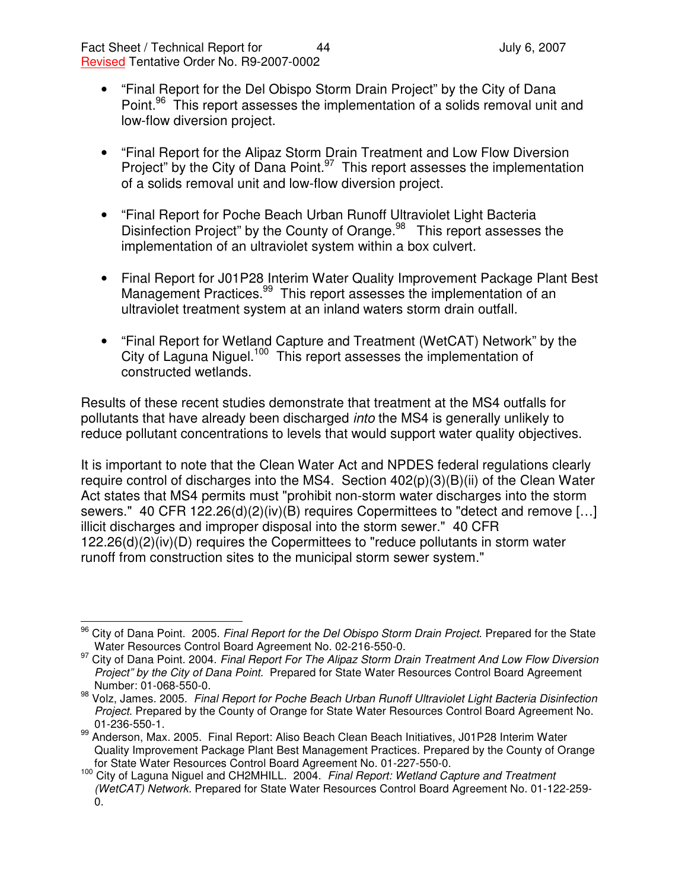- "Final Report for the Del Obispo Storm Drain Project" by the City of Dana Point.[96] This report assesses the implementation of a solids removal unit and low-flow diversion project.

- "Final Report for the Alipaz Storm Drain Treatment and Low Flow Diversion Project" by the City of Dana Point.[97] This report assesses the implementation of a solids removal unit and low-flow diversion project.

- "Final Report for Poche Beach Urban Runoff Ultraviolet Light Bacteria Disinfection Project" by the County of Orange.[98] This report assesses the implementation of an ultraviolet system within a box culvert.

- Final Report for J01P28 Interim Water Quality Improvement Package Plant Best Management Practices.[99] This report assesses the implementation of an ultraviolet treatment system at an inland waters storm drain outfall.

- "Final Report for Wetland Capture and Treatment (WetCAT) Network" by the City of Laguna Niguel.[100] This report assesses the implementation of constructed wetlands.

Results of these recent studies demonstrate that treatment at the MS4 outfalls for pollutants that have already been discharged *into* the MS4 is generally unlikely to reduce pollutant concentrations to levels that would support water quality objectives.

It is important to note that the Clean Water Act and NPDES federal regulations clearly require control of discharges into the MS4. Section 402(p)(3)(B)(ii) of the Clean Water Act states that MS4 permits must "prohibit non-storm water discharges into the storm sewers." 40 CFR 122.26(d)(2)(iv)(B) requires Copermittees to "detect and remove […] illicit discharges and improper disposal into the storm sewer." 40 CFR 122.26(d)(2)(iv)(D) requires the Copermittees to "reduce pollutants in storm water runoff from construction sites to the municipal storm sewer system."

---

[96] City of Dana Point. 2005. *Final Report for the Del Obispo Storm Drain Project*. Prepared for the State Water Resources Control Board Agreement No. 02-216-550-0.

[97] City of Dana Point. 2004. *Final Report For The Alipaz Storm Drain Treatment And Low Flow Diversion Project" by the City of Dana Point.* Prepared for State Water Resources Control Board Agreement Number: 01-068-550-0.

[98] Volz, James. 2005. *Final Report for Poche Beach Urban Runoff Ultraviolet Light Bacteria Disinfection Project*. Prepared by the County of Orange for State Water Resources Control Board Agreement No. 01-236-550-1.

[99] Anderson, Max. 2005. Final Report: Aliso Beach Clean Beach Initiatives, J01P28 Interim Water Quality Improvement Package Plant Best Management Practices. Prepared by the County of Orange for State Water Resources Control Board Agreement No. 01-227-550-0.

[100] City of Laguna Niguel and CH2MHILL. 2004. *Final Report: Wetland Capture and Treatment (WetCAT) Network.* Prepared for State Water Resources Control Board Agreement No. 01-122-259-0.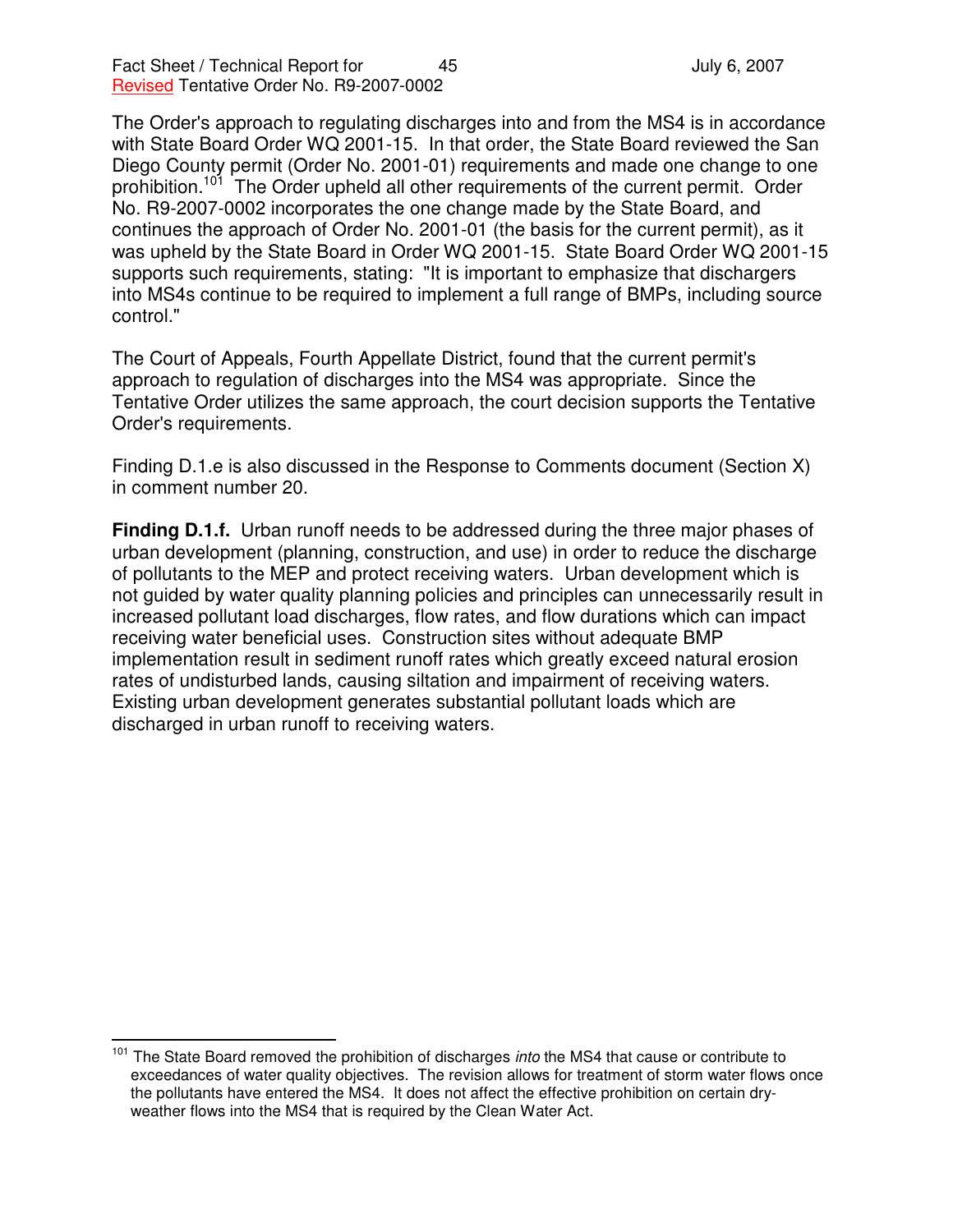The Order's approach to regulating discharges into and from the MS4 is in accordance with State Board Order WQ 2001-15. In that order, the State Board reviewed the San Diego County permit (Order No. 2001-01) requirements and made one change to one prohibition.[101] The Order upheld all other requirements of the current permit. Order No. R9-2007-0002 incorporates the one change made by the State Board, and continues the approach of Order No. 2001-01 (the basis for the current permit), as it was upheld by the State Board in Order WQ 2001-15. State Board Order WQ 2001-15 supports such requirements, stating: "It is important to emphasize that dischargers into MS4s continue to be required to implement a full range of BMPs, including source control."

The Court of Appeals, Fourth Appellate District, found that the current permit's approach to regulation of discharges into the MS4 was appropriate. Since the Tentative Order utilizes the same approach, the court decision supports the Tentative Order's requirements.

Finding D.1.e is also discussed in the Response to Comments document (Section X) in comment number 20.

**Finding D.1.f.** Urban runoff needs to be addressed during the three major phases of urban development (planning, construction, and use) in order to reduce the discharge of pollutants to the MEP and protect receiving waters. Urban development which is not guided by water quality planning policies and principles can unnecessarily result in increased pollutant load discharges, flow rates, and flow durations which can impact receiving water beneficial uses. Construction sites without adequate BMP implementation result in sediment runoff rates which greatly exceed natural erosion rates of undisturbed lands, causing siltation and impairment of receiving waters. Existing urban development generates substantial pollutant loads which are discharged in urban runoff to receiving waters.

[101] The State Board removed the prohibition of discharges *into* the MS4 that cause or contribute to exceedances of water quality objectives. The revision allows for treatment of storm water flows once the pollutants have entered the MS4. It does not affect the effective prohibition on certain dry-weather flows into the MS4 that is required by the Clean Water Act.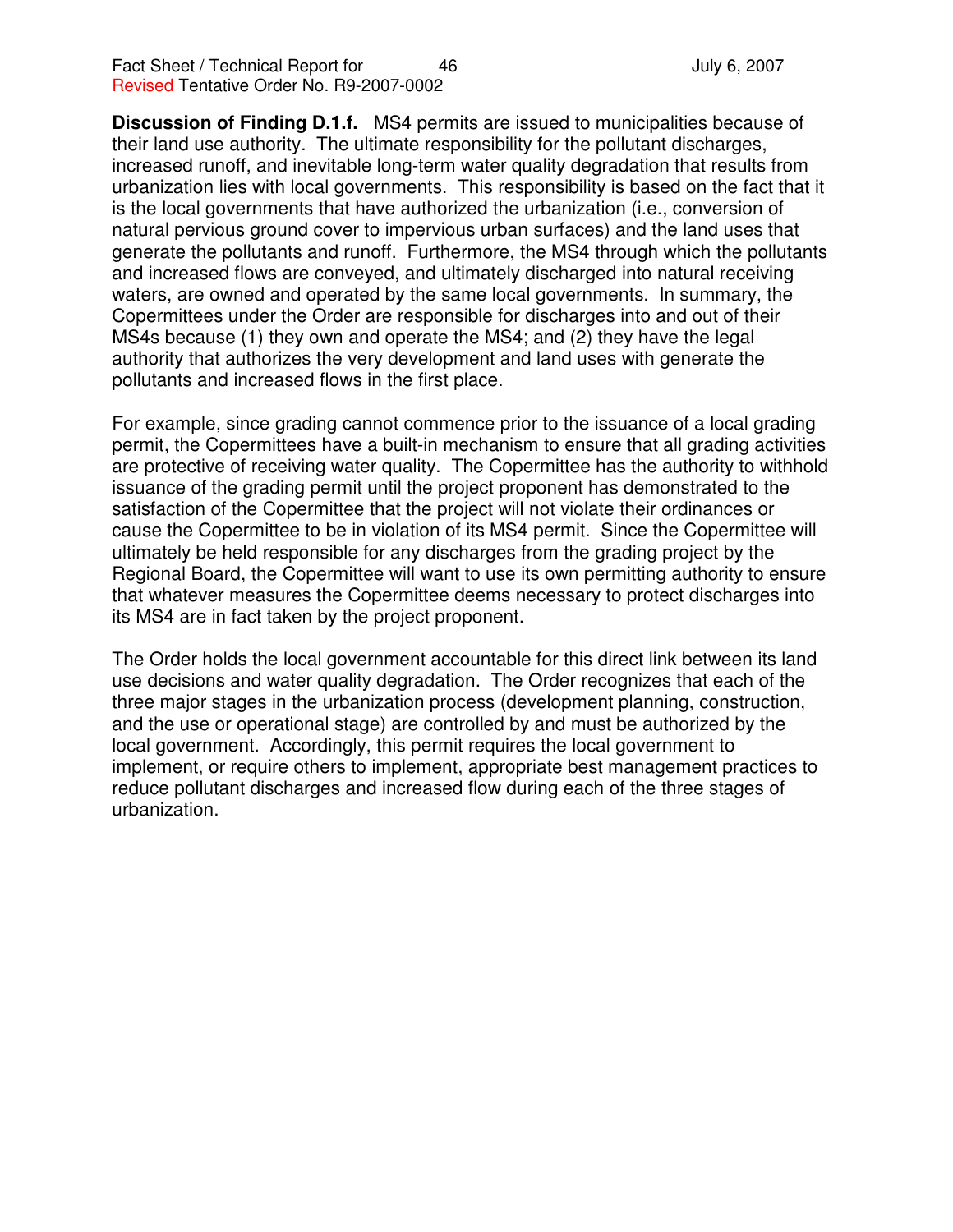**Discussion of Finding D.1.f.** MS4 permits are issued to municipalities because of their land use authority. The ultimate responsibility for the pollutant discharges, increased runoff, and inevitable long-term water quality degradation that results from urbanization lies with local governments. This responsibility is based on the fact that it is the local governments that have authorized the urbanization (i.e., conversion of natural pervious ground cover to impervious urban surfaces) and the land uses that generate the pollutants and runoff. Furthermore, the MS4 through which the pollutants and increased flows are conveyed, and ultimately discharged into natural receiving waters, are owned and operated by the same local governments. In summary, the Copermittees under the Order are responsible for discharges into and out of their MS4s because (1) they own and operate the MS4; and (2) they have the legal authority that authorizes the very development and land uses with generate the pollutants and increased flows in the first place.

For example, since grading cannot commence prior to the issuance of a local grading permit, the Copermittees have a built-in mechanism to ensure that all grading activities are protective of receiving water quality. The Copermittee has the authority to withhold issuance of the grading permit until the project proponent has demonstrated to the satisfaction of the Copermittee that the project will not violate their ordinances or cause the Copermittee to be in violation of its MS4 permit. Since the Copermittee will ultimately be held responsible for any discharges from the grading project by the Regional Board, the Copermittee will want to use its own permitting authority to ensure that whatever measures the Copermittee deems necessary to protect discharges into its MS4 are in fact taken by the project proponent.

The Order holds the local government accountable for this direct link between its land use decisions and water quality degradation. The Order recognizes that each of the three major stages in the urbanization process (development planning, construction, and the use or operational stage) are controlled by and must be authorized by the local government. Accordingly, this permit requires the local government to implement, or require others to implement, appropriate best management practices to reduce pollutant discharges and increased flow during each of the three stages of urbanization.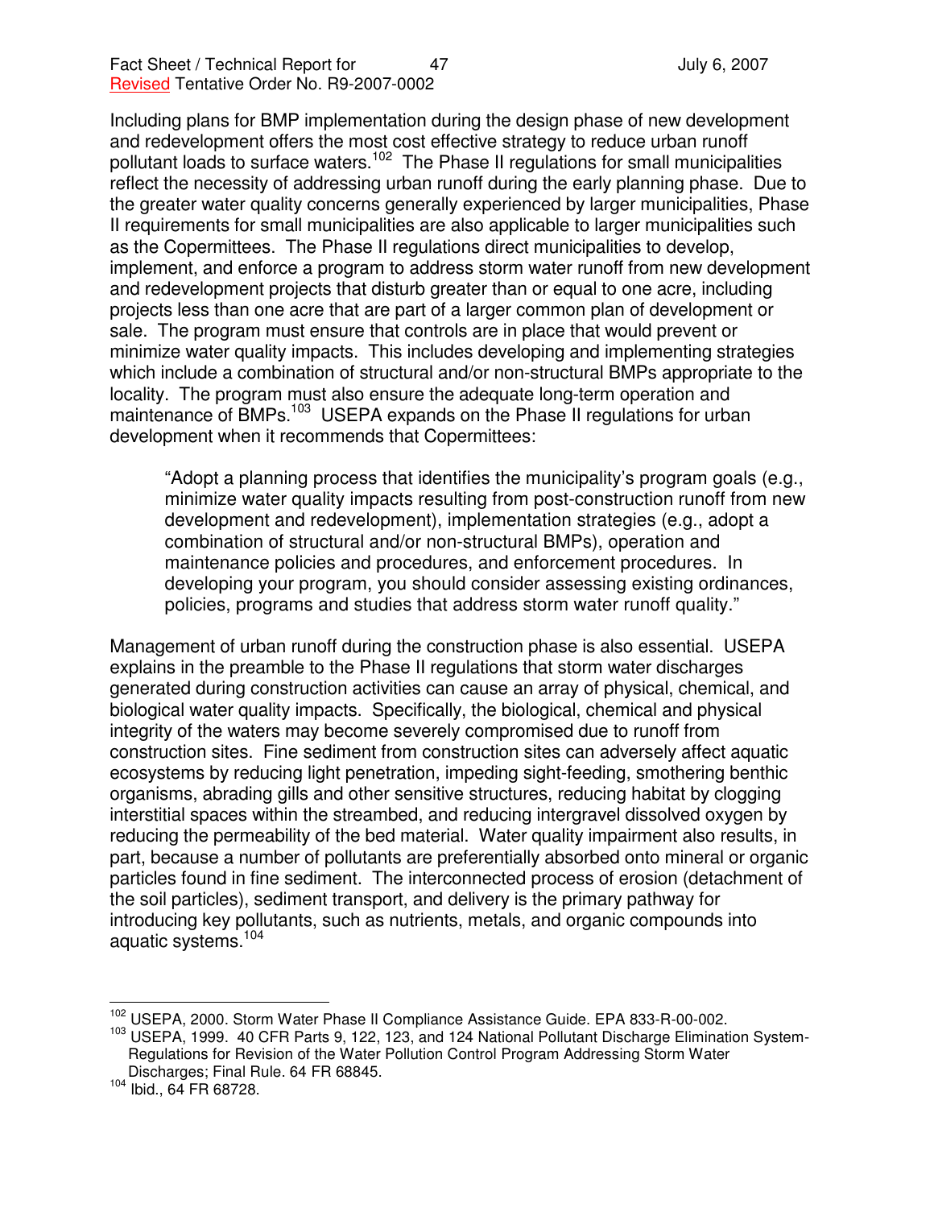Including plans for BMP implementation during the design phase of new development and redevelopment offers the most cost effective strategy to reduce urban runoff pollutant loads to surface waters.[102] The Phase II regulations for small municipalities reflect the necessity of addressing urban runoff during the early planning phase. Due to the greater water quality concerns generally experienced by larger municipalities, Phase II requirements for small municipalities are also applicable to larger municipalities such as the Copermittees. The Phase II regulations direct municipalities to develop, implement, and enforce a program to address storm water runoff from new development and redevelopment projects that disturb greater than or equal to one acre, including projects less than one acre that are part of a larger common plan of development or sale. The program must ensure that controls are in place that would prevent or minimize water quality impacts. This includes developing and implementing strategies which include a combination of structural and/or non-structural BMPs appropriate to the locality. The program must also ensure the adequate long-term operation and maintenance of BMPs.[103] USEPA expands on the Phase II regulations for urban development when it recommends that Copermittees:

> "Adopt a planning process that identifies the municipality's program goals (e.g., minimize water quality impacts resulting from post-construction runoff from new development and redevelopment), implementation strategies (e.g., adopt a combination of structural and/or non-structural BMPs), operation and maintenance policies and procedures, and enforcement procedures. In developing your program, you should consider assessing existing ordinances, policies, programs and studies that address storm water runoff quality."

Management of urban runoff during the construction phase is also essential. USEPA explains in the preamble to the Phase II regulations that storm water discharges generated during construction activities can cause an array of physical, chemical, and biological water quality impacts. Specifically, the biological, chemical and physical integrity of the waters may become severely compromised due to runoff from construction sites. Fine sediment from construction sites can adversely affect aquatic ecosystems by reducing light penetration, impeding sight-feeding, smothering benthic organisms, abrading gills and other sensitive structures, reducing habitat by clogging interstitial spaces within the streambed, and reducing intergravel dissolved oxygen by reducing the permeability of the bed material. Water quality impairment also results, in part, because a number of pollutants are preferentially absorbed onto mineral or organic particles found in fine sediment. The interconnected process of erosion (detachment of the soil particles), sediment transport, and delivery is the primary pathway for introducing key pollutants, such as nutrients, metals, and organic compounds into aquatic systems.[104]

---

[102] USEPA, 2000. Storm Water Phase II Compliance Assistance Guide. EPA 833-R-00-002.

[103] USEPA, 1999. 40 CFR Parts 9, 122, 123, and 124 National Pollutant Discharge Elimination System-Regulations for Revision of the Water Pollution Control Program Addressing Storm Water Discharges; Final Rule. 64 FR 68845.

[104] Ibid., 64 FR 68728.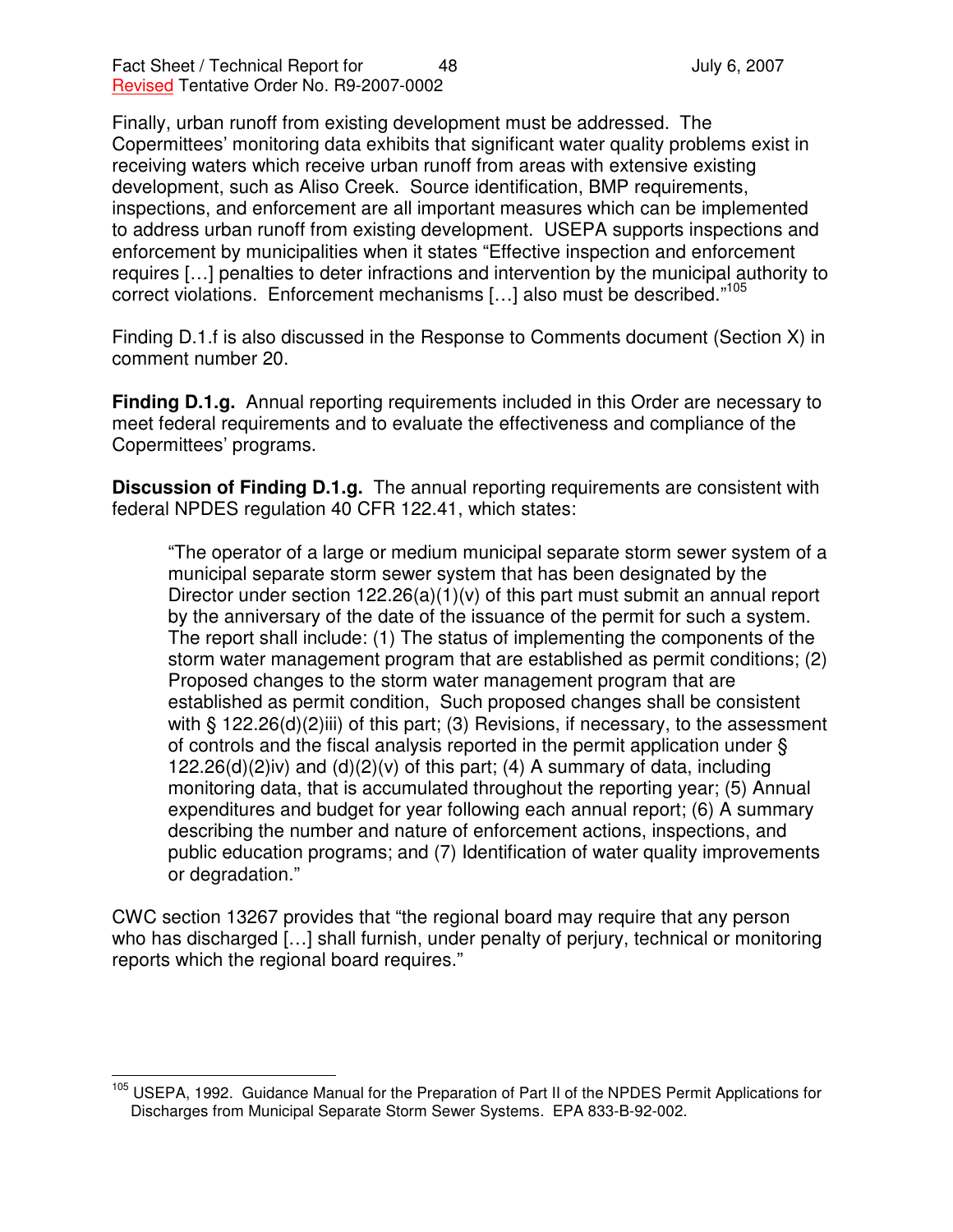Finally, urban runoff from existing development must be addressed. The Copermittees' monitoring data exhibits that significant water quality problems exist in receiving waters which receive urban runoff from areas with extensive existing development, such as Aliso Creek. Source identification, BMP requirements, inspections, and enforcement are all important measures which can be implemented to address urban runoff from existing development. USEPA supports inspections and enforcement by municipalities when it states "Effective inspection and enforcement requires […] penalties to deter infractions and intervention by the municipal authority to correct violations. Enforcement mechanisms […] also must be described."[105]

Finding D.1.f is also discussed in the Response to Comments document (Section X) in comment number 20.

**Finding D.1.g.** Annual reporting requirements included in this Order are necessary to meet federal requirements and to evaluate the effectiveness and compliance of the Copermittees' programs.

**Discussion of Finding D.1.g.** The annual reporting requirements are consistent with federal NPDES regulation 40 CFR 122.41, which states:

> "The operator of a large or medium municipal separate storm sewer system of a municipal separate storm sewer system that has been designated by the Director under section 122.26(a)(1)(v) of this part must submit an annual report by the anniversary of the date of the issuance of the permit for such a system. The report shall include: (1) The status of implementing the components of the storm water management program that are established as permit conditions; (2) Proposed changes to the storm water management program that are established as permit condition, Such proposed changes shall be consistent with § 122.26(d)(2)iii) of this part; (3) Revisions, if necessary, to the assessment of controls and the fiscal analysis reported in the permit application under § 122.26(d)(2)iv) and (d)(2)(v) of this part; (4) A summary of data, including monitoring data, that is accumulated throughout the reporting year; (5) Annual expenditures and budget for year following each annual report; (6) A summary describing the number and nature of enforcement actions, inspections, and public education programs; and (7) Identification of water quality improvements or degradation."

CWC section 13267 provides that "the regional board may require that any person who has discharged […] shall furnish, under penalty of perjury, technical or monitoring reports which the regional board requires."

[105] USEPA, 1992. Guidance Manual for the Preparation of Part II of the NPDES Permit Applications for Discharges from Municipal Separate Storm Sewer Systems. EPA 833-B-92-002.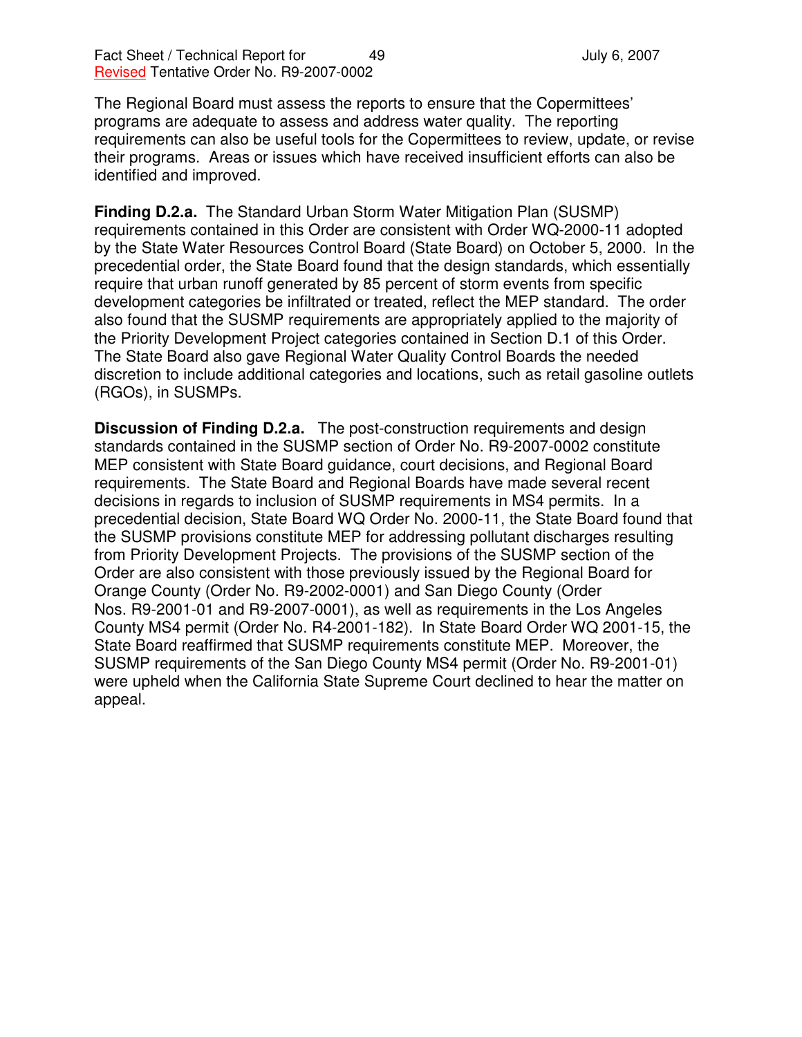The Regional Board must assess the reports to ensure that the Copermittees' programs are adequate to assess and address water quality. The reporting requirements can also be useful tools for the Copermittees to review, update, or revise their programs. Areas or issues which have received insufficient efforts can also be identified and improved.

**Finding D.2.a.** The Standard Urban Storm Water Mitigation Plan (SUSMP) requirements contained in this Order are consistent with Order WQ-2000-11 adopted by the State Water Resources Control Board (State Board) on October 5, 2000. In the precedential order, the State Board found that the design standards, which essentially require that urban runoff generated by 85 percent of storm events from specific development categories be infiltrated or treated, reflect the MEP standard. The order also found that the SUSMP requirements are appropriately applied to the majority of the Priority Development Project categories contained in Section D.1 of this Order. The State Board also gave Regional Water Quality Control Boards the needed discretion to include additional categories and locations, such as retail gasoline outlets (RGOs), in SUSMPs.

**Discussion of Finding D.2.a.** The post-construction requirements and design standards contained in the SUSMP section of Order No. R9-2007-0002 constitute MEP consistent with State Board guidance, court decisions, and Regional Board requirements. The State Board and Regional Boards have made several recent decisions in regards to inclusion of SUSMP requirements in MS4 permits. In a precedential decision, State Board WQ Order No. 2000-11, the State Board found that the SUSMP provisions constitute MEP for addressing pollutant discharges resulting from Priority Development Projects. The provisions of the SUSMP section of the Order are also consistent with those previously issued by the Regional Board for Orange County (Order No. R9-2002-0001) and San Diego County (Order Nos. R9-2001-01 and R9-2007-0001), as well as requirements in the Los Angeles County MS4 permit (Order No. R4-2001-182). In State Board Order WQ 2001-15, the State Board reaffirmed that SUSMP requirements constitute MEP. Moreover, the SUSMP requirements of the San Diego County MS4 permit (Order No. R9-2001-01) were upheld when the California State Supreme Court declined to hear the matter on appeal.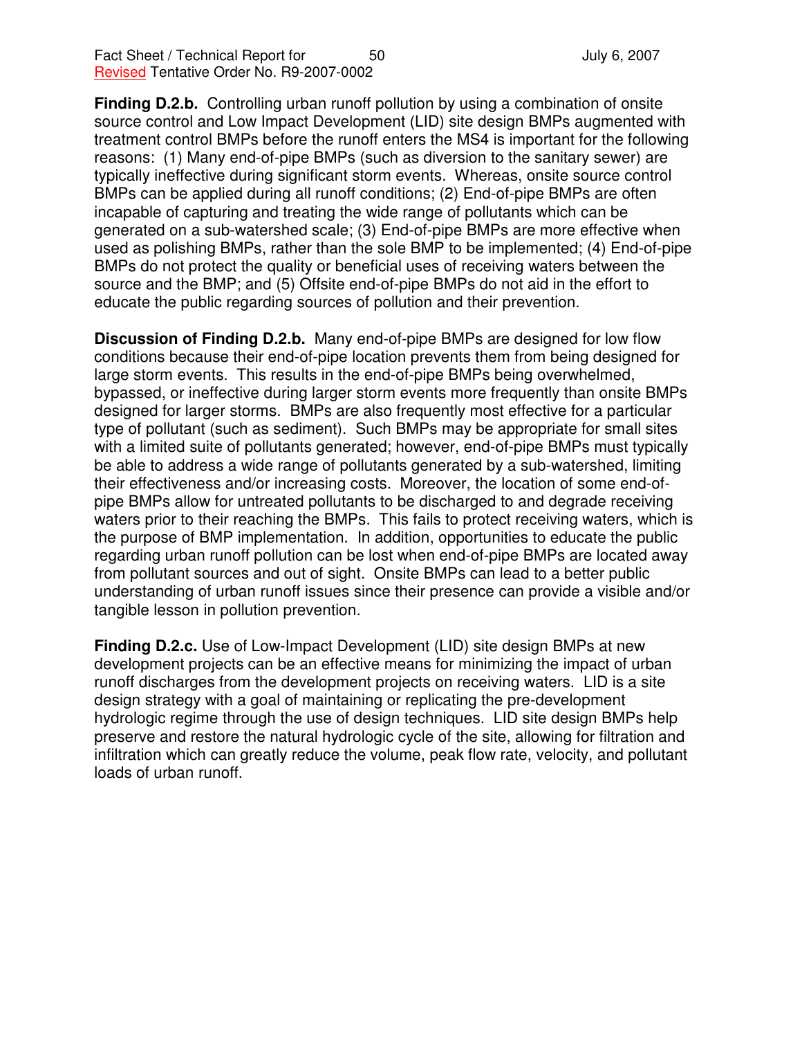**Finding D.2.b.** Controlling urban runoff pollution by using a combination of onsite source control and Low Impact Development (LID) site design BMPs augmented with treatment control BMPs before the runoff enters the MS4 is important for the following reasons: (1) Many end-of-pipe BMPs (such as diversion to the sanitary sewer) are typically ineffective during significant storm events. Whereas, onsite source control BMPs can be applied during all runoff conditions; (2) End-of-pipe BMPs are often incapable of capturing and treating the wide range of pollutants which can be generated on a sub-watershed scale; (3) End-of-pipe BMPs are more effective when used as polishing BMPs, rather than the sole BMP to be implemented; (4) End-of-pipe BMPs do not protect the quality or beneficial uses of receiving waters between the source and the BMP; and (5) Offsite end-of-pipe BMPs do not aid in the effort to educate the public regarding sources of pollution and their prevention.

**Discussion of Finding D.2.b.** Many end-of-pipe BMPs are designed for low flow conditions because their end-of-pipe location prevents them from being designed for large storm events. This results in the end-of-pipe BMPs being overwhelmed, bypassed, or ineffective during larger storm events more frequently than onsite BMPs designed for larger storms. BMPs are also frequently most effective for a particular type of pollutant (such as sediment). Such BMPs may be appropriate for small sites with a limited suite of pollutants generated; however, end-of-pipe BMPs must typically be able to address a wide range of pollutants generated by a sub-watershed, limiting their effectiveness and/or increasing costs. Moreover, the location of some end-of-pipe BMPs allow for untreated pollutants to be discharged to and degrade receiving waters prior to their reaching the BMPs. This fails to protect receiving waters, which is the purpose of BMP implementation. In addition, opportunities to educate the public regarding urban runoff pollution can be lost when end-of-pipe BMPs are located away from pollutant sources and out of sight. Onsite BMPs can lead to a better public understanding of urban runoff issues since their presence can provide a visible and/or tangible lesson in pollution prevention.

**Finding D.2.c.** Use of Low-Impact Development (LID) site design BMPs at new development projects can be an effective means for minimizing the impact of urban runoff discharges from the development projects on receiving waters. LID is a site design strategy with a goal of maintaining or replicating the pre-development hydrologic regime through the use of design techniques. LID site design BMPs help preserve and restore the natural hydrologic cycle of the site, allowing for filtration and infiltration which can greatly reduce the volume, peak flow rate, velocity, and pollutant loads of urban runoff.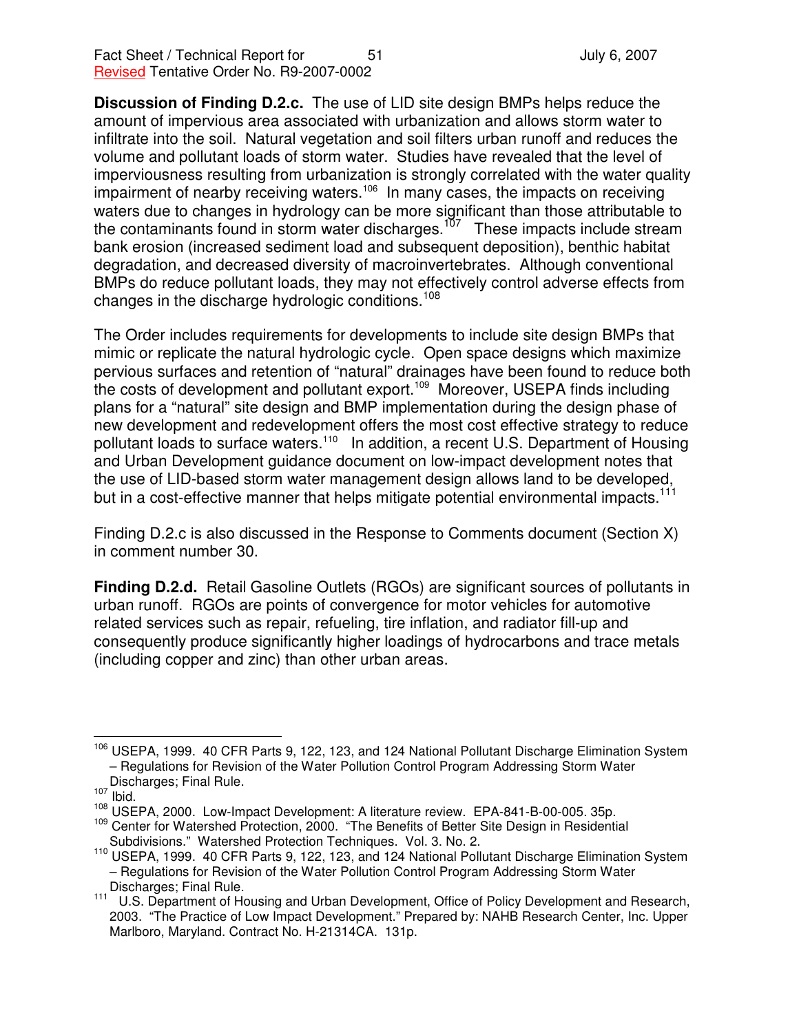**Discussion of Finding D.2.c.** The use of LID site design BMPs helps reduce the amount of impervious area associated with urbanization and allows storm water to infiltrate into the soil. Natural vegetation and soil filters urban runoff and reduces the volume and pollutant loads of storm water. Studies have revealed that the level of imperviousness resulting from urbanization is strongly correlated with the water quality impairment of nearby receiving waters.[106] In many cases, the impacts on receiving waters due to changes in hydrology can be more significant than those attributable to the contaminants found in storm water discharges.[107] These impacts include stream bank erosion (increased sediment load and subsequent deposition), benthic habitat degradation, and decreased diversity of macroinvertebrates. Although conventional BMPs do reduce pollutant loads, they may not effectively control adverse effects from changes in the discharge hydrologic conditions.[108]

The Order includes requirements for developments to include site design BMPs that mimic or replicate the natural hydrologic cycle. Open space designs which maximize pervious surfaces and retention of "natural" drainages have been found to reduce both the costs of development and pollutant export.[109] Moreover, USEPA finds including plans for a "natural" site design and BMP implementation during the design phase of new development and redevelopment offers the most cost effective strategy to reduce pollutant loads to surface waters.[110] In addition, a recent U.S. Department of Housing and Urban Development guidance document on low-impact development notes that the use of LID-based storm water management design allows land to be developed, but in a cost-effective manner that helps mitigate potential environmental impacts.[111]

Finding D.2.c is also discussed in the Response to Comments document (Section X) in comment number 30.

**Finding D.2.d.** Retail Gasoline Outlets (RGOs) are significant sources of pollutants in urban runoff. RGOs are points of convergence for motor vehicles for automotive related services such as repair, refueling, tire inflation, and radiator fill-up and consequently produce significantly higher loadings of hydrocarbons and trace metals (including copper and zinc) than other urban areas.

---

[106] USEPA, 1999. 40 CFR Parts 9, 122, 123, and 124 National Pollutant Discharge Elimination System – Regulations for Revision of the Water Pollution Control Program Addressing Storm Water Discharges; Final Rule.

[107] Ibid.

[108] USEPA, 2000. Low-Impact Development: A literature review. EPA-841-B-00-005. 35p.

[109] Center for Watershed Protection, 2000. "The Benefits of Better Site Design in Residential Subdivisions." Watershed Protection Techniques. Vol. 3. No. 2.

[110] USEPA, 1999. 40 CFR Parts 9, 122, 123, and 124 National Pollutant Discharge Elimination System – Regulations for Revision of the Water Pollution Control Program Addressing Storm Water Discharges; Final Rule.

[111] U.S. Department of Housing and Urban Development, Office of Policy Development and Research, 2003. "The Practice of Low Impact Development." Prepared by: NAHB Research Center, Inc. Upper Marlboro, Maryland. Contract No. H-21314CA. 131p.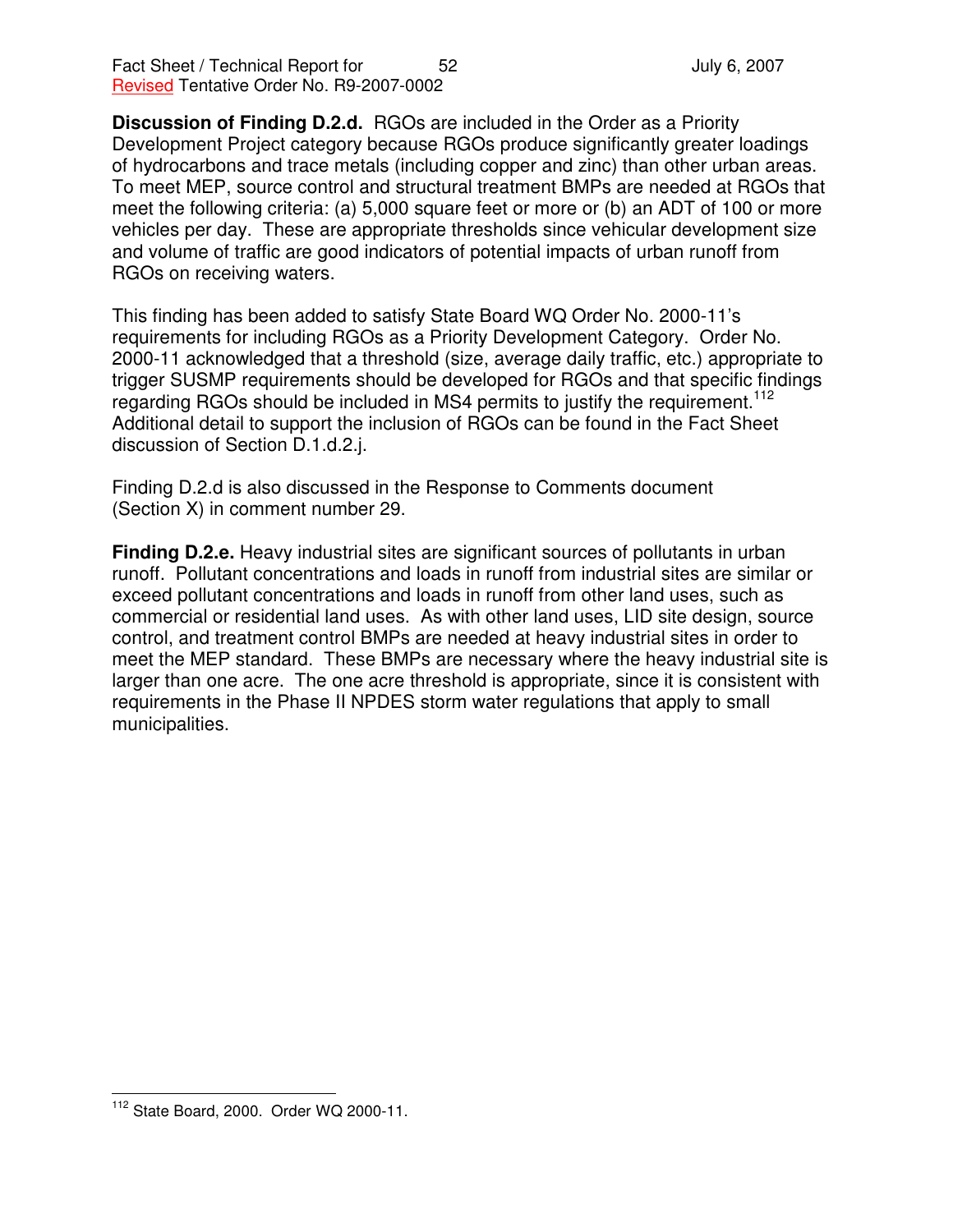**Discussion of Finding D.2.d.** RGOs are included in the Order as a Priority Development Project category because RGOs produce significantly greater loadings of hydrocarbons and trace metals (including copper and zinc) than other urban areas. To meet MEP, source control and structural treatment BMPs are needed at RGOs that meet the following criteria: (a) 5,000 square feet or more or (b) an ADT of 100 or more vehicles per day. These are appropriate thresholds since vehicular development size and volume of traffic are good indicators of potential impacts of urban runoff from RGOs on receiving waters.

This finding has been added to satisfy State Board WQ Order No. 2000-11's requirements for including RGOs as a Priority Development Category. Order No. 2000-11 acknowledged that a threshold (size, average daily traffic, etc.) appropriate to trigger SUSMP requirements should be developed for RGOs and that specific findings regarding RGOs should be included in MS4 permits to justify the requirement.[112] Additional detail to support the inclusion of RGOs can be found in the Fact Sheet discussion of Section D.1.d.2.j.

Finding D.2.d is also discussed in the Response to Comments document (Section X) in comment number 29.

**Finding D.2.e.** Heavy industrial sites are significant sources of pollutants in urban runoff. Pollutant concentrations and loads in runoff from industrial sites are similar or exceed pollutant concentrations and loads in runoff from other land uses, such as commercial or residential land uses. As with other land uses, LID site design, source control, and treatment control BMPs are needed at heavy industrial sites in order to meet the MEP standard. These BMPs are necessary where the heavy industrial site is larger than one acre. The one acre threshold is appropriate, since it is consistent with requirements in the Phase II NPDES storm water regulations that apply to small municipalities.

---

[112] State Board, 2000. Order WQ 2000-11.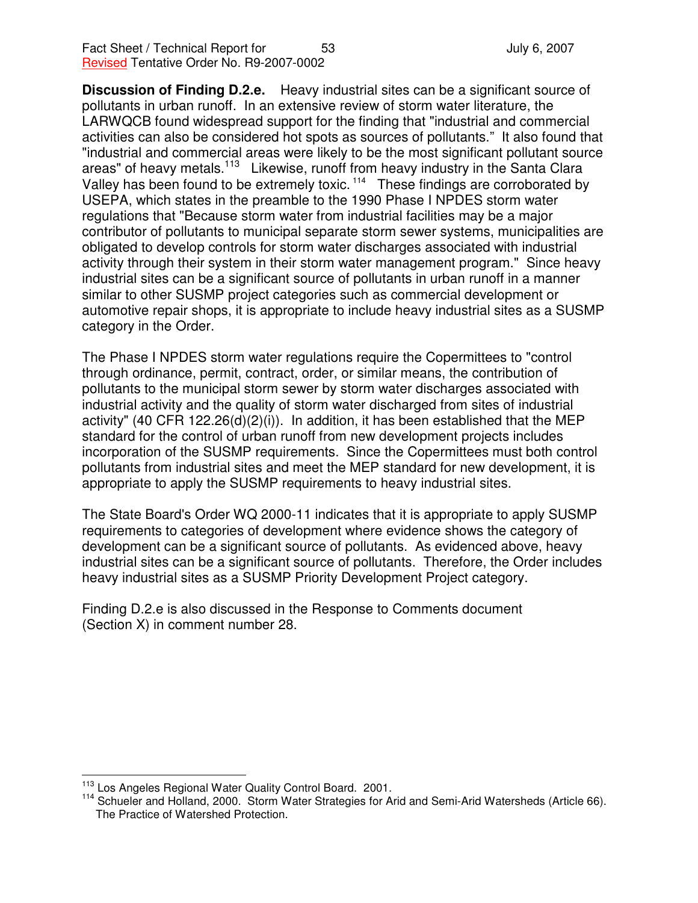**Discussion of Finding D.2.e.** Heavy industrial sites can be a significant source of pollutants in urban runoff. In an extensive review of storm water literature, the LARWQCB found widespread support for the finding that "industrial and commercial activities can also be considered hot spots as sources of pollutants." It also found that "industrial and commercial areas were likely to be the most significant pollutant source areas" of heavy metals.[113] Likewise, runoff from heavy industry in the Santa Clara Valley has been found to be extremely toxic.[114] These findings are corroborated by USEPA, which states in the preamble to the 1990 Phase I NPDES storm water regulations that "Because storm water from industrial facilities may be a major contributor of pollutants to municipal separate storm sewer systems, municipalities are obligated to develop controls for storm water discharges associated with industrial activity through their system in their storm water management program." Since heavy industrial sites can be a significant source of pollutants in urban runoff in a manner similar to other SUSMP project categories such as commercial development or automotive repair shops, it is appropriate to include heavy industrial sites as a SUSMP category in the Order.

The Phase I NPDES storm water regulations require the Copermittees to "control through ordinance, permit, contract, order, or similar means, the contribution of pollutants to the municipal storm sewer by storm water discharges associated with industrial activity and the quality of storm water discharged from sites of industrial activity" (40 CFR 122.26(d)(2)(i)). In addition, it has been established that the MEP standard for the control of urban runoff from new development projects includes incorporation of the SUSMP requirements. Since the Copermittees must both control pollutants from industrial sites and meet the MEP standard for new development, it is appropriate to apply the SUSMP requirements to heavy industrial sites.

The State Board's Order WQ 2000-11 indicates that it is appropriate to apply SUSMP requirements to categories of development where evidence shows the category of development can be a significant source of pollutants. As evidenced above, heavy industrial sites can be a significant source of pollutants. Therefore, the Order includes heavy industrial sites as a SUSMP Priority Development Project category.

Finding D.2.e is also discussed in the Response to Comments document (Section X) in comment number 28.

---

[113] Los Angeles Regional Water Quality Control Board. 2001.

[114] Schueler and Holland, 2000. Storm Water Strategies for Arid and Semi-Arid Watersheds (Article 66). The Practice of Watershed Protection.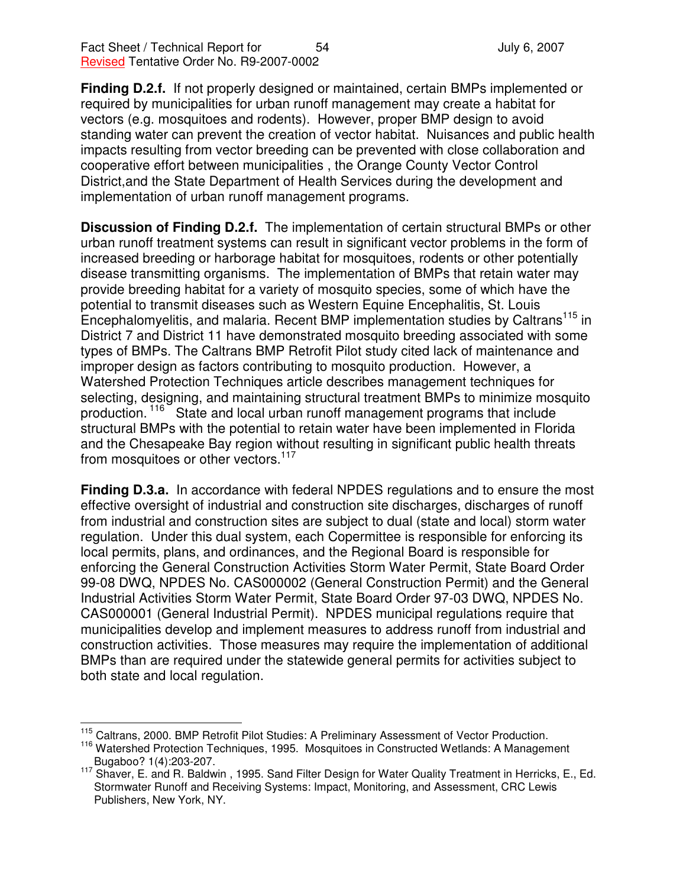**Finding D.2.f.** If not properly designed or maintained, certain BMPs implemented or required by municipalities for urban runoff management may create a habitat for vectors (e.g. mosquitoes and rodents). However, proper BMP design to avoid standing water can prevent the creation of vector habitat. Nuisances and public health impacts resulting from vector breeding can be prevented with close collaboration and cooperative effort between municipalities , the Orange County Vector Control District,and the State Department of Health Services during the development and implementation of urban runoff management programs.

**Discussion of Finding D.2.f.** The implementation of certain structural BMPs or other urban runoff treatment systems can result in significant vector problems in the form of increased breeding or harborage habitat for mosquitoes, rodents or other potentially disease transmitting organisms. The implementation of BMPs that retain water may provide breeding habitat for a variety of mosquito species, some of which have the potential to transmit diseases such as Western Equine Encephalitis, St. Louis Encephalomyelitis, and malaria. Recent BMP implementation studies by Caltrans[115] in District 7 and District 11 have demonstrated mosquito breeding associated with some types of BMPs. The Caltrans BMP Retrofit Pilot study cited lack of maintenance and improper design as factors contributing to mosquito production. However, a Watershed Protection Techniques article describes management techniques for selecting, designing, and maintaining structural treatment BMPs to minimize mosquito production.[116] State and local urban runoff management programs that include structural BMPs with the potential to retain water have been implemented in Florida and the Chesapeake Bay region without resulting in significant public health threats from mosquitoes or other vectors.[117]

**Finding D.3.a.** In accordance with federal NPDES regulations and to ensure the most effective oversight of industrial and construction site discharges, discharges of runoff from industrial and construction sites are subject to dual (state and local) storm water regulation. Under this dual system, each Copermittee is responsible for enforcing its local permits, plans, and ordinances, and the Regional Board is responsible for enforcing the General Construction Activities Storm Water Permit, State Board Order 99-08 DWQ, NPDES No. CAS000002 (General Construction Permit) and the General Industrial Activities Storm Water Permit, State Board Order 97-03 DWQ, NPDES No. CAS000001 (General Industrial Permit). NPDES municipal regulations require that municipalities develop and implement measures to address runoff from industrial and construction activities. Those measures may require the implementation of additional BMPs than are required under the statewide general permits for activities subject to both state and local regulation.

---

[115] Caltrans, 2000. BMP Retrofit Pilot Studies: A Preliminary Assessment of Vector Production.

[116] Watershed Protection Techniques, 1995. Mosquitoes in Constructed Wetlands: A Management Bugaboo? 1(4):203-207.

[117] Shaver, E. and R. Baldwin , 1995. Sand Filter Design for Water Quality Treatment in Herricks, E., Ed. Stormwater Runoff and Receiving Systems: Impact, Monitoring, and Assessment, CRC Lewis Publishers, New York, NY.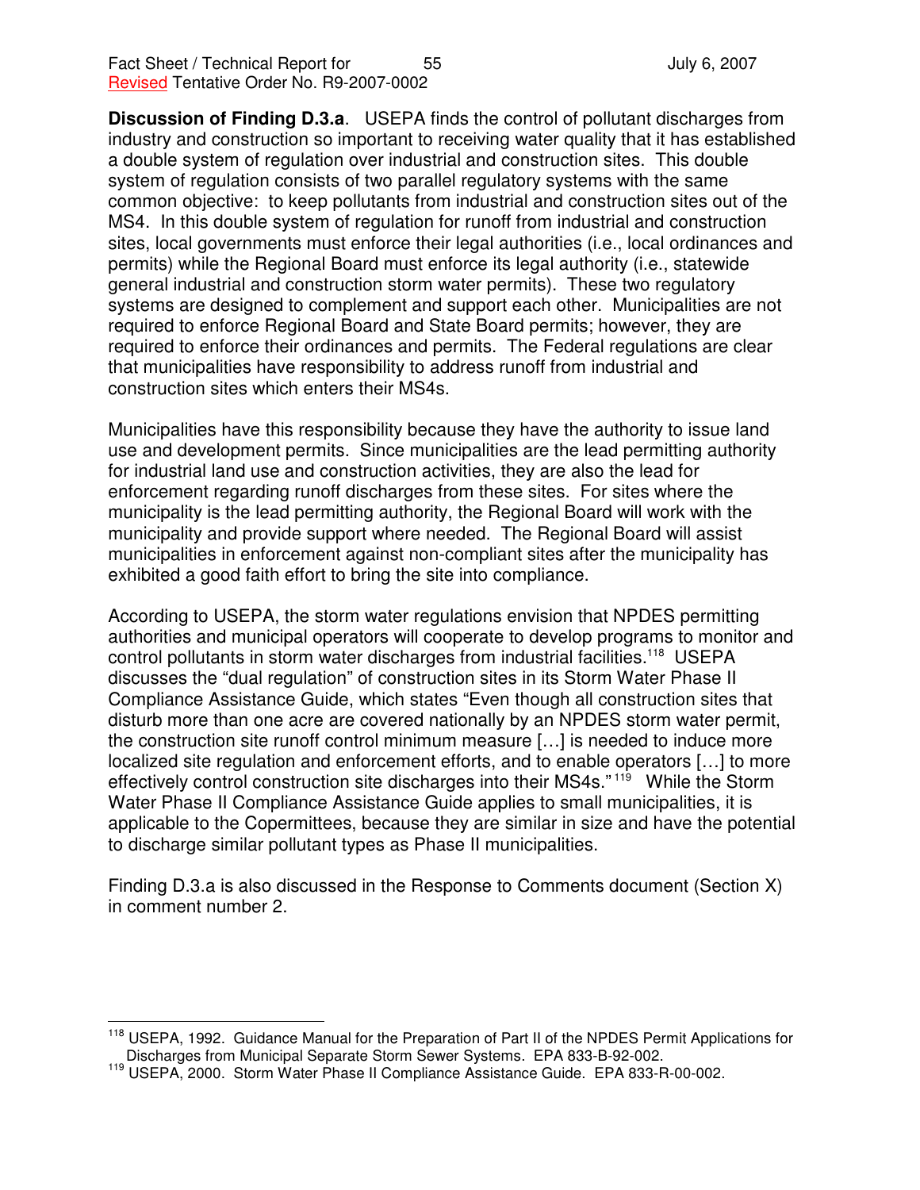**Discussion of Finding D.3.a**. USEPA finds the control of pollutant discharges from industry and construction so important to receiving water quality that it has established a double system of regulation over industrial and construction sites. This double system of regulation consists of two parallel regulatory systems with the same common objective: to keep pollutants from industrial and construction sites out of the MS4. In this double system of regulation for runoff from industrial and construction sites, local governments must enforce their legal authorities (i.e., local ordinances and permits) while the Regional Board must enforce its legal authority (i.e., statewide general industrial and construction storm water permits). These two regulatory systems are designed to complement and support each other. Municipalities are not required to enforce Regional Board and State Board permits; however, they are required to enforce their ordinances and permits. The Federal regulations are clear that municipalities have responsibility to address runoff from industrial and construction sites which enters their MS4s.

Municipalities have this responsibility because they have the authority to issue land use and development permits. Since municipalities are the lead permitting authority for industrial land use and construction activities, they are also the lead for enforcement regarding runoff discharges from these sites. For sites where the municipality is the lead permitting authority, the Regional Board will work with the municipality and provide support where needed. The Regional Board will assist municipalities in enforcement against non-compliant sites after the municipality has exhibited a good faith effort to bring the site into compliance.

According to USEPA, the storm water regulations envision that NPDES permitting authorities and municipal operators will cooperate to develop programs to monitor and control pollutants in storm water discharges from industrial facilities.[118] USEPA discusses the "dual regulation" of construction sites in its Storm Water Phase II Compliance Assistance Guide, which states "Even though all construction sites that disturb more than one acre are covered nationally by an NPDES storm water permit, the construction site runoff control minimum measure […] is needed to induce more localized site regulation and enforcement efforts, and to enable operators […] to more effectively control construction site discharges into their MS4s."[119] While the Storm Water Phase II Compliance Assistance Guide applies to small municipalities, it is applicable to the Copermittees, because they are similar in size and have the potential to discharge similar pollutant types as Phase II municipalities.

Finding D.3.a is also discussed in the Response to Comments document (Section X) in comment number 2.

---

[118] USEPA, 1992. Guidance Manual for the Preparation of Part II of the NPDES Permit Applications for Discharges from Municipal Separate Storm Sewer Systems. EPA 833-B-92-002.

[119] USEPA, 2000. Storm Water Phase II Compliance Assistance Guide. EPA 833-R-00-002.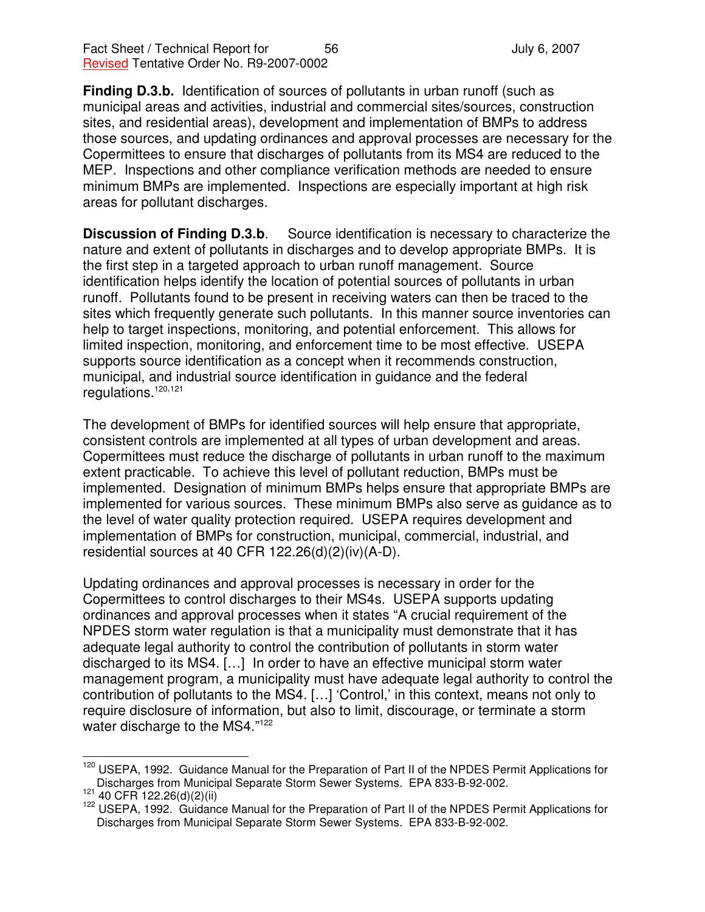**Finding D.3.b.** Identification of sources of pollutants in urban runoff (such as municipal areas and activities, industrial and commercial sites/sources, construction sites, and residential areas), development and implementation of BMPs to address those sources, and updating ordinances and approval processes are necessary for the Copermittees to ensure that discharges of pollutants from its MS4 are reduced to the MEP. Inspections and other compliance verification methods are needed to ensure minimum BMPs are implemented. Inspections are especially important at high risk areas for pollutant discharges.

**Discussion of Finding D.3.b**. Source identification is necessary to characterize the nature and extent of pollutants in discharges and to develop appropriate BMPs. It is the first step in a targeted approach to urban runoff management. Source identification helps identify the location of potential sources of pollutants in urban runoff. Pollutants found to be present in receiving waters can then be traced to the sites which frequently generate such pollutants. In this manner source inventories can help to target inspections, monitoring, and potential enforcement. This allows for limited inspection, monitoring, and enforcement time to be most effective. USEPA supports source identification as a concept when it recommends construction, municipal, and industrial source identification in guidance and the federal regulations.[120,121]

The development of BMPs for identified sources will help ensure that appropriate, consistent controls are implemented at all types of urban development and areas. Copermittees must reduce the discharge of pollutants in urban runoff to the maximum extent practicable. To achieve this level of pollutant reduction, BMPs must be implemented. Designation of minimum BMPs helps ensure that appropriate BMPs are implemented for various sources. These minimum BMPs also serve as guidance as to the level of water quality protection required. USEPA requires development and implementation of BMPs for construction, municipal, commercial, industrial, and residential sources at 40 CFR 122.26(d)(2)(iv)(A-D).

Updating ordinances and approval processes is necessary in order for the Copermittees to control discharges to their MS4s. USEPA supports updating ordinances and approval processes when it states "A crucial requirement of the NPDES storm water regulation is that a municipality must demonstrate that it has adequate legal authority to control the contribution of pollutants in storm water discharged to its MS4. […] In order to have an effective municipal storm water management program, a municipality must have adequate legal authority to control the contribution of pollutants to the MS4. […] 'Control,' in this context, means not only to require disclosure of information, but also to limit, discourage, or terminate a storm water discharge to the MS4."[122]

---

[120] USEPA, 1992. Guidance Manual for the Preparation of Part II of the NPDES Permit Applications for Discharges from Municipal Separate Storm Sewer Systems. EPA 833-B-92-002.

[121] 40 CFR 122.26(d)(2)(ii)

[122] USEPA, 1992. Guidance Manual for the Preparation of Part II of the NPDES Permit Applications for Discharges from Municipal Separate Storm Sewer Systems. EPA 833-B-92-002.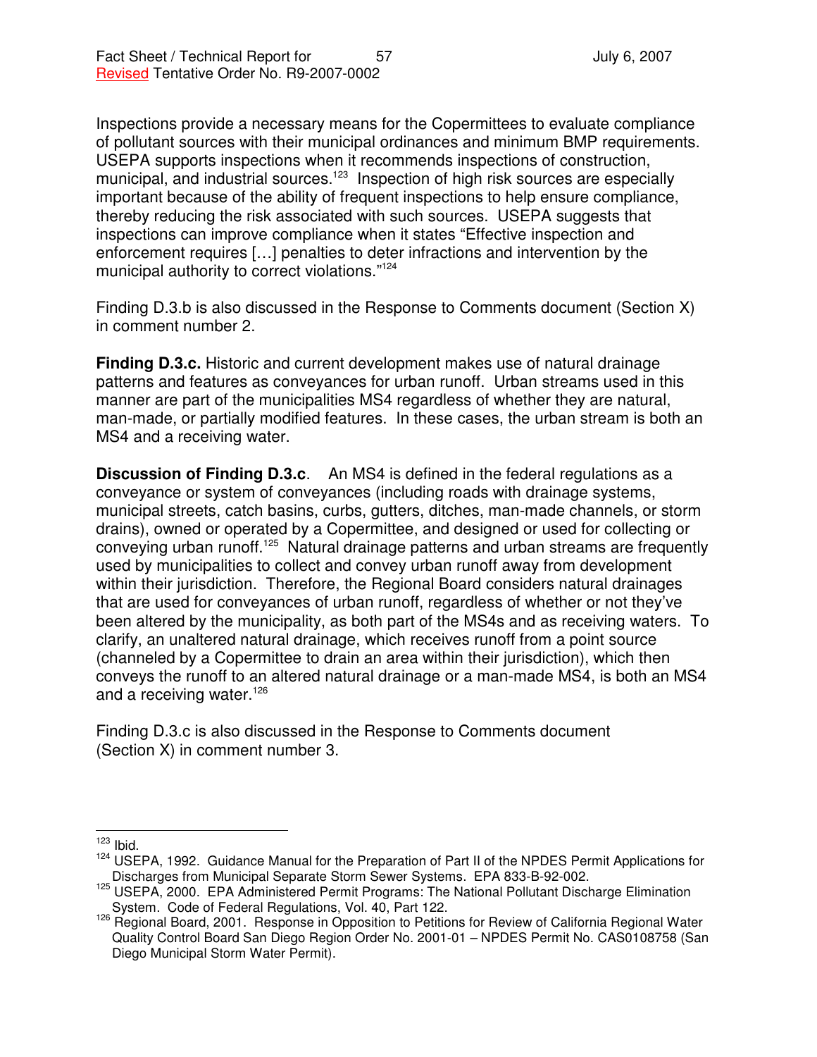Inspections provide a necessary means for the Copermittees to evaluate compliance of pollutant sources with their municipal ordinances and minimum BMP requirements. USEPA supports inspections when it recommends inspections of construction, municipal, and industrial sources.[123] Inspection of high risk sources are especially important because of the ability of frequent inspections to help ensure compliance, thereby reducing the risk associated with such sources. USEPA suggests that inspections can improve compliance when it states "Effective inspection and enforcement requires […] penalties to deter infractions and intervention by the municipal authority to correct violations."[124]

Finding D.3.b is also discussed in the Response to Comments document (Section X) in comment number 2.

**Finding D.3.c.** Historic and current development makes use of natural drainage patterns and features as conveyances for urban runoff. Urban streams used in this manner are part of the municipalities MS4 regardless of whether they are natural, man-made, or partially modified features. In these cases, the urban stream is both an MS4 and a receiving water.

**Discussion of Finding D.3.c**. An MS4 is defined in the federal regulations as a conveyance or system of conveyances (including roads with drainage systems, municipal streets, catch basins, curbs, gutters, ditches, man-made channels, or storm drains), owned or operated by a Copermittee, and designed or used for collecting or conveying urban runoff.[125] Natural drainage patterns and urban streams are frequently used by municipalities to collect and convey urban runoff away from development within their jurisdiction. Therefore, the Regional Board considers natural drainages that are used for conveyances of urban runoff, regardless of whether or not they've been altered by the municipality, as both part of the MS4s and as receiving waters. To clarify, an unaltered natural drainage, which receives runoff from a point source (channeled by a Copermittee to drain an area within their jurisdiction), which then conveys the runoff to an altered natural drainage or a man-made MS4, is both an MS4 and a receiving water.[126]

Finding D.3.c is also discussed in the Response to Comments document (Section X) in comment number 3.

---

[123] Ibid.

[124] USEPA, 1992. Guidance Manual for the Preparation of Part II of the NPDES Permit Applications for Discharges from Municipal Separate Storm Sewer Systems. EPA 833-B-92-002.

[125] USEPA, 2000. EPA Administered Permit Programs: The National Pollutant Discharge Elimination System. Code of Federal Regulations, Vol. 40, Part 122.

[126] Regional Board, 2001. Response in Opposition to Petitions for Review of California Regional Water Quality Control Board San Diego Region Order No. 2001-01 – NPDES Permit No. CAS0108758 (San Diego Municipal Storm Water Permit).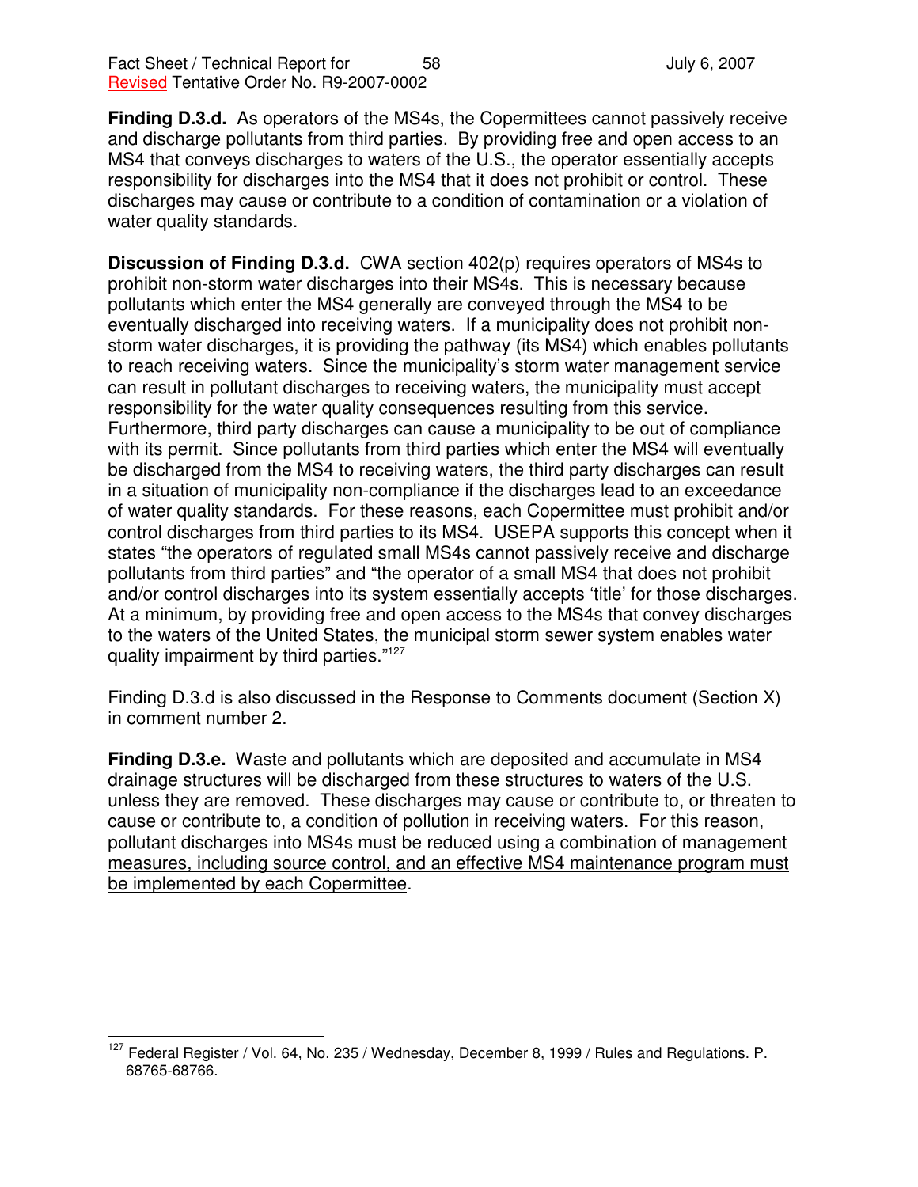**Finding D.3.d.** As operators of the MS4s, the Copermittees cannot passively receive and discharge pollutants from third parties. By providing free and open access to an MS4 that conveys discharges to waters of the U.S., the operator essentially accepts responsibility for discharges into the MS4 that it does not prohibit or control. These discharges may cause or contribute to a condition of contamination or a violation of water quality standards.

**Discussion of Finding D.3.d.** CWA section 402(p) requires operators of MS4s to prohibit non-storm water discharges into their MS4s. This is necessary because pollutants which enter the MS4 generally are conveyed through the MS4 to be eventually discharged into receiving waters. If a municipality does not prohibit non-storm water discharges, it is providing the pathway (its MS4) which enables pollutants to reach receiving waters. Since the municipality's storm water management service can result in pollutant discharges to receiving waters, the municipality must accept responsibility for the water quality consequences resulting from this service. Furthermore, third party discharges can cause a municipality to be out of compliance with its permit. Since pollutants from third parties which enter the MS4 will eventually be discharged from the MS4 to receiving waters, the third party discharges can result in a situation of municipality non-compliance if the discharges lead to an exceedance of water quality standards. For these reasons, each Copermittee must prohibit and/or control discharges from third parties to its MS4. USEPA supports this concept when it states "the operators of regulated small MS4s cannot passively receive and discharge pollutants from third parties" and "the operator of a small MS4 that does not prohibit and/or control discharges into its system essentially accepts 'title' for those discharges. At a minimum, by providing free and open access to the MS4s that convey discharges to the waters of the United States, the municipal storm sewer system enables water quality impairment by third parties."[127]

Finding D.3.d is also discussed in the Response to Comments document (Section X) in comment number 2.

**Finding D.3.e.** Waste and pollutants which are deposited and accumulate in MS4 drainage structures will be discharged from these structures to waters of the U.S. unless they are removed. These discharges may cause or contribute to, or threaten to cause or contribute to, a condition of pollution in receiving waters. For this reason, pollutant discharges into MS4s must be reduced <u>using a combination of management measures, including source control, and an effective MS4 maintenance program must be implemented by each Copermittee</u>.

---

[127] Federal Register / Vol. 64, No. 235 / Wednesday, December 8, 1999 / Rules and Regulations. P. 68765-68766.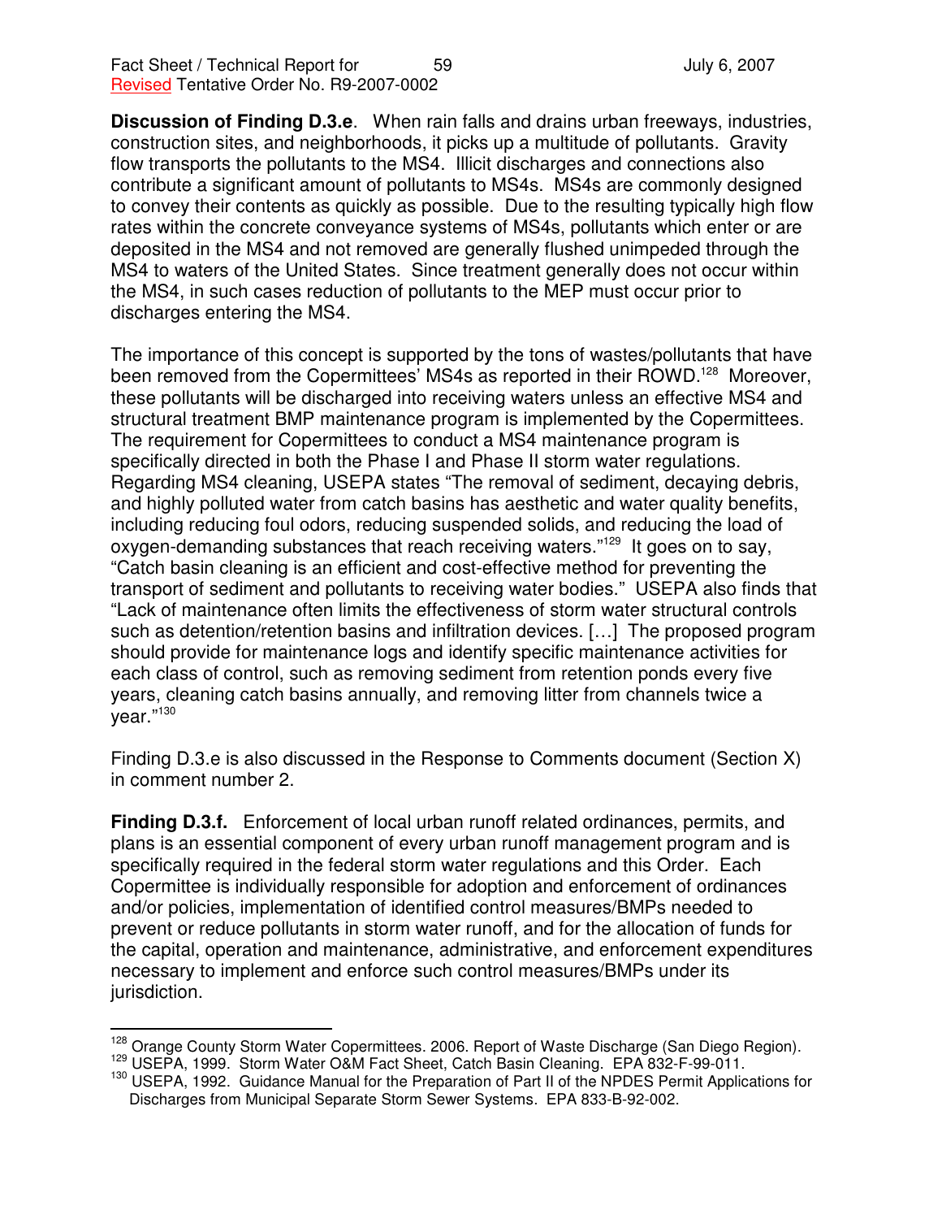**Discussion of Finding D.3.e**. When rain falls and drains urban freeways, industries, construction sites, and neighborhoods, it picks up a multitude of pollutants. Gravity flow transports the pollutants to the MS4. Illicit discharges and connections also contribute a significant amount of pollutants to MS4s. MS4s are commonly designed to convey their contents as quickly as possible. Due to the resulting typically high flow rates within the concrete conveyance systems of MS4s, pollutants which enter or are deposited in the MS4 and not removed are generally flushed unimpeded through the MS4 to waters of the United States. Since treatment generally does not occur within the MS4, in such cases reduction of pollutants to the MEP must occur prior to discharges entering the MS4.

The importance of this concept is supported by the tons of wastes/pollutants that have been removed from the Copermittees' MS4s as reported in their ROWD.[128] Moreover, these pollutants will be discharged into receiving waters unless an effective MS4 and structural treatment BMP maintenance program is implemented by the Copermittees. The requirement for Copermittees to conduct a MS4 maintenance program is specifically directed in both the Phase I and Phase II storm water regulations. Regarding MS4 cleaning, USEPA states "The removal of sediment, decaying debris, and highly polluted water from catch basins has aesthetic and water quality benefits, including reducing foul odors, reducing suspended solids, and reducing the load of oxygen-demanding substances that reach receiving waters."[129] It goes on to say, "Catch basin cleaning is an efficient and cost-effective method for preventing the transport of sediment and pollutants to receiving water bodies." USEPA also finds that "Lack of maintenance often limits the effectiveness of storm water structural controls such as detention/retention basins and infiltration devices. […] The proposed program should provide for maintenance logs and identify specific maintenance activities for each class of control, such as removing sediment from retention ponds every five years, cleaning catch basins annually, and removing litter from channels twice a year."[130]

Finding D.3.e is also discussed in the Response to Comments document (Section X) in comment number 2.

**Finding D.3.f.** Enforcement of local urban runoff related ordinances, permits, and plans is an essential component of every urban runoff management program and is specifically required in the federal storm water regulations and this Order. Each Copermittee is individually responsible for adoption and enforcement of ordinances and/or policies, implementation of identified control measures/BMPs needed to prevent or reduce pollutants in storm water runoff, and for the allocation of funds for the capital, operation and maintenance, administrative, and enforcement expenditures necessary to implement and enforce such control measures/BMPs under its jurisdiction.

---

[128] Orange County Storm Water Copermittees. 2006. Report of Waste Discharge (San Diego Region).

[129] USEPA, 1999. Storm Water O&M Fact Sheet, Catch Basin Cleaning. EPA 832-F-99-011.

[130] USEPA, 1992. Guidance Manual for the Preparation of Part II of the NPDES Permit Applications for Discharges from Municipal Separate Storm Sewer Systems. EPA 833-B-92-002.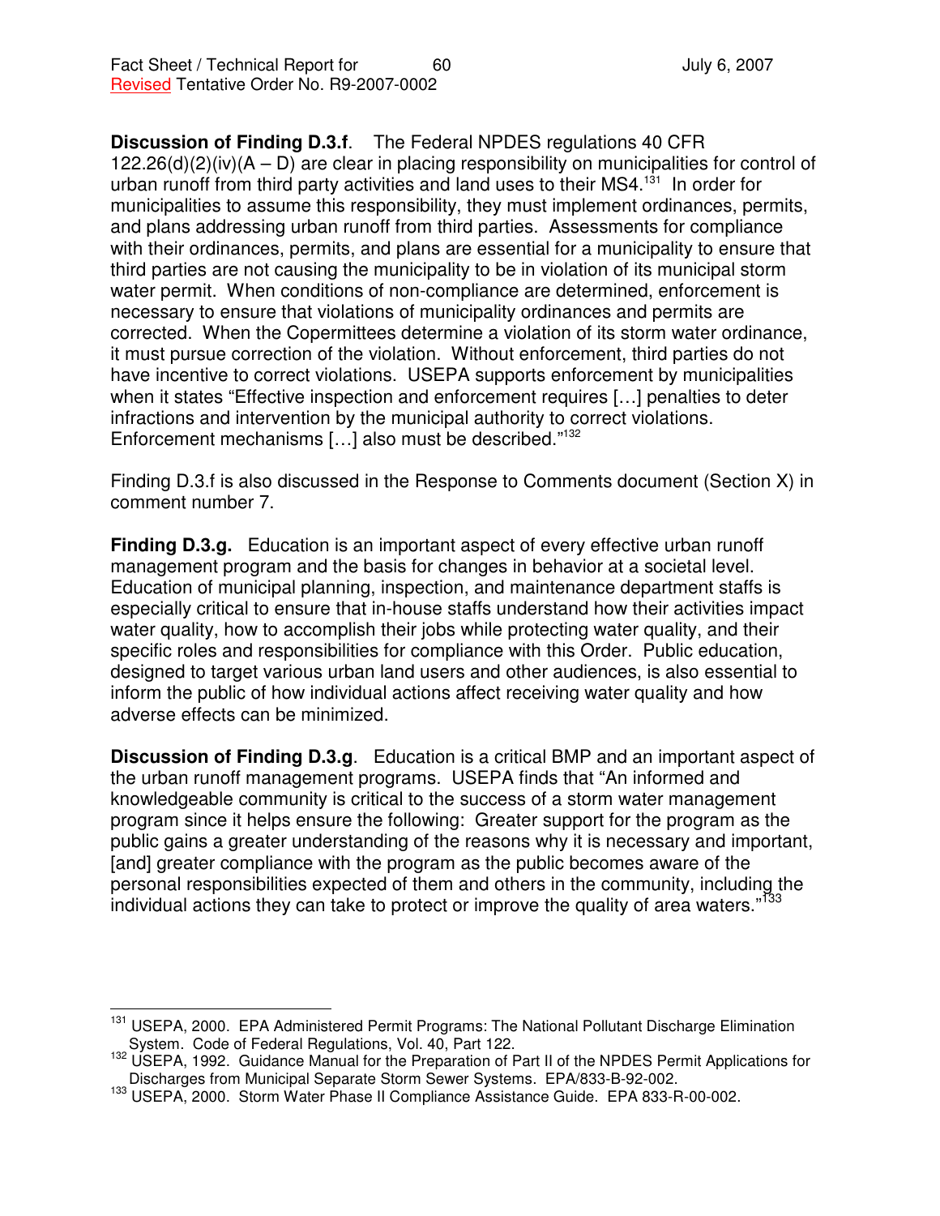**Discussion of Finding D.3.f**. The Federal NPDES regulations 40 CFR 122.26(d)(2)(iv)(A – D) are clear in placing responsibility on municipalities for control of urban runoff from third party activities and land uses to their MS4.[131] In order for municipalities to assume this responsibility, they must implement ordinances, permits, and plans addressing urban runoff from third parties. Assessments for compliance with their ordinances, permits, and plans are essential for a municipality to ensure that third parties are not causing the municipality to be in violation of its municipal storm water permit. When conditions of non-compliance are determined, enforcement is necessary to ensure that violations of municipality ordinances and permits are corrected. When the Copermittees determine a violation of its storm water ordinance, it must pursue correction of the violation. Without enforcement, third parties do not have incentive to correct violations. USEPA supports enforcement by municipalities when it states "Effective inspection and enforcement requires […] penalties to deter infractions and intervention by the municipal authority to correct violations. Enforcement mechanisms […] also must be described."[132]

Finding D.3.f is also discussed in the Response to Comments document (Section X) in comment number 7.

**Finding D.3.g.** Education is an important aspect of every effective urban runoff management program and the basis for changes in behavior at a societal level. Education of municipal planning, inspection, and maintenance department staffs is especially critical to ensure that in-house staffs understand how their activities impact water quality, how to accomplish their jobs while protecting water quality, and their specific roles and responsibilities for compliance with this Order. Public education, designed to target various urban land users and other audiences, is also essential to inform the public of how individual actions affect receiving water quality and how adverse effects can be minimized.

**Discussion of Finding D.3.g**. Education is a critical BMP and an important aspect of the urban runoff management programs. USEPA finds that "An informed and knowledgeable community is critical to the success of a storm water management program since it helps ensure the following: Greater support for the program as the public gains a greater understanding of the reasons why it is necessary and important, [and] greater compliance with the program as the public becomes aware of the personal responsibilities expected of them and others in the community, including the individual actions they can take to protect or improve the quality of area waters."[133]

---

[131] USEPA, 2000. EPA Administered Permit Programs: The National Pollutant Discharge Elimination System. Code of Federal Regulations, Vol. 40, Part 122.

[132] USEPA, 1992. Guidance Manual for the Preparation of Part II of the NPDES Permit Applications for Discharges from Municipal Separate Storm Sewer Systems. EPA/833-B-92-002.

[133] USEPA, 2000. Storm Water Phase II Compliance Assistance Guide. EPA 833-R-00-002.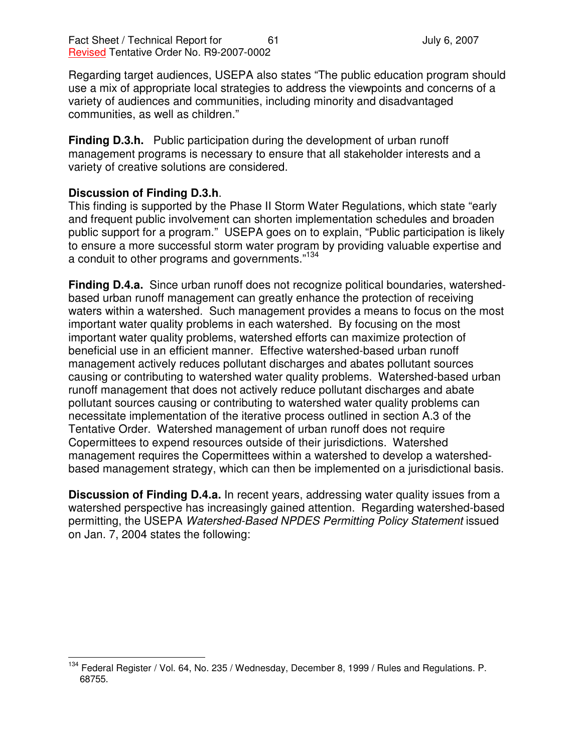Regarding target audiences, USEPA also states "The public education program should use a mix of appropriate local strategies to address the viewpoints and concerns of a variety of audiences and communities, including minority and disadvantaged communities, as well as children."

**Finding D.3.h.** Public participation during the development of urban runoff management programs is necessary to ensure that all stakeholder interests and a variety of creative solutions are considered.

**Discussion of Finding D.3.h**.
This finding is supported by the Phase II Storm Water Regulations, which state "early and frequent public involvement can shorten implementation schedules and broaden public support for a program." USEPA goes on to explain, "Public participation is likely to ensure a more successful storm water program by providing valuable expertise and a conduit to other programs and governments."[134]

**Finding D.4.a.** Since urban runoff does not recognize political boundaries, watershed-based urban runoff management can greatly enhance the protection of receiving waters within a watershed. Such management provides a means to focus on the most important water quality problems in each watershed. By focusing on the most important water quality problems, watershed efforts can maximize protection of beneficial use in an efficient manner. Effective watershed-based urban runoff management actively reduces pollutant discharges and abates pollutant sources causing or contributing to watershed water quality problems. Watershed-based urban runoff management that does not actively reduce pollutant discharges and abate pollutant sources causing or contributing to watershed water quality problems can necessitate implementation of the iterative process outlined in section A.3 of the Tentative Order. Watershed management of urban runoff does not require Copermittees to expend resources outside of their jurisdictions. Watershed management requires the Copermittees within a watershed to develop a watershed-based management strategy, which can then be implemented on a jurisdictional basis.

**Discussion of Finding D.4.a.** In recent years, addressing water quality issues from a watershed perspective has increasingly gained attention. Regarding watershed-based permitting, the USEPA *Watershed-Based NPDES Permitting Policy Statement* issued on Jan. 7, 2004 states the following:

[134] Federal Register / Vol. 64, No. 235 / Wednesday, December 8, 1999 / Rules and Regulations. P. 68755.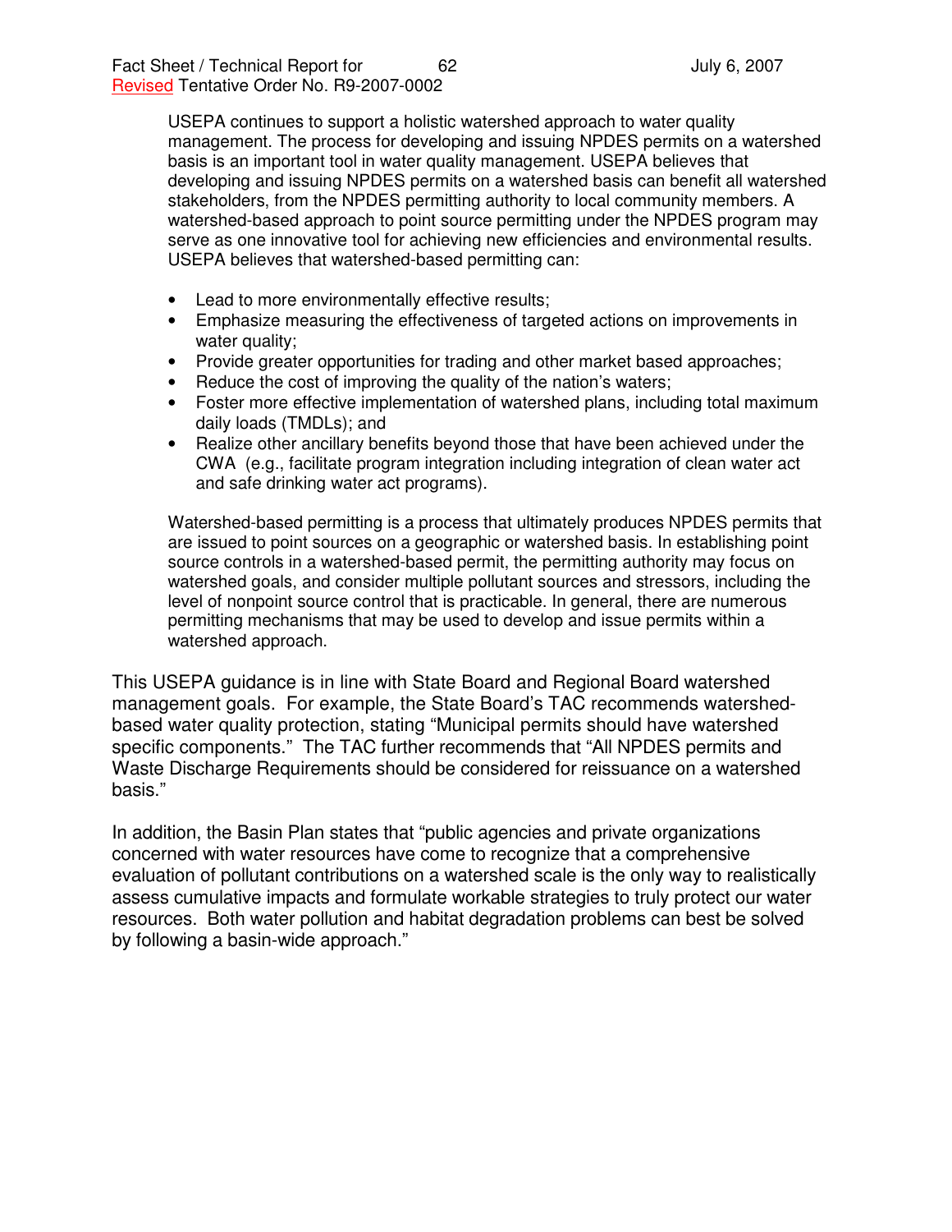> USEPA continues to support a holistic watershed approach to water quality management. The process for developing and issuing NPDES permits on a watershed basis is an important tool in water quality management. USEPA believes that developing and issuing NPDES permits on a watershed basis can benefit all watershed stakeholders, from the NPDES permitting authority to local community members. A watershed-based approach to point source permitting under the NPDES program may serve as one innovative tool for achieving new efficiencies and environmental results. USEPA believes that watershed-based permitting can:
>
> - Lead to more environmentally effective results;
> - Emphasize measuring the effectiveness of targeted actions on improvements in water quality;
> - Provide greater opportunities for trading and other market based approaches;
> - Reduce the cost of improving the quality of the nation's waters;
> - Foster more effective implementation of watershed plans, including total maximum daily loads (TMDLs); and
> - Realize other ancillary benefits beyond those that have been achieved under the CWA (e.g., facilitate program integration including integration of clean water act and safe drinking water act programs).
>
> Watershed-based permitting is a process that ultimately produces NPDES permits that are issued to point sources on a geographic or watershed basis. In establishing point source controls in a watershed-based permit, the permitting authority may focus on watershed goals, and consider multiple pollutant sources and stressors, including the level of nonpoint source control that is practicable. In general, there are numerous permitting mechanisms that may be used to develop and issue permits within a watershed approach.

This USEPA guidance is in line with State Board and Regional Board watershed management goals. For example, the State Board's TAC recommends watershed-based water quality protection, stating "Municipal permits should have watershed specific components." The TAC further recommends that "All NPDES permits and Waste Discharge Requirements should be considered for reissuance on a watershed basis."

In addition, the Basin Plan states that "public agencies and private organizations concerned with water resources have come to recognize that a comprehensive evaluation of pollutant contributions on a watershed scale is the only way to realistically assess cumulative impacts and formulate workable strategies to truly protect our water resources. Both water pollution and habitat degradation problems can best be solved by following a basin-wide approach."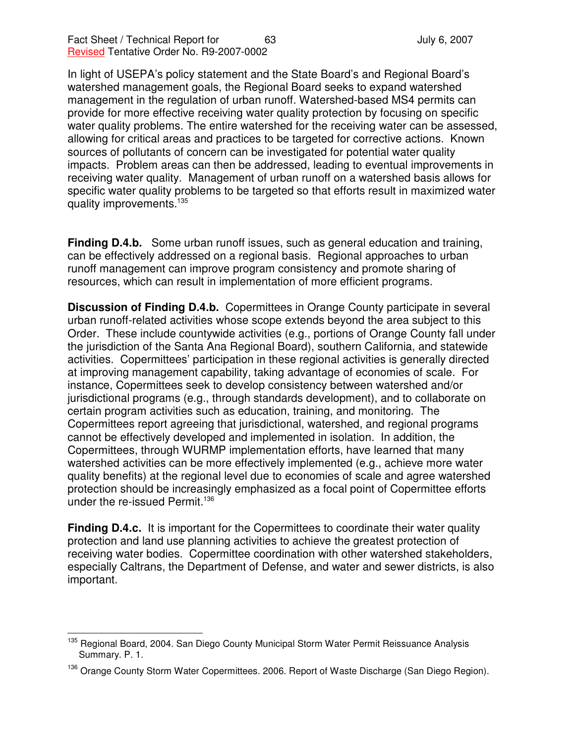In light of USEPA's policy statement and the State Board's and Regional Board's watershed management goals, the Regional Board seeks to expand watershed management in the regulation of urban runoff. Watershed-based MS4 permits can provide for more effective receiving water quality protection by focusing on specific water quality problems. The entire watershed for the receiving water can be assessed, allowing for critical areas and practices to be targeted for corrective actions. Known sources of pollutants of concern can be investigated for potential water quality impacts. Problem areas can then be addressed, leading to eventual improvements in receiving water quality. Management of urban runoff on a watershed basis allows for specific water quality problems to be targeted so that efforts result in maximized water quality improvements.[135]

**Finding D.4.b.** Some urban runoff issues, such as general education and training, can be effectively addressed on a regional basis. Regional approaches to urban runoff management can improve program consistency and promote sharing of resources, which can result in implementation of more efficient programs.

**Discussion of Finding D.4.b.** Copermittees in Orange County participate in several urban runoff-related activities whose scope extends beyond the area subject to this Order. These include countywide activities (e.g., portions of Orange County fall under the jurisdiction of the Santa Ana Regional Board), southern California, and statewide activities. Copermittees' participation in these regional activities is generally directed at improving management capability, taking advantage of economies of scale. For instance, Copermittees seek to develop consistency between watershed and/or jurisdictional programs (e.g., through standards development), and to collaborate on certain program activities such as education, training, and monitoring. The Copermittees report agreeing that jurisdictional, watershed, and regional programs cannot be effectively developed and implemented in isolation. In addition, the Copermittees, through WURMP implementation efforts, have learned that many watershed activities can be more effectively implemented (e.g., achieve more water quality benefits) at the regional level due to economies of scale and agree watershed protection should be increasingly emphasized as a focal point of Copermittee efforts under the re-issued Permit.[136]

**Finding D.4.c.** It is important for the Copermittees to coordinate their water quality protection and land use planning activities to achieve the greatest protection of receiving water bodies. Copermittee coordination with other watershed stakeholders, especially Caltrans, the Department of Defense, and water and sewer districts, is also important.

---

[135] Regional Board, 2004. San Diego County Municipal Storm Water Permit Reissuance Analysis Summary. P. 1.

[136] Orange County Storm Water Copermittees. 2006. Report of Waste Discharge (San Diego Region).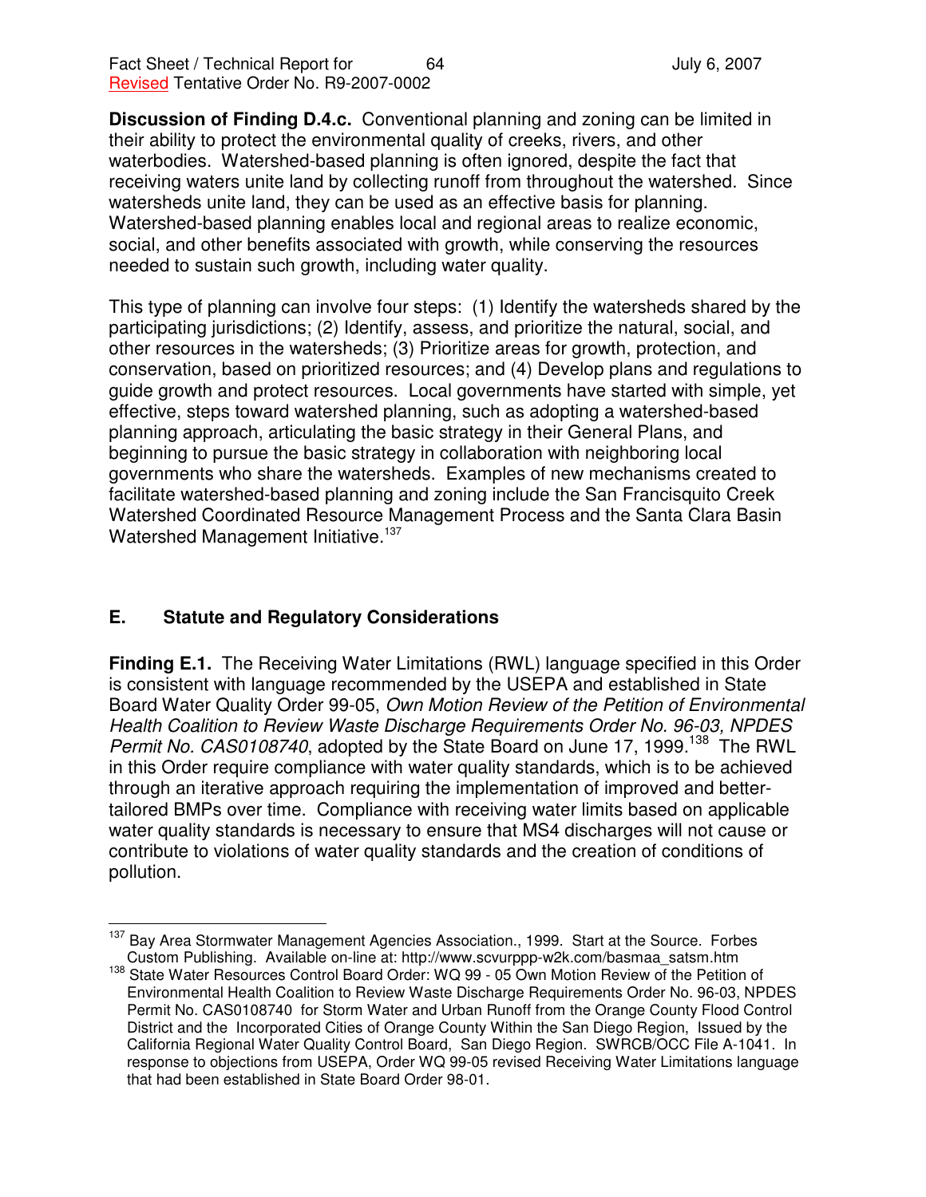**Discussion of Finding D.4.c.** Conventional planning and zoning can be limited in their ability to protect the environmental quality of creeks, rivers, and other waterbodies. Watershed-based planning is often ignored, despite the fact that receiving waters unite land by collecting runoff from throughout the watershed. Since watersheds unite land, they can be used as an effective basis for planning. Watershed-based planning enables local and regional areas to realize economic, social, and other benefits associated with growth, while conserving the resources needed to sustain such growth, including water quality.

This type of planning can involve four steps: (1) Identify the watersheds shared by the participating jurisdictions; (2) Identify, assess, and prioritize the natural, social, and other resources in the watersheds; (3) Prioritize areas for growth, protection, and conservation, based on prioritized resources; and (4) Develop plans and regulations to guide growth and protect resources. Local governments have started with simple, yet effective, steps toward watershed planning, such as adopting a watershed-based planning approach, articulating the basic strategy in their General Plans, and beginning to pursue the basic strategy in collaboration with neighboring local governments who share the watersheds. Examples of new mechanisms created to facilitate watershed-based planning and zoning include the San Francisquito Creek Watershed Coordinated Resource Management Process and the Santa Clara Basin Watershed Management Initiative.[137]

## E. Statute and Regulatory Considerations

**Finding E.1.** The Receiving Water Limitations (RWL) language specified in this Order is consistent with language recommended by the USEPA and established in State Board Water Quality Order 99-05, *Own Motion Review of the Petition of Environmental Health Coalition to Review Waste Discharge Requirements Order No. 96-03, NPDES Permit No. CAS0108740*, adopted by the State Board on June 17, 1999.[138] The RWL in this Order require compliance with water quality standards, which is to be achieved through an iterative approach requiring the implementation of improved and better-tailored BMPs over time. Compliance with receiving water limits based on applicable water quality standards is necessary to ensure that MS4 discharges will not cause or contribute to violations of water quality standards and the creation of conditions of pollution.

---

[137] Bay Area Stormwater Management Agencies Association., 1999. Start at the Source. Forbes Custom Publishing. Available on-line at: http://www.scvurppp-w2k.com/basmaa_satsm.htm

[138] State Water Resources Control Board Order: WQ 99 - 05 Own Motion Review of the Petition of Environmental Health Coalition to Review Waste Discharge Requirements Order No. 96-03, NPDES Permit No. CAS0108740 for Storm Water and Urban Runoff from the Orange County Flood Control District and the Incorporated Cities of Orange County Within the San Diego Region, Issued by the California Regional Water Quality Control Board, San Diego Region. SWRCB/OCC File A-1041. In response to objections from USEPA, Order WQ 99-05 revised Receiving Water Limitations language that had been established in State Board Order 98-01.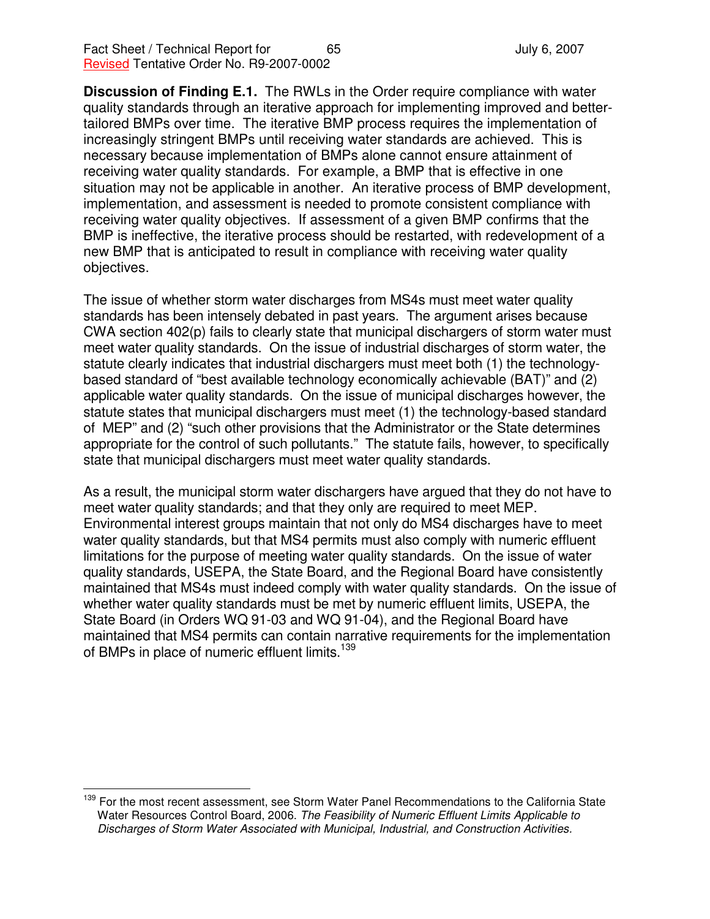**Discussion of Finding E.1.** The RWLs in the Order require compliance with water quality standards through an iterative approach for implementing improved and better-tailored BMPs over time. The iterative BMP process requires the implementation of increasingly stringent BMPs until receiving water standards are achieved. This is necessary because implementation of BMPs alone cannot ensure attainment of receiving water quality standards. For example, a BMP that is effective in one situation may not be applicable in another. An iterative process of BMP development, implementation, and assessment is needed to promote consistent compliance with receiving water quality objectives. If assessment of a given BMP confirms that the BMP is ineffective, the iterative process should be restarted, with redevelopment of a new BMP that is anticipated to result in compliance with receiving water quality objectives.

The issue of whether storm water discharges from MS4s must meet water quality standards has been intensely debated in past years. The argument arises because CWA section 402(p) fails to clearly state that municipal dischargers of storm water must meet water quality standards. On the issue of industrial discharges of storm water, the statute clearly indicates that industrial dischargers must meet both (1) the technology-based standard of "best available technology economically achievable (BAT)" and (2) applicable water quality standards. On the issue of municipal discharges however, the statute states that municipal dischargers must meet (1) the technology-based standard of MEP" and (2) "such other provisions that the Administrator or the State determines appropriate for the control of such pollutants." The statute fails, however, to specifically state that municipal dischargers must meet water quality standards.

As a result, the municipal storm water dischargers have argued that they do not have to meet water quality standards; and that they only are required to meet MEP. Environmental interest groups maintain that not only do MS4 discharges have to meet water quality standards, but that MS4 permits must also comply with numeric effluent limitations for the purpose of meeting water quality standards. On the issue of water quality standards, USEPA, the State Board, and the Regional Board have consistently maintained that MS4s must indeed comply with water quality standards. On the issue of whether water quality standards must be met by numeric effluent limits, USEPA, the State Board (in Orders WQ 91-03 and WQ 91-04), and the Regional Board have maintained that MS4 permits can contain narrative requirements for the implementation of BMPs in place of numeric effluent limits.[139]

---

[139] For the most recent assessment, see Storm Water Panel Recommendations to the California State Water Resources Control Board, 2006. *The Feasibility of Numeric Effluent Limits Applicable to Discharges of Storm Water Associated with Municipal, Industrial, and Construction Activities.*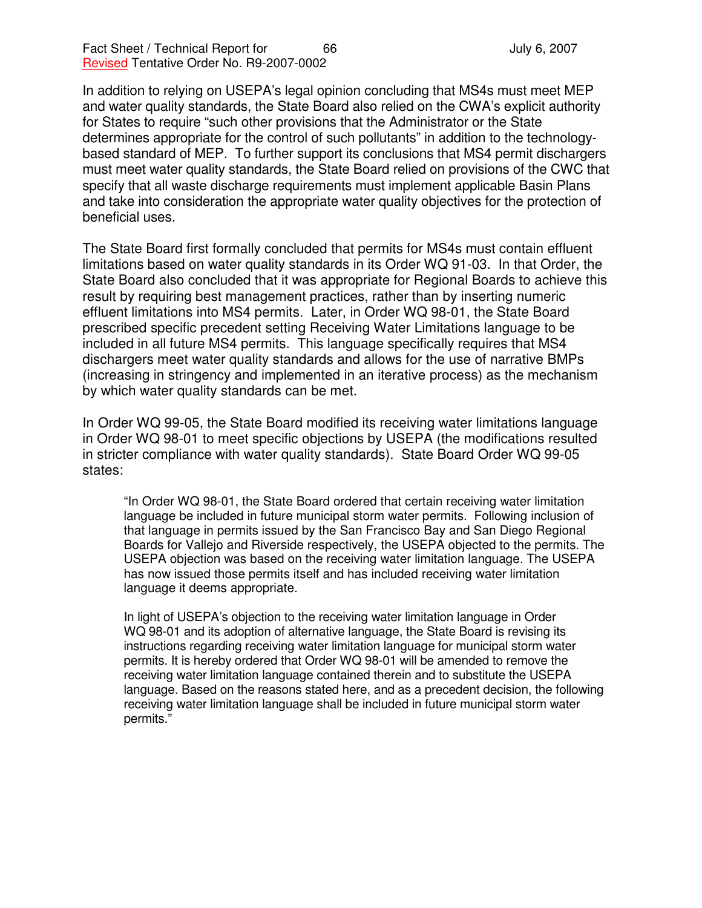In addition to relying on USEPA's legal opinion concluding that MS4s must meet MEP and water quality standards, the State Board also relied on the CWA's explicit authority for States to require "such other provisions that the Administrator or the State determines appropriate for the control of such pollutants" in addition to the technology-based standard of MEP. To further support its conclusions that MS4 permit dischargers must meet water quality standards, the State Board relied on provisions of the CWC that specify that all waste discharge requirements must implement applicable Basin Plans and take into consideration the appropriate water quality objectives for the protection of beneficial uses.

The State Board first formally concluded that permits for MS4s must contain effluent limitations based on water quality standards in its Order WQ 91-03. In that Order, the State Board also concluded that it was appropriate for Regional Boards to achieve this result by requiring best management practices, rather than by inserting numeric effluent limitations into MS4 permits. Later, in Order WQ 98-01, the State Board prescribed specific precedent setting Receiving Water Limitations language to be included in all future MS4 permits. This language specifically requires that MS4 dischargers meet water quality standards and allows for the use of narrative BMPs (increasing in stringency and implemented in an iterative process) as the mechanism by which water quality standards can be met.

In Order WQ 99-05, the State Board modified its receiving water limitations language in Order WQ 98-01 to meet specific objections by USEPA (the modifications resulted in stricter compliance with water quality standards). State Board Order WQ 99-05 states:

> "In Order WQ 98-01, the State Board ordered that certain receiving water limitation language be included in future municipal storm water permits. Following inclusion of that language in permits issued by the San Francisco Bay and San Diego Regional Boards for Vallejo and Riverside respectively, the USEPA objected to the permits. The USEPA objection was based on the receiving water limitation language. The USEPA has now issued those permits itself and has included receiving water limitation language it deems appropriate.
>
> In light of USEPA's objection to the receiving water limitation language in Order WQ 98-01 and its adoption of alternative language, the State Board is revising its instructions regarding receiving water limitation language for municipal storm water permits. It is hereby ordered that Order WQ 98-01 will be amended to remove the receiving water limitation language contained therein and to substitute the USEPA language. Based on the reasons stated here, and as a precedent decision, the following receiving water limitation language shall be included in future municipal storm water permits."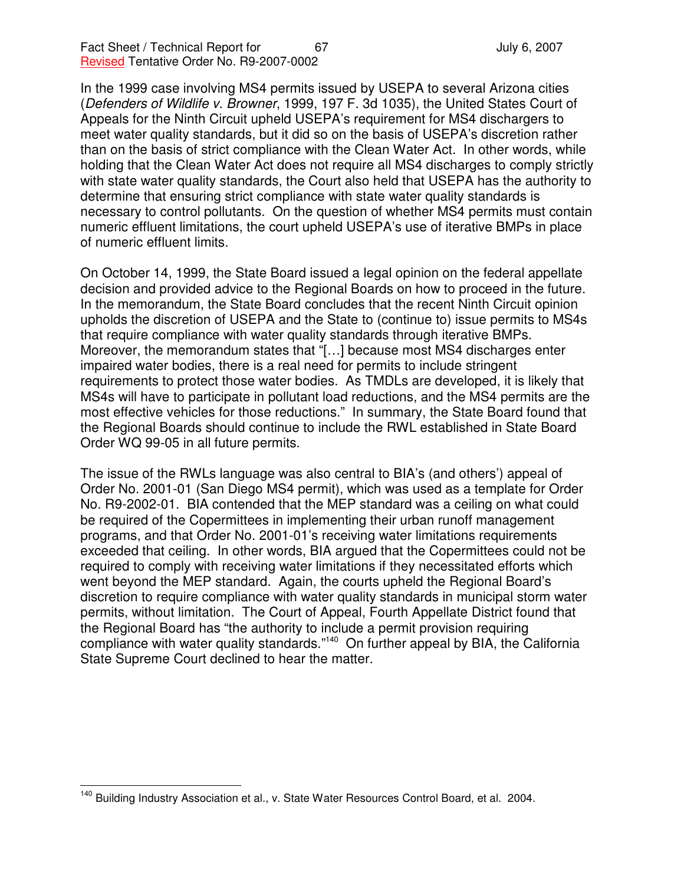In the 1999 case involving MS4 permits issued by USEPA to several Arizona cities (*Defenders of Wildlife v. Browner*, 1999, 197 F. 3d 1035), the United States Court of Appeals for the Ninth Circuit upheld USEPA's requirement for MS4 dischargers to meet water quality standards, but it did so on the basis of USEPA's discretion rather than on the basis of strict compliance with the Clean Water Act. In other words, while holding that the Clean Water Act does not require all MS4 discharges to comply strictly with state water quality standards, the Court also held that USEPA has the authority to determine that ensuring strict compliance with state water quality standards is necessary to control pollutants. On the question of whether MS4 permits must contain numeric effluent limitations, the court upheld USEPA's use of iterative BMPs in place of numeric effluent limits.

On October 14, 1999, the State Board issued a legal opinion on the federal appellate decision and provided advice to the Regional Boards on how to proceed in the future. In the memorandum, the State Board concludes that the recent Ninth Circuit opinion upholds the discretion of USEPA and the State to (continue to) issue permits to MS4s that require compliance with water quality standards through iterative BMPs. Moreover, the memorandum states that "[…] because most MS4 discharges enter impaired water bodies, there is a real need for permits to include stringent requirements to protect those water bodies. As TMDLs are developed, it is likely that MS4s will have to participate in pollutant load reductions, and the MS4 permits are the most effective vehicles for those reductions." In summary, the State Board found that the Regional Boards should continue to include the RWL established in State Board Order WQ 99-05 in all future permits.

The issue of the RWLs language was also central to BIA's (and others') appeal of Order No. 2001-01 (San Diego MS4 permit), which was used as a template for Order No. R9-2002-01. BIA contended that the MEP standard was a ceiling on what could be required of the Copermittees in implementing their urban runoff management programs, and that Order No. 2001-01's receiving water limitations requirements exceeded that ceiling. In other words, BIA argued that the Copermittees could not be required to comply with receiving water limitations if they necessitated efforts which went beyond the MEP standard. Again, the courts upheld the Regional Board's discretion to require compliance with water quality standards in municipal storm water permits, without limitation. The Court of Appeal, Fourth Appellate District found that the Regional Board has "the authority to include a permit provision requiring compliance with water quality standards."[140] On further appeal by BIA, the California State Supreme Court declined to hear the matter.

[140] Building Industry Association et al., v. State Water Resources Control Board, et al. 2004.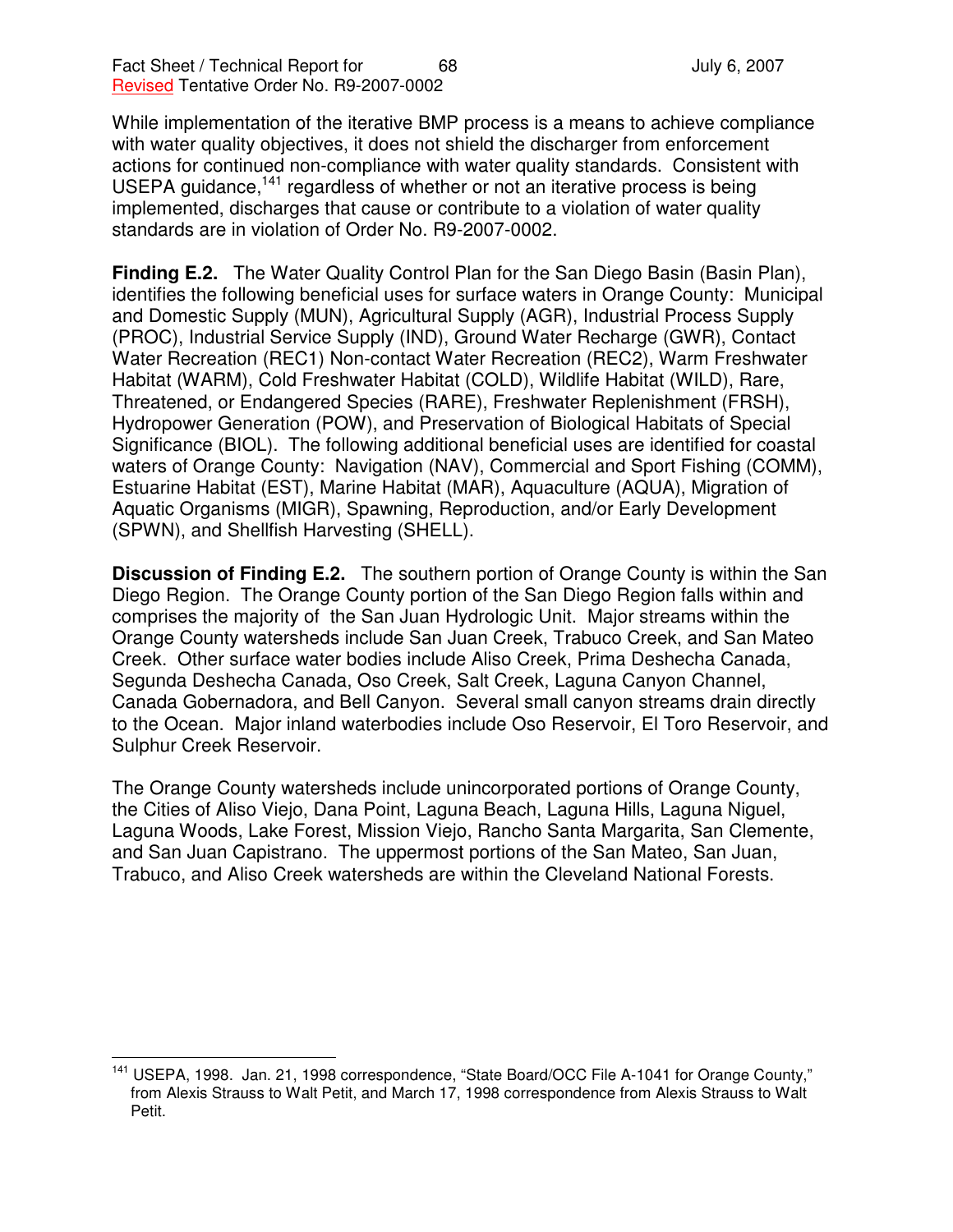While implementation of the iterative BMP process is a means to achieve compliance with water quality objectives, it does not shield the discharger from enforcement actions for continued non-compliance with water quality standards. Consistent with USEPA guidance,[141] regardless of whether or not an iterative process is being implemented, discharges that cause or contribute to a violation of water quality standards are in violation of Order No. R9-2007-0002.

**Finding E.2.** The Water Quality Control Plan for the San Diego Basin (Basin Plan), identifies the following beneficial uses for surface waters in Orange County: Municipal and Domestic Supply (MUN), Agricultural Supply (AGR), Industrial Process Supply (PROC), Industrial Service Supply (IND), Ground Water Recharge (GWR), Contact Water Recreation (REC1) Non-contact Water Recreation (REC2), Warm Freshwater Habitat (WARM), Cold Freshwater Habitat (COLD), Wildlife Habitat (WILD), Rare, Threatened, or Endangered Species (RARE), Freshwater Replenishment (FRSH), Hydropower Generation (POW), and Preservation of Biological Habitats of Special Significance (BIOL). The following additional beneficial uses are identified for coastal waters of Orange County: Navigation (NAV), Commercial and Sport Fishing (COMM), Estuarine Habitat (EST), Marine Habitat (MAR), Aquaculture (AQUA), Migration of Aquatic Organisms (MIGR), Spawning, Reproduction, and/or Early Development (SPWN), and Shellfish Harvesting (SHELL).

**Discussion of Finding E.2.** The southern portion of Orange County is within the San Diego Region. The Orange County portion of the San Diego Region falls within and comprises the majority of the San Juan Hydrologic Unit. Major streams within the Orange County watersheds include San Juan Creek, Trabuco Creek, and San Mateo Creek. Other surface water bodies include Aliso Creek, Prima Deshecha Canada, Segunda Deshecha Canada, Oso Creek, Salt Creek, Laguna Canyon Channel, Canada Gobernadora, and Bell Canyon. Several small canyon streams drain directly to the Ocean. Major inland waterbodies include Oso Reservoir, El Toro Reservoir, and Sulphur Creek Reservoir.

The Orange County watersheds include unincorporated portions of Orange County, the Cities of Aliso Viejo, Dana Point, Laguna Beach, Laguna Hills, Laguna Niguel, Laguna Woods, Lake Forest, Mission Viejo, Rancho Santa Margarita, San Clemente, and San Juan Capistrano. The uppermost portions of the San Mateo, San Juan, Trabuco, and Aliso Creek watersheds are within the Cleveland National Forests.

---

[141] USEPA, 1998. Jan. 21, 1998 correspondence, "State Board/OCC File A-1041 for Orange County," from Alexis Strauss to Walt Petit, and March 17, 1998 correspondence from Alexis Strauss to Walt Petit.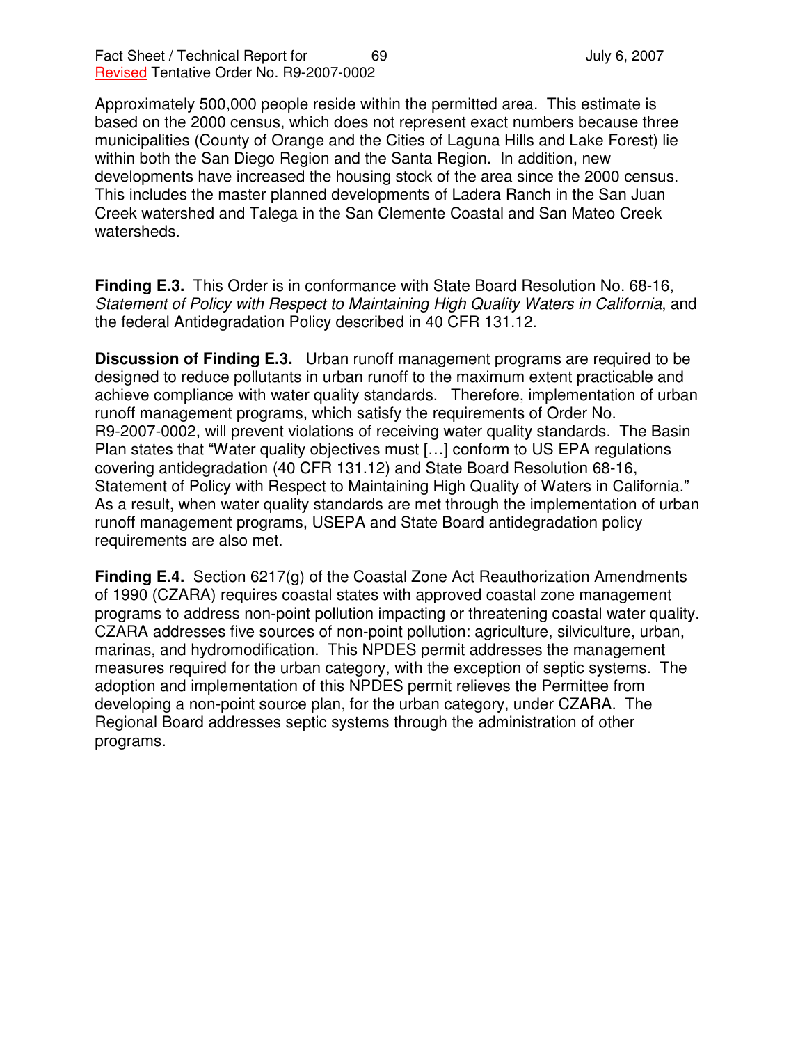Approximately 500,000 people reside within the permitted area. This estimate is based on the 2000 census, which does not represent exact numbers because three municipalities (County of Orange and the Cities of Laguna Hills and Lake Forest) lie within both the San Diego Region and the Santa Region. In addition, new developments have increased the housing stock of the area since the 2000 census. This includes the master planned developments of Ladera Ranch in the San Juan Creek watershed and Talega in the San Clemente Coastal and San Mateo Creek watersheds.

**Finding E.3.** This Order is in conformance with State Board Resolution No. 68-16, *Statement of Policy with Respect to Maintaining High Quality Waters in California*, and the federal Antidegradation Policy described in 40 CFR 131.12.

**Discussion of Finding E.3.** Urban runoff management programs are required to be designed to reduce pollutants in urban runoff to the maximum extent practicable and achieve compliance with water quality standards. Therefore, implementation of urban runoff management programs, which satisfy the requirements of Order No. R9-2007-0002, will prevent violations of receiving water quality standards. The Basin Plan states that "Water quality objectives must […] conform to US EPA regulations covering antidegradation (40 CFR 131.12) and State Board Resolution 68-16, Statement of Policy with Respect to Maintaining High Quality of Waters in California." As a result, when water quality standards are met through the implementation of urban runoff management programs, USEPA and State Board antidegradation policy requirements are also met.

**Finding E.4.** Section 6217(g) of the Coastal Zone Act Reauthorization Amendments of 1990 (CZARA) requires coastal states with approved coastal zone management programs to address non-point pollution impacting or threatening coastal water quality. CZARA addresses five sources of non-point pollution: agriculture, silviculture, urban, marinas, and hydromodification. This NPDES permit addresses the management measures required for the urban category, with the exception of septic systems. The adoption and implementation of this NPDES permit relieves the Permittee from developing a non-point source plan, for the urban category, under CZARA. The Regional Board addresses septic systems through the administration of other programs.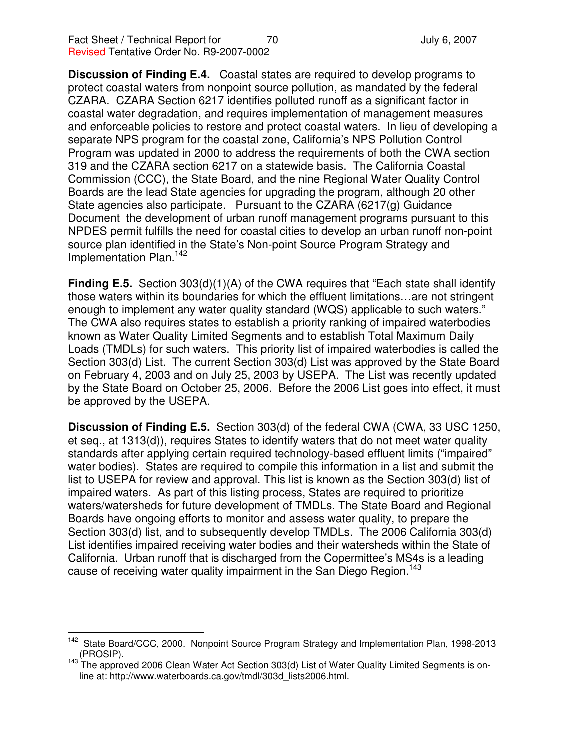**Discussion of Finding E.4.** Coastal states are required to develop programs to protect coastal waters from nonpoint source pollution, as mandated by the federal CZARA. CZARA Section 6217 identifies polluted runoff as a significant factor in coastal water degradation, and requires implementation of management measures and enforceable policies to restore and protect coastal waters. In lieu of developing a separate NPS program for the coastal zone, California's NPS Pollution Control Program was updated in 2000 to address the requirements of both the CWA section 319 and the CZARA section 6217 on a statewide basis. The California Coastal Commission (CCC), the State Board, and the nine Regional Water Quality Control Boards are the lead State agencies for upgrading the program, although 20 other State agencies also participate. Pursuant to the CZARA (6217(g) Guidance Document the development of urban runoff management programs pursuant to this NPDES permit fulfills the need for coastal cities to develop an urban runoff non-point source plan identified in the State's Non-point Source Program Strategy and Implementation Plan.[142]

**Finding E.5.** Section 303(d)(1)(A) of the CWA requires that "Each state shall identify those waters within its boundaries for which the effluent limitations…are not stringent enough to implement any water quality standard (WQS) applicable to such waters." The CWA also requires states to establish a priority ranking of impaired waterbodies known as Water Quality Limited Segments and to establish Total Maximum Daily Loads (TMDLs) for such waters. This priority list of impaired waterbodies is called the Section 303(d) List. The current Section 303(d) List was approved by the State Board on February 4, 2003 and on July 25, 2003 by USEPA. The List was recently updated by the State Board on October 25, 2006. Before the 2006 List goes into effect, it must be approved by the USEPA.

**Discussion of Finding E.5.** Section 303(d) of the federal CWA (CWA, 33 USC 1250, et seq., at 1313(d)), requires States to identify waters that do not meet water quality standards after applying certain required technology-based effluent limits ("impaired" water bodies). States are required to compile this information in a list and submit the list to USEPA for review and approval. This list is known as the Section 303(d) list of impaired waters. As part of this listing process, States are required to prioritize waters/watersheds for future development of TMDLs. The State Board and Regional Boards have ongoing efforts to monitor and assess water quality, to prepare the Section 303(d) list, and to subsequently develop TMDLs. The 2006 California 303(d) List identifies impaired receiving water bodies and their watersheds within the State of California. Urban runoff that is discharged from the Copermittee's MS4s is a leading cause of receiving water quality impairment in the San Diego Region.[143]

---

[142] State Board/CCC, 2000. Nonpoint Source Program Strategy and Implementation Plan, 1998-2013 (PROSIP).

[143] The approved 2006 Clean Water Act Section 303(d) List of Water Quality Limited Segments is on-line at: http://www.waterboards.ca.gov/tmdl/303d_lists2006.html.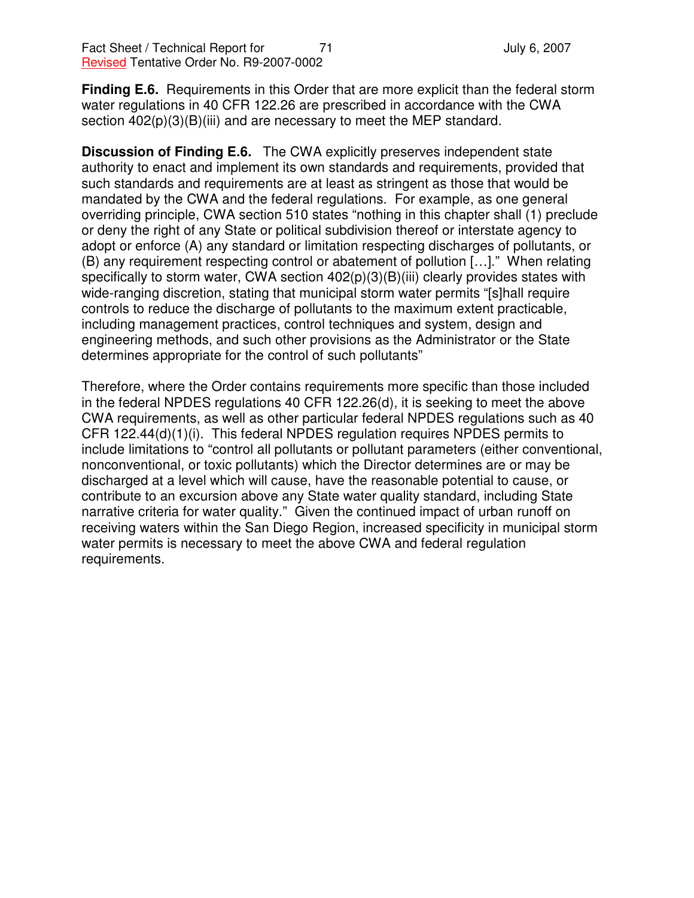**Finding E.6.** Requirements in this Order that are more explicit than the federal storm water regulations in 40 CFR 122.26 are prescribed in accordance with the CWA section 402(p)(3)(B)(iii) and are necessary to meet the MEP standard.

**Discussion of Finding E.6.** The CWA explicitly preserves independent state authority to enact and implement its own standards and requirements, provided that such standards and requirements are at least as stringent as those that would be mandated by the CWA and the federal regulations. For example, as one general overriding principle, CWA section 510 states "nothing in this chapter shall (1) preclude or deny the right of any State or political subdivision thereof or interstate agency to adopt or enforce (A) any standard or limitation respecting discharges of pollutants, or (B) any requirement respecting control or abatement of pollution […]." When relating specifically to storm water, CWA section 402(p)(3)(B)(iii) clearly provides states with wide-ranging discretion, stating that municipal storm water permits "[s]hall require controls to reduce the discharge of pollutants to the maximum extent practicable, including management practices, control techniques and system, design and engineering methods, and such other provisions as the Administrator or the State determines appropriate for the control of such pollutants"

Therefore, where the Order contains requirements more specific than those included in the federal NPDES regulations 40 CFR 122.26(d), it is seeking to meet the above CWA requirements, as well as other particular federal NPDES regulations such as 40 CFR 122.44(d)(1)(i). This federal NPDES regulation requires NPDES permits to include limitations to "control all pollutants or pollutant parameters (either conventional, nonconventional, or toxic pollutants) which the Director determines are or may be discharged at a level which will cause, have the reasonable potential to cause, or contribute to an excursion above any State water quality standard, including State narrative criteria for water quality." Given the continued impact of urban runoff on receiving waters within the San Diego Region, increased specificity in municipal storm water permits is necessary to meet the above CWA and federal regulation requirements.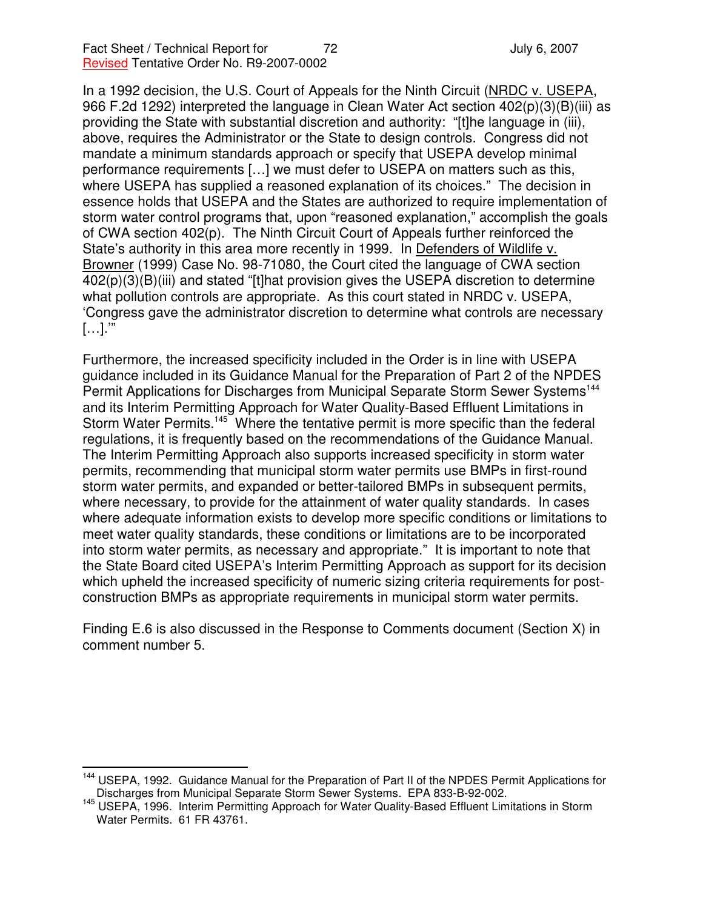In a 1992 decision, the U.S. Court of Appeals for the Ninth Circuit (NRDC v. USEPA, 966 F.2d 1292) interpreted the language in Clean Water Act section 402(p)(3)(B)(iii) as providing the State with substantial discretion and authority: "[t]he language in (iii), above, requires the Administrator or the State to design controls. Congress did not mandate a minimum standards approach or specify that USEPA develop minimal performance requirements […] we must defer to USEPA on matters such as this, where USEPA has supplied a reasoned explanation of its choices." The decision in essence holds that USEPA and the States are authorized to require implementation of storm water control programs that, upon "reasoned explanation," accomplish the goals of CWA section 402(p). The Ninth Circuit Court of Appeals further reinforced the State's authority in this area more recently in 1999. In Defenders of Wildlife v. Browner (1999) Case No. 98-71080, the Court cited the language of CWA section 402(p)(3)(B)(iii) and stated "[t]hat provision gives the USEPA discretion to determine what pollution controls are appropriate. As this court stated in NRDC v. USEPA, 'Congress gave the administrator discretion to determine what controls are necessary […].'"

Furthermore, the increased specificity included in the Order is in line with USEPA guidance included in its Guidance Manual for the Preparation of Part 2 of the NPDES Permit Applications for Discharges from Municipal Separate Storm Sewer Systems[144] and its Interim Permitting Approach for Water Quality-Based Effluent Limitations in Storm Water Permits.[145] Where the tentative permit is more specific than the federal regulations, it is frequently based on the recommendations of the Guidance Manual. The Interim Permitting Approach also supports increased specificity in storm water permits, recommending that municipal storm water permits use BMPs in first-round storm water permits, and expanded or better-tailored BMPs in subsequent permits, where necessary, to provide for the attainment of water quality standards. In cases where adequate information exists to develop more specific conditions or limitations to meet water quality standards, these conditions or limitations are to be incorporated into storm water permits, as necessary and appropriate." It is important to note that the State Board cited USEPA's Interim Permitting Approach as support for its decision which upheld the increased specificity of numeric sizing criteria requirements for post-construction BMPs as appropriate requirements in municipal storm water permits.

Finding E.6 is also discussed in the Response to Comments document (Section X) in comment number 5.

---

[144] USEPA, 1992. Guidance Manual for the Preparation of Part II of the NPDES Permit Applications for Discharges from Municipal Separate Storm Sewer Systems. EPA 833-B-92-002.

[145] USEPA, 1996. Interim Permitting Approach for Water Quality-Based Effluent Limitations in Storm Water Permits. 61 FR 43761.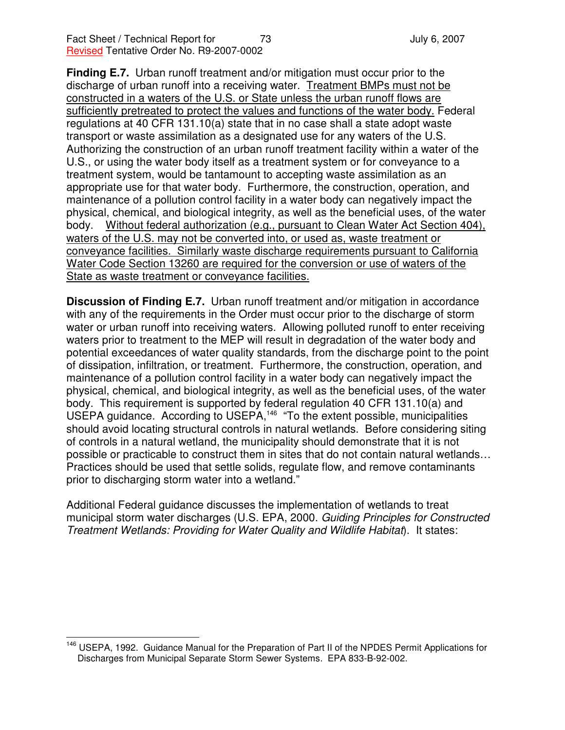**Finding E.7.** Urban runoff treatment and/or mitigation must occur prior to the discharge of urban runoff into a receiving water. <u>Treatment BMPs must not be constructed in a waters of the U.S. or State unless the urban runoff flows are sufficiently pretreated to protect the values and functions of the water body.</u> Federal regulations at 40 CFR 131.10(a) state that in no case shall a state adopt waste transport or waste assimilation as a designated use for any waters of the U.S. Authorizing the construction of an urban runoff treatment facility within a water of the U.S., or using the water body itself as a treatment system or for conveyance to a treatment system, would be tantamount to accepting waste assimilation as an appropriate use for that water body. Furthermore, the construction, operation, and maintenance of a pollution control facility in a water body can negatively impact the physical, chemical, and biological integrity, as well as the beneficial uses, of the water body. <u>Without federal authorization (e.g., pursuant to Clean Water Act Section 404), waters of the U.S. may not be converted into, or used as, waste treatment or conveyance facilities. Similarly waste discharge requirements pursuant to California Water Code Section 13260 are required for the conversion or use of waters of the State as waste treatment or conveyance facilities.</u>

**Discussion of Finding E.7.** Urban runoff treatment and/or mitigation in accordance with any of the requirements in the Order must occur prior to the discharge of storm water or urban runoff into receiving waters. Allowing polluted runoff to enter receiving waters prior to treatment to the MEP will result in degradation of the water body and potential exceedances of water quality standards, from the discharge point to the point of dissipation, infiltration, or treatment. Furthermore, the construction, operation, and maintenance of a pollution control facility in a water body can negatively impact the physical, chemical, and biological integrity, as well as the beneficial uses, of the water body. This requirement is supported by federal regulation 40 CFR 131.10(a) and USEPA guidance. According to USEPA,[146] "To the extent possible, municipalities should avoid locating structural controls in natural wetlands. Before considering siting of controls in a natural wetland, the municipality should demonstrate that it is not possible or practicable to construct them in sites that do not contain natural wetlands… Practices should be used that settle solids, regulate flow, and remove contaminants prior to discharging storm water into a wetland."

Additional Federal guidance discusses the implementation of wetlands to treat municipal storm water discharges (U.S. EPA, 2000. *Guiding Principles for Constructed Treatment Wetlands: Providing for Water Quality and Wildlife Habitat*). It states:

---

[146] USEPA, 1992. Guidance Manual for the Preparation of Part II of the NPDES Permit Applications for Discharges from Municipal Separate Storm Sewer Systems. EPA 833-B-92-002.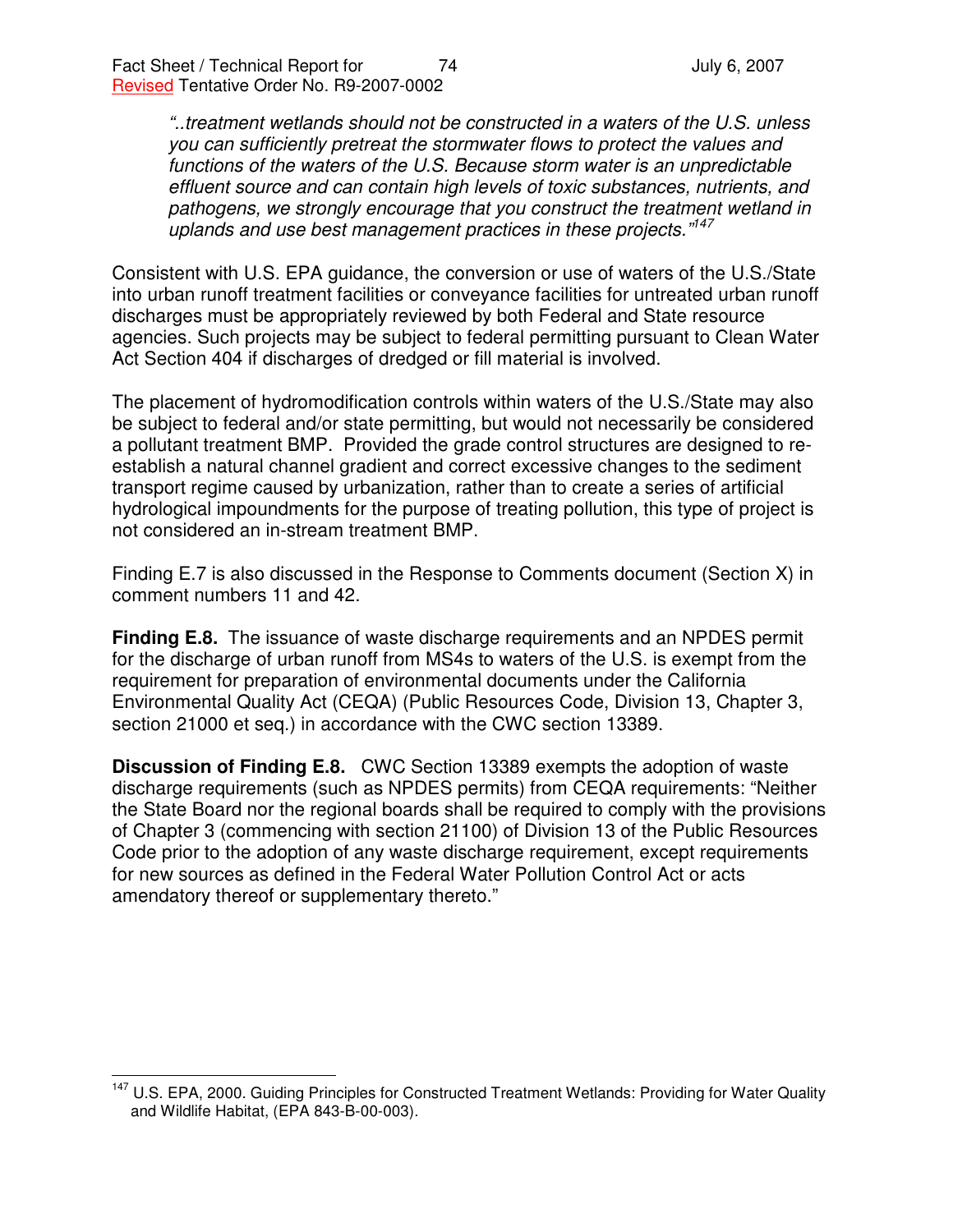*"..treatment wetlands should not be constructed in a waters of the U.S. unless you can sufficiently pretreat the stormwater flows to protect the values and functions of the waters of the U.S. Because storm water is an unpredictable effluent source and can contain high levels of toxic substances, nutrients, and pathogens, we strongly encourage that you construct the treatment wetland in uplands and use best management practices in these projects."*[147]

Consistent with U.S. EPA guidance, the conversion or use of waters of the U.S./State into urban runoff treatment facilities or conveyance facilities for untreated urban runoff discharges must be appropriately reviewed by both Federal and State resource agencies. Such projects may be subject to federal permitting pursuant to Clean Water Act Section 404 if discharges of dredged or fill material is involved.

The placement of hydromodification controls within waters of the U.S./State may also be subject to federal and/or state permitting, but would not necessarily be considered a pollutant treatment BMP. Provided the grade control structures are designed to re-establish a natural channel gradient and correct excessive changes to the sediment transport regime caused by urbanization, rather than to create a series of artificial hydrological impoundments for the purpose of treating pollution, this type of project is not considered an in-stream treatment BMP.

Finding E.7 is also discussed in the Response to Comments document (Section X) in comment numbers 11 and 42.

**Finding E.8.** The issuance of waste discharge requirements and an NPDES permit for the discharge of urban runoff from MS4s to waters of the U.S. is exempt from the requirement for preparation of environmental documents under the California Environmental Quality Act (CEQA) (Public Resources Code, Division 13, Chapter 3, section 21000 et seq.) in accordance with the CWC section 13389.

**Discussion of Finding E.8.** CWC Section 13389 exempts the adoption of waste discharge requirements (such as NPDES permits) from CEQA requirements: "Neither the State Board nor the regional boards shall be required to comply with the provisions of Chapter 3 (commencing with section 21100) of Division 13 of the Public Resources Code prior to the adoption of any waste discharge requirement, except requirements for new sources as defined in the Federal Water Pollution Control Act or acts amendatory thereof or supplementary thereto."

---

[147] U.S. EPA, 2000. Guiding Principles for Constructed Treatment Wetlands: Providing for Water Quality and Wildlife Habitat, (EPA 843-B-00-003).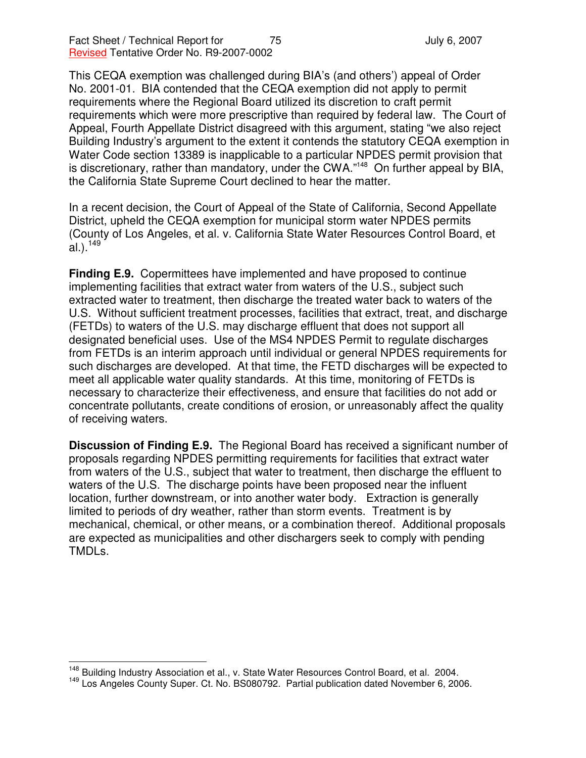This CEQA exemption was challenged during BIA's (and others') appeal of Order No. 2001-01. BIA contended that the CEQA exemption did not apply to permit requirements where the Regional Board utilized its discretion to craft permit requirements which were more prescriptive than required by federal law. The Court of Appeal, Fourth Appellate District disagreed with this argument, stating "we also reject Building Industry's argument to the extent it contends the statutory CEQA exemption in Water Code section 13389 is inapplicable to a particular NPDES permit provision that is discretionary, rather than mandatory, under the CWA."[148] On further appeal by BIA, the California State Supreme Court declined to hear the matter.

In a recent decision, the Court of Appeal of the State of California, Second Appellate District, upheld the CEQA exemption for municipal storm water NPDES permits (County of Los Angeles, et al. v. California State Water Resources Control Board, et al.).[149]

**Finding E.9.** Copermittees have implemented and have proposed to continue implementing facilities that extract water from waters of the U.S., subject such extracted water to treatment, then discharge the treated water back to waters of the U.S. Without sufficient treatment processes, facilities that extract, treat, and discharge (FETDs) to waters of the U.S. may discharge effluent that does not support all designated beneficial uses. Use of the MS4 NPDES Permit to regulate discharges from FETDs is an interim approach until individual or general NPDES requirements for such discharges are developed. At that time, the FETD discharges will be expected to meet all applicable water quality standards. At this time, monitoring of FETDs is necessary to characterize their effectiveness, and ensure that facilities do not add or concentrate pollutants, create conditions of erosion, or unreasonably affect the quality of receiving waters.

**Discussion of Finding E.9.** The Regional Board has received a significant number of proposals regarding NPDES permitting requirements for facilities that extract water from waters of the U.S., subject that water to treatment, then discharge the effluent to waters of the U.S. The discharge points have been proposed near the influent location, further downstream, or into another water body. Extraction is generally limited to periods of dry weather, rather than storm events. Treatment is by mechanical, chemical, or other means, or a combination thereof. Additional proposals are expected as municipalities and other dischargers seek to comply with pending TMDLs.

---

[148] Building Industry Association et al., v. State Water Resources Control Board, et al. 2004.

[149] Los Angeles County Super. Ct. No. BS080792. Partial publication dated November 6, 2006.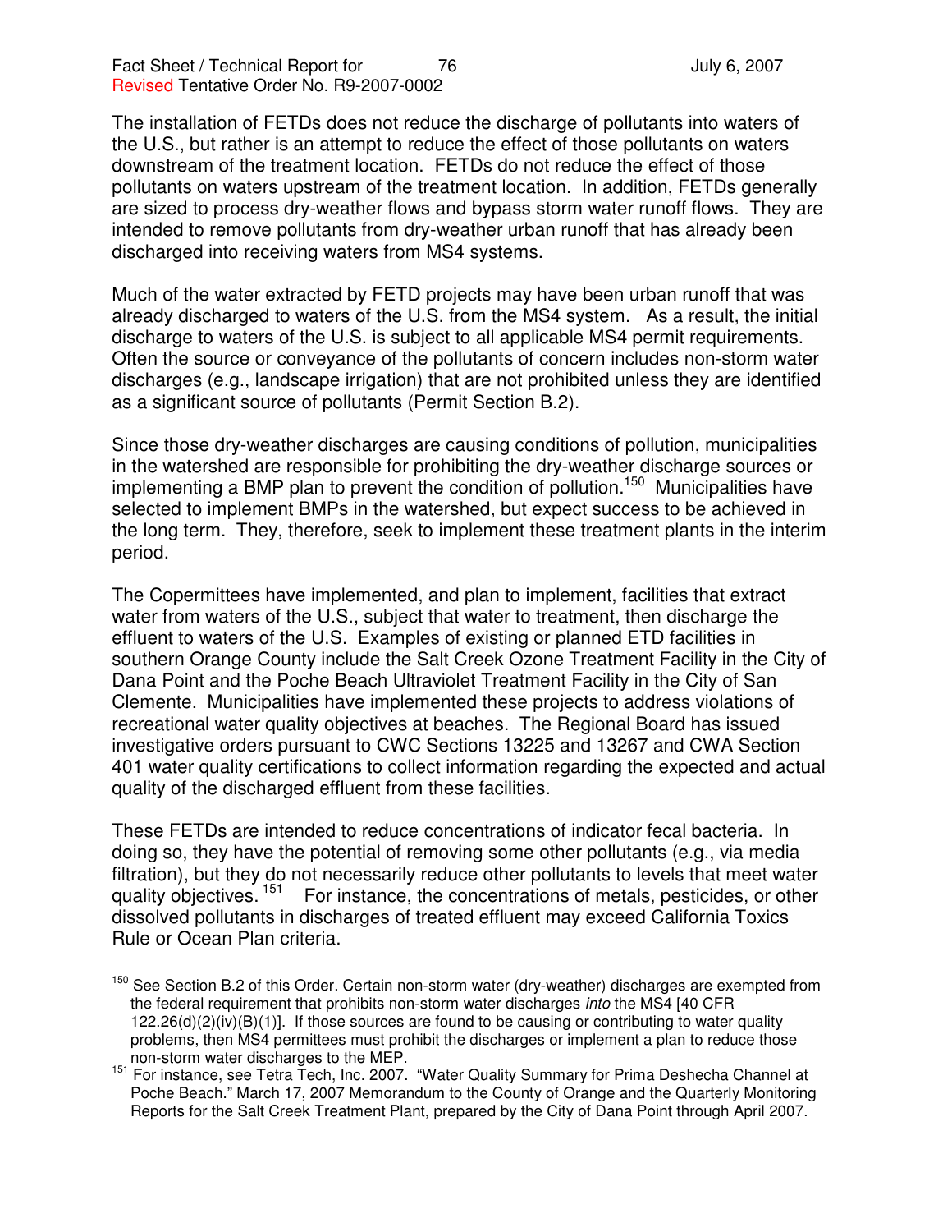The installation of FETDs does not reduce the discharge of pollutants into waters of the U.S., but rather is an attempt to reduce the effect of those pollutants on waters downstream of the treatment location. FETDs do not reduce the effect of those pollutants on waters upstream of the treatment location. In addition, FETDs generally are sized to process dry-weather flows and bypass storm water runoff flows. They are intended to remove pollutants from dry-weather urban runoff that has already been discharged into receiving waters from MS4 systems.

Much of the water extracted by FETD projects may have been urban runoff that was already discharged to waters of the U.S. from the MS4 system. As a result, the initial discharge to waters of the U.S. is subject to all applicable MS4 permit requirements. Often the source or conveyance of the pollutants of concern includes non-storm water discharges (e.g., landscape irrigation) that are not prohibited unless they are identified as a significant source of pollutants (Permit Section B.2).

Since those dry-weather discharges are causing conditions of pollution, municipalities in the watershed are responsible for prohibiting the dry-weather discharge sources or implementing a BMP plan to prevent the condition of pollution.[150] Municipalities have selected to implement BMPs in the watershed, but expect success to be achieved in the long term. They, therefore, seek to implement these treatment plants in the interim period.

The Copermittees have implemented, and plan to implement, facilities that extract water from waters of the U.S., subject that water to treatment, then discharge the effluent to waters of the U.S. Examples of existing or planned ETD facilities in southern Orange County include the Salt Creek Ozone Treatment Facility in the City of Dana Point and the Poche Beach Ultraviolet Treatment Facility in the City of San Clemente. Municipalities have implemented these projects to address violations of recreational water quality objectives at beaches. The Regional Board has issued investigative orders pursuant to CWC Sections 13225 and 13267 and CWA Section 401 water quality certifications to collect information regarding the expected and actual quality of the discharged effluent from these facilities.

These FETDs are intended to reduce concentrations of indicator fecal bacteria. In doing so, they have the potential of removing some other pollutants (e.g., via media filtration), but they do not necessarily reduce other pollutants to levels that meet water quality objectives.[151] For instance, the concentrations of metals, pesticides, or other dissolved pollutants in discharges of treated effluent may exceed California Toxics Rule or Ocean Plan criteria.

---

[150] See Section B.2 of this Order. Certain non-storm water (dry-weather) discharges are exempted from the federal requirement that prohibits non-storm water discharges *into* the MS4 [40 CFR 122.26(d)(2)(iv)(B)(1)]. If those sources are found to be causing or contributing to water quality problems, then MS4 permittees must prohibit the discharges or implement a plan to reduce those non-storm water discharges to the MEP.

[151] For instance, see Tetra Tech, Inc. 2007. "Water Quality Summary for Prima Deshecha Channel at Poche Beach." March 17, 2007 Memorandum to the County of Orange and the Quarterly Monitoring Reports for the Salt Creek Treatment Plant, prepared by the City of Dana Point through April 2007.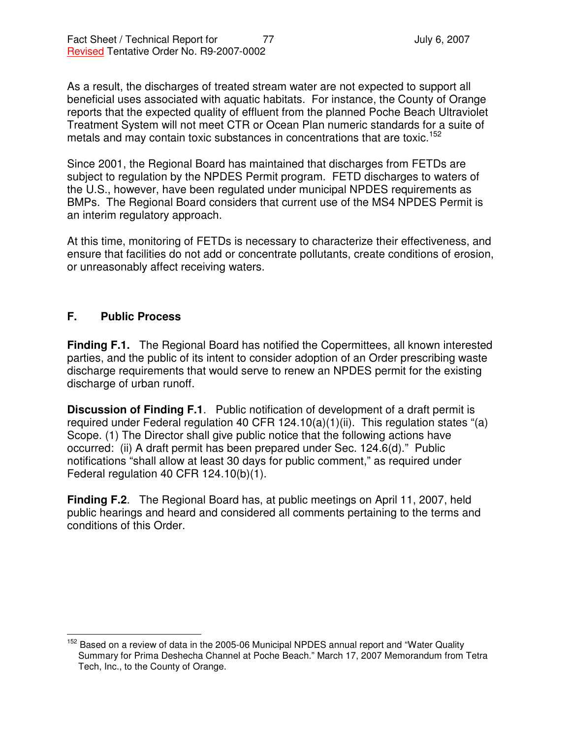As a result, the discharges of treated stream water are not expected to support all beneficial uses associated with aquatic habitats. For instance, the County of Orange reports that the expected quality of effluent from the planned Poche Beach Ultraviolet Treatment System will not meet CTR or Ocean Plan numeric standards for a suite of metals and may contain toxic substances in concentrations that are toxic.[152]

Since 2001, the Regional Board has maintained that discharges from FETDs are subject to regulation by the NPDES Permit program. FETD discharges to waters of the U.S., however, have been regulated under municipal NPDES requirements as BMPs. The Regional Board considers that current use of the MS4 NPDES Permit is an interim regulatory approach.

At this time, monitoring of FETDs is necessary to characterize their effectiveness, and ensure that facilities do not add or concentrate pollutants, create conditions of erosion, or unreasonably affect receiving waters.

## F. Public Process

**Finding F.1.** The Regional Board has notified the Copermittees, all known interested parties, and the public of its intent to consider adoption of an Order prescribing waste discharge requirements that would serve to renew an NPDES permit for the existing discharge of urban runoff.

**Discussion of Finding F.1**. Public notification of development of a draft permit is required under Federal regulation 40 CFR 124.10(a)(1)(ii). This regulation states "(a) Scope. (1) The Director shall give public notice that the following actions have occurred: (ii) A draft permit has been prepared under Sec. 124.6(d)." Public notifications "shall allow at least 30 days for public comment," as required under Federal regulation 40 CFR 124.10(b)(1).

**Finding F.2**. The Regional Board has, at public meetings on April 11, 2007, held public hearings and heard and considered all comments pertaining to the terms and conditions of this Order.

---

[152] Based on a review of data in the 2005-06 Municipal NPDES annual report and "Water Quality Summary for Prima Deshecha Channel at Poche Beach." March 17, 2007 Memorandum from Tetra Tech, Inc., to the County of Orange.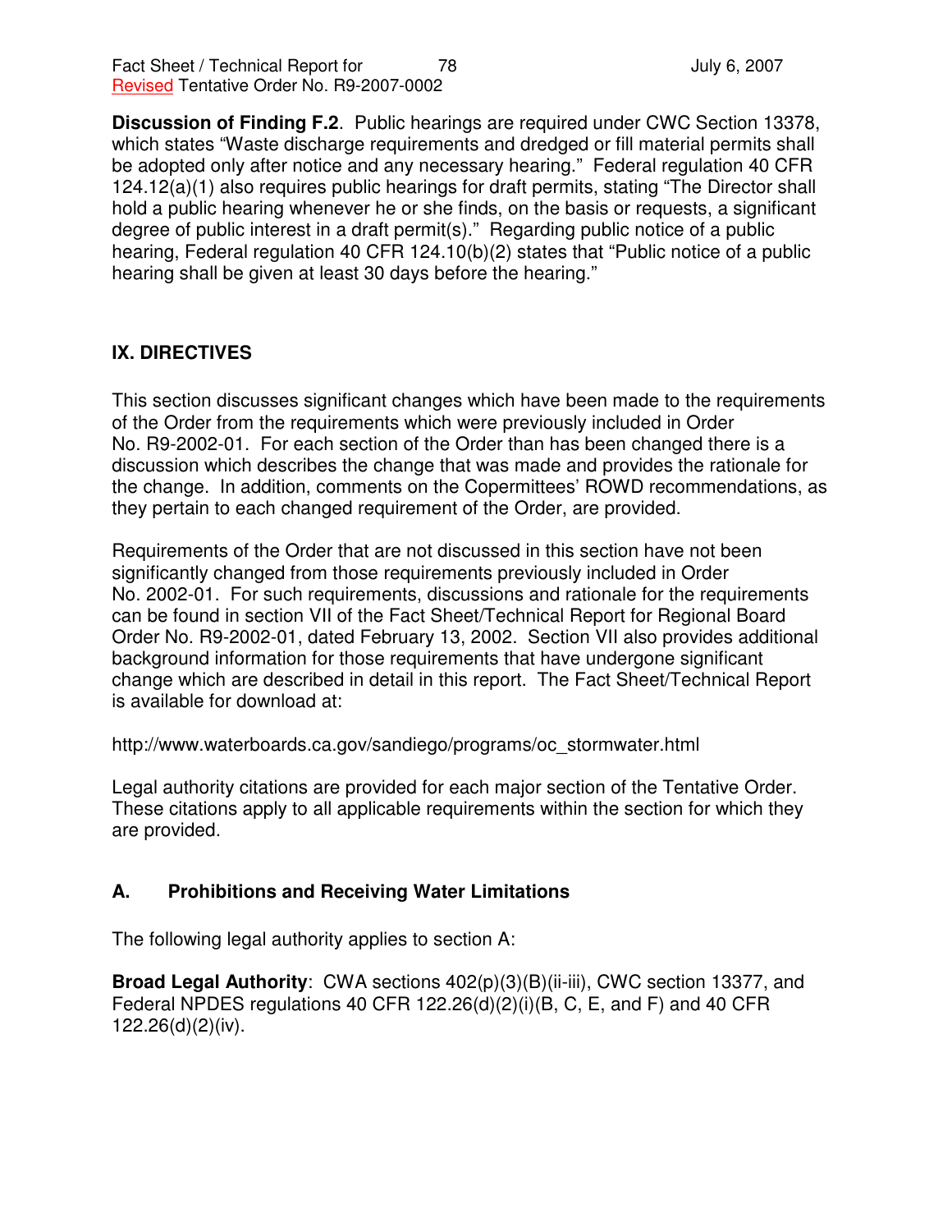**Discussion of Finding F.2**. Public hearings are required under CWC Section 13378, which states "Waste discharge requirements and dredged or fill material permits shall be adopted only after notice and any necessary hearing." Federal regulation 40 CFR 124.12(a)(1) also requires public hearings for draft permits, stating "The Director shall hold a public hearing whenever he or she finds, on the basis or requests, a significant degree of public interest in a draft permit(s)." Regarding public notice of a public hearing, Federal regulation 40 CFR 124.10(b)(2) states that "Public notice of a public hearing shall be given at least 30 days before the hearing."

## IX. DIRECTIVES

This section discusses significant changes which have been made to the requirements of the Order from the requirements which were previously included in Order No. R9-2002-01. For each section of the Order than has been changed there is a discussion which describes the change that was made and provides the rationale for the change. In addition, comments on the Copermittees' ROWD recommendations, as they pertain to each changed requirement of the Order, are provided.

Requirements of the Order that are not discussed in this section have not been significantly changed from those requirements previously included in Order No. 2002-01. For such requirements, discussions and rationale for the requirements can be found in section VII of the Fact Sheet/Technical Report for Regional Board Order No. R9-2002-01, dated February 13, 2002. Section VII also provides additional background information for those requirements that have undergone significant change which are described in detail in this report. The Fact Sheet/Technical Report is available for download at:

http://www.waterboards.ca.gov/sandiego/programs/oc_stormwater.html

Legal authority citations are provided for each major section of the Tentative Order. These citations apply to all applicable requirements within the section for which they are provided.

### A. Prohibitions and Receiving Water Limitations

The following legal authority applies to section A:

**Broad Legal Authority**: CWA sections 402(p)(3)(B)(ii-iii), CWC section 13377, and Federal NPDES regulations 40 CFR 122.26(d)(2)(i)(B, C, E, and F) and 40 CFR 122.26(d)(2)(iv).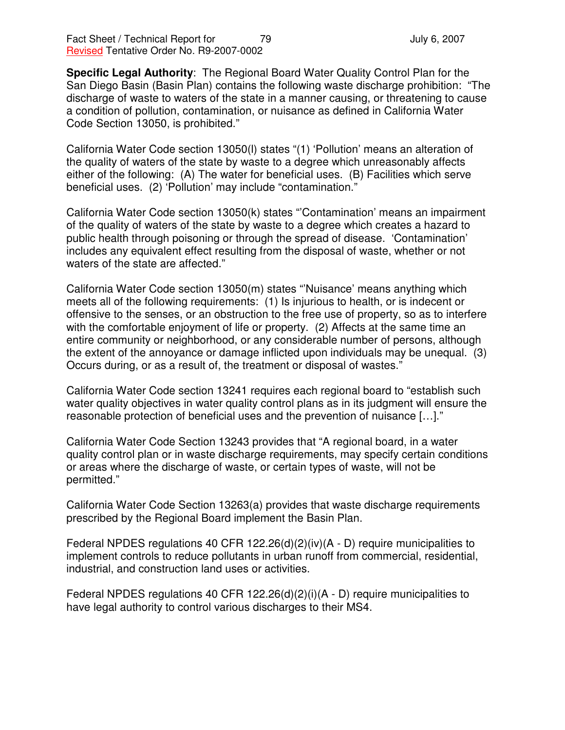**Specific Legal Authority**: The Regional Board Water Quality Control Plan for the San Diego Basin (Basin Plan) contains the following waste discharge prohibition: "The discharge of waste to waters of the state in a manner causing, or threatening to cause a condition of pollution, contamination, or nuisance as defined in California Water Code Section 13050, is prohibited."

California Water Code section 13050(l) states "(1) 'Pollution' means an alteration of the quality of waters of the state by waste to a degree which unreasonably affects either of the following: (A) The water for beneficial uses. (B) Facilities which serve beneficial uses. (2) 'Pollution' may include "contamination."

California Water Code section 13050(k) states "'Contamination' means an impairment of the quality of waters of the state by waste to a degree which creates a hazard to public health through poisoning or through the spread of disease. 'Contamination' includes any equivalent effect resulting from the disposal of waste, whether or not waters of the state are affected."

California Water Code section 13050(m) states "'Nuisance' means anything which meets all of the following requirements: (1) Is injurious to health, or is indecent or offensive to the senses, or an obstruction to the free use of property, so as to interfere with the comfortable enjoyment of life or property. (2) Affects at the same time an entire community or neighborhood, or any considerable number of persons, although the extent of the annoyance or damage inflicted upon individuals may be unequal. (3) Occurs during, or as a result of, the treatment or disposal of wastes."

California Water Code section 13241 requires each regional board to "establish such water quality objectives in water quality control plans as in its judgment will ensure the reasonable protection of beneficial uses and the prevention of nuisance […]."

California Water Code Section 13243 provides that "A regional board, in a water quality control plan or in waste discharge requirements, may specify certain conditions or areas where the discharge of waste, or certain types of waste, will not be permitted."

California Water Code Section 13263(a) provides that waste discharge requirements prescribed by the Regional Board implement the Basin Plan.

Federal NPDES regulations 40 CFR 122.26(d)(2)(iv)(A - D) require municipalities to implement controls to reduce pollutants in urban runoff from commercial, residential, industrial, and construction land uses or activities.

Federal NPDES regulations 40 CFR 122.26(d)(2)(i)(A - D) require municipalities to have legal authority to control various discharges to their MS4.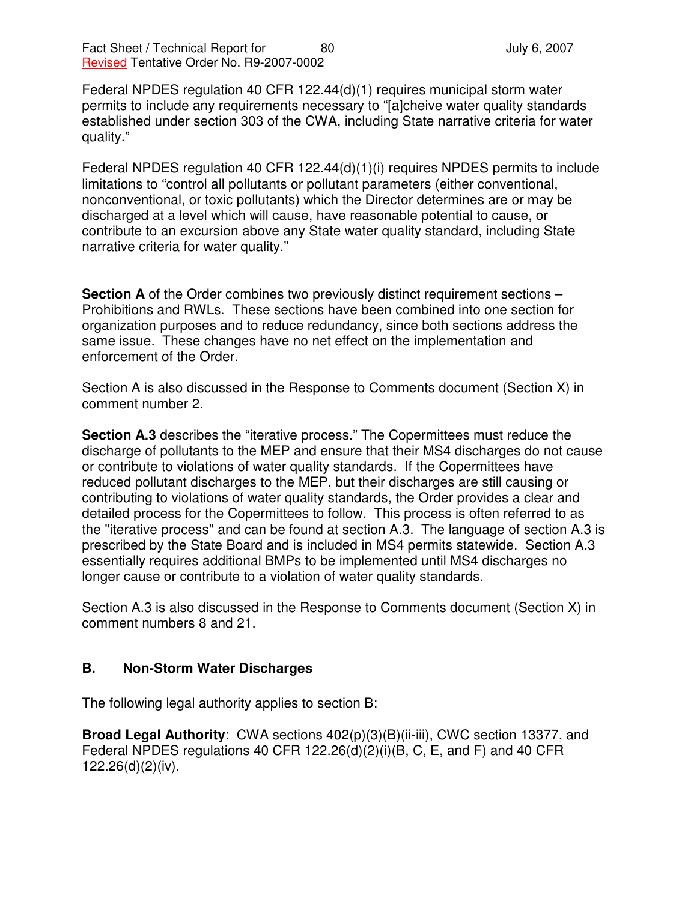Federal NPDES regulation 40 CFR 122.44(d)(1) requires municipal storm water permits to include any requirements necessary to "[a]cheive water quality standards established under section 303 of the CWA, including State narrative criteria for water quality."

Federal NPDES regulation 40 CFR 122.44(d)(1)(i) requires NPDES permits to include limitations to "control all pollutants or pollutant parameters (either conventional, nonconventional, or toxic pollutants) which the Director determines are or may be discharged at a level which will cause, have reasonable potential to cause, or contribute to an excursion above any State water quality standard, including State narrative criteria for water quality."

**Section A** of the Order combines two previously distinct requirement sections – Prohibitions and RWLs. These sections have been combined into one section for organization purposes and to reduce redundancy, since both sections address the same issue. These changes have no net effect on the implementation and enforcement of the Order.

Section A is also discussed in the Response to Comments document (Section X) in comment number 2.

**Section A.3** describes the "iterative process." The Copermittees must reduce the discharge of pollutants to the MEP and ensure that their MS4 discharges do not cause or contribute to violations of water quality standards. If the Copermittees have reduced pollutant discharges to the MEP, but their discharges are still causing or contributing to violations of water quality standards, the Order provides a clear and detailed process for the Copermittees to follow. This process is often referred to as the "iterative process" and can be found at section A.3. The language of section A.3 is prescribed by the State Board and is included in MS4 permits statewide. Section A.3 essentially requires additional BMPs to be implemented until MS4 discharges no longer cause or contribute to a violation of water quality standards.

Section A.3 is also discussed in the Response to Comments document (Section X) in comment numbers 8 and 21.

## B. Non-Storm Water Discharges

The following legal authority applies to section B:

**Broad Legal Authority**: CWA sections 402(p)(3)(B)(ii-iii), CWC section 13377, and Federal NPDES regulations 40 CFR 122.26(d)(2)(i)(B, C, E, and F) and 40 CFR 122.26(d)(2)(iv).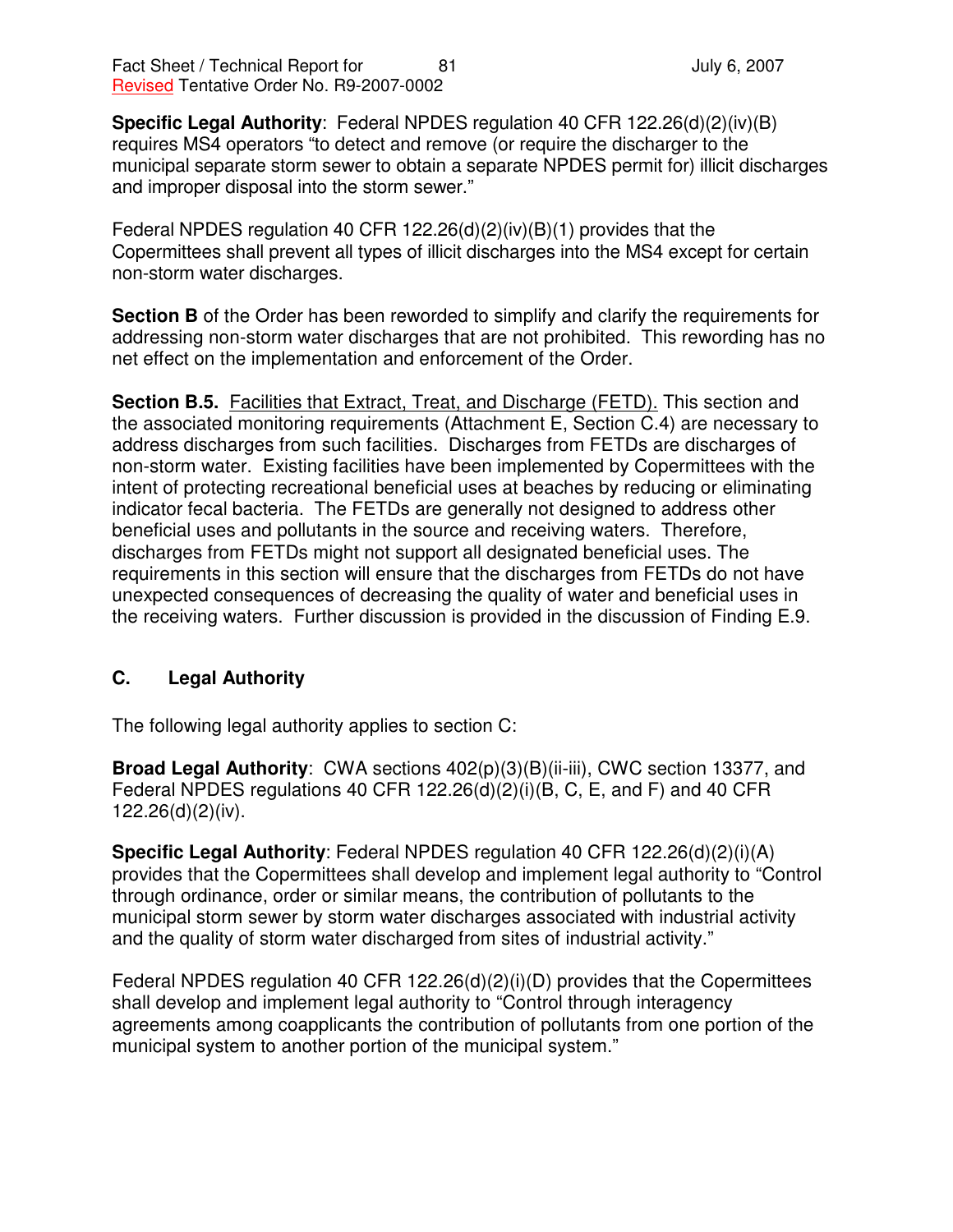**Specific Legal Authority**: Federal NPDES regulation 40 CFR 122.26(d)(2)(iv)(B) requires MS4 operators "to detect and remove (or require the discharger to the municipal separate storm sewer to obtain a separate NPDES permit for) illicit discharges and improper disposal into the storm sewer."

Federal NPDES regulation 40 CFR 122.26(d)(2)(iv)(B)(1) provides that the Copermittees shall prevent all types of illicit discharges into the MS4 except for certain non-storm water discharges.

**Section B** of the Order has been reworded to simplify and clarify the requirements for addressing non-storm water discharges that are not prohibited. This rewording has no net effect on the implementation and enforcement of the Order.

**Section B.5.** Facilities that Extract, Treat, and Discharge (FETD). This section and the associated monitoring requirements (Attachment E, Section C.4) are necessary to address discharges from such facilities. Discharges from FETDs are discharges of non-storm water. Existing facilities have been implemented by Copermittees with the intent of protecting recreational beneficial uses at beaches by reducing or eliminating indicator fecal bacteria. The FETDs are generally not designed to address other beneficial uses and pollutants in the source and receiving waters. Therefore, discharges from FETDs might not support all designated beneficial uses. The requirements in this section will ensure that the discharges from FETDs do not have unexpected consequences of decreasing the quality of water and beneficial uses in the receiving waters. Further discussion is provided in the discussion of Finding E.9.

## C. Legal Authority

The following legal authority applies to section C:

**Broad Legal Authority**: CWA sections 402(p)(3)(B)(ii-iii), CWC section 13377, and Federal NPDES regulations 40 CFR 122.26(d)(2)(i)(B, C, E, and F) and 40 CFR 122.26(d)(2)(iv).

**Specific Legal Authority**: Federal NPDES regulation 40 CFR 122.26(d)(2)(i)(A) provides that the Copermittees shall develop and implement legal authority to "Control through ordinance, order or similar means, the contribution of pollutants to the municipal storm sewer by storm water discharges associated with industrial activity and the quality of storm water discharged from sites of industrial activity."

Federal NPDES regulation 40 CFR 122.26(d)(2)(i)(D) provides that the Copermittees shall develop and implement legal authority to "Control through interagency agreements among coapplicants the contribution of pollutants from one portion of the municipal system to another portion of the municipal system."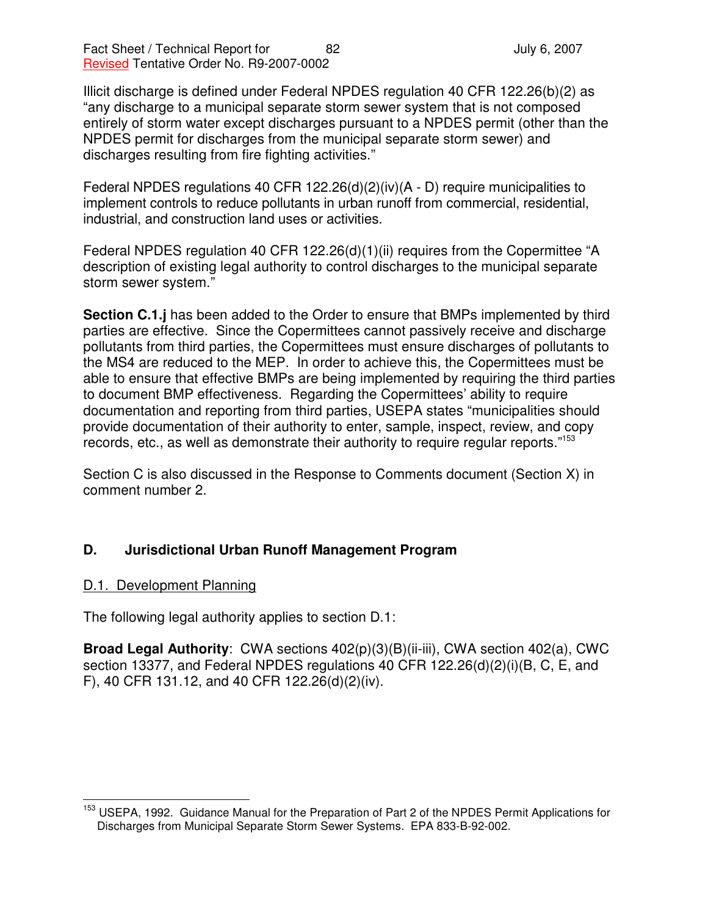Illicit discharge is defined under Federal NPDES regulation 40 CFR 122.26(b)(2) as "any discharge to a municipal separate storm sewer system that is not composed entirely of storm water except discharges pursuant to a NPDES permit (other than the NPDES permit for discharges from the municipal separate storm sewer) and discharges resulting from fire fighting activities."

Federal NPDES regulations 40 CFR 122.26(d)(2)(iv)(A - D) require municipalities to implement controls to reduce pollutants in urban runoff from commercial, residential, industrial, and construction land uses or activities.

Federal NPDES regulation 40 CFR 122.26(d)(1)(ii) requires from the Copermittee "A description of existing legal authority to control discharges to the municipal separate storm sewer system."

**Section C.1.j** has been added to the Order to ensure that BMPs implemented by third parties are effective. Since the Copermittees cannot passively receive and discharge pollutants from third parties, the Copermittees must ensure discharges of pollutants to the MS4 are reduced to the MEP. In order to achieve this, the Copermittees must be able to ensure that effective BMPs are being implemented by requiring the third parties to document BMP effectiveness. Regarding the Copermittees' ability to require documentation and reporting from third parties, USEPA states "municipalities should provide documentation of their authority to enter, sample, inspect, review, and copy records, etc., as well as demonstrate their authority to require regular reports."[153]

Section C is also discussed in the Response to Comments document (Section X) in comment number 2.

## D. Jurisdictional Urban Runoff Management Program

### D.1. Development Planning

The following legal authority applies to section D.1:

**Broad Legal Authority**: CWA sections 402(p)(3)(B)(ii-iii), CWA section 402(a), CWC section 13377, and Federal NPDES regulations 40 CFR 122.26(d)(2)(i)(B, C, E, and F), 40 CFR 131.12, and 40 CFR 122.26(d)(2)(iv).

---

[153] USEPA, 1992. Guidance Manual for the Preparation of Part 2 of the NPDES Permit Applications for Discharges from Municipal Separate Storm Sewer Systems. EPA 833-B-92-002.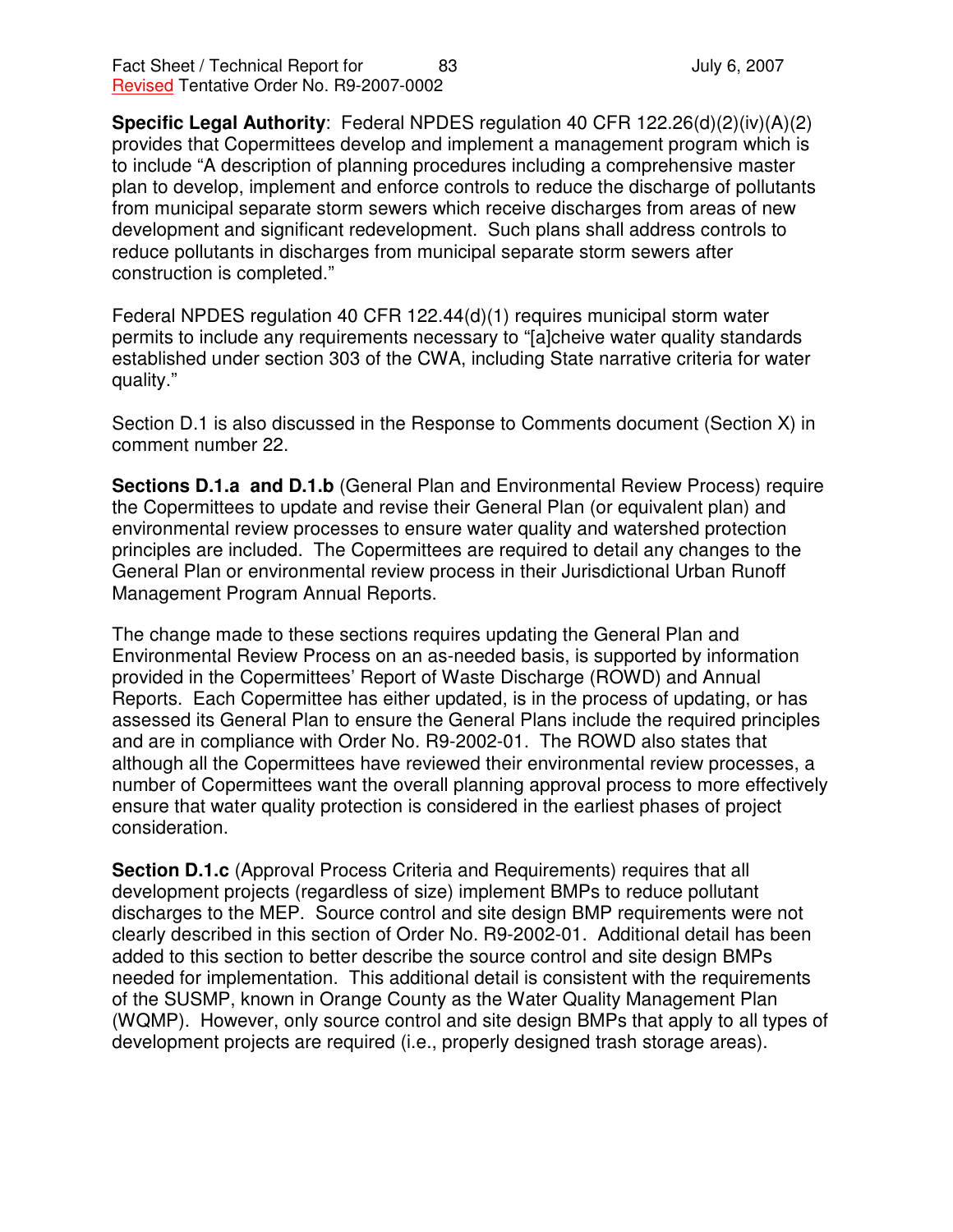**Specific Legal Authority**: Federal NPDES regulation 40 CFR 122.26(d)(2)(iv)(A)(2) provides that Copermittees develop and implement a management program which is to include "A description of planning procedures including a comprehensive master plan to develop, implement and enforce controls to reduce the discharge of pollutants from municipal separate storm sewers which receive discharges from areas of new development and significant redevelopment. Such plans shall address controls to reduce pollutants in discharges from municipal separate storm sewers after construction is completed."

Federal NPDES regulation 40 CFR 122.44(d)(1) requires municipal storm water permits to include any requirements necessary to "[a]cheive water quality standards established under section 303 of the CWA, including State narrative criteria for water quality."

Section D.1 is also discussed in the Response to Comments document (Section X) in comment number 22.

**Sections D.1.a and D.1.b** (General Plan and Environmental Review Process) require the Copermittees to update and revise their General Plan (or equivalent plan) and environmental review processes to ensure water quality and watershed protection principles are included. The Copermittees are required to detail any changes to the General Plan or environmental review process in their Jurisdictional Urban Runoff Management Program Annual Reports.

The change made to these sections requires updating the General Plan and Environmental Review Process on an as-needed basis, is supported by information provided in the Copermittees' Report of Waste Discharge (ROWD) and Annual Reports. Each Copermittee has either updated, is in the process of updating, or has assessed its General Plan to ensure the General Plans include the required principles and are in compliance with Order No. R9-2002-01. The ROWD also states that although all the Copermittees have reviewed their environmental review processes, a number of Copermittees want the overall planning approval process to more effectively ensure that water quality protection is considered in the earliest phases of project consideration.

**Section D.1.c** (Approval Process Criteria and Requirements) requires that all development projects (regardless of size) implement BMPs to reduce pollutant discharges to the MEP. Source control and site design BMP requirements were not clearly described in this section of Order No. R9-2002-01. Additional detail has been added to this section to better describe the source control and site design BMPs needed for implementation. This additional detail is consistent with the requirements of the SUSMP, known in Orange County as the Water Quality Management Plan (WQMP). However, only source control and site design BMPs that apply to all types of development projects are required (i.e., properly designed trash storage areas).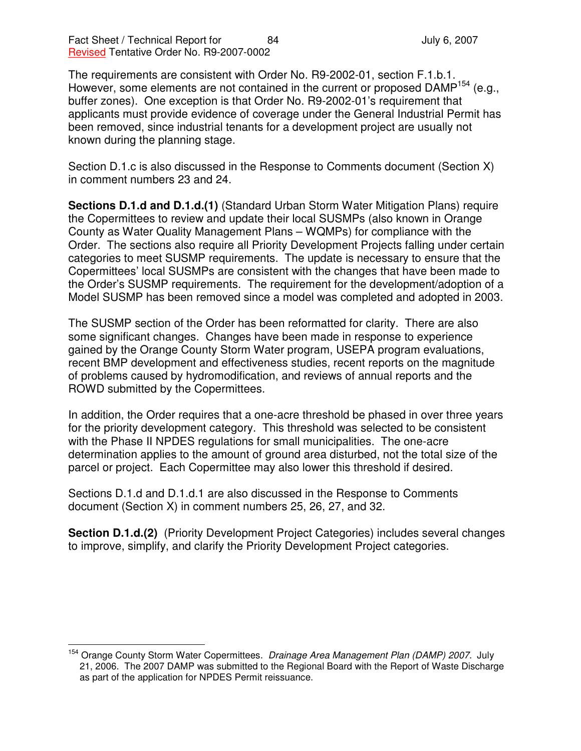The requirements are consistent with Order No. R9-2002-01, section F.1.b.1. However, some elements are not contained in the current or proposed DAMP[154] (e.g., buffer zones). One exception is that Order No. R9-2002-01's requirement that applicants must provide evidence of coverage under the General Industrial Permit has been removed, since industrial tenants for a development project are usually not known during the planning stage.

Section D.1.c is also discussed in the Response to Comments document (Section X) in comment numbers 23 and 24.

**Sections D.1.d and D.1.d.(1)** (Standard Urban Storm Water Mitigation Plans) require the Copermittees to review and update their local SUSMPs (also known in Orange County as Water Quality Management Plans – WQMPs) for compliance with the Order. The sections also require all Priority Development Projects falling under certain categories to meet SUSMP requirements. The update is necessary to ensure that the Copermittees' local SUSMPs are consistent with the changes that have been made to the Order's SUSMP requirements. The requirement for the development/adoption of a Model SUSMP has been removed since a model was completed and adopted in 2003.

The SUSMP section of the Order has been reformatted for clarity. There are also some significant changes. Changes have been made in response to experience gained by the Orange County Storm Water program, USEPA program evaluations, recent BMP development and effectiveness studies, recent reports on the magnitude of problems caused by hydromodification, and reviews of annual reports and the ROWD submitted by the Copermittees.

In addition, the Order requires that a one-acre threshold be phased in over three years for the priority development category. This threshold was selected to be consistent with the Phase II NPDES regulations for small municipalities. The one-acre determination applies to the amount of ground area disturbed, not the total size of the parcel or project. Each Copermittee may also lower this threshold if desired.

Sections D.1.d and D.1.d.1 are also discussed in the Response to Comments document (Section X) in comment numbers 25, 26, 27, and 32.

**Section D.1.d.(2)** (Priority Development Project Categories) includes several changes to improve, simplify, and clarify the Priority Development Project categories.

---

[154] Orange County Storm Water Copermittees. *Drainage Area Management Plan (DAMP) 2007.* July 21, 2006. The 2007 DAMP was submitted to the Regional Board with the Report of Waste Discharge as part of the application for NPDES Permit reissuance.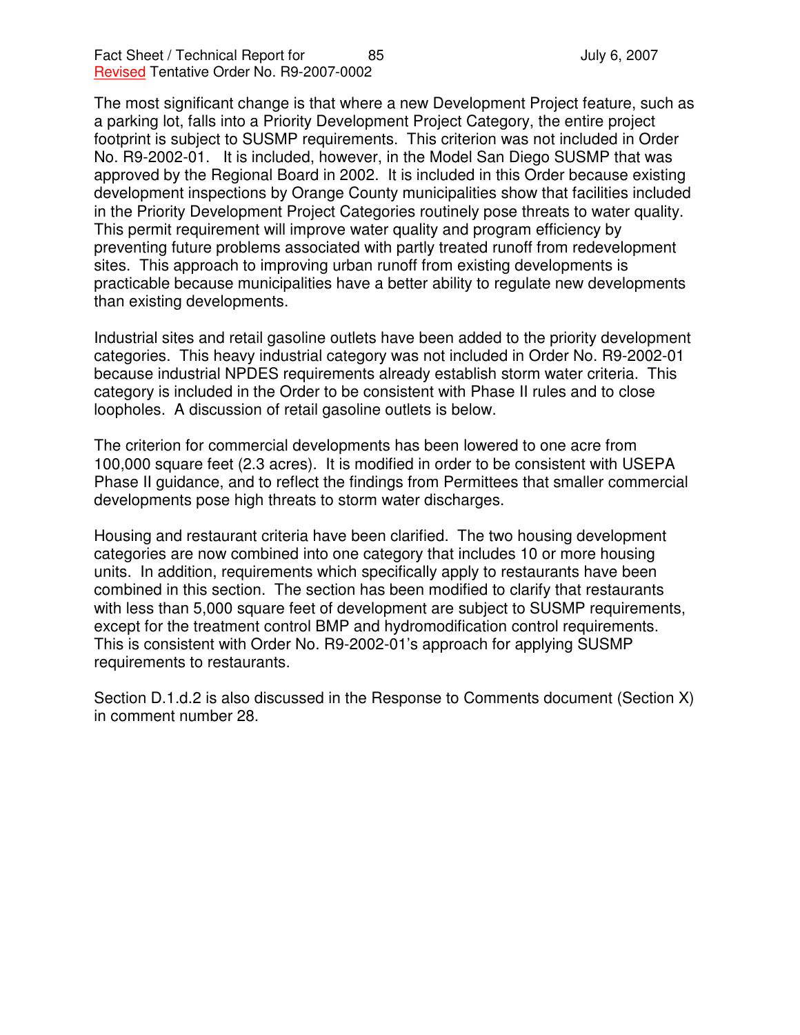The most significant change is that where a new Development Project feature, such as a parking lot, falls into a Priority Development Project Category, the entire project footprint is subject to SUSMP requirements. This criterion was not included in Order No. R9-2002-01. It is included, however, in the Model San Diego SUSMP that was approved by the Regional Board in 2002. It is included in this Order because existing development inspections by Orange County municipalities show that facilities included in the Priority Development Project Categories routinely pose threats to water quality. This permit requirement will improve water quality and program efficiency by preventing future problems associated with partly treated runoff from redevelopment sites. This approach to improving urban runoff from existing developments is practicable because municipalities have a better ability to regulate new developments than existing developments.

Industrial sites and retail gasoline outlets have been added to the priority development categories. This heavy industrial category was not included in Order No. R9-2002-01 because industrial NPDES requirements already establish storm water criteria. This category is included in the Order to be consistent with Phase II rules and to close loopholes. A discussion of retail gasoline outlets is below.

The criterion for commercial developments has been lowered to one acre from 100,000 square feet (2.3 acres). It is modified in order to be consistent with USEPA Phase II guidance, and to reflect the findings from Permittees that smaller commercial developments pose high threats to storm water discharges.

Housing and restaurant criteria have been clarified. The two housing development categories are now combined into one category that includes 10 or more housing units. In addition, requirements which specifically apply to restaurants have been combined in this section. The section has been modified to clarify that restaurants with less than 5,000 square feet of development are subject to SUSMP requirements, except for the treatment control BMP and hydromodification control requirements. This is consistent with Order No. R9-2002-01's approach for applying SUSMP requirements to restaurants.

Section D.1.d.2 is also discussed in the Response to Comments document (Section X) in comment number 28.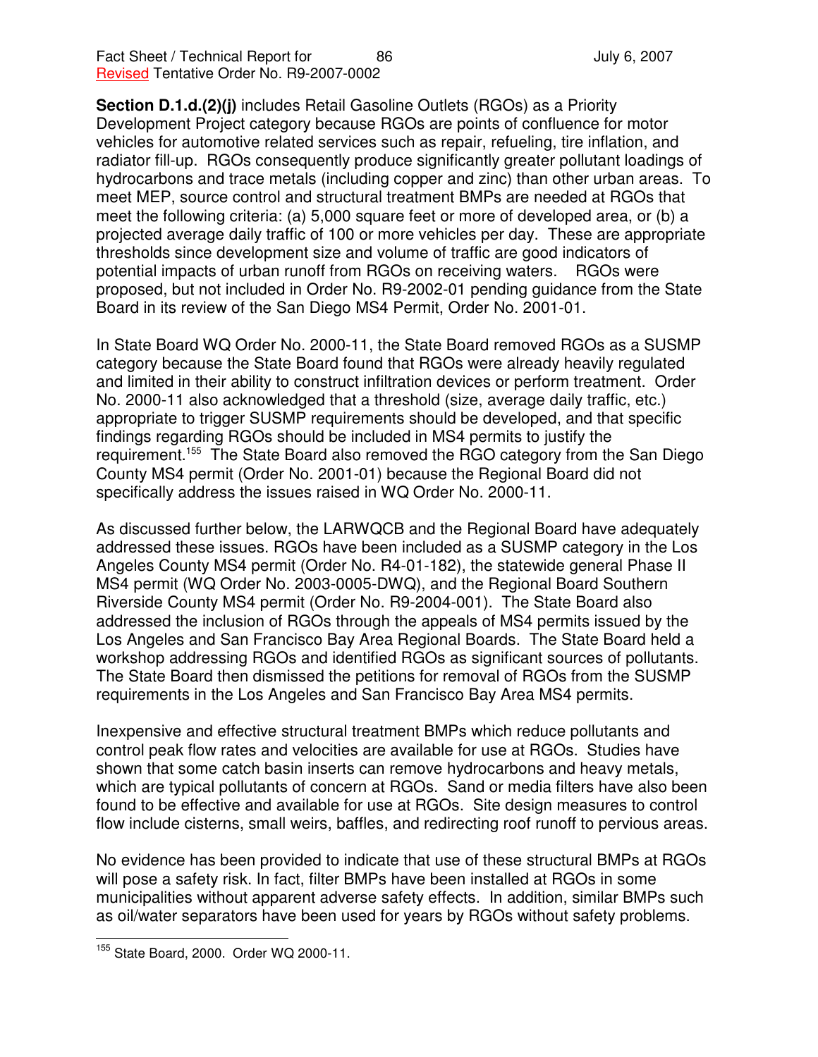**Section D.1.d.(2)(j)** includes Retail Gasoline Outlets (RGOs) as a Priority Development Project category because RGOs are points of confluence for motor vehicles for automotive related services such as repair, refueling, tire inflation, and radiator fill-up. RGOs consequently produce significantly greater pollutant loadings of hydrocarbons and trace metals (including copper and zinc) than other urban areas. To meet MEP, source control and structural treatment BMPs are needed at RGOs that meet the following criteria: (a) 5,000 square feet or more of developed area, or (b) a projected average daily traffic of 100 or more vehicles per day. These are appropriate thresholds since development size and volume of traffic are good indicators of potential impacts of urban runoff from RGOs on receiving waters. RGOs were proposed, but not included in Order No. R9-2002-01 pending guidance from the State Board in its review of the San Diego MS4 Permit, Order No. 2001-01.

In State Board WQ Order No. 2000-11, the State Board removed RGOs as a SUSMP category because the State Board found that RGOs were already heavily regulated and limited in their ability to construct infiltration devices or perform treatment. Order No. 2000-11 also acknowledged that a threshold (size, average daily traffic, etc.) appropriate to trigger SUSMP requirements should be developed, and that specific findings regarding RGOs should be included in MS4 permits to justify the requirement.[155] The State Board also removed the RGO category from the San Diego County MS4 permit (Order No. 2001-01) because the Regional Board did not specifically address the issues raised in WQ Order No. 2000-11.

As discussed further below, the LARWQCB and the Regional Board have adequately addressed these issues. RGOs have been included as a SUSMP category in the Los Angeles County MS4 permit (Order No. R4-01-182), the statewide general Phase II MS4 permit (WQ Order No. 2003-0005-DWQ), and the Regional Board Southern Riverside County MS4 permit (Order No. R9-2004-001). The State Board also addressed the inclusion of RGOs through the appeals of MS4 permits issued by the Los Angeles and San Francisco Bay Area Regional Boards. The State Board held a workshop addressing RGOs and identified RGOs as significant sources of pollutants. The State Board then dismissed the petitions for removal of RGOs from the SUSMP requirements in the Los Angeles and San Francisco Bay Area MS4 permits.

Inexpensive and effective structural treatment BMPs which reduce pollutants and control peak flow rates and velocities are available for use at RGOs. Studies have shown that some catch basin inserts can remove hydrocarbons and heavy metals, which are typical pollutants of concern at RGOs. Sand or media filters have also been found to be effective and available for use at RGOs. Site design measures to control flow include cisterns, small weirs, baffles, and redirecting roof runoff to pervious areas.

No evidence has been provided to indicate that use of these structural BMPs at RGOs will pose a safety risk. In fact, filter BMPs have been installed at RGOs in some municipalities without apparent adverse safety effects. In addition, similar BMPs such as oil/water separators have been used for years by RGOs without safety problems.

---

[155] State Board, 2000. Order WQ 2000-11.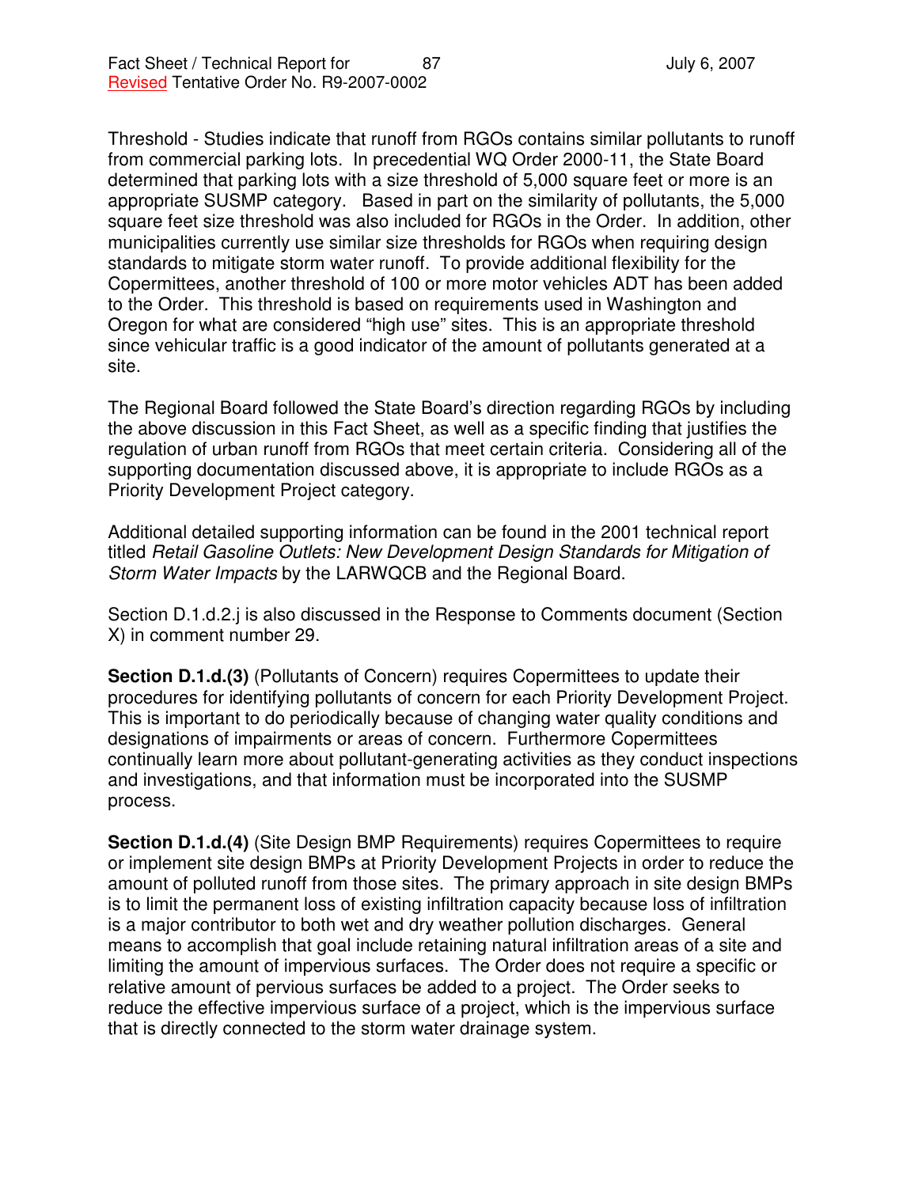Threshold - Studies indicate that runoff from RGOs contains similar pollutants to runoff from commercial parking lots. In precedential WQ Order 2000-11, the State Board determined that parking lots with a size threshold of 5,000 square feet or more is an appropriate SUSMP category. Based in part on the similarity of pollutants, the 5,000 square feet size threshold was also included for RGOs in the Order. In addition, other municipalities currently use similar size thresholds for RGOs when requiring design standards to mitigate storm water runoff. To provide additional flexibility for the Copermittees, another threshold of 100 or more motor vehicles ADT has been added to the Order. This threshold is based on requirements used in Washington and Oregon for what are considered "high use" sites. This is an appropriate threshold since vehicular traffic is a good indicator of the amount of pollutants generated at a site.

The Regional Board followed the State Board's direction regarding RGOs by including the above discussion in this Fact Sheet, as well as a specific finding that justifies the regulation of urban runoff from RGOs that meet certain criteria. Considering all of the supporting documentation discussed above, it is appropriate to include RGOs as a Priority Development Project category.

Additional detailed supporting information can be found in the 2001 technical report titled *Retail Gasoline Outlets: New Development Design Standards for Mitigation of Storm Water Impacts* by the LARWQCB and the Regional Board.

Section D.1.d.2.j is also discussed in the Response to Comments document (Section X) in comment number 29.

**Section D.1.d.(3)** (Pollutants of Concern) requires Copermittees to update their procedures for identifying pollutants of concern for each Priority Development Project. This is important to do periodically because of changing water quality conditions and designations of impairments or areas of concern. Furthermore Copermittees continually learn more about pollutant-generating activities as they conduct inspections and investigations, and that information must be incorporated into the SUSMP process.

**Section D.1.d.(4)** (Site Design BMP Requirements) requires Copermittees to require or implement site design BMPs at Priority Development Projects in order to reduce the amount of polluted runoff from those sites. The primary approach in site design BMPs is to limit the permanent loss of existing infiltration capacity because loss of infiltration is a major contributor to both wet and dry weather pollution discharges. General means to accomplish that goal include retaining natural infiltration areas of a site and limiting the amount of impervious surfaces. The Order does not require a specific or relative amount of pervious surfaces be added to a project. The Order seeks to reduce the effective impervious surface of a project, which is the impervious surface that is directly connected to the storm water drainage system.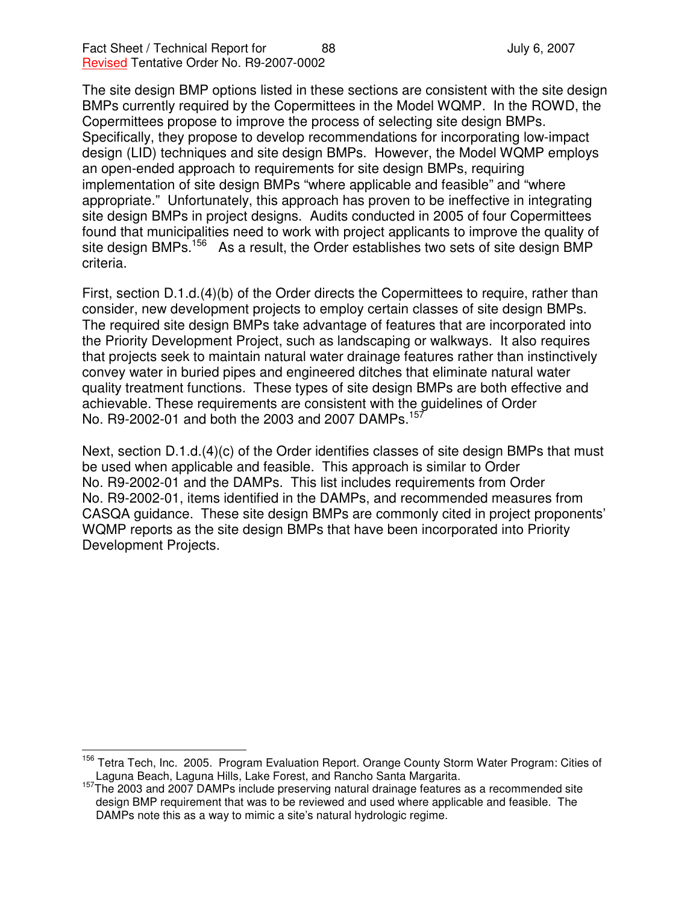The site design BMP options listed in these sections are consistent with the site design BMPs currently required by the Copermittees in the Model WQMP. In the ROWD, the Copermittees propose to improve the process of selecting site design BMPs. Specifically, they propose to develop recommendations for incorporating low-impact design (LID) techniques and site design BMPs. However, the Model WQMP employs an open-ended approach to requirements for site design BMPs, requiring implementation of site design BMPs "where applicable and feasible" and "where appropriate." Unfortunately, this approach has proven to be ineffective in integrating site design BMPs in project designs. Audits conducted in 2005 of four Copermittees found that municipalities need to work with project applicants to improve the quality of site design BMPs.[156] As a result, the Order establishes two sets of site design BMP criteria.

First, section D.1.d.(4)(b) of the Order directs the Copermittees to require, rather than consider, new development projects to employ certain classes of site design BMPs. The required site design BMPs take advantage of features that are incorporated into the Priority Development Project, such as landscaping or walkways. It also requires that projects seek to maintain natural water drainage features rather than instinctively convey water in buried pipes and engineered ditches that eliminate natural water quality treatment functions. These types of site design BMPs are both effective and achievable. These requirements are consistent with the guidelines of Order No. R9-2002-01 and both the 2003 and 2007 DAMPs.[157]

Next, section D.1.d.(4)(c) of the Order identifies classes of site design BMPs that must be used when applicable and feasible. This approach is similar to Order No. R9-2002-01 and the DAMPs. This list includes requirements from Order No. R9-2002-01, items identified in the DAMPs, and recommended measures from CASQA guidance. These site design BMPs are commonly cited in project proponents' WQMP reports as the site design BMPs that have been incorporated into Priority Development Projects.

---

[156] Tetra Tech, Inc. 2005. Program Evaluation Report. Orange County Storm Water Program: Cities of Laguna Beach, Laguna Hills, Lake Forest, and Rancho Santa Margarita.

[157] The 2003 and 2007 DAMPs include preserving natural drainage features as a recommended site design BMP requirement that was to be reviewed and used where applicable and feasible. The DAMPs note this as a way to mimic a site's natural hydrologic regime.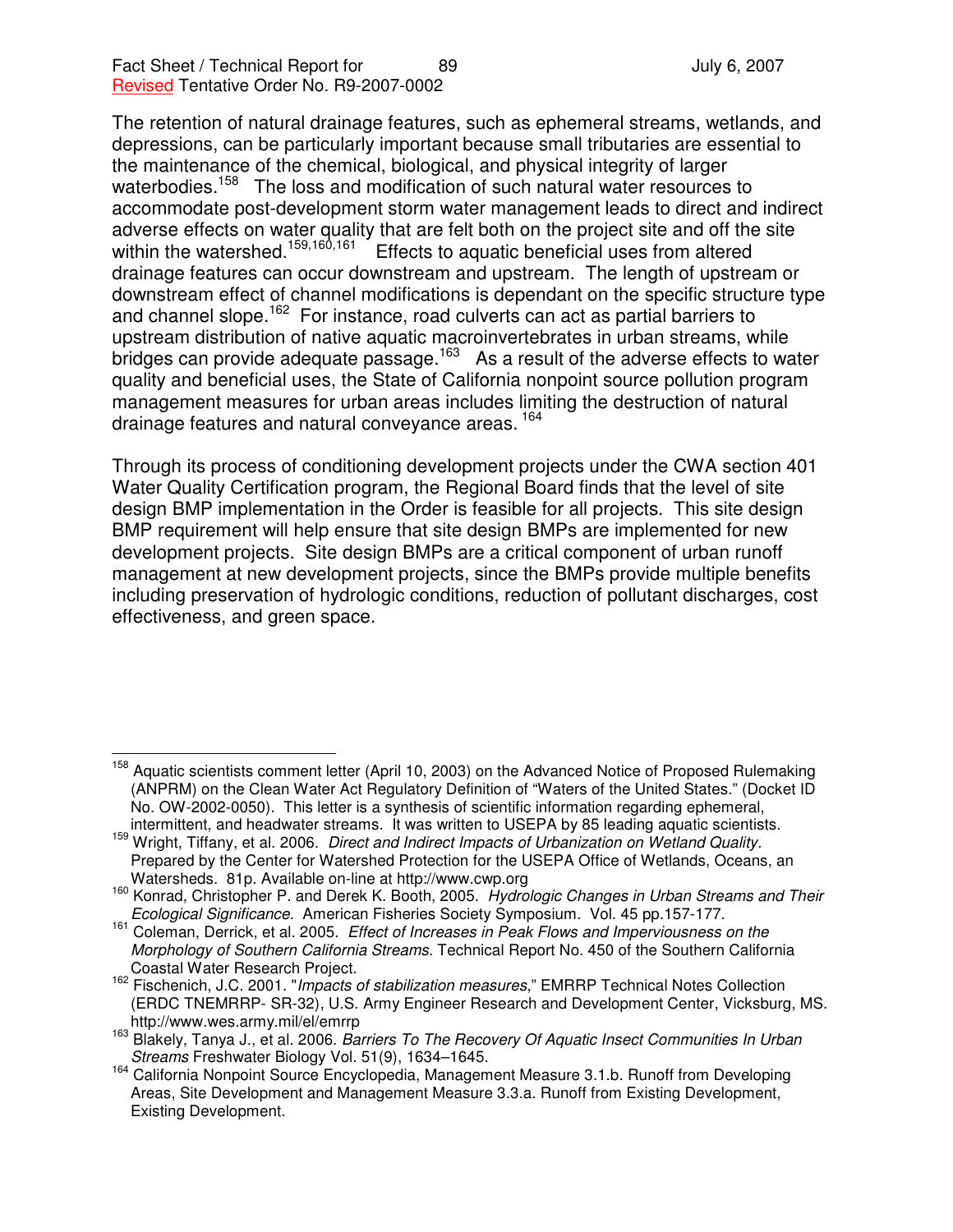The retention of natural drainage features, such as ephemeral streams, wetlands, and depressions, can be particularly important because small tributaries are essential to the maintenance of the chemical, biological, and physical integrity of larger waterbodies.[158] The loss and modification of such natural water resources to accommodate post-development storm water management leads to direct and indirect adverse effects on water quality that are felt both on the project site and off the site within the watershed.[159,160,161] Effects to aquatic beneficial uses from altered drainage features can occur downstream and upstream. The length of upstream or downstream effect of channel modifications is dependant on the specific structure type and channel slope.[162] For instance, road culverts can act as partial barriers to upstream distribution of native aquatic macroinvertebrates in urban streams, while bridges can provide adequate passage.[163] As a result of the adverse effects to water quality and beneficial uses, the State of California nonpoint source pollution program management measures for urban areas includes limiting the destruction of natural drainage features and natural conveyance areas.[164]

Through its process of conditioning development projects under the CWA section 401 Water Quality Certification program, the Regional Board finds that the level of site design BMP implementation in the Order is feasible for all projects. This site design BMP requirement will help ensure that site design BMPs are implemented for new development projects. Site design BMPs are a critical component of urban runoff management at new development projects, since the BMPs provide multiple benefits including preservation of hydrologic conditions, reduction of pollutant discharges, cost effectiveness, and green space.

---

[158] Aquatic scientists comment letter (April 10, 2003) on the Advanced Notice of Proposed Rulemaking (ANPRM) on the Clean Water Act Regulatory Definition of "Waters of the United States." (Docket ID No. OW-2002-0050). This letter is a synthesis of scientific information regarding ephemeral, intermittent, and headwater streams. It was written to USEPA by 85 leading aquatic scientists.

[159] Wright, Tiffany, et al. 2006. *Direct and Indirect Impacts of Urbanization on Wetland Quality.* Prepared by the Center for Watershed Protection for the USEPA Office of Wetlands, Oceans, an Watersheds. 81p. Available on-line at http://www.cwp.org

[160] Konrad, Christopher P. and Derek K. Booth, 2005. *Hydrologic Changes in Urban Streams and Their Ecological Significance*. American Fisheries Society Symposium. Vol. 45 pp.157-177.

[161] Coleman, Derrick, et al. 2005. *Effect of Increases in Peak Flows and Imperviousness on the Morphology of Southern California Streams*. Technical Report No. 450 of the Southern California Coastal Water Research Project.

[162] Fischenich, J.C. 2001. "*Impacts of stabilization measures*," EMRRP Technical Notes Collection (ERDC TNEMRRP- SR-32), U.S. Army Engineer Research and Development Center, Vicksburg, MS. http://www.wes.army.mil/el/emrrp

[163] Blakely, Tanya J., et al. 2006. *Barriers To The Recovery Of Aquatic Insect Communities In Urban Streams* Freshwater Biology Vol. 51(9), 1634–1645.

[164] California Nonpoint Source Encyclopedia, Management Measure 3.1.b. Runoff from Developing Areas, Site Development and Management Measure 3.3.a. Runoff from Existing Development, Existing Development.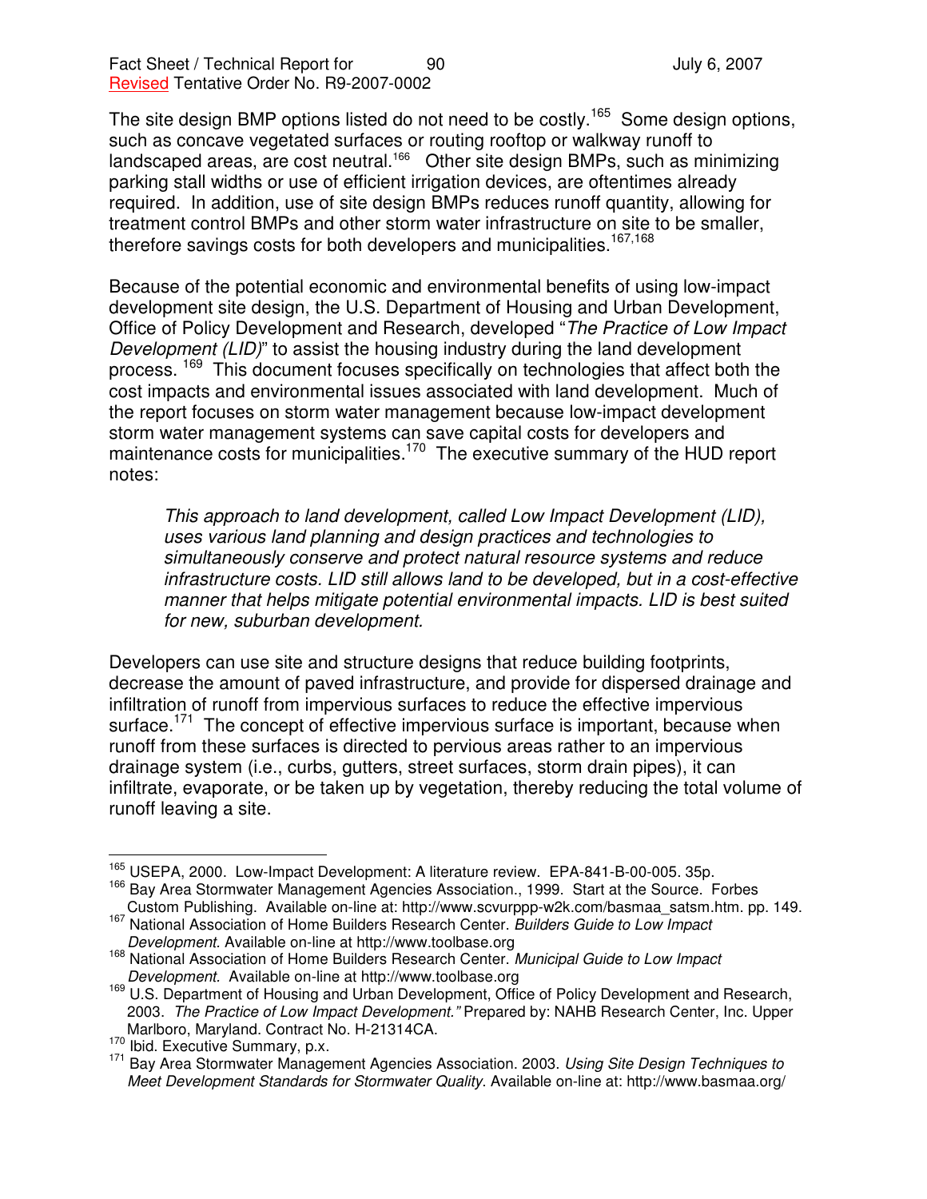The site design BMP options listed do not need to be costly.[165] Some design options, such as concave vegetated surfaces or routing rooftop or walkway runoff to landscaped areas, are cost neutral.[166] Other site design BMPs, such as minimizing parking stall widths or use of efficient irrigation devices, are oftentimes already required. In addition, use of site design BMPs reduces runoff quantity, allowing for treatment control BMPs and other storm water infrastructure on site to be smaller, therefore savings costs for both developers and municipalities.[167,168]

Because of the potential economic and environmental benefits of using low-impact development site design, the U.S. Department of Housing and Urban Development, Office of Policy Development and Research, developed "*The Practice of Low Impact Development (LID)*" to assist the housing industry during the land development process. [169] This document focuses specifically on technologies that affect both the cost impacts and environmental issues associated with land development. Much of the report focuses on storm water management because low-impact development storm water management systems can save capital costs for developers and maintenance costs for municipalities.[170] The executive summary of the HUD report notes:

> *This approach to land development, called Low Impact Development (LID), uses various land planning and design practices and technologies to simultaneously conserve and protect natural resource systems and reduce infrastructure costs. LID still allows land to be developed, but in a cost-effective manner that helps mitigate potential environmental impacts. LID is best suited for new, suburban development.*

Developers can use site and structure designs that reduce building footprints, decrease the amount of paved infrastructure, and provide for dispersed drainage and infiltration of runoff from impervious surfaces to reduce the effective impervious surface.[171] The concept of effective impervious surface is important, because when runoff from these surfaces is directed to pervious areas rather to an impervious drainage system (i.e., curbs, gutters, street surfaces, storm drain pipes), it can infiltrate, evaporate, or be taken up by vegetation, thereby reducing the total volume of runoff leaving a site.

---

[165] USEPA, 2000. Low-Impact Development: A literature review. EPA-841-B-00-005. 35p.

[166] Bay Area Stormwater Management Agencies Association., 1999. Start at the Source. Forbes Custom Publishing. Available on-line at: http://www.scvurppp-w2k.com/basmaa_satsm.htm. pp. 149.

[167] National Association of Home Builders Research Center. *Builders Guide to Low Impact Development.* Available on-line at http://www.toolbase.org

[168] National Association of Home Builders Research Center. *Municipal Guide to Low Impact Development.* Available on-line at http://www.toolbase.org

[169] U.S. Department of Housing and Urban Development, Office of Policy Development and Research, 2003. *The Practice of Low Impact Development."* Prepared by: NAHB Research Center, Inc. Upper Marlboro, Maryland. Contract No. H-21314CA.

[170] Ibid. Executive Summary, p.x.

[171] Bay Area Stormwater Management Agencies Association. 2003. *Using Site Design Techniques to Meet Development Standards for Stormwater Quality.* Available on-line at: http://www.basmaa.org/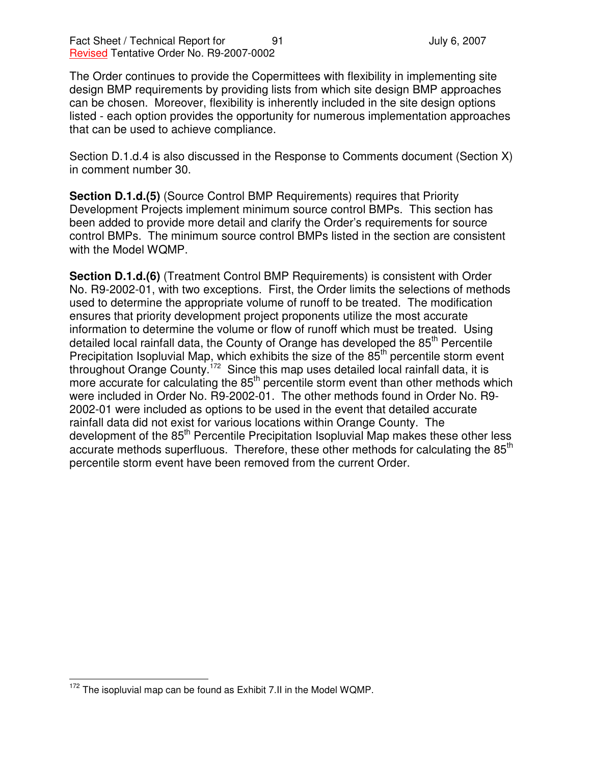The Order continues to provide the Copermittees with flexibility in implementing site design BMP requirements by providing lists from which site design BMP approaches can be chosen. Moreover, flexibility is inherently included in the site design options listed - each option provides the opportunity for numerous implementation approaches that can be used to achieve compliance.

Section D.1.d.4 is also discussed in the Response to Comments document (Section X) in comment number 30.

**Section D.1.d.(5)** (Source Control BMP Requirements) requires that Priority Development Projects implement minimum source control BMPs. This section has been added to provide more detail and clarify the Order's requirements for source control BMPs. The minimum source control BMPs listed in the section are consistent with the Model WQMP.

**Section D.1.d.(6)** (Treatment Control BMP Requirements) is consistent with Order No. R9-2002-01, with two exceptions. First, the Order limits the selections of methods used to determine the appropriate volume of runoff to be treated. The modification ensures that priority development project proponents utilize the most accurate information to determine the volume or flow of runoff which must be treated. Using detailed local rainfall data, the County of Orange has developed the 85th Percentile Precipitation Isopluvial Map, which exhibits the size of the 85th percentile storm event throughout Orange County.[172] Since this map uses detailed local rainfall data, it is more accurate for calculating the 85th percentile storm event than other methods which were included in Order No. R9-2002-01. The other methods found in Order No. R9-2002-01 were included as options to be used in the event that detailed accurate rainfall data did not exist for various locations within Orange County. The development of the 85th Percentile Precipitation Isopluvial Map makes these other less accurate methods superfluous. Therefore, these other methods for calculating the 85th percentile storm event have been removed from the current Order.

[172] The isopluvial map can be found as Exhibit 7.II in the Model WQMP.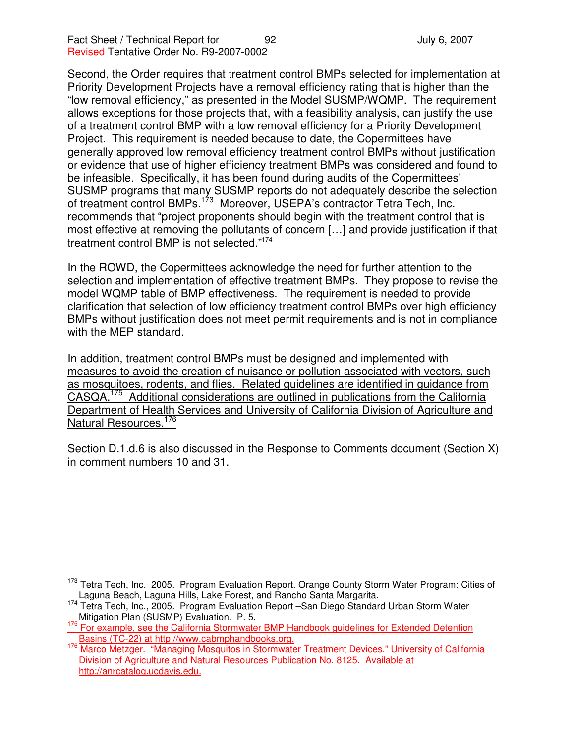Second, the Order requires that treatment control BMPs selected for implementation at Priority Development Projects have a removal efficiency rating that is higher than the “low removal efficiency,” as presented in the Model SUSMP/WQMP. The requirement allows exceptions for those projects that, with a feasibility analysis, can justify the use of a treatment control BMP with a low removal efficiency for a Priority Development Project. This requirement is needed because to date, the Copermittees have generally approved low removal efficiency treatment control BMPs without justification or evidence that use of higher efficiency treatment BMPs was considered and found to be infeasible. Specifically, it has been found during audits of the Copermittees' SUSMP programs that many SUSMP reports do not adequately describe the selection of treatment control BMPs.[173] Moreover, USEPA's contractor Tetra Tech, Inc. recommends that “project proponents should begin with the treatment control that is most effective at removing the pollutants of concern […] and provide justification if that treatment control BMP is not selected.”[174]

In the ROWD, the Copermittees acknowledge the need for further attention to the selection and implementation of effective treatment BMPs. They propose to revise the model WQMP table of BMP effectiveness. The requirement is needed to provide clarification that selection of low efficiency treatment control BMPs over high efficiency BMPs without justification does not meet permit requirements and is not in compliance with the MEP standard.

In addition, treatment control BMPs must be designed and implemented with measures to avoid the creation of nuisance or pollution associated with vectors, such as mosquitoes, rodents, and flies. Related guidelines are identified in guidance from CASQA.[175] Additional considerations are outlined in publications from the California Department of Health Services and University of California Division of Agriculture and Natural Resources.[176]

Section D.1.d.6 is also discussed in the Response to Comments document (Section X) in comment numbers 10 and 31.

---

[173] Tetra Tech, Inc. 2005. Program Evaluation Report. Orange County Storm Water Program: Cities of Laguna Beach, Laguna Hills, Lake Forest, and Rancho Santa Margarita.

[174] Tetra Tech, Inc., 2005. Program Evaluation Report –San Diego Standard Urban Storm Water Mitigation Plan (SUSMP) Evaluation. P. 5.

[175] For example, see the California Stormwater BMP Handbook guidelines for Extended Detention Basins (TC-22) at http://www.cabmphandbooks.org.

[176] Marco Metzger. “Managing Mosquitos in Stormwater Treatment Devices.” University of California Division of Agriculture and Natural Resources Publication No. 8125. Available at http://anrcatalog.ucdavis.edu.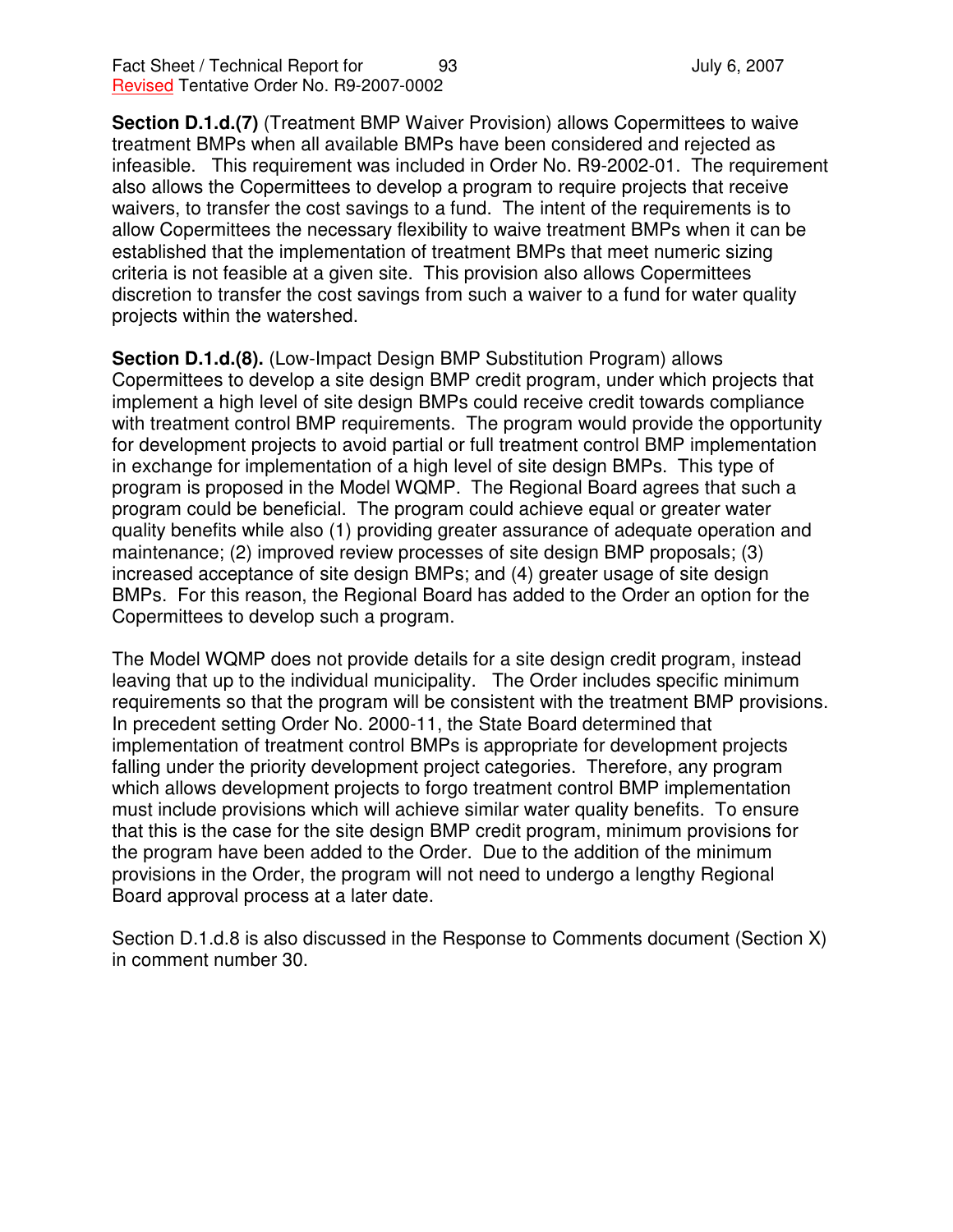**Section D.1.d.(7)** (Treatment BMP Waiver Provision) allows Copermittees to waive treatment BMPs when all available BMPs have been considered and rejected as infeasible. This requirement was included in Order No. R9-2002-01. The requirement also allows the Copermittees to develop a program to require projects that receive waivers, to transfer the cost savings to a fund. The intent of the requirements is to allow Copermittees the necessary flexibility to waive treatment BMPs when it can be established that the implementation of treatment BMPs that meet numeric sizing criteria is not feasible at a given site. This provision also allows Copermittees discretion to transfer the cost savings from such a waiver to a fund for water quality projects within the watershed.

**Section D.1.d.(8).** (Low-Impact Design BMP Substitution Program) allows Copermittees to develop a site design BMP credit program, under which projects that implement a high level of site design BMPs could receive credit towards compliance with treatment control BMP requirements. The program would provide the opportunity for development projects to avoid partial or full treatment control BMP implementation in exchange for implementation of a high level of site design BMPs. This type of program is proposed in the Model WQMP. The Regional Board agrees that such a program could be beneficial. The program could achieve equal or greater water quality benefits while also (1) providing greater assurance of adequate operation and maintenance; (2) improved review processes of site design BMP proposals; (3) increased acceptance of site design BMPs; and (4) greater usage of site design BMPs. For this reason, the Regional Board has added to the Order an option for the Copermittees to develop such a program.

The Model WQMP does not provide details for a site design credit program, instead leaving that up to the individual municipality. The Order includes specific minimum requirements so that the program will be consistent with the treatment BMP provisions. In precedent setting Order No. 2000-11, the State Board determined that implementation of treatment control BMPs is appropriate for development projects falling under the priority development project categories. Therefore, any program which allows development projects to forgo treatment control BMP implementation must include provisions which will achieve similar water quality benefits. To ensure that this is the case for the site design BMP credit program, minimum provisions for the program have been added to the Order. Due to the addition of the minimum provisions in the Order, the program will not need to undergo a lengthy Regional Board approval process at a later date.

Section D.1.d.8 is also discussed in the Response to Comments document (Section X) in comment number 30.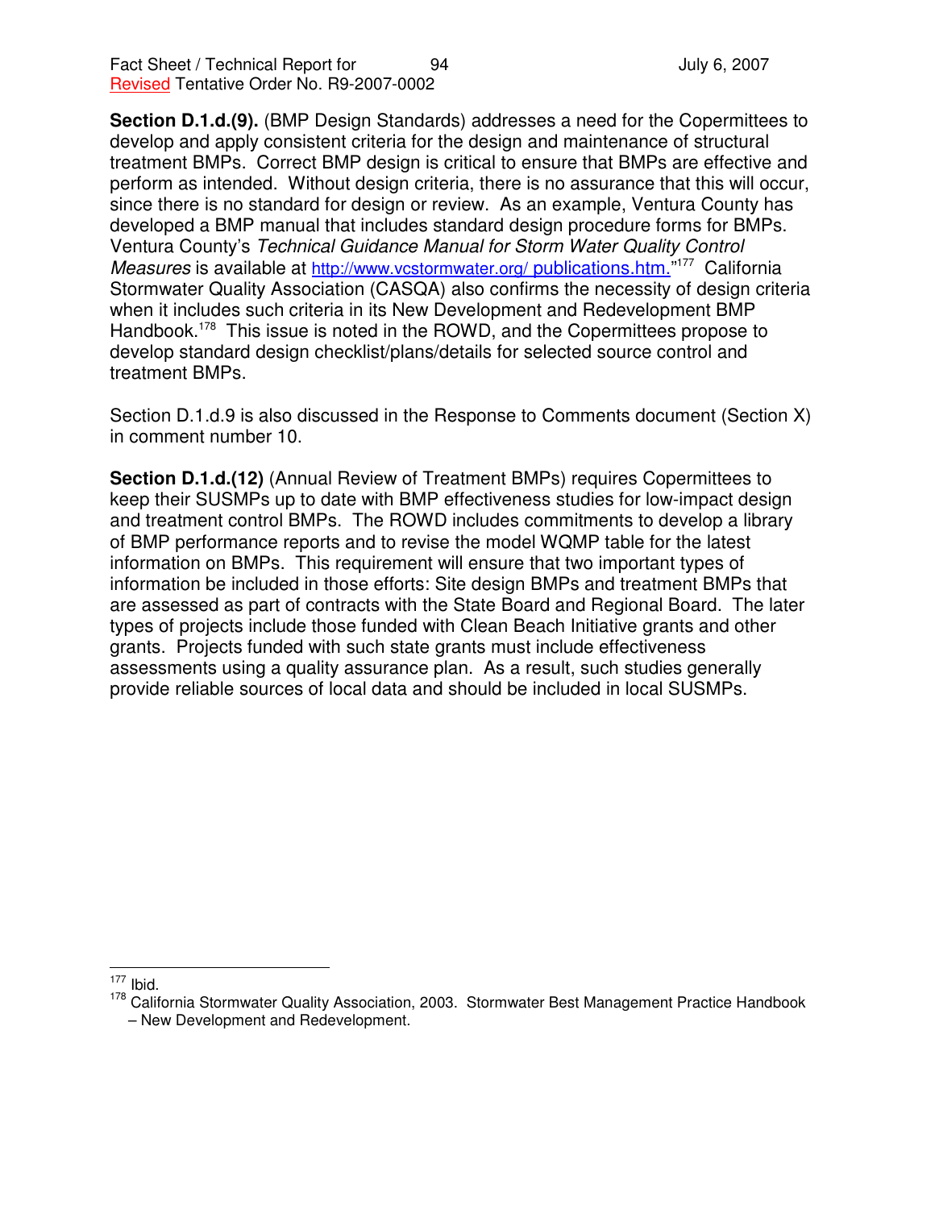**Section D.1.d.(9).** (BMP Design Standards) addresses a need for the Copermittees to develop and apply consistent criteria for the design and maintenance of structural treatment BMPs. Correct BMP design is critical to ensure that BMPs are effective and perform as intended. Without design criteria, there is no assurance that this will occur, since there is no standard for design or review. As an example, Ventura County has developed a BMP manual that includes standard design procedure forms for BMPs. Ventura County's *Technical Guidance Manual for Storm Water Quality Control Measures* is available at http://www.vcstormwater.org/ publications.htm."[177] California Stormwater Quality Association (CASQA) also confirms the necessity of design criteria when it includes such criteria in its New Development and Redevelopment BMP Handbook.[178] This issue is noted in the ROWD, and the Copermittees propose to develop standard design checklist/plans/details for selected source control and treatment BMPs.

Section D.1.d.9 is also discussed in the Response to Comments document (Section X) in comment number 10.

**Section D.1.d.(12)** (Annual Review of Treatment BMPs) requires Copermittees to keep their SUSMPs up to date with BMP effectiveness studies for low-impact design and treatment control BMPs. The ROWD includes commitments to develop a library of BMP performance reports and to revise the model WQMP table for the latest information on BMPs. This requirement will ensure that two important types of information be included in those efforts: Site design BMPs and treatment BMPs that are assessed as part of contracts with the State Board and Regional Board. The later types of projects include those funded with Clean Beach Initiative grants and other grants. Projects funded with such state grants must include effectiveness assessments using a quality assurance plan. As a result, such studies generally provide reliable sources of local data and should be included in local SUSMPs.

---

[177] Ibid.

[178] California Stormwater Quality Association, 2003. Stormwater Best Management Practice Handbook – New Development and Redevelopment.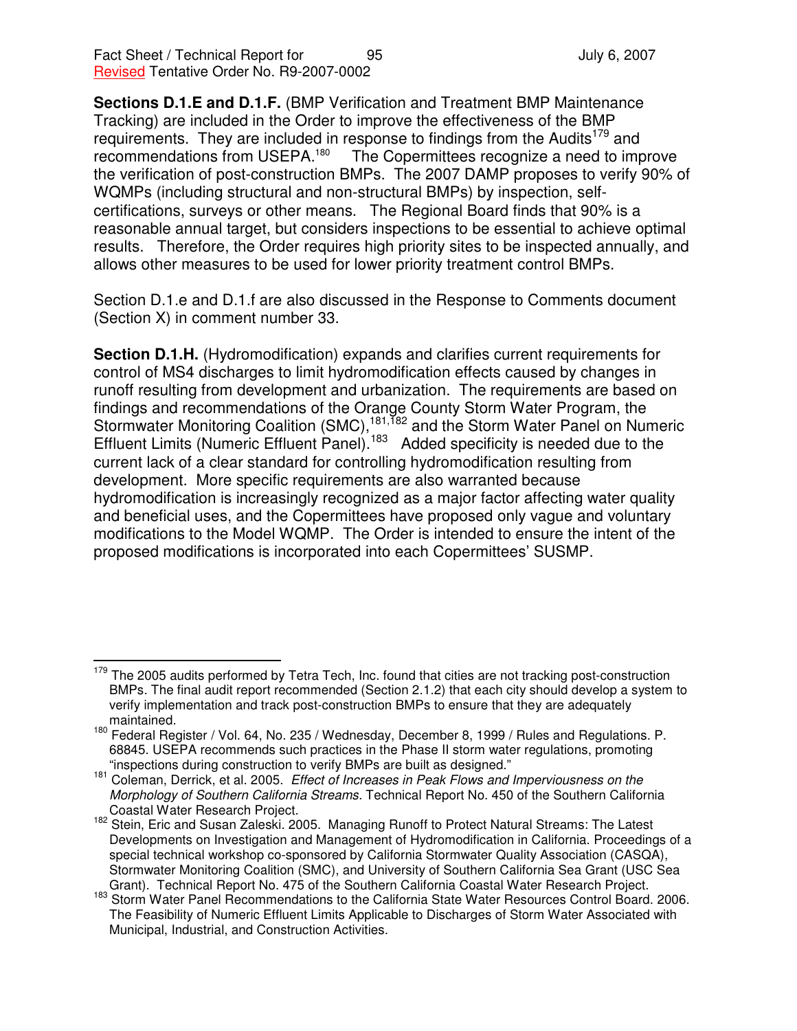**Sections D.1.E and D.1.F.** (BMP Verification and Treatment BMP Maintenance Tracking) are included in the Order to improve the effectiveness of the BMP requirements. They are included in response to findings from the Audits[179] and recommendations from USEPA.[180] The Copermittees recognize a need to improve the verification of post-construction BMPs. The 2007 DAMP proposes to verify 90% of WQMPs (including structural and non-structural BMPs) by inspection, self-certifications, surveys or other means. The Regional Board finds that 90% is a reasonable annual target, but considers inspections to be essential to achieve optimal results. Therefore, the Order requires high priority sites to be inspected annually, and allows other measures to be used for lower priority treatment control BMPs.

Section D.1.e and D.1.f are also discussed in the Response to Comments document (Section X) in comment number 33.

**Section D.1.H.** (Hydromodification) expands and clarifies current requirements for control of MS4 discharges to limit hydromodification effects caused by changes in runoff resulting from development and urbanization. The requirements are based on findings and recommendations of the Orange County Storm Water Program, the Stormwater Monitoring Coalition (SMC),[181,182] and the Storm Water Panel on Numeric Effluent Limits (Numeric Effluent Panel).[183] Added specificity is needed due to the current lack of a clear standard for controlling hydromodification resulting from development. More specific requirements are also warranted because hydromodification is increasingly recognized as a major factor affecting water quality and beneficial uses, and the Copermittees have proposed only vague and voluntary modifications to the Model WQMP. The Order is intended to ensure the intent of the proposed modifications is incorporated into each Copermittees' SUSMP.

---

[179] The 2005 audits performed by Tetra Tech, Inc. found that cities are not tracking post-construction BMPs. The final audit report recommended (Section 2.1.2) that each city should develop a system to verify implementation and track post-construction BMPs to ensure that they are adequately maintained.

[180] Federal Register / Vol. 64, No. 235 / Wednesday, December 8, 1999 / Rules and Regulations. P. 68845. USEPA recommends such practices in the Phase II storm water regulations, promoting "inspections during construction to verify BMPs are built as designed."

[181] Coleman, Derrick, et al. 2005. *Effect of Increases in Peak Flows and Imperviousness on the Morphology of Southern California Streams.* Technical Report No. 450 of the Southern California Coastal Water Research Project.

[182] Stein, Eric and Susan Zaleski. 2005. Managing Runoff to Protect Natural Streams: The Latest Developments on Investigation and Management of Hydromodification in California. Proceedings of a special technical workshop co-sponsored by California Stormwater Quality Association (CASQA), Stormwater Monitoring Coalition (SMC), and University of Southern California Sea Grant (USC Sea Grant). Technical Report No. 475 of the Southern California Coastal Water Research Project.

[183] Storm Water Panel Recommendations to the California State Water Resources Control Board. 2006. The Feasibility of Numeric Effluent Limits Applicable to Discharges of Storm Water Associated with Municipal, Industrial, and Construction Activities.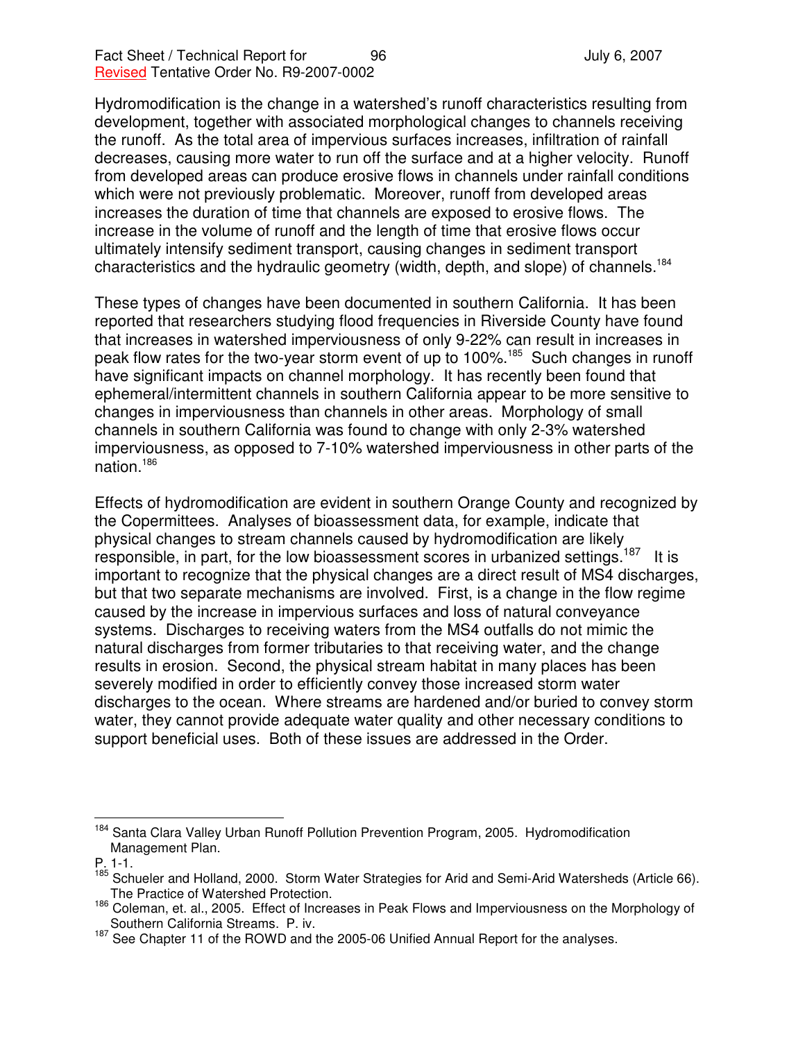Hydromodification is the change in a watershed's runoff characteristics resulting from development, together with associated morphological changes to channels receiving the runoff. As the total area of impervious surfaces increases, infiltration of rainfall decreases, causing more water to run off the surface and at a higher velocity. Runoff from developed areas can produce erosive flows in channels under rainfall conditions which were not previously problematic. Moreover, runoff from developed areas increases the duration of time that channels are exposed to erosive flows. The increase in the volume of runoff and the length of time that erosive flows occur ultimately intensify sediment transport, causing changes in sediment transport characteristics and the hydraulic geometry (width, depth, and slope) of channels.[184]

These types of changes have been documented in southern California. It has been reported that researchers studying flood frequencies in Riverside County have found that increases in watershed imperviousness of only 9-22% can result in increases in peak flow rates for the two-year storm event of up to 100%.[185] Such changes in runoff have significant impacts on channel morphology. It has recently been found that ephemeral/intermittent channels in southern California appear to be more sensitive to changes in imperviousness than channels in other areas. Morphology of small channels in southern California was found to change with only 2-3% watershed imperviousness, as opposed to 7-10% watershed imperviousness in other parts of the nation.[186]

Effects of hydromodification are evident in southern Orange County and recognized by the Copermittees. Analyses of bioassessment data, for example, indicate that physical changes to stream channels caused by hydromodification are likely responsible, in part, for the low bioassessment scores in urbanized settings.[187] It is important to recognize that the physical changes are a direct result of MS4 discharges, but that two separate mechanisms are involved. First, is a change in the flow regime caused by the increase in impervious surfaces and loss of natural conveyance systems. Discharges to receiving waters from the MS4 outfalls do not mimic the natural discharges from former tributaries to that receiving water, and the change results in erosion. Second, the physical stream habitat in many places has been severely modified in order to efficiently convey those increased storm water discharges to the ocean. Where streams are hardened and/or buried to convey storm water, they cannot provide adequate water quality and other necessary conditions to support beneficial uses. Both of these issues are addressed in the Order.

---

[184] Santa Clara Valley Urban Runoff Pollution Prevention Program, 2005. Hydromodification Management Plan. P. 1-1.

[185] Schueler and Holland, 2000. Storm Water Strategies for Arid and Semi-Arid Watersheds (Article 66). The Practice of Watershed Protection.

[186] Coleman, et. al., 2005. Effect of Increases in Peak Flows and Imperviousness on the Morphology of Southern California Streams. P. iv.

[187] See Chapter 11 of the ROWD and the 2005-06 Unified Annual Report for the analyses.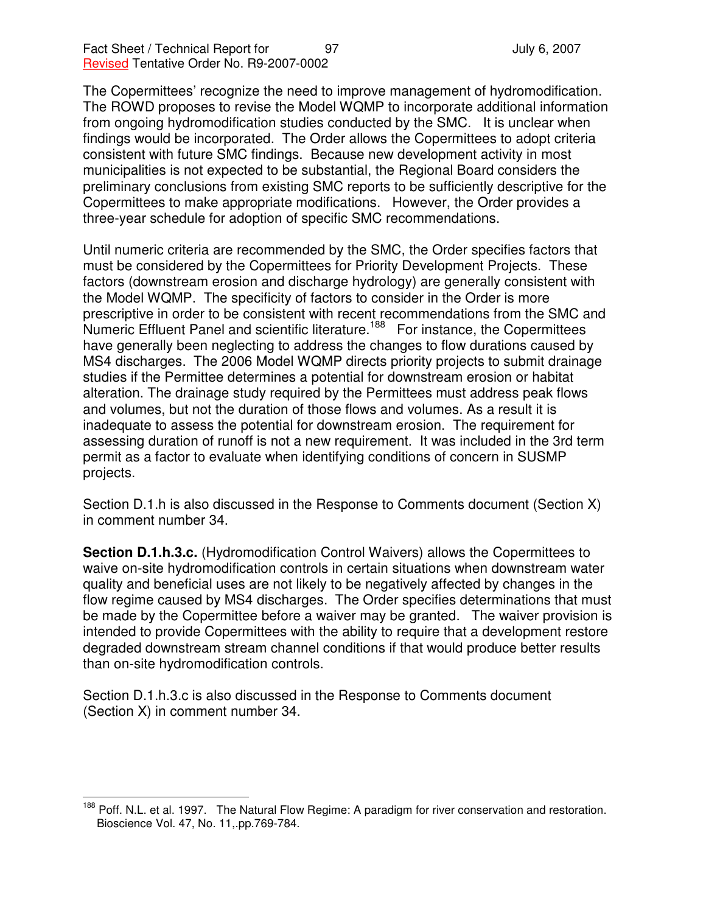The Copermittees' recognize the need to improve management of hydromodification. The ROWD proposes to revise the Model WQMP to incorporate additional information from ongoing hydromodification studies conducted by the SMC. It is unclear when findings would be incorporated. The Order allows the Copermittees to adopt criteria consistent with future SMC findings. Because new development activity in most municipalities is not expected to be substantial, the Regional Board considers the preliminary conclusions from existing SMC reports to be sufficiently descriptive for the Copermittees to make appropriate modifications. However, the Order provides a three-year schedule for adoption of specific SMC recommendations.

Until numeric criteria are recommended by the SMC, the Order specifies factors that must be considered by the Copermittees for Priority Development Projects. These factors (downstream erosion and discharge hydrology) are generally consistent with the Model WQMP. The specificity of factors to consider in the Order is more prescriptive in order to be consistent with recent recommendations from the SMC and Numeric Effluent Panel and scientific literature.[188] For instance, the Copermittees have generally been neglecting to address the changes to flow durations caused by MS4 discharges. The 2006 Model WQMP directs priority projects to submit drainage studies if the Permittee determines a potential for downstream erosion or habitat alteration. The drainage study required by the Permittees must address peak flows and volumes, but not the duration of those flows and volumes. As a result it is inadequate to assess the potential for downstream erosion. The requirement for assessing duration of runoff is not a new requirement. It was included in the 3rd term permit as a factor to evaluate when identifying conditions of concern in SUSMP projects.

Section D.1.h is also discussed in the Response to Comments document (Section X) in comment number 34.

**Section D.1.h.3.c.** (Hydromodification Control Waivers) allows the Copermittees to waive on-site hydromodification controls in certain situations when downstream water quality and beneficial uses are not likely to be negatively affected by changes in the flow regime caused by MS4 discharges. The Order specifies determinations that must be made by the Copermittee before a waiver may be granted. The waiver provision is intended to provide Copermittees with the ability to require that a development restore degraded downstream stream channel conditions if that would produce better results than on-site hydromodification controls.

Section D.1.h.3.c is also discussed in the Response to Comments document (Section X) in comment number 34.

---

[188] Poff. N.L. et al. 1997. The Natural Flow Regime: A paradigm for river conservation and restoration. Bioscience Vol. 47, No. 11,.pp.769-784.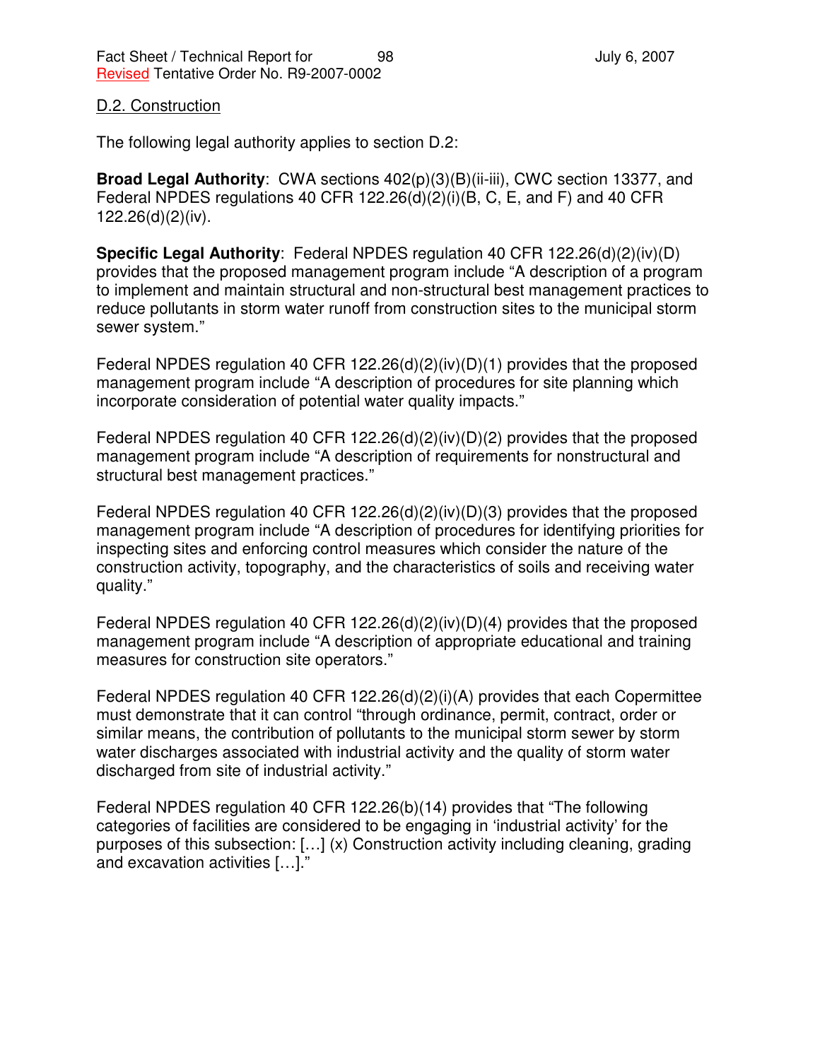D.2. Construction

The following legal authority applies to section D.2:

**Broad Legal Authority**: CWA sections 402(p)(3)(B)(ii-iii), CWC section 13377, and Federal NPDES regulations 40 CFR 122.26(d)(2)(i)(B, C, E, and F) and 40 CFR 122.26(d)(2)(iv).

**Specific Legal Authority**: Federal NPDES regulation 40 CFR 122.26(d)(2)(iv)(D) provides that the proposed management program include "A description of a program to implement and maintain structural and non-structural best management practices to reduce pollutants in storm water runoff from construction sites to the municipal storm sewer system."

Federal NPDES regulation 40 CFR 122.26(d)(2)(iv)(D)(1) provides that the proposed management program include "A description of procedures for site planning which incorporate consideration of potential water quality impacts."

Federal NPDES regulation 40 CFR 122.26(d)(2)(iv)(D)(2) provides that the proposed management program include "A description of requirements for nonstructural and structural best management practices."

Federal NPDES regulation 40 CFR 122.26(d)(2)(iv)(D)(3) provides that the proposed management program include "A description of procedures for identifying priorities for inspecting sites and enforcing control measures which consider the nature of the construction activity, topography, and the characteristics of soils and receiving water quality."

Federal NPDES regulation 40 CFR 122.26(d)(2)(iv)(D)(4) provides that the proposed management program include "A description of appropriate educational and training measures for construction site operators."

Federal NPDES regulation 40 CFR 122.26(d)(2)(i)(A) provides that each Copermittee must demonstrate that it can control "through ordinance, permit, contract, order or similar means, the contribution of pollutants to the municipal storm sewer by storm water discharges associated with industrial activity and the quality of storm water discharged from site of industrial activity."

Federal NPDES regulation 40 CFR 122.26(b)(14) provides that "The following categories of facilities are considered to be engaging in 'industrial activity' for the purposes of this subsection: […] (x) Construction activity including cleaning, grading and excavation activities […]."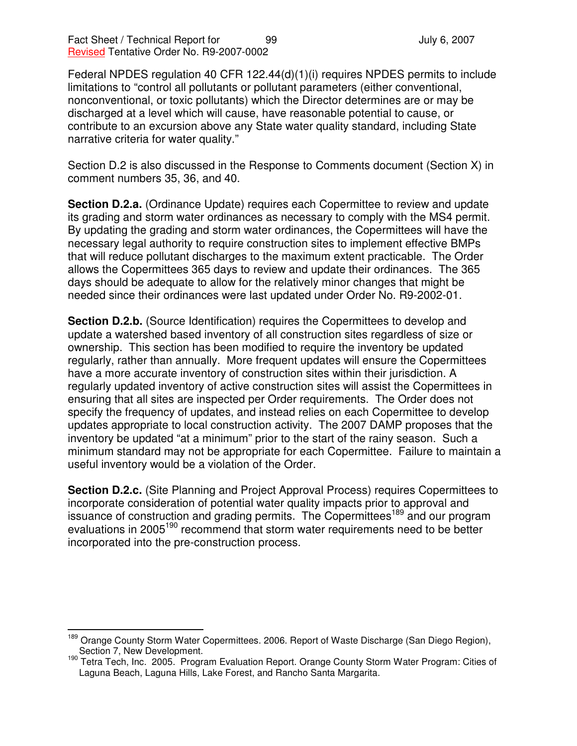Federal NPDES regulation 40 CFR 122.44(d)(1)(i) requires NPDES permits to include limitations to "control all pollutants or pollutant parameters (either conventional, nonconventional, or toxic pollutants) which the Director determines are or may be discharged at a level which will cause, have reasonable potential to cause, or contribute to an excursion above any State water quality standard, including State narrative criteria for water quality."

Section D.2 is also discussed in the Response to Comments document (Section X) in comment numbers 35, 36, and 40.

**Section D.2.a.** (Ordinance Update) requires each Copermittee to review and update its grading and storm water ordinances as necessary to comply with the MS4 permit. By updating the grading and storm water ordinances, the Copermittees will have the necessary legal authority to require construction sites to implement effective BMPs that will reduce pollutant discharges to the maximum extent practicable. The Order allows the Copermittees 365 days to review and update their ordinances. The 365 days should be adequate to allow for the relatively minor changes that might be needed since their ordinances were last updated under Order No. R9-2002-01.

**Section D.2.b.** (Source Identification) requires the Copermittees to develop and update a watershed based inventory of all construction sites regardless of size or ownership. This section has been modified to require the inventory be updated regularly, rather than annually. More frequent updates will ensure the Copermittees have a more accurate inventory of construction sites within their jurisdiction. A regularly updated inventory of active construction sites will assist the Copermittees in ensuring that all sites are inspected per Order requirements. The Order does not specify the frequency of updates, and instead relies on each Copermittee to develop updates appropriate to local construction activity. The 2007 DAMP proposes that the inventory be updated "at a minimum" prior to the start of the rainy season. Such a minimum standard may not be appropriate for each Copermittee. Failure to maintain a useful inventory would be a violation of the Order.

**Section D.2.c.** (Site Planning and Project Approval Process) requires Copermittees to incorporate consideration of potential water quality impacts prior to approval and issuance of construction and grading permits. The Copermittees[189] and our program evaluations in 2005[190] recommend that storm water requirements need to be better incorporated into the pre-construction process.

---

[189] Orange County Storm Water Copermittees. 2006. Report of Waste Discharge (San Diego Region), Section 7, New Development.

[190] Tetra Tech, Inc. 2005. Program Evaluation Report. Orange County Storm Water Program: Cities of Laguna Beach, Laguna Hills, Lake Forest, and Rancho Santa Margarita.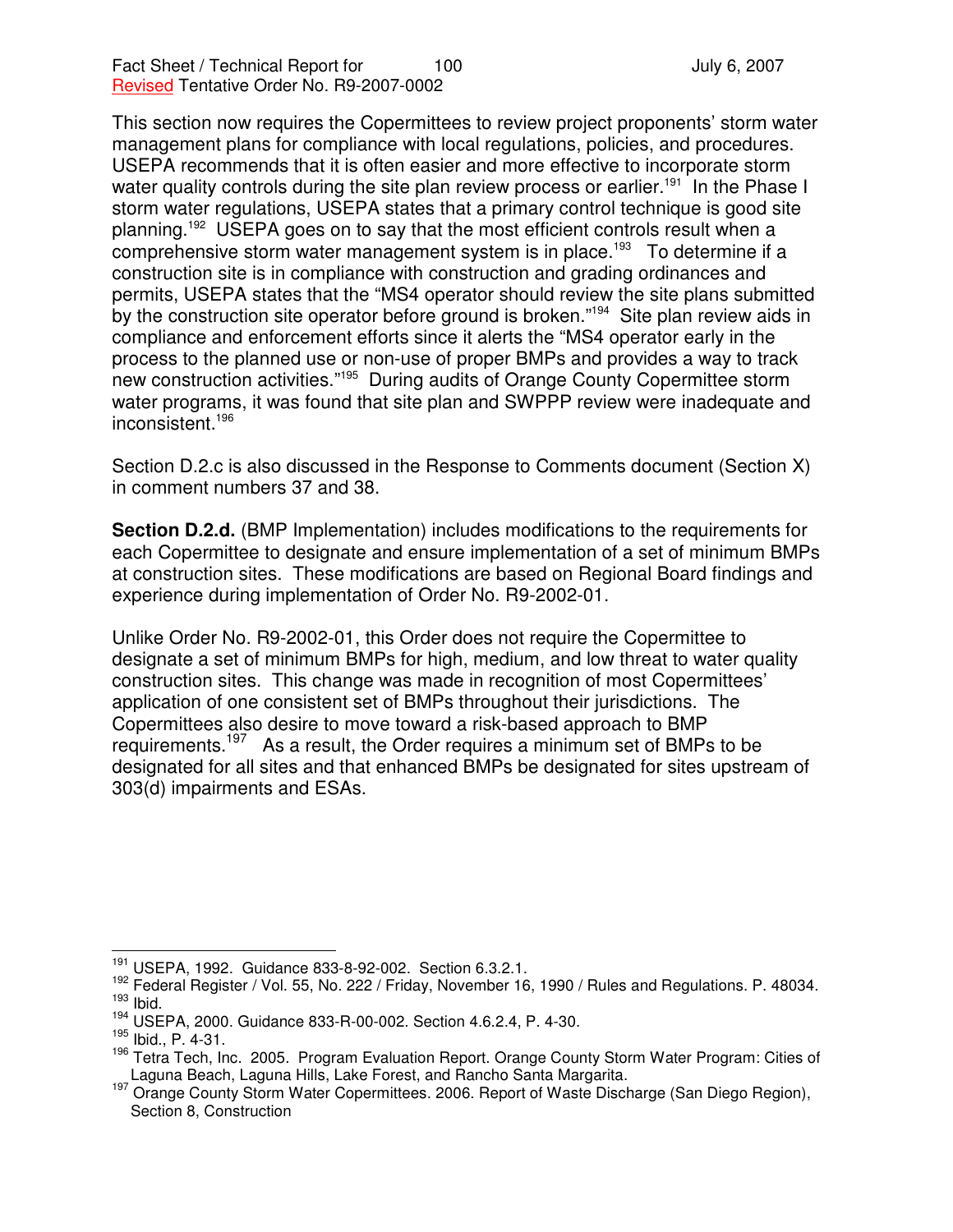This section now requires the Copermittees to review project proponents' storm water management plans for compliance with local regulations, policies, and procedures. USEPA recommends that it is often easier and more effective to incorporate storm water quality controls during the site plan review process or earlier.[191] In the Phase I storm water regulations, USEPA states that a primary control technique is good site planning.[192] USEPA goes on to say that the most efficient controls result when a comprehensive storm water management system is in place.[193] To determine if a construction site is in compliance with construction and grading ordinances and permits, USEPA states that the "MS4 operator should review the site plans submitted by the construction site operator before ground is broken."[194] Site plan review aids in compliance and enforcement efforts since it alerts the "MS4 operator early in the process to the planned use or non-use of proper BMPs and provides a way to track new construction activities."[195] During audits of Orange County Copermittee storm water programs, it was found that site plan and SWPPP review were inadequate and inconsistent.[196]

Section D.2.c is also discussed in the Response to Comments document (Section X) in comment numbers 37 and 38.

**Section D.2.d.** (BMP Implementation) includes modifications to the requirements for each Copermittee to designate and ensure implementation of a set of minimum BMPs at construction sites. These modifications are based on Regional Board findings and experience during implementation of Order No. R9-2002-01.

Unlike Order No. R9-2002-01, this Order does not require the Copermittee to designate a set of minimum BMPs for high, medium, and low threat to water quality construction sites. This change was made in recognition of most Copermittees' application of one consistent set of BMPs throughout their jurisdictions. The Copermittees also desire to move toward a risk-based approach to BMP requirements.[197] As a result, the Order requires a minimum set of BMPs to be designated for all sites and that enhanced BMPs be designated for sites upstream of 303(d) impairments and ESAs.

---

[191] USEPA, 1992. Guidance 833-8-92-002. Section 6.3.2.1.

[192] Federal Register / Vol. 55, No. 222 / Friday, November 16, 1990 / Rules and Regulations. P. 48034.

[193] Ibid.

[194] USEPA, 2000. Guidance 833-R-00-002. Section 4.6.2.4, P. 4-30.

[195] Ibid., P. 4-31.

[196] Tetra Tech, Inc. 2005. Program Evaluation Report. Orange County Storm Water Program: Cities of Laguna Beach, Laguna Hills, Lake Forest, and Rancho Santa Margarita.

[197] Orange County Storm Water Copermittees. 2006. Report of Waste Discharge (San Diego Region), Section 8, Construction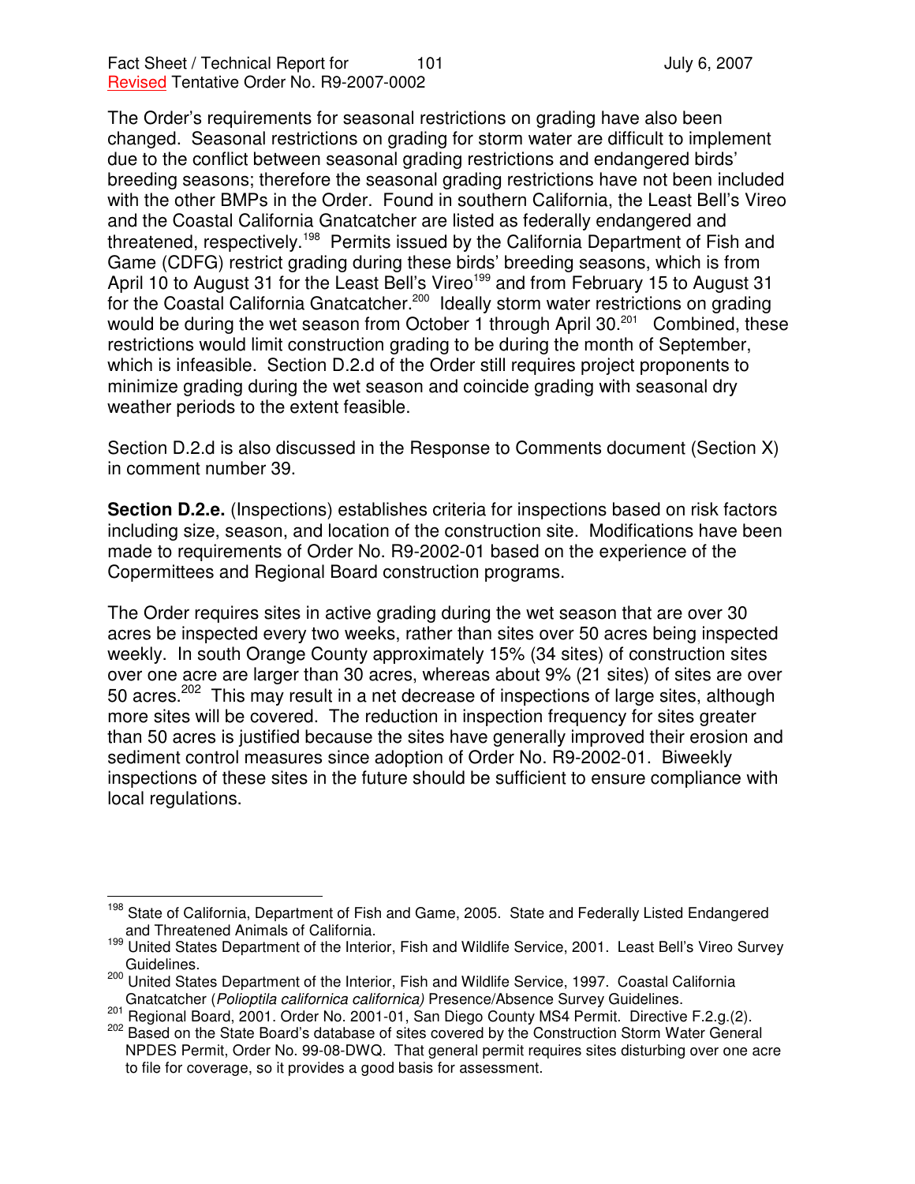The Order's requirements for seasonal restrictions on grading have also been changed. Seasonal restrictions on grading for storm water are difficult to implement due to the conflict between seasonal grading restrictions and endangered birds' breeding seasons; therefore the seasonal grading restrictions have not been included with the other BMPs in the Order. Found in southern California, the Least Bell's Vireo and the Coastal California Gnatcatcher are listed as federally endangered and threatened, respectively.[198] Permits issued by the California Department of Fish and Game (CDFG) restrict grading during these birds' breeding seasons, which is from April 10 to August 31 for the Least Bell's Vireo[199] and from February 15 to August 31 for the Coastal California Gnatcatcher.[200] Ideally storm water restrictions on grading would be during the wet season from October 1 through April 30.[201] Combined, these restrictions would limit construction grading to be during the month of September, which is infeasible. Section D.2.d of the Order still requires project proponents to minimize grading during the wet season and coincide grading with seasonal dry weather periods to the extent feasible.

Section D.2.d is also discussed in the Response to Comments document (Section X) in comment number 39.

**Section D.2.e.** (Inspections) establishes criteria for inspections based on risk factors including size, season, and location of the construction site. Modifications have been made to requirements of Order No. R9-2002-01 based on the experience of the Copermittees and Regional Board construction programs.

The Order requires sites in active grading during the wet season that are over 30 acres be inspected every two weeks, rather than sites over 50 acres being inspected weekly. In south Orange County approximately 15% (34 sites) of construction sites over one acre are larger than 30 acres, whereas about 9% (21 sites) of sites are over 50 acres.[202] This may result in a net decrease of inspections of large sites, although more sites will be covered. The reduction in inspection frequency for sites greater than 50 acres is justified because the sites have generally improved their erosion and sediment control measures since adoption of Order No. R9-2002-01. Biweekly inspections of these sites in the future should be sufficient to ensure compliance with local regulations.

---

[198] State of California, Department of Fish and Game, 2005. State and Federally Listed Endangered and Threatened Animals of California.

[199] United States Department of the Interior, Fish and Wildlife Service, 2001. Least Bell's Vireo Survey Guidelines.

[200] United States Department of the Interior, Fish and Wildlife Service, 1997. Coastal California Gnatcatcher (*Polioptila californica californica)* Presence/Absence Survey Guidelines.

[201] Regional Board, 2001. Order No. 2001-01, San Diego County MS4 Permit. Directive F.2.g.(2).

[202] Based on the State Board's database of sites covered by the Construction Storm Water General NPDES Permit, Order No. 99-08-DWQ. That general permit requires sites disturbing over one acre to file for coverage, so it provides a good basis for assessment.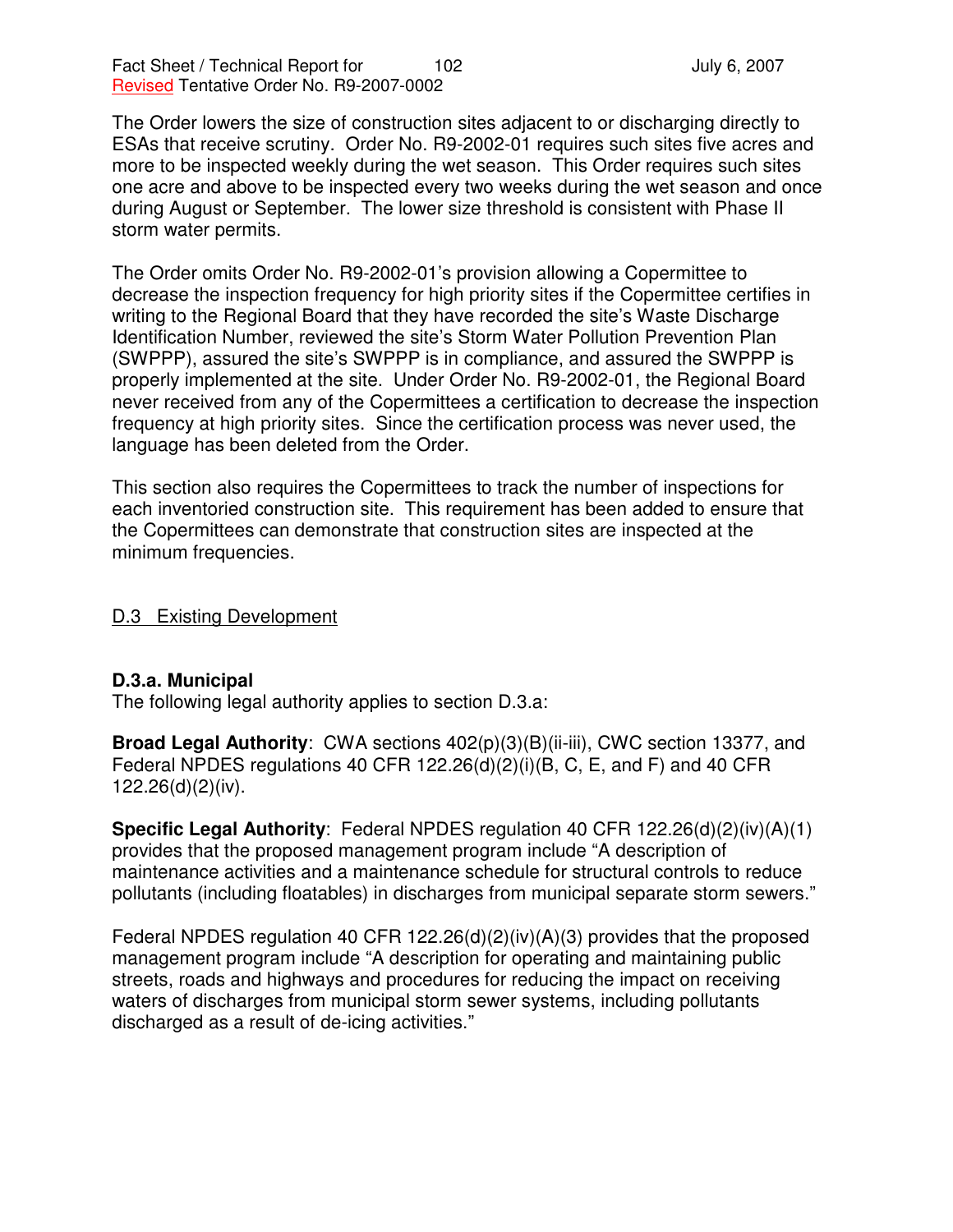The Order lowers the size of construction sites adjacent to or discharging directly to ESAs that receive scrutiny. Order No. R9-2002-01 requires such sites five acres and more to be inspected weekly during the wet season. This Order requires such sites one acre and above to be inspected every two weeks during the wet season and once during August or September. The lower size threshold is consistent with Phase II storm water permits.

The Order omits Order No. R9-2002-01's provision allowing a Copermittee to decrease the inspection frequency for high priority sites if the Copermittee certifies in writing to the Regional Board that they have recorded the site's Waste Discharge Identification Number, reviewed the site's Storm Water Pollution Prevention Plan (SWPPP), assured the site's SWPPP is in compliance, and assured the SWPPP is properly implemented at the site. Under Order No. R9-2002-01, the Regional Board never received from any of the Copermittees a certification to decrease the inspection frequency at high priority sites. Since the certification process was never used, the language has been deleted from the Order.

This section also requires the Copermittees to track the number of inspections for each inventoried construction site. This requirement has been added to ensure that the Copermittees can demonstrate that construction sites are inspected at the minimum frequencies.

## D.3 Existing Development

### D.3.a. Municipal

The following legal authority applies to section D.3.a:

**Broad Legal Authority**: CWA sections 402(p)(3)(B)(ii-iii), CWC section 13377, and Federal NPDES regulations 40 CFR 122.26(d)(2)(i)(B, C, E, and F) and 40 CFR 122.26(d)(2)(iv).

**Specific Legal Authority**: Federal NPDES regulation 40 CFR 122.26(d)(2)(iv)(A)(1) provides that the proposed management program include "A description of maintenance activities and a maintenance schedule for structural controls to reduce pollutants (including floatables) in discharges from municipal separate storm sewers."

Federal NPDES regulation 40 CFR 122.26(d)(2)(iv)(A)(3) provides that the proposed management program include "A description for operating and maintaining public streets, roads and highways and procedures for reducing the impact on receiving waters of discharges from municipal storm sewer systems, including pollutants discharged as a result of de-icing activities."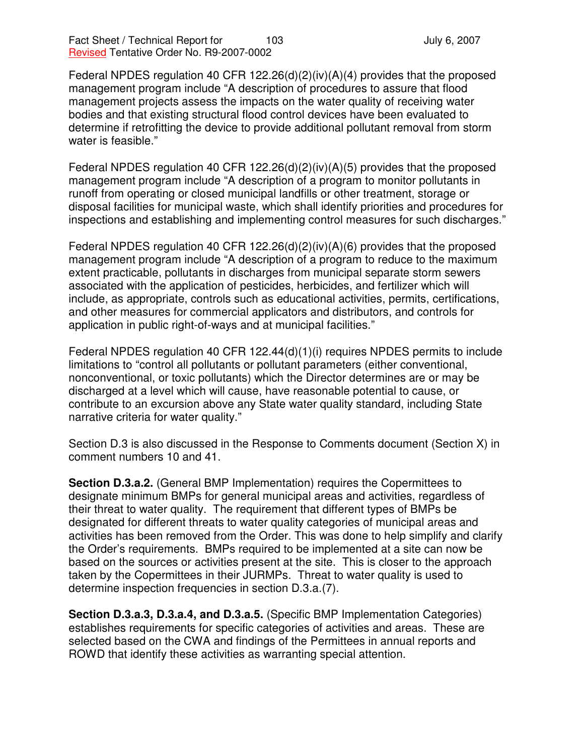Federal NPDES regulation 40 CFR 122.26(d)(2)(iv)(A)(4) provides that the proposed management program include "A description of procedures to assure that flood management projects assess the impacts on the water quality of receiving water bodies and that existing structural flood control devices have been evaluated to determine if retrofitting the device to provide additional pollutant removal from storm water is feasible."

Federal NPDES regulation 40 CFR 122.26(d)(2)(iv)(A)(5) provides that the proposed management program include "A description of a program to monitor pollutants in runoff from operating or closed municipal landfills or other treatment, storage or disposal facilities for municipal waste, which shall identify priorities and procedures for inspections and establishing and implementing control measures for such discharges."

Federal NPDES regulation 40 CFR 122.26(d)(2)(iv)(A)(6) provides that the proposed management program include "A description of a program to reduce to the maximum extent practicable, pollutants in discharges from municipal separate storm sewers associated with the application of pesticides, herbicides, and fertilizer which will include, as appropriate, controls such as educational activities, permits, certifications, and other measures for commercial applicators and distributors, and controls for application in public right-of-ways and at municipal facilities."

Federal NPDES regulation 40 CFR 122.44(d)(1)(i) requires NPDES permits to include limitations to "control all pollutants or pollutant parameters (either conventional, nonconventional, or toxic pollutants) which the Director determines are or may be discharged at a level which will cause, have reasonable potential to cause, or contribute to an excursion above any State water quality standard, including State narrative criteria for water quality."

Section D.3 is also discussed in the Response to Comments document (Section X) in comment numbers 10 and 41.

**Section D.3.a.2.** (General BMP Implementation) requires the Copermittees to designate minimum BMPs for general municipal areas and activities, regardless of their threat to water quality. The requirement that different types of BMPs be designated for different threats to water quality categories of municipal areas and activities has been removed from the Order. This was done to help simplify and clarify the Order's requirements. BMPs required to be implemented at a site can now be based on the sources or activities present at the site. This is closer to the approach taken by the Copermittees in their JURMPs. Threat to water quality is used to determine inspection frequencies in section D.3.a.(7).

**Section D.3.a.3, D.3.a.4, and D.3.a.5.** (Specific BMP Implementation Categories) establishes requirements for specific categories of activities and areas. These are selected based on the CWA and findings of the Permittees in annual reports and ROWD that identify these activities as warranting special attention.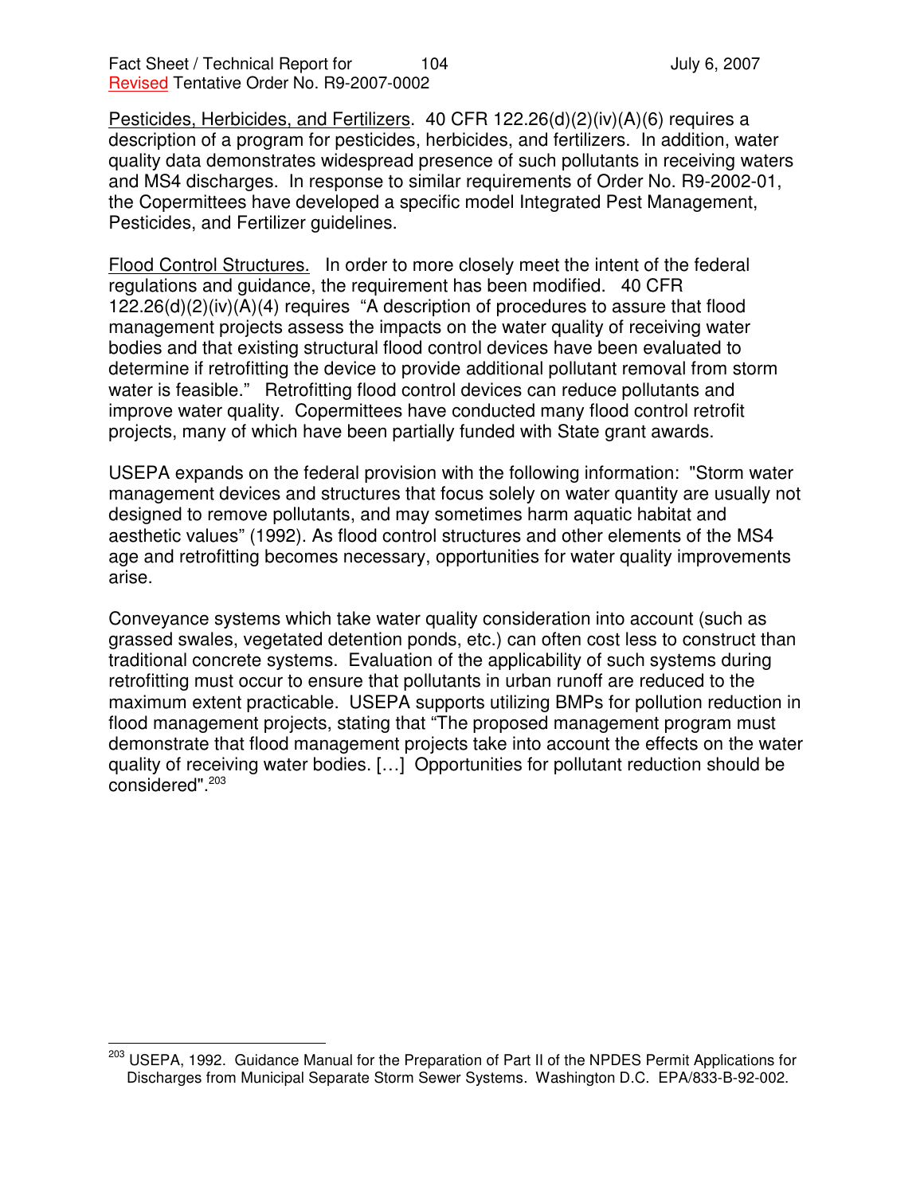Pesticides, Herbicides, and Fertilizers. 40 CFR 122.26(d)(2)(iv)(A)(6) requires a description of a program for pesticides, herbicides, and fertilizers. In addition, water quality data demonstrates widespread presence of such pollutants in receiving waters and MS4 discharges. In response to similar requirements of Order No. R9-2002-01, the Copermittees have developed a specific model Integrated Pest Management, Pesticides, and Fertilizer guidelines.

Flood Control Structures. In order to more closely meet the intent of the federal regulations and guidance, the requirement has been modified. 40 CFR 122.26(d)(2)(iv)(A)(4) requires "A description of procedures to assure that flood management projects assess the impacts on the water quality of receiving water bodies and that existing structural flood control devices have been evaluated to determine if retrofitting the device to provide additional pollutant removal from storm water is feasible." Retrofitting flood control devices can reduce pollutants and improve water quality. Copermittees have conducted many flood control retrofit projects, many of which have been partially funded with State grant awards.

USEPA expands on the federal provision with the following information: "Storm water management devices and structures that focus solely on water quantity are usually not designed to remove pollutants, and may sometimes harm aquatic habitat and aesthetic values" (1992). As flood control structures and other elements of the MS4 age and retrofitting becomes necessary, opportunities for water quality improvements arise.

Conveyance systems which take water quality consideration into account (such as grassed swales, vegetated detention ponds, etc.) can often cost less to construct than traditional concrete systems. Evaluation of the applicability of such systems during retrofitting must occur to ensure that pollutants in urban runoff are reduced to the maximum extent practicable. USEPA supports utilizing BMPs for pollution reduction in flood management projects, stating that "The proposed management program must demonstrate that flood management projects take into account the effects on the water quality of receiving water bodies. […] Opportunities for pollutant reduction should be considered".[203]

---

[203] USEPA, 1992. Guidance Manual for the Preparation of Part II of the NPDES Permit Applications for Discharges from Municipal Separate Storm Sewer Systems. Washington D.C. EPA/833-B-92-002.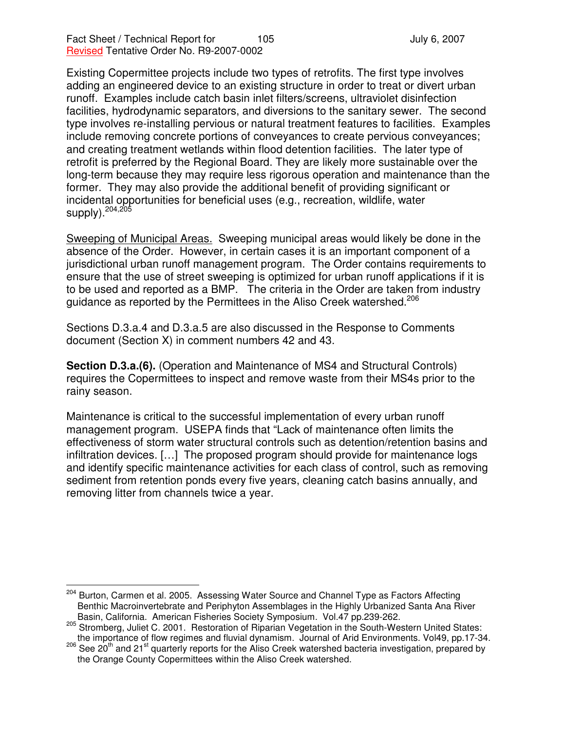Existing Copermittee projects include two types of retrofits. The first type involves adding an engineered device to an existing structure in order to treat or divert urban runoff. Examples include catch basin inlet filters/screens, ultraviolet disinfection facilities, hydrodynamic separators, and diversions to the sanitary sewer. The second type involves re-installing pervious or natural treatment features to facilities. Examples include removing concrete portions of conveyances to create pervious conveyances; and creating treatment wetlands within flood detention facilities. The later type of retrofit is preferred by the Regional Board. They are likely more sustainable over the long-term because they may require less rigorous operation and maintenance than the former. They may also provide the additional benefit of providing significant or incidental opportunities for beneficial uses (e.g., recreation, wildlife, water supply).[204,205]

Sweeping of Municipal Areas. Sweeping municipal areas would likely be done in the absence of the Order. However, in certain cases it is an important component of a jurisdictional urban runoff management program. The Order contains requirements to ensure that the use of street sweeping is optimized for urban runoff applications if it is to be used and reported as a BMP. The criteria in the Order are taken from industry guidance as reported by the Permittees in the Aliso Creek watershed.[206]

Sections D.3.a.4 and D.3.a.5 are also discussed in the Response to Comments document (Section X) in comment numbers 42 and 43.

**Section D.3.a.(6).** (Operation and Maintenance of MS4 and Structural Controls) requires the Copermittees to inspect and remove waste from their MS4s prior to the rainy season.

Maintenance is critical to the successful implementation of every urban runoff management program. USEPA finds that "Lack of maintenance often limits the effectiveness of storm water structural controls such as detention/retention basins and infiltration devices. […] The proposed program should provide for maintenance logs and identify specific maintenance activities for each class of control, such as removing sediment from retention ponds every five years, cleaning catch basins annually, and removing litter from channels twice a year.

---

[204] Burton, Carmen et al. 2005. Assessing Water Source and Channel Type as Factors Affecting Benthic Macroinvertebrate and Periphyton Assemblages in the Highly Urbanized Santa Ana River Basin, California. American Fisheries Society Symposium. Vol.47 pp.239-262.

[205] Stromberg, Juliet C. 2001. Restoration of Riparian Vegetation in the South-Western United States: the importance of flow regimes and fluvial dynamism. Journal of Arid Environments. Vol49, pp.17-34.

[206] See 20th and 21st quarterly reports for the Aliso Creek watershed bacteria investigation, prepared by the Orange County Copermittees within the Aliso Creek watershed.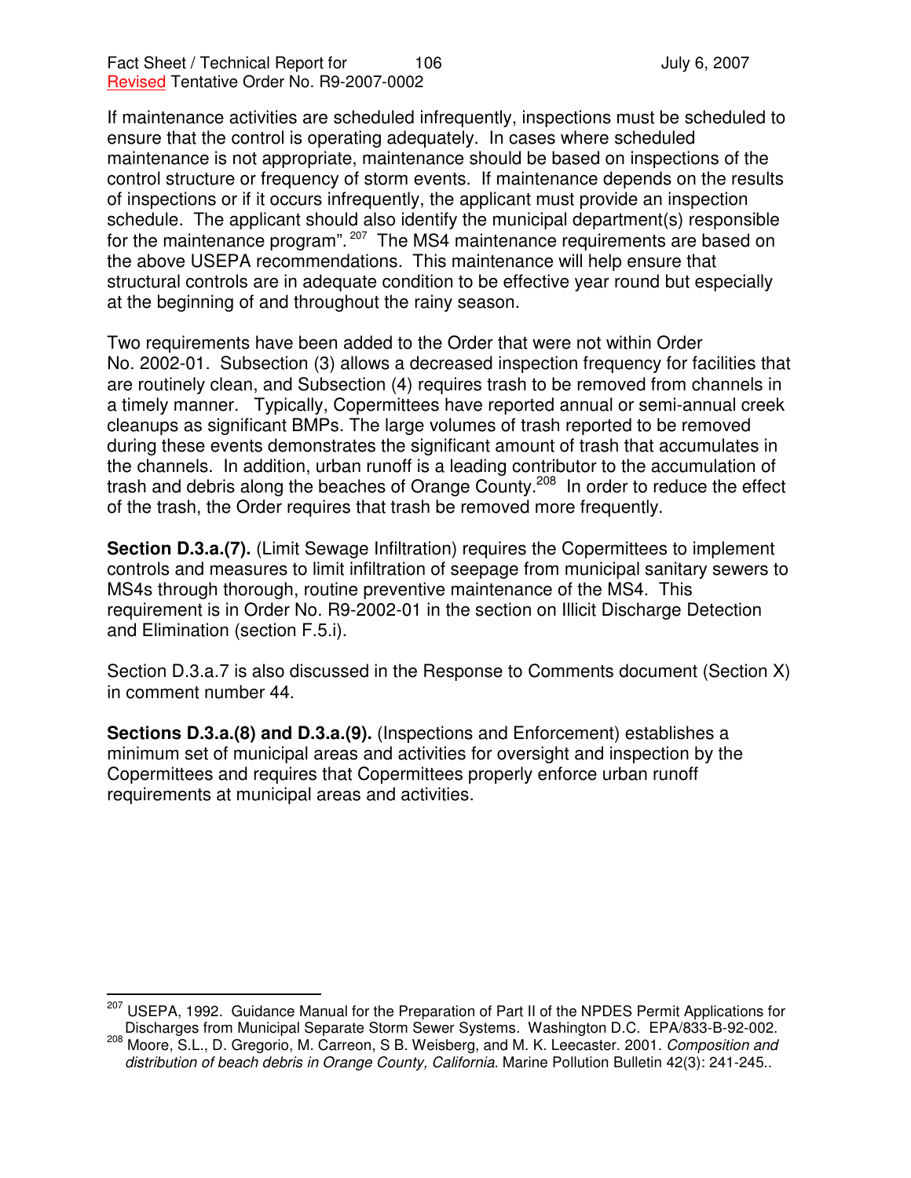If maintenance activities are scheduled infrequently, inspections must be scheduled to ensure that the control is operating adequately. In cases where scheduled maintenance is not appropriate, maintenance should be based on inspections of the control structure or frequency of storm events. If maintenance depends on the results of inspections or if it occurs infrequently, the applicant must provide an inspection schedule. The applicant should also identify the municipal department(s) responsible for the maintenance program".[207] The MS4 maintenance requirements are based on the above USEPA recommendations. This maintenance will help ensure that structural controls are in adequate condition to be effective year round but especially at the beginning of and throughout the rainy season.

Two requirements have been added to the Order that were not within Order No. 2002-01. Subsection (3) allows a decreased inspection frequency for facilities that are routinely clean, and Subsection (4) requires trash to be removed from channels in a timely manner. Typically, Copermittees have reported annual or semi-annual creek cleanups as significant BMPs. The large volumes of trash reported to be removed during these events demonstrates the significant amount of trash that accumulates in the channels. In addition, urban runoff is a leading contributor to the accumulation of trash and debris along the beaches of Orange County.[208] In order to reduce the effect of the trash, the Order requires that trash be removed more frequently.

**Section D.3.a.(7).** (Limit Sewage Infiltration) requires the Copermittees to implement controls and measures to limit infiltration of seepage from municipal sanitary sewers to MS4s through thorough, routine preventive maintenance of the MS4. This requirement is in Order No. R9-2002-01 in the section on Illicit Discharge Detection and Elimination (section F.5.i).

Section D.3.a.7 is also discussed in the Response to Comments document (Section X) in comment number 44.

**Sections D.3.a.(8) and D.3.a.(9).** (Inspections and Enforcement) establishes a minimum set of municipal areas and activities for oversight and inspection by the Copermittees and requires that Copermittees properly enforce urban runoff requirements at municipal areas and activities.

---

[207] USEPA, 1992. Guidance Manual for the Preparation of Part II of the NPDES Permit Applications for Discharges from Municipal Separate Storm Sewer Systems. Washington D.C. EPA/833-B-92-002.

[208] Moore, S.L., D. Gregorio, M. Carreon, S B. Weisberg, and M. K. Leecaster. 2001. *Composition and distribution of beach debris in Orange County, California*. Marine Pollution Bulletin 42(3): 241-245..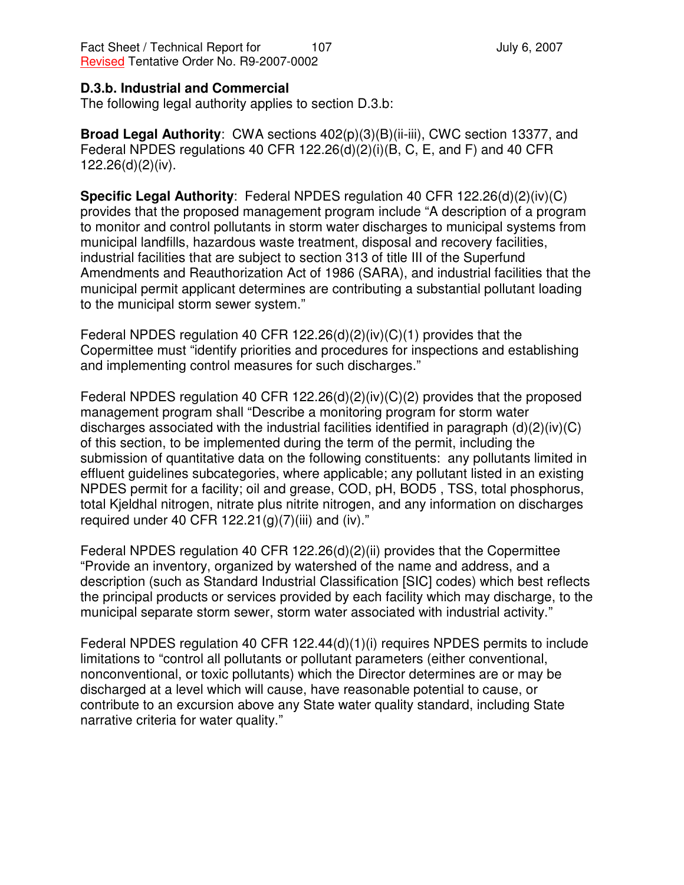### D.3.b. Industrial and Commercial

The following legal authority applies to section D.3.b:

**Broad Legal Authority**: CWA sections 402(p)(3)(B)(ii-iii), CWC section 13377, and Federal NPDES regulations 40 CFR 122.26(d)(2)(i)(B, C, E, and F) and 40 CFR 122.26(d)(2)(iv).

**Specific Legal Authority**: Federal NPDES regulation 40 CFR 122.26(d)(2)(iv)(C) provides that the proposed management program include "A description of a program to monitor and control pollutants in storm water discharges to municipal systems from municipal landfills, hazardous waste treatment, disposal and recovery facilities, industrial facilities that are subject to section 313 of title III of the Superfund Amendments and Reauthorization Act of 1986 (SARA), and industrial facilities that the municipal permit applicant determines are contributing a substantial pollutant loading to the municipal storm sewer system."

Federal NPDES regulation 40 CFR 122.26(d)(2)(iv)(C)(1) provides that the Copermittee must "identify priorities and procedures for inspections and establishing and implementing control measures for such discharges."

Federal NPDES regulation 40 CFR 122.26(d)(2)(iv)(C)(2) provides that the proposed management program shall "Describe a monitoring program for storm water discharges associated with the industrial facilities identified in paragraph (d)(2)(iv)(C) of this section, to be implemented during the term of the permit, including the submission of quantitative data on the following constituents: any pollutants limited in effluent guidelines subcategories, where applicable; any pollutant listed in an existing NPDES permit for a facility; oil and grease, COD, pH, BOD5 , TSS, total phosphorus, total Kjeldhal nitrogen, nitrate plus nitrite nitrogen, and any information on discharges required under 40 CFR 122.21(g)(7)(iii) and (iv)."

Federal NPDES regulation 40 CFR 122.26(d)(2)(ii) provides that the Copermittee "Provide an inventory, organized by watershed of the name and address, and a description (such as Standard Industrial Classification [SIC] codes) which best reflects the principal products or services provided by each facility which may discharge, to the municipal separate storm sewer, storm water associated with industrial activity."

Federal NPDES regulation 40 CFR 122.44(d)(1)(i) requires NPDES permits to include limitations to "control all pollutants or pollutant parameters (either conventional, nonconventional, or toxic pollutants) which the Director determines are or may be discharged at a level which will cause, have reasonable potential to cause, or contribute to an excursion above any State water quality standard, including State narrative criteria for water quality."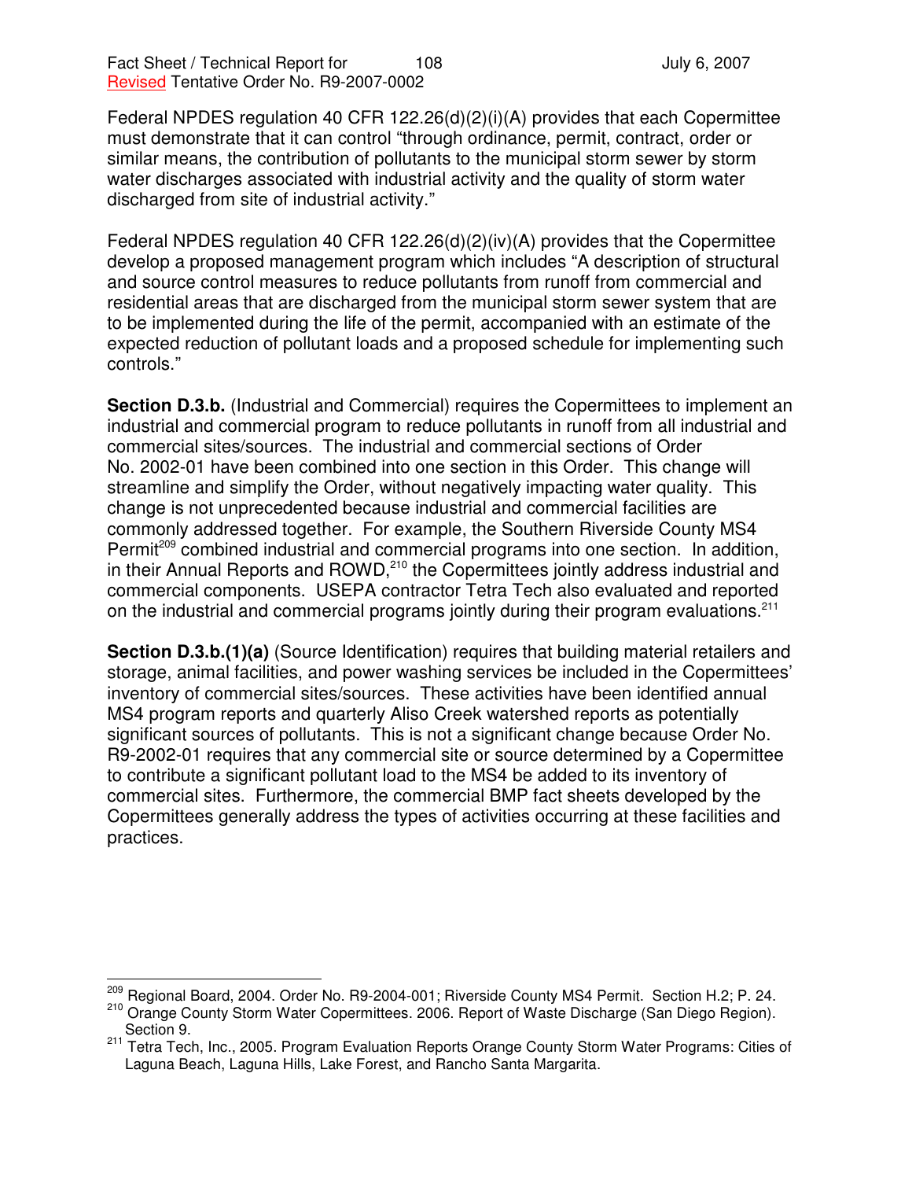Federal NPDES regulation 40 CFR 122.26(d)(2)(i)(A) provides that each Copermittee must demonstrate that it can control "through ordinance, permit, contract, order or similar means, the contribution of pollutants to the municipal storm sewer by storm water discharges associated with industrial activity and the quality of storm water discharged from site of industrial activity."

Federal NPDES regulation 40 CFR 122.26(d)(2)(iv)(A) provides that the Copermittee develop a proposed management program which includes "A description of structural and source control measures to reduce pollutants from runoff from commercial and residential areas that are discharged from the municipal storm sewer system that are to be implemented during the life of the permit, accompanied with an estimate of the expected reduction of pollutant loads and a proposed schedule for implementing such controls."

**Section D.3.b.** (Industrial and Commercial) requires the Copermittees to implement an industrial and commercial program to reduce pollutants in runoff from all industrial and commercial sites/sources. The industrial and commercial sections of Order No. 2002-01 have been combined into one section in this Order. This change will streamline and simplify the Order, without negatively impacting water quality. This change is not unprecedented because industrial and commercial facilities are commonly addressed together. For example, the Southern Riverside County MS4 Permit[209] combined industrial and commercial programs into one section. In addition, in their Annual Reports and ROWD,[210] the Copermittees jointly address industrial and commercial components. USEPA contractor Tetra Tech also evaluated and reported on the industrial and commercial programs jointly during their program evaluations.[211]

**Section D.3.b.(1)(a)** (Source Identification) requires that building material retailers and storage, animal facilities, and power washing services be included in the Copermittees' inventory of commercial sites/sources. These activities have been identified annual MS4 program reports and quarterly Aliso Creek watershed reports as potentially significant sources of pollutants. This is not a significant change because Order No. R9-2002-01 requires that any commercial site or source determined by a Copermittee to contribute a significant pollutant load to the MS4 be added to its inventory of commercial sites. Furthermore, the commercial BMP fact sheets developed by the Copermittees generally address the types of activities occurring at these facilities and practices.

---

[209] Regional Board, 2004. Order No. R9-2004-001; Riverside County MS4 Permit. Section H.2; P. 24.

[210] Orange County Storm Water Copermittees. 2006. Report of Waste Discharge (San Diego Region). Section 9.

[211] Tetra Tech, Inc., 2005. Program Evaluation Reports Orange County Storm Water Programs: Cities of Laguna Beach, Laguna Hills, Lake Forest, and Rancho Santa Margarita.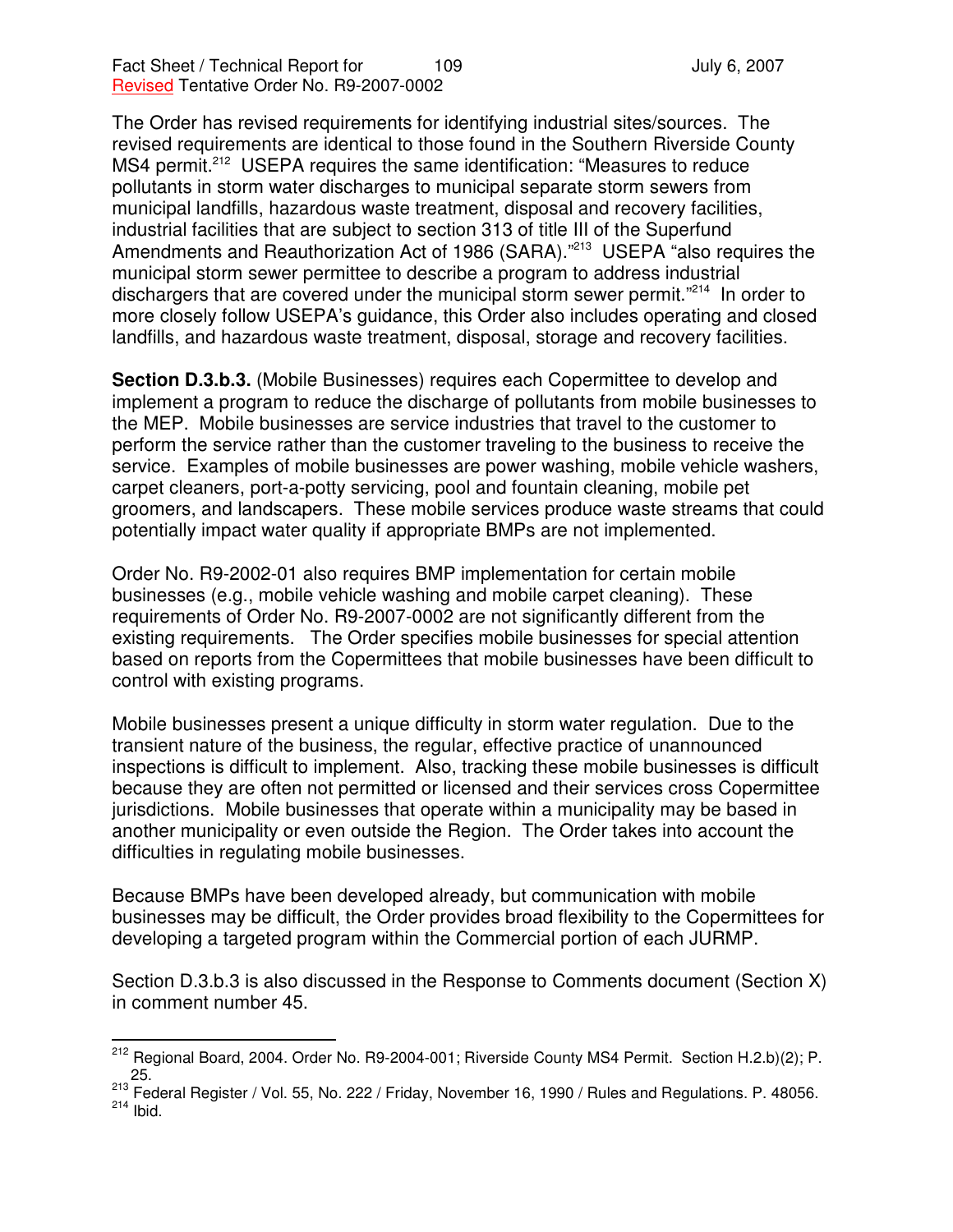The Order has revised requirements for identifying industrial sites/sources. The revised requirements are identical to those found in the Southern Riverside County MS4 permit.[212] USEPA requires the same identification: "Measures to reduce pollutants in storm water discharges to municipal separate storm sewers from municipal landfills, hazardous waste treatment, disposal and recovery facilities, industrial facilities that are subject to section 313 of title III of the Superfund Amendments and Reauthorization Act of 1986 (SARA)."[213] USEPA "also requires the municipal storm sewer permittee to describe a program to address industrial dischargers that are covered under the municipal storm sewer permit."[214] In order to more closely follow USEPA's guidance, this Order also includes operating and closed landfills, and hazardous waste treatment, disposal, storage and recovery facilities.

**Section D.3.b.3.** (Mobile Businesses) requires each Copermittee to develop and implement a program to reduce the discharge of pollutants from mobile businesses to the MEP. Mobile businesses are service industries that travel to the customer to perform the service rather than the customer traveling to the business to receive the service. Examples of mobile businesses are power washing, mobile vehicle washers, carpet cleaners, port-a-potty servicing, pool and fountain cleaning, mobile pet groomers, and landscapers. These mobile services produce waste streams that could potentially impact water quality if appropriate BMPs are not implemented.

Order No. R9-2002-01 also requires BMP implementation for certain mobile businesses (e.g., mobile vehicle washing and mobile carpet cleaning). These requirements of Order No. R9-2007-0002 are not significantly different from the existing requirements. The Order specifies mobile businesses for special attention based on reports from the Copermittees that mobile businesses have been difficult to control with existing programs.

Mobile businesses present a unique difficulty in storm water regulation. Due to the transient nature of the business, the regular, effective practice of unannounced inspections is difficult to implement. Also, tracking these mobile businesses is difficult because they are often not permitted or licensed and their services cross Copermittee jurisdictions. Mobile businesses that operate within a municipality may be based in another municipality or even outside the Region. The Order takes into account the difficulties in regulating mobile businesses.

Because BMPs have been developed already, but communication with mobile businesses may be difficult, the Order provides broad flexibility to the Copermittees for developing a targeted program within the Commercial portion of each JURMP.

Section D.3.b.3 is also discussed in the Response to Comments document (Section X) in comment number 45.

---

[212] Regional Board, 2004. Order No. R9-2004-001; Riverside County MS4 Permit. Section H.2.b)(2); P. 25.

[213] Federal Register / Vol. 55, No. 222 / Friday, November 16, 1990 / Rules and Regulations. P. 48056.

[214] Ibid.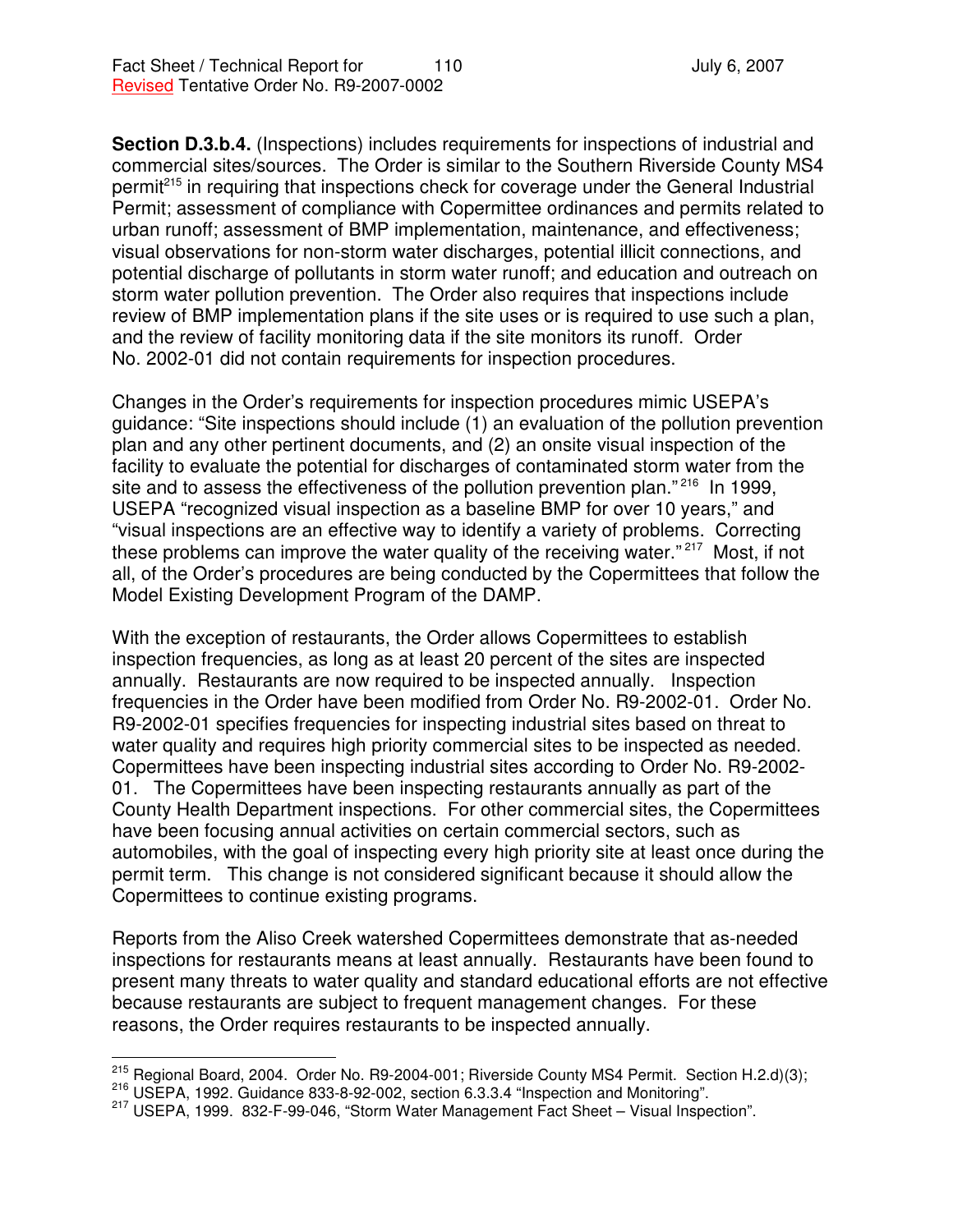**Section D.3.b.4.** (Inspections) includes requirements for inspections of industrial and commercial sites/sources. The Order is similar to the Southern Riverside County MS4 permit[215] in requiring that inspections check for coverage under the General Industrial Permit; assessment of compliance with Copermittee ordinances and permits related to urban runoff; assessment of BMP implementation, maintenance, and effectiveness; visual observations for non-storm water discharges, potential illicit connections, and potential discharge of pollutants in storm water runoff; and education and outreach on storm water pollution prevention. The Order also requires that inspections include review of BMP implementation plans if the site uses or is required to use such a plan, and the review of facility monitoring data if the site monitors its runoff. Order No. 2002-01 did not contain requirements for inspection procedures.

Changes in the Order's requirements for inspection procedures mimic USEPA's guidance: "Site inspections should include (1) an evaluation of the pollution prevention plan and any other pertinent documents, and (2) an onsite visual inspection of the facility to evaluate the potential for discharges of contaminated storm water from the site and to assess the effectiveness of the pollution prevention plan."[216] In 1999, USEPA "recognized visual inspection as a baseline BMP for over 10 years," and "visual inspections are an effective way to identify a variety of problems. Correcting these problems can improve the water quality of the receiving water."[217] Most, if not all, of the Order's procedures are being conducted by the Copermittees that follow the Model Existing Development Program of the DAMP.

With the exception of restaurants, the Order allows Copermittees to establish inspection frequencies, as long as at least 20 percent of the sites are inspected annually. Restaurants are now required to be inspected annually. Inspection frequencies in the Order have been modified from Order No. R9-2002-01. Order No. R9-2002-01 specifies frequencies for inspecting industrial sites based on threat to water quality and requires high priority commercial sites to be inspected as needed. Copermittees have been inspecting industrial sites according to Order No. R9-2002-01. The Copermittees have been inspecting restaurants annually as part of the County Health Department inspections. For other commercial sites, the Copermittees have been focusing annual activities on certain commercial sectors, such as automobiles, with the goal of inspecting every high priority site at least once during the permit term. This change is not considered significant because it should allow the Copermittees to continue existing programs.

Reports from the Aliso Creek watershed Copermittees demonstrate that as-needed inspections for restaurants means at least annually. Restaurants have been found to present many threats to water quality and standard educational efforts are not effective because restaurants are subject to frequent management changes. For these reasons, the Order requires restaurants to be inspected annually.

---

[215] Regional Board, 2004. Order No. R9-2004-001; Riverside County MS4 Permit. Section H.2.d)(3);

[216] USEPA, 1992. Guidance 833-8-92-002, section 6.3.3.4 "Inspection and Monitoring".

[217] USEPA, 1999. 832-F-99-046, "Storm Water Management Fact Sheet – Visual Inspection".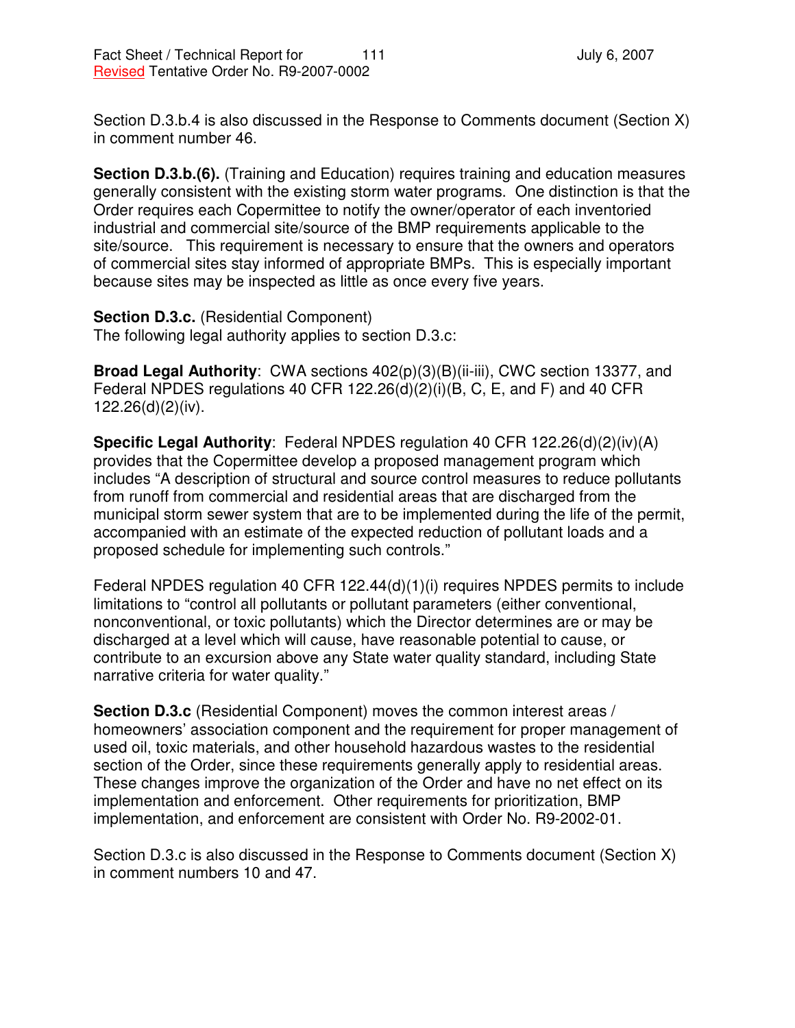Section D.3.b.4 is also discussed in the Response to Comments document (Section X) in comment number 46.

**Section D.3.b.(6).** (Training and Education) requires training and education measures generally consistent with the existing storm water programs. One distinction is that the Order requires each Copermittee to notify the owner/operator of each inventoried industrial and commercial site/source of the BMP requirements applicable to the site/source. This requirement is necessary to ensure that the owners and operators of commercial sites stay informed of appropriate BMPs. This is especially important because sites may be inspected as little as once every five years.

**Section D.3.c.** (Residential Component)
The following legal authority applies to section D.3.c:

**Broad Legal Authority**: CWA sections 402(p)(3)(B)(ii-iii), CWC section 13377, and Federal NPDES regulations 40 CFR 122.26(d)(2)(i)(B, C, E, and F) and 40 CFR 122.26(d)(2)(iv).

**Specific Legal Authority**: Federal NPDES regulation 40 CFR 122.26(d)(2)(iv)(A) provides that the Copermittee develop a proposed management program which includes "A description of structural and source control measures to reduce pollutants from runoff from commercial and residential areas that are discharged from the municipal storm sewer system that are to be implemented during the life of the permit, accompanied with an estimate of the expected reduction of pollutant loads and a proposed schedule for implementing such controls."

Federal NPDES regulation 40 CFR 122.44(d)(1)(i) requires NPDES permits to include limitations to "control all pollutants or pollutant parameters (either conventional, nonconventional, or toxic pollutants) which the Director determines are or may be discharged at a level which will cause, have reasonable potential to cause, or contribute to an excursion above any State water quality standard, including State narrative criteria for water quality."

**Section D.3.c** (Residential Component) moves the common interest areas / homeowners' association component and the requirement for proper management of used oil, toxic materials, and other household hazardous wastes to the residential section of the Order, since these requirements generally apply to residential areas. These changes improve the organization of the Order and have no net effect on its implementation and enforcement. Other requirements for prioritization, BMP implementation, and enforcement are consistent with Order No. R9-2002-01.

Section D.3.c is also discussed in the Response to Comments document (Section X) in comment numbers 10 and 47.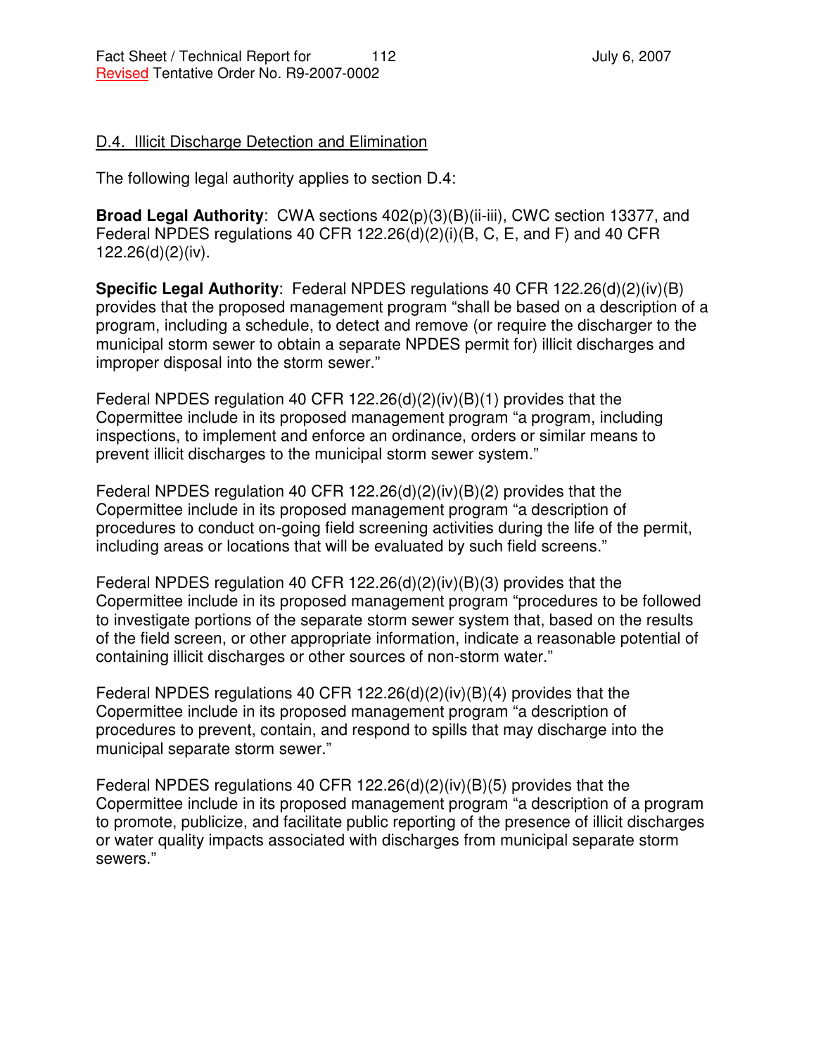D.4. Illicit Discharge Detection and Elimination

The following legal authority applies to section D.4:

**Broad Legal Authority**: CWA sections 402(p)(3)(B)(ii-iii), CWC section 13377, and Federal NPDES regulations 40 CFR 122.26(d)(2)(i)(B, C, E, and F) and 40 CFR 122.26(d)(2)(iv).

**Specific Legal Authority**: Federal NPDES regulations 40 CFR 122.26(d)(2)(iv)(B) provides that the proposed management program "shall be based on a description of a program, including a schedule, to detect and remove (or require the discharger to the municipal storm sewer to obtain a separate NPDES permit for) illicit discharges and improper disposal into the storm sewer."

Federal NPDES regulation 40 CFR 122.26(d)(2)(iv)(B)(1) provides that the Copermittee include in its proposed management program "a program, including inspections, to implement and enforce an ordinance, orders or similar means to prevent illicit discharges to the municipal storm sewer system."

Federal NPDES regulation 40 CFR 122.26(d)(2)(iv)(B)(2) provides that the Copermittee include in its proposed management program "a description of procedures to conduct on-going field screening activities during the life of the permit, including areas or locations that will be evaluated by such field screens."

Federal NPDES regulation 40 CFR 122.26(d)(2)(iv)(B)(3) provides that the Copermittee include in its proposed management program "procedures to be followed to investigate portions of the separate storm sewer system that, based on the results of the field screen, or other appropriate information, indicate a reasonable potential of containing illicit discharges or other sources of non-storm water."

Federal NPDES regulations 40 CFR 122.26(d)(2)(iv)(B)(4) provides that the Copermittee include in its proposed management program "a description of procedures to prevent, contain, and respond to spills that may discharge into the municipal separate storm sewer."

Federal NPDES regulations 40 CFR 122.26(d)(2)(iv)(B)(5) provides that the Copermittee include in its proposed management program "a description of a program to promote, publicize, and facilitate public reporting of the presence of illicit discharges or water quality impacts associated with discharges from municipal separate storm sewers."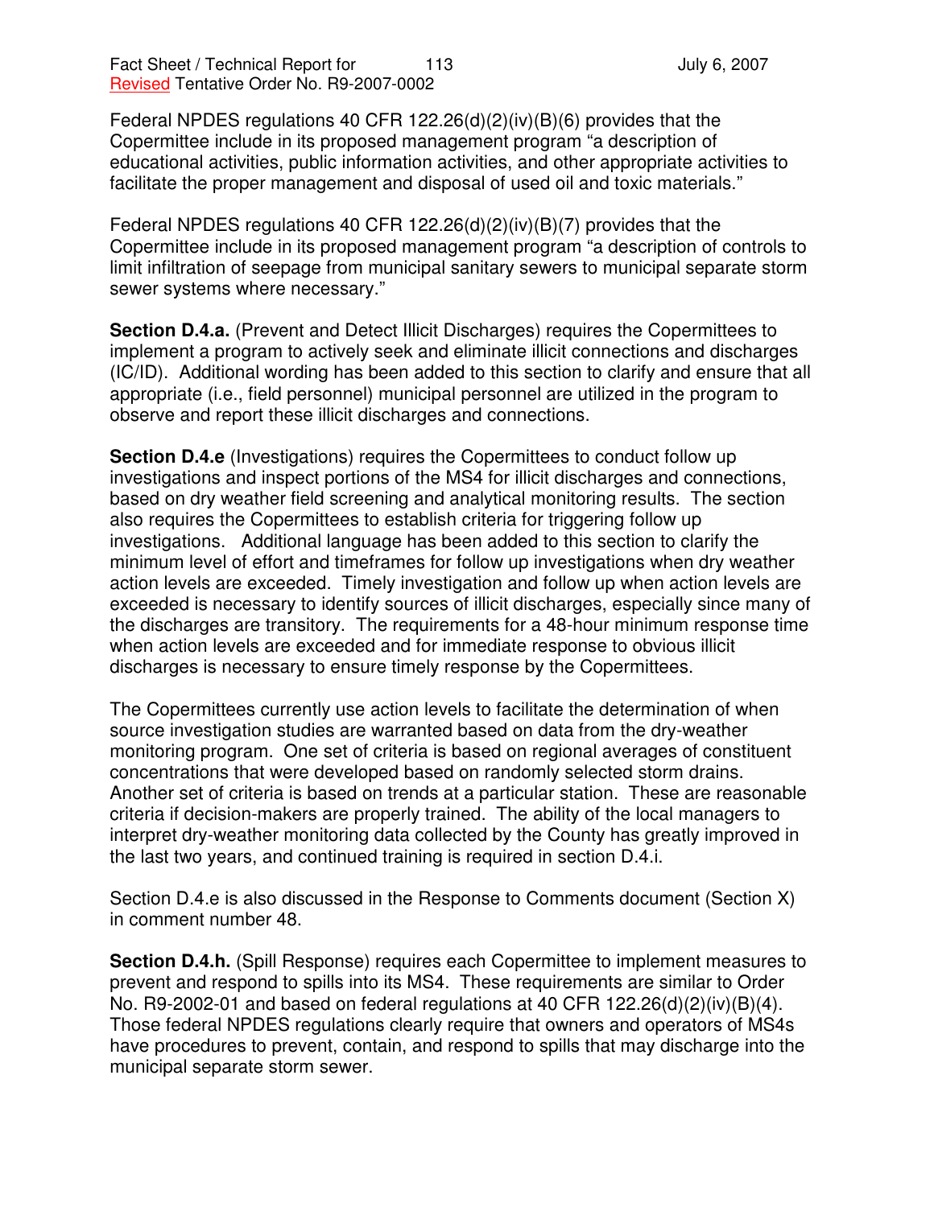Federal NPDES regulations 40 CFR 122.26(d)(2)(iv)(B)(6) provides that the Copermittee include in its proposed management program "a description of educational activities, public information activities, and other appropriate activities to facilitate the proper management and disposal of used oil and toxic materials."

Federal NPDES regulations 40 CFR 122.26(d)(2)(iv)(B)(7) provides that the Copermittee include in its proposed management program "a description of controls to limit infiltration of seepage from municipal sanitary sewers to municipal separate storm sewer systems where necessary."

**Section D.4.a.** (Prevent and Detect Illicit Discharges) requires the Copermittees to implement a program to actively seek and eliminate illicit connections and discharges (IC/ID). Additional wording has been added to this section to clarify and ensure that all appropriate (i.e., field personnel) municipal personnel are utilized in the program to observe and report these illicit discharges and connections.

**Section D.4.e** (Investigations) requires the Copermittees to conduct follow up investigations and inspect portions of the MS4 for illicit discharges and connections, based on dry weather field screening and analytical monitoring results. The section also requires the Copermittees to establish criteria for triggering follow up investigations. Additional language has been added to this section to clarify the minimum level of effort and timeframes for follow up investigations when dry weather action levels are exceeded. Timely investigation and follow up when action levels are exceeded is necessary to identify sources of illicit discharges, especially since many of the discharges are transitory. The requirements for a 48-hour minimum response time when action levels are exceeded and for immediate response to obvious illicit discharges is necessary to ensure timely response by the Copermittees.

The Copermittees currently use action levels to facilitate the determination of when source investigation studies are warranted based on data from the dry-weather monitoring program. One set of criteria is based on regional averages of constituent concentrations that were developed based on randomly selected storm drains. Another set of criteria is based on trends at a particular station. These are reasonable criteria if decision-makers are properly trained. The ability of the local managers to interpret dry-weather monitoring data collected by the County has greatly improved in the last two years, and continued training is required in section D.4.i.

Section D.4.e is also discussed in the Response to Comments document (Section X) in comment number 48.

**Section D.4.h.** (Spill Response) requires each Copermittee to implement measures to prevent and respond to spills into its MS4. These requirements are similar to Order No. R9-2002-01 and based on federal regulations at 40 CFR 122.26(d)(2)(iv)(B)(4). Those federal NPDES regulations clearly require that owners and operators of MS4s have procedures to prevent, contain, and respond to spills that may discharge into the municipal separate storm sewer.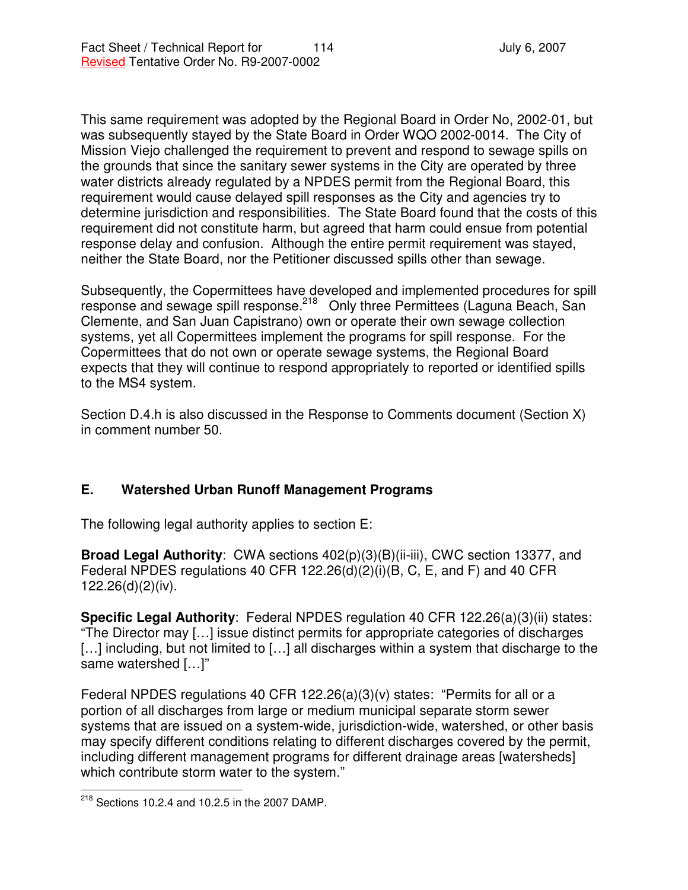This same requirement was adopted by the Regional Board in Order No, 2002-01, but was subsequently stayed by the State Board in Order WQO 2002-0014. The City of Mission Viejo challenged the requirement to prevent and respond to sewage spills on the grounds that since the sanitary sewer systems in the City are operated by three water districts already regulated by a NPDES permit from the Regional Board, this requirement would cause delayed spill responses as the City and agencies try to determine jurisdiction and responsibilities. The State Board found that the costs of this requirement did not constitute harm, but agreed that harm could ensue from potential response delay and confusion. Although the entire permit requirement was stayed, neither the State Board, nor the Petitioner discussed spills other than sewage.

Subsequently, the Copermittees have developed and implemented procedures for spill response and sewage spill response.[218] Only three Permittees (Laguna Beach, San Clemente, and San Juan Capistrano) own or operate their own sewage collection systems, yet all Copermittees implement the programs for spill response. For the Copermittees that do not own or operate sewage systems, the Regional Board expects that they will continue to respond appropriately to reported or identified spills to the MS4 system.

Section D.4.h is also discussed in the Response to Comments document (Section X) in comment number 50.

## E. Watershed Urban Runoff Management Programs

The following legal authority applies to section E:

**Broad Legal Authority**: CWA sections 402(p)(3)(B)(ii-iii), CWC section 13377, and Federal NPDES regulations 40 CFR 122.26(d)(2)(i)(B, C, E, and F) and 40 CFR 122.26(d)(2)(iv).

**Specific Legal Authority**: Federal NPDES regulation 40 CFR 122.26(a)(3)(ii) states: "The Director may […] issue distinct permits for appropriate categories of discharges […] including, but not limited to […] all discharges within a system that discharge to the same watershed […]"

Federal NPDES regulations 40 CFR 122.26(a)(3)(v) states: "Permits for all or a portion of all discharges from large or medium municipal separate storm sewer systems that are issued on a system-wide, jurisdiction-wide, watershed, or other basis may specify different conditions relating to different discharges covered by the permit, including different management programs for different drainage areas [watersheds] which contribute storm water to the system."

[218] Sections 10.2.4 and 10.2.5 in the 2007 DAMP.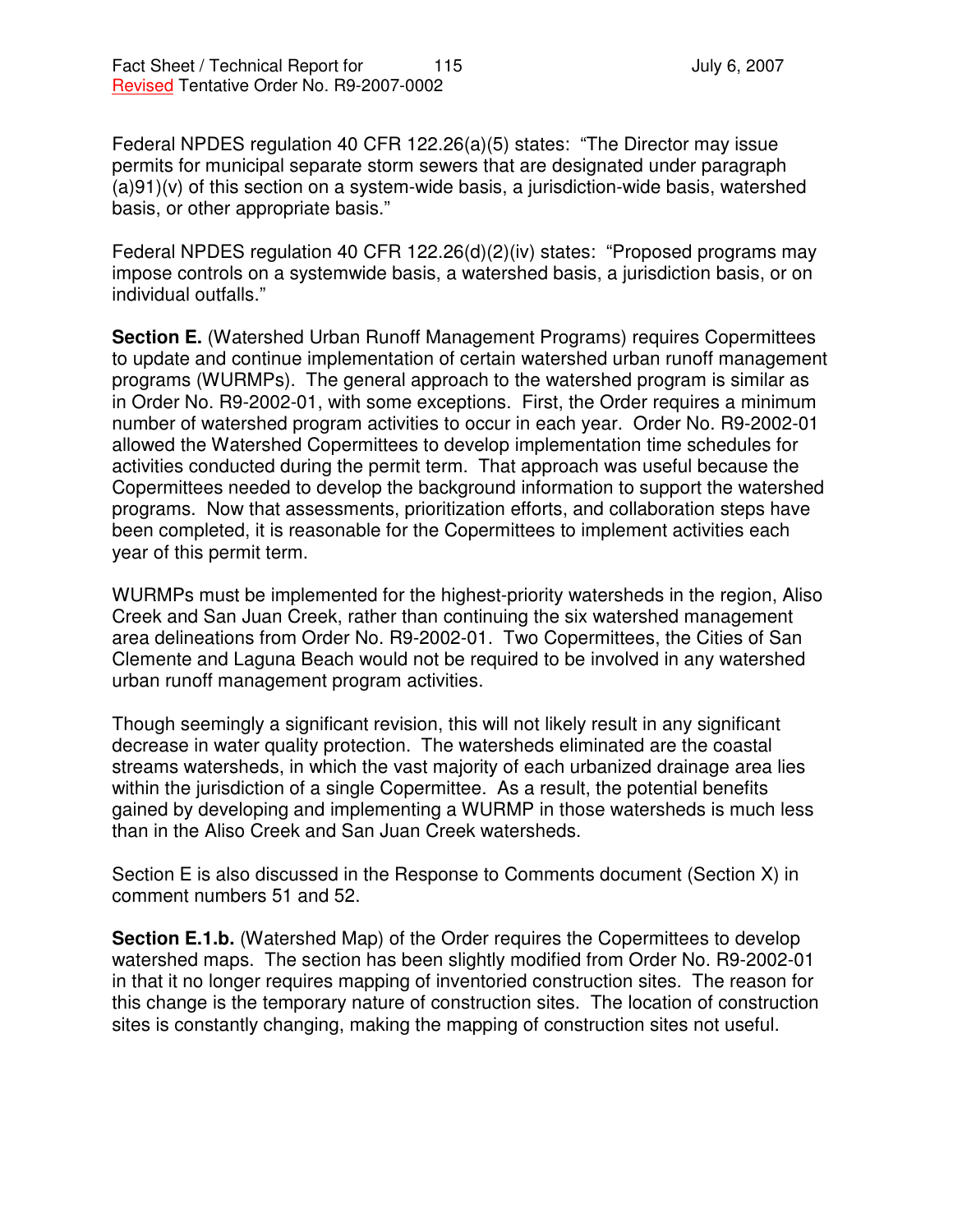Federal NPDES regulation 40 CFR 122.26(a)(5) states: "The Director may issue permits for municipal separate storm sewers that are designated under paragraph (a)91)(v) of this section on a system-wide basis, a jurisdiction-wide basis, watershed basis, or other appropriate basis."

Federal NPDES regulation 40 CFR 122.26(d)(2)(iv) states: "Proposed programs may impose controls on a systemwide basis, a watershed basis, a jurisdiction basis, or on individual outfalls."

**Section E.** (Watershed Urban Runoff Management Programs) requires Copermittees to update and continue implementation of certain watershed urban runoff management programs (WURMPs). The general approach to the watershed program is similar as in Order No. R9-2002-01, with some exceptions. First, the Order requires a minimum number of watershed program activities to occur in each year. Order No. R9-2002-01 allowed the Watershed Copermittees to develop implementation time schedules for activities conducted during the permit term. That approach was useful because the Copermittees needed to develop the background information to support the watershed programs. Now that assessments, prioritization efforts, and collaboration steps have been completed, it is reasonable for the Copermittees to implement activities each year of this permit term.

WURMPs must be implemented for the highest-priority watersheds in the region, Aliso Creek and San Juan Creek, rather than continuing the six watershed management area delineations from Order No. R9-2002-01. Two Copermittees, the Cities of San Clemente and Laguna Beach would not be required to be involved in any watershed urban runoff management program activities.

Though seemingly a significant revision, this will not likely result in any significant decrease in water quality protection. The watersheds eliminated are the coastal streams watersheds, in which the vast majority of each urbanized drainage area lies within the jurisdiction of a single Copermittee. As a result, the potential benefits gained by developing and implementing a WURMP in those watersheds is much less than in the Aliso Creek and San Juan Creek watersheds.

Section E is also discussed in the Response to Comments document (Section X) in comment numbers 51 and 52.

**Section E.1.b.** (Watershed Map) of the Order requires the Copermittees to develop watershed maps. The section has been slightly modified from Order No. R9-2002-01 in that it no longer requires mapping of inventoried construction sites. The reason for this change is the temporary nature of construction sites. The location of construction sites is constantly changing, making the mapping of construction sites not useful.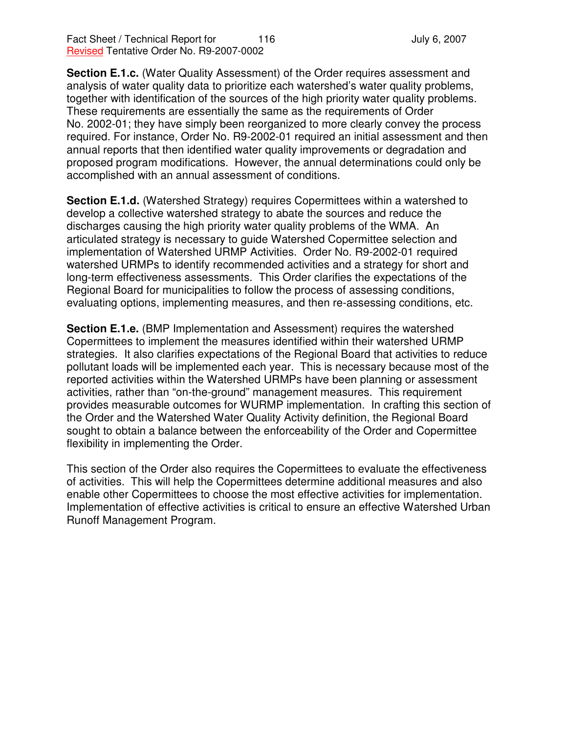**Section E.1.c.** (Water Quality Assessment) of the Order requires assessment and analysis of water quality data to prioritize each watershed's water quality problems, together with identification of the sources of the high priority water quality problems. These requirements are essentially the same as the requirements of Order No. 2002-01; they have simply been reorganized to more clearly convey the process required. For instance, Order No. R9-2002-01 required an initial assessment and then annual reports that then identified water quality improvements or degradation and proposed program modifications. However, the annual determinations could only be accomplished with an annual assessment of conditions.

**Section E.1.d.** (Watershed Strategy) requires Copermittees within a watershed to develop a collective watershed strategy to abate the sources and reduce the discharges causing the high priority water quality problems of the WMA. An articulated strategy is necessary to guide Watershed Copermittee selection and implementation of Watershed URMP Activities. Order No. R9-2002-01 required watershed URMPs to identify recommended activities and a strategy for short and long-term effectiveness assessments. This Order clarifies the expectations of the Regional Board for municipalities to follow the process of assessing conditions, evaluating options, implementing measures, and then re-assessing conditions, etc.

**Section E.1.e.** (BMP Implementation and Assessment) requires the watershed Copermittees to implement the measures identified within their watershed URMP strategies. It also clarifies expectations of the Regional Board that activities to reduce pollutant loads will be implemented each year. This is necessary because most of the reported activities within the Watershed URMPs have been planning or assessment activities, rather than "on-the-ground" management measures. This requirement provides measurable outcomes for WURMP implementation. In crafting this section of the Order and the Watershed Water Quality Activity definition, the Regional Board sought to obtain a balance between the enforceability of the Order and Copermittee flexibility in implementing the Order.

This section of the Order also requires the Copermittees to evaluate the effectiveness of activities. This will help the Copermittees determine additional measures and also enable other Copermittees to choose the most effective activities for implementation. Implementation of effective activities is critical to ensure an effective Watershed Urban Runoff Management Program.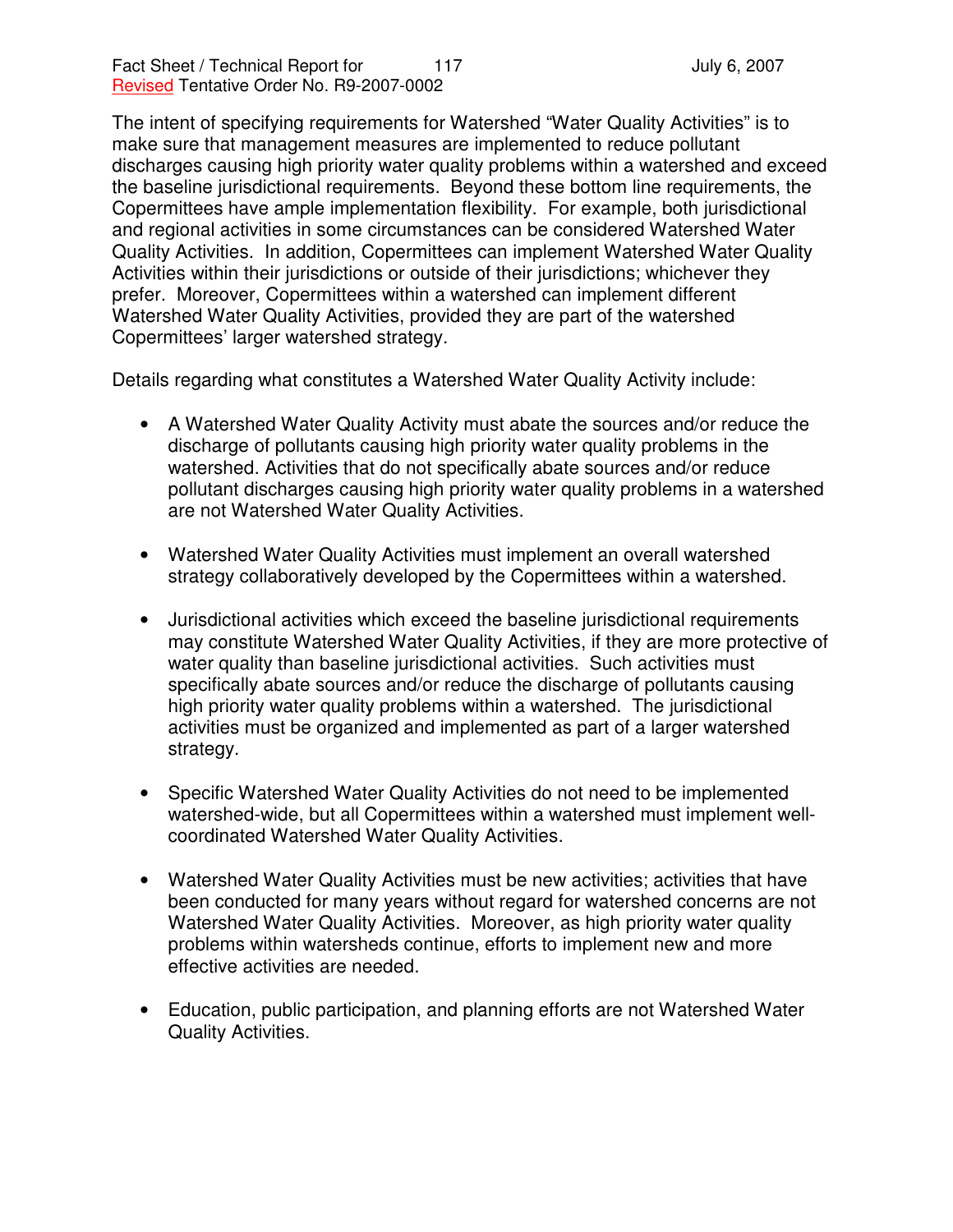The intent of specifying requirements for Watershed "Water Quality Activities" is to make sure that management measures are implemented to reduce pollutant discharges causing high priority water quality problems within a watershed and exceed the baseline jurisdictional requirements. Beyond these bottom line requirements, the Copermittees have ample implementation flexibility. For example, both jurisdictional and regional activities in some circumstances can be considered Watershed Water Quality Activities. In addition, Copermittees can implement Watershed Water Quality Activities within their jurisdictions or outside of their jurisdictions; whichever they prefer. Moreover, Copermittees within a watershed can implement different Watershed Water Quality Activities, provided they are part of the watershed Copermittees' larger watershed strategy.

Details regarding what constitutes a Watershed Water Quality Activity include:

- A Watershed Water Quality Activity must abate the sources and/or reduce the discharge of pollutants causing high priority water quality problems in the watershed. Activities that do not specifically abate sources and/or reduce pollutant discharges causing high priority water quality problems in a watershed are not Watershed Water Quality Activities.

- Watershed Water Quality Activities must implement an overall watershed strategy collaboratively developed by the Copermittees within a watershed.

- Jurisdictional activities which exceed the baseline jurisdictional requirements may constitute Watershed Water Quality Activities, if they are more protective of water quality than baseline jurisdictional activities. Such activities must specifically abate sources and/or reduce the discharge of pollutants causing high priority water quality problems within a watershed. The jurisdictional activities must be organized and implemented as part of a larger watershed strategy.

- Specific Watershed Water Quality Activities do not need to be implemented watershed-wide, but all Copermittees within a watershed must implement well-coordinated Watershed Water Quality Activities.

- Watershed Water Quality Activities must be new activities; activities that have been conducted for many years without regard for watershed concerns are not Watershed Water Quality Activities. Moreover, as high priority water quality problems within watersheds continue, efforts to implement new and more effective activities are needed.

- Education, public participation, and planning efforts are not Watershed Water Quality Activities.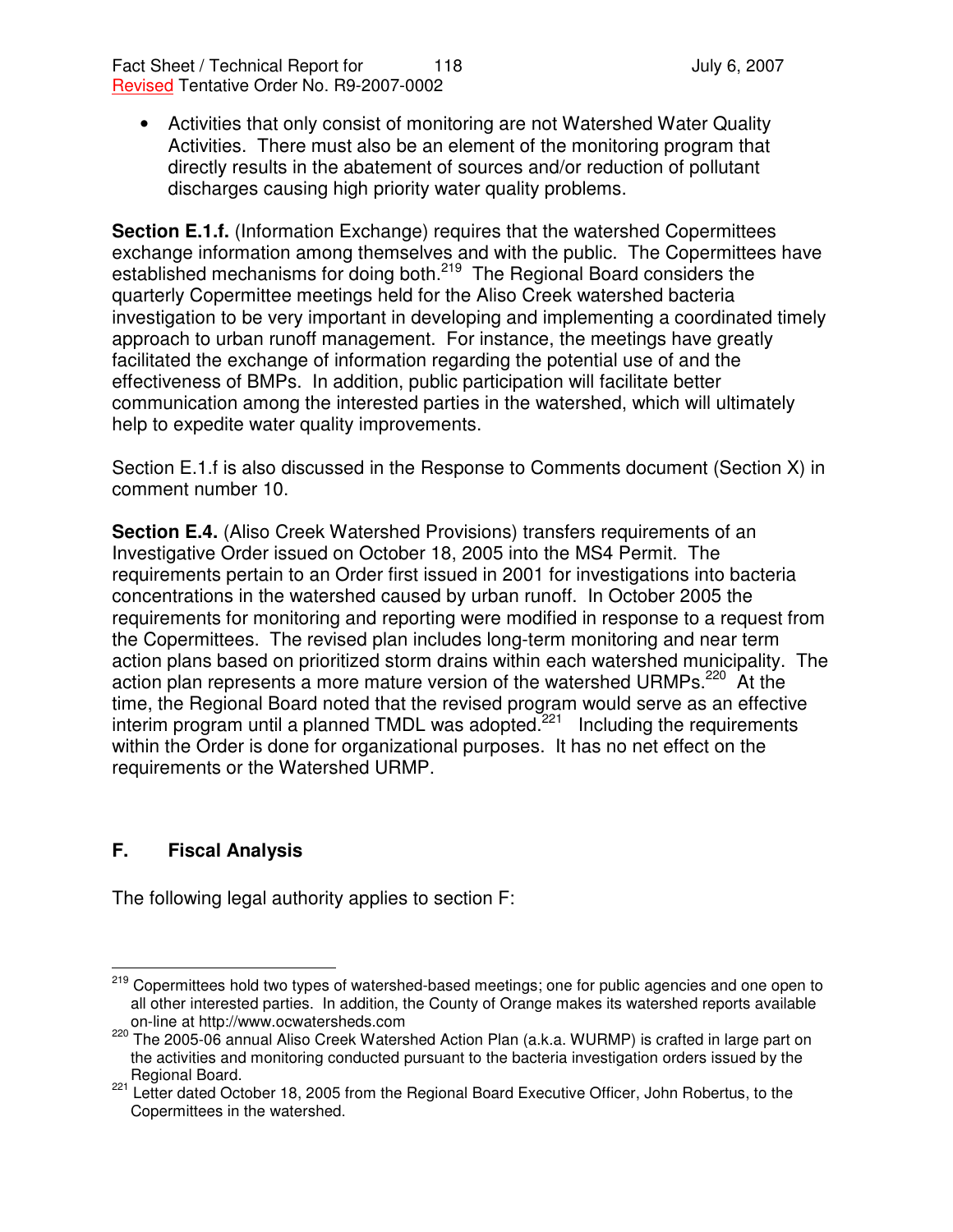- Activities that only consist of monitoring are not Watershed Water Quality Activities. There must also be an element of the monitoring program that directly results in the abatement of sources and/or reduction of pollutant discharges causing high priority water quality problems.

**Section E.1.f.** (Information Exchange) requires that the watershed Copermittees exchange information among themselves and with the public. The Copermittees have established mechanisms for doing both.[219] The Regional Board considers the quarterly Copermittee meetings held for the Aliso Creek watershed bacteria investigation to be very important in developing and implementing a coordinated timely approach to urban runoff management. For instance, the meetings have greatly facilitated the exchange of information regarding the potential use of and the effectiveness of BMPs. In addition, public participation will facilitate better communication among the interested parties in the watershed, which will ultimately help to expedite water quality improvements.

Section E.1.f is also discussed in the Response to Comments document (Section X) in comment number 10.

**Section E.4.** (Aliso Creek Watershed Provisions) transfers requirements of an Investigative Order issued on October 18, 2005 into the MS4 Permit. The requirements pertain to an Order first issued in 2001 for investigations into bacteria concentrations in the watershed caused by urban runoff. In October 2005 the requirements for monitoring and reporting were modified in response to a request from the Copermittees. The revised plan includes long-term monitoring and near term action plans based on prioritized storm drains within each watershed municipality. The action plan represents a more mature version of the watershed URMPs.[220] At the time, the Regional Board noted that the revised program would serve as an effective interim program until a planned TMDL was adopted.[221] Including the requirements within the Order is done for organizational purposes. It has no net effect on the requirements or the Watershed URMP.

## F. Fiscal Analysis

The following legal authority applies to section F:

---

[219] Copermittees hold two types of watershed-based meetings; one for public agencies and one open to all other interested parties. In addition, the County of Orange makes its watershed reports available on-line at http://www.ocwatersheds.com

[220] The 2005-06 annual Aliso Creek Watershed Action Plan (a.k.a. WURMP) is crafted in large part on the activities and monitoring conducted pursuant to the bacteria investigation orders issued by the Regional Board.

[221] Letter dated October 18, 2005 from the Regional Board Executive Officer, John Robertus, to the Copermittees in the watershed.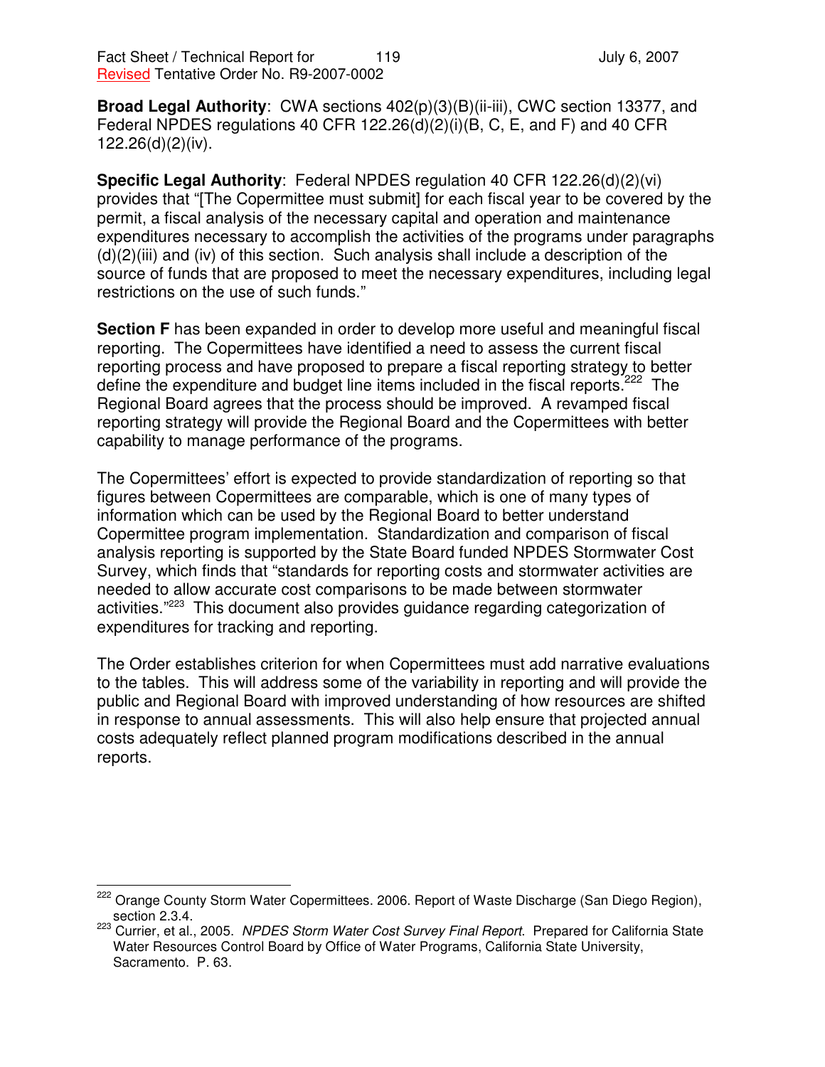**Broad Legal Authority**: CWA sections 402(p)(3)(B)(ii-iii), CWC section 13377, and Federal NPDES regulations 40 CFR 122.26(d)(2)(i)(B, C, E, and F) and 40 CFR 122.26(d)(2)(iv).

**Specific Legal Authority**: Federal NPDES regulation 40 CFR 122.26(d)(2)(vi) provides that "[The Copermittee must submit] for each fiscal year to be covered by the permit, a fiscal analysis of the necessary capital and operation and maintenance expenditures necessary to accomplish the activities of the programs under paragraphs (d)(2)(iii) and (iv) of this section. Such analysis shall include a description of the source of funds that are proposed to meet the necessary expenditures, including legal restrictions on the use of such funds."

**Section F** has been expanded in order to develop more useful and meaningful fiscal reporting. The Copermittees have identified a need to assess the current fiscal reporting process and have proposed to prepare a fiscal reporting strategy to better define the expenditure and budget line items included in the fiscal reports.[222] The Regional Board agrees that the process should be improved. A revamped fiscal reporting strategy will provide the Regional Board and the Copermittees with better capability to manage performance of the programs.

The Copermittees' effort is expected to provide standardization of reporting so that figures between Copermittees are comparable, which is one of many types of information which can be used by the Regional Board to better understand Copermittee program implementation. Standardization and comparison of fiscal analysis reporting is supported by the State Board funded NPDES Stormwater Cost Survey, which finds that "standards for reporting costs and stormwater activities are needed to allow accurate cost comparisons to be made between stormwater activities."[223] This document also provides guidance regarding categorization of expenditures for tracking and reporting.

The Order establishes criterion for when Copermittees must add narrative evaluations to the tables. This will address some of the variability in reporting and will provide the public and Regional Board with improved understanding of how resources are shifted in response to annual assessments. This will also help ensure that projected annual costs adequately reflect planned program modifications described in the annual reports.

---

[222] Orange County Storm Water Copermittees. 2006. Report of Waste Discharge (San Diego Region), section 2.3.4.

[223] Currier, et al., 2005. *NPDES Storm Water Cost Survey Final Report.* Prepared for California State Water Resources Control Board by Office of Water Programs, California State University, Sacramento. P. 63.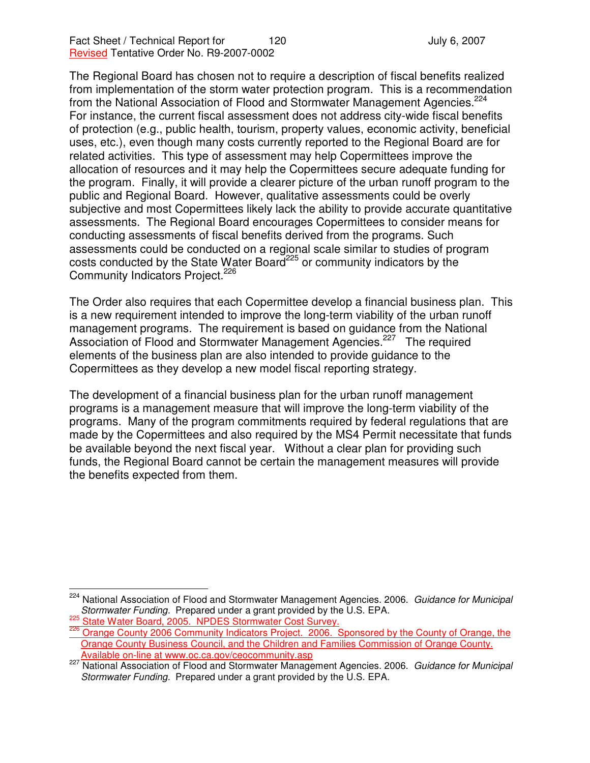The Regional Board has chosen not to require a description of fiscal benefits realized from implementation of the storm water protection program. This is a recommendation from the National Association of Flood and Stormwater Management Agencies.[224] For instance, the current fiscal assessment does not address city-wide fiscal benefits of protection (e.g., public health, tourism, property values, economic activity, beneficial uses, etc.), even though many costs currently reported to the Regional Board are for related activities. This type of assessment may help Copermittees improve the allocation of resources and it may help the Copermittees secure adequate funding for the program. Finally, it will provide a clearer picture of the urban runoff program to the public and Regional Board. However, qualitative assessments could be overly subjective and most Copermittees likely lack the ability to provide accurate quantitative assessments. The Regional Board encourages Copermittees to consider means for conducting assessments of fiscal benefits derived from the programs. Such assessments could be conducted on a regional scale similar to studies of program costs conducted by the State Water Board[225] or community indicators by the Community Indicators Project.[226]

The Order also requires that each Copermittee develop a financial business plan. This is a new requirement intended to improve the long-term viability of the urban runoff management programs. The requirement is based on guidance from the National Association of Flood and Stormwater Management Agencies.[227] The required elements of the business plan are also intended to provide guidance to the Copermittees as they develop a new model fiscal reporting strategy.

The development of a financial business plan for the urban runoff management programs is a management measure that will improve the long-term viability of the programs. Many of the program commitments required by federal regulations that are made by the Copermittees and also required by the MS4 Permit necessitate that funds be available beyond the next fiscal year. Without a clear plan for providing such funds, the Regional Board cannot be certain the management measures will provide the benefits expected from them.

---

[224] National Association of Flood and Stormwater Management Agencies. 2006. *Guidance for Municipal Stormwater Funding.* Prepared under a grant provided by the U.S. EPA.

[225] State Water Board, 2005. NPDES Stormwater Cost Survey.

[226] Orange County 2006 Community Indicators Project. 2006. Sponsored by the County of Orange, the Orange County Business Council, and the Children and Families Commission of Orange County. Available on-line at www.oc.ca.gov/ceocommunity.asp

[227] National Association of Flood and Stormwater Management Agencies. 2006. *Guidance for Municipal Stormwater Funding.* Prepared under a grant provided by the U.S. EPA.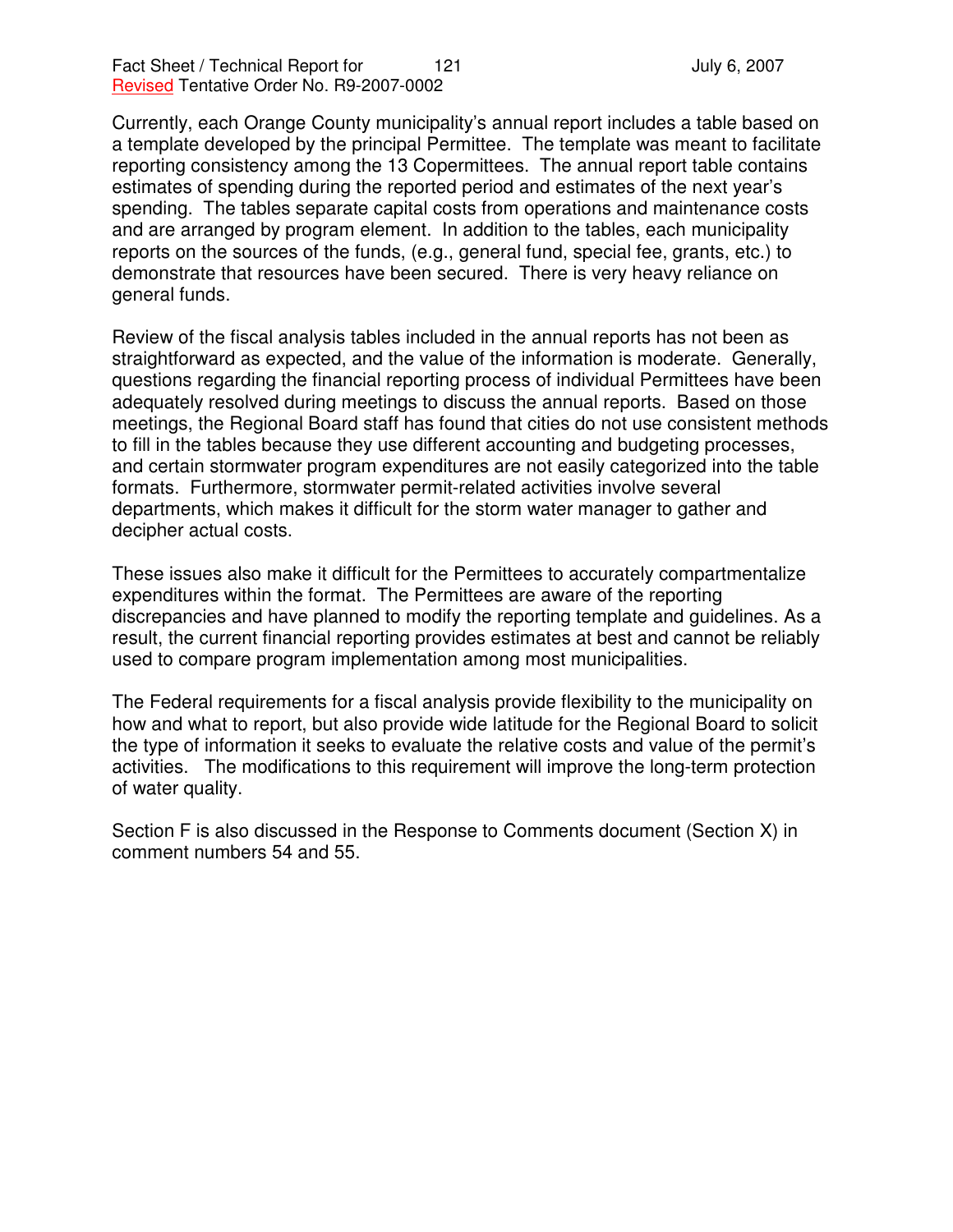Currently, each Orange County municipality's annual report includes a table based on a template developed by the principal Permittee. The template was meant to facilitate reporting consistency among the 13 Copermittees. The annual report table contains estimates of spending during the reported period and estimates of the next year's spending. The tables separate capital costs from operations and maintenance costs and are arranged by program element. In addition to the tables, each municipality reports on the sources of the funds, (e.g., general fund, special fee, grants, etc.) to demonstrate that resources have been secured. There is very heavy reliance on general funds.

Review of the fiscal analysis tables included in the annual reports has not been as straightforward as expected, and the value of the information is moderate. Generally, questions regarding the financial reporting process of individual Permittees have been adequately resolved during meetings to discuss the annual reports. Based on those meetings, the Regional Board staff has found that cities do not use consistent methods to fill in the tables because they use different accounting and budgeting processes, and certain stormwater program expenditures are not easily categorized into the table formats. Furthermore, stormwater permit-related activities involve several departments, which makes it difficult for the storm water manager to gather and decipher actual costs.

These issues also make it difficult for the Permittees to accurately compartmentalize expenditures within the format. The Permittees are aware of the reporting discrepancies and have planned to modify the reporting template and guidelines. As a result, the current financial reporting provides estimates at best and cannot be reliably used to compare program implementation among most municipalities.

The Federal requirements for a fiscal analysis provide flexibility to the municipality on how and what to report, but also provide wide latitude for the Regional Board to solicit the type of information it seeks to evaluate the relative costs and value of the permit's activities. The modifications to this requirement will improve the long-term protection of water quality.

Section F is also discussed in the Response to Comments document (Section X) in comment numbers 54 and 55.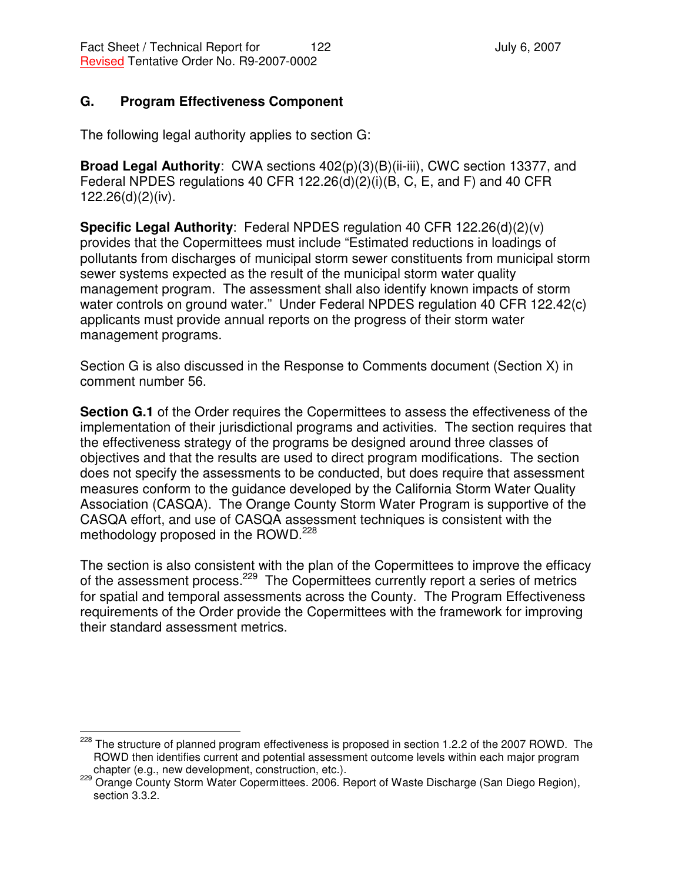## G. Program Effectiveness Component

The following legal authority applies to section G:

**Broad Legal Authority**: CWA sections 402(p)(3)(B)(ii-iii), CWC section 13377, and Federal NPDES regulations 40 CFR 122.26(d)(2)(i)(B, C, E, and F) and 40 CFR 122.26(d)(2)(iv).

**Specific Legal Authority**: Federal NPDES regulation 40 CFR 122.26(d)(2)(v) provides that the Copermittees must include "Estimated reductions in loadings of pollutants from discharges of municipal storm sewer constituents from municipal storm sewer systems expected as the result of the municipal storm water quality management program. The assessment shall also identify known impacts of storm water controls on ground water." Under Federal NPDES regulation 40 CFR 122.42(c) applicants must provide annual reports on the progress of their storm water management programs.

Section G is also discussed in the Response to Comments document (Section X) in comment number 56.

**Section G.1** of the Order requires the Copermittees to assess the effectiveness of the implementation of their jurisdictional programs and activities. The section requires that the effectiveness strategy of the programs be designed around three classes of objectives and that the results are used to direct program modifications. The section does not specify the assessments to be conducted, but does require that assessment measures conform to the guidance developed by the California Storm Water Quality Association (CASQA). The Orange County Storm Water Program is supportive of the CASQA effort, and use of CASQA assessment techniques is consistent with the methodology proposed in the ROWD.[228]

The section is also consistent with the plan of the Copermittees to improve the efficacy of the assessment process.[229] The Copermittees currently report a series of metrics for spatial and temporal assessments across the County. The Program Effectiveness requirements of the Order provide the Copermittees with the framework for improving their standard assessment metrics.

---

[228] The structure of planned program effectiveness is proposed in section 1.2.2 of the 2007 ROWD. The ROWD then identifies current and potential assessment outcome levels within each major program chapter (e.g., new development, construction, etc.).

[229] Orange County Storm Water Copermittees. 2006. Report of Waste Discharge (San Diego Region), section 3.3.2.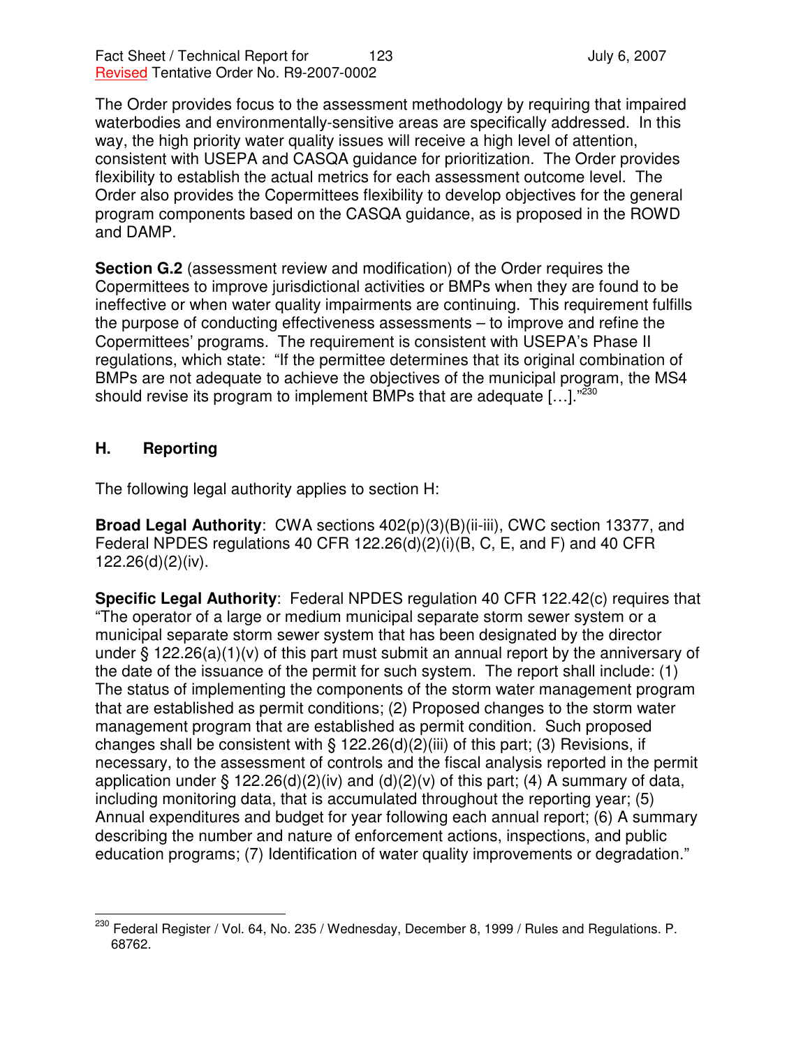The Order provides focus to the assessment methodology by requiring that impaired waterbodies and environmentally-sensitive areas are specifically addressed. In this way, the high priority water quality issues will receive a high level of attention, consistent with USEPA and CASQA guidance for prioritization. The Order provides flexibility to establish the actual metrics for each assessment outcome level. The Order also provides the Copermittees flexibility to develop objectives for the general program components based on the CASQA guidance, as is proposed in the ROWD and DAMP.

**Section G.2** (assessment review and modification) of the Order requires the Copermittees to improve jurisdictional activities or BMPs when they are found to be ineffective or when water quality impairments are continuing. This requirement fulfills the purpose of conducting effectiveness assessments – to improve and refine the Copermittees' programs. The requirement is consistent with USEPA's Phase II regulations, which state: "If the permittee determines that its original combination of BMPs are not adequate to achieve the objectives of the municipal program, the MS4 should revise its program to implement BMPs that are adequate […]."[230]

## H. Reporting

The following legal authority applies to section H:

**Broad Legal Authority**: CWA sections 402(p)(3)(B)(ii-iii), CWC section 13377, and Federal NPDES regulations 40 CFR 122.26(d)(2)(i)(B, C, E, and F) and 40 CFR 122.26(d)(2)(iv).

**Specific Legal Authority**: Federal NPDES regulation 40 CFR 122.42(c) requires that "The operator of a large or medium municipal separate storm sewer system or a municipal separate storm sewer system that has been designated by the director under § 122.26(a)(1)(v) of this part must submit an annual report by the anniversary of the date of the issuance of the permit for such system. The report shall include: (1) The status of implementing the components of the storm water management program that are established as permit conditions; (2) Proposed changes to the storm water management program that are established as permit condition. Such proposed changes shall be consistent with § 122.26(d)(2)(iii) of this part; (3) Revisions, if necessary, to the assessment of controls and the fiscal analysis reported in the permit application under § 122.26(d)(2)(iv) and (d)(2)(v) of this part; (4) A summary of data, including monitoring data, that is accumulated throughout the reporting year; (5) Annual expenditures and budget for year following each annual report; (6) A summary describing the number and nature of enforcement actions, inspections, and public education programs; (7) Identification of water quality improvements or degradation."

[230] Federal Register / Vol. 64, No. 235 / Wednesday, December 8, 1999 / Rules and Regulations. P. 68762.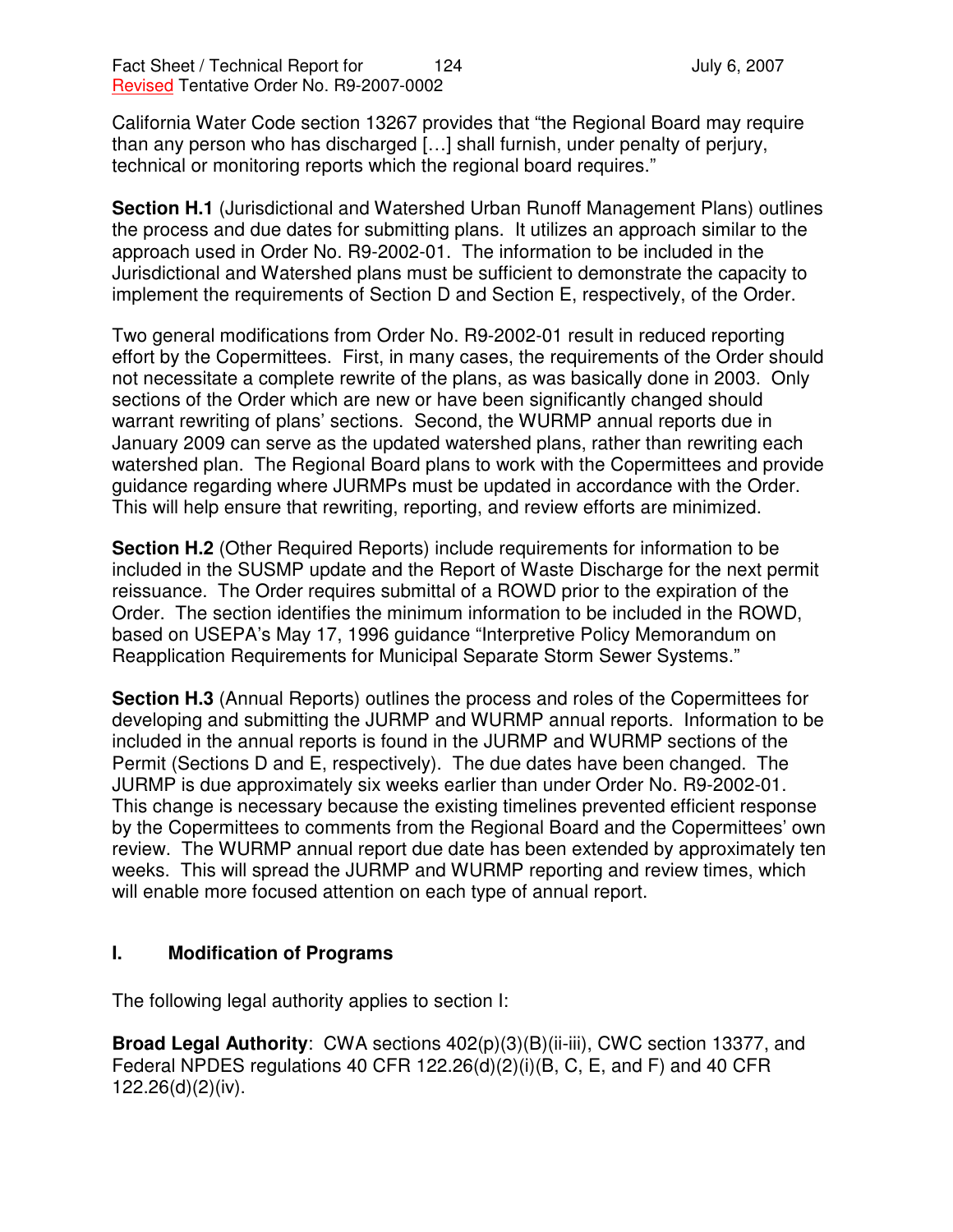California Water Code section 13267 provides that "the Regional Board may require than any person who has discharged […] shall furnish, under penalty of perjury, technical or monitoring reports which the regional board requires."

**Section H.1** (Jurisdictional and Watershed Urban Runoff Management Plans) outlines the process and due dates for submitting plans. It utilizes an approach similar to the approach used in Order No. R9-2002-01. The information to be included in the Jurisdictional and Watershed plans must be sufficient to demonstrate the capacity to implement the requirements of Section D and Section E, respectively, of the Order.

Two general modifications from Order No. R9-2002-01 result in reduced reporting effort by the Copermittees. First, in many cases, the requirements of the Order should not necessitate a complete rewrite of the plans, as was basically done in 2003. Only sections of the Order which are new or have been significantly changed should warrant rewriting of plans' sections. Second, the WURMP annual reports due in January 2009 can serve as the updated watershed plans, rather than rewriting each watershed plan. The Regional Board plans to work with the Copermittees and provide guidance regarding where JURMPs must be updated in accordance with the Order. This will help ensure that rewriting, reporting, and review efforts are minimized.

**Section H.2** (Other Required Reports) include requirements for information to be included in the SUSMP update and the Report of Waste Discharge for the next permit reissuance. The Order requires submittal of a ROWD prior to the expiration of the Order. The section identifies the minimum information to be included in the ROWD, based on USEPA's May 17, 1996 guidance "Interpretive Policy Memorandum on Reapplication Requirements for Municipal Separate Storm Sewer Systems."

**Section H.3** (Annual Reports) outlines the process and roles of the Copermittees for developing and submitting the JURMP and WURMP annual reports. Information to be included in the annual reports is found in the JURMP and WURMP sections of the Permit (Sections D and E, respectively). The due dates have been changed. The JURMP is due approximately six weeks earlier than under Order No. R9-2002-01. This change is necessary because the existing timelines prevented efficient response by the Copermittees to comments from the Regional Board and the Copermittees' own review. The WURMP annual report due date has been extended by approximately ten weeks. This will spread the JURMP and WURMP reporting and review times, which will enable more focused attention on each type of annual report.

## I. Modification of Programs

The following legal authority applies to section I:

**Broad Legal Authority**: CWA sections 402(p)(3)(B)(ii-iii), CWC section 13377, and Federal NPDES regulations 40 CFR 122.26(d)(2)(i)(B, C, E, and F) and 40 CFR 122.26(d)(2)(iv).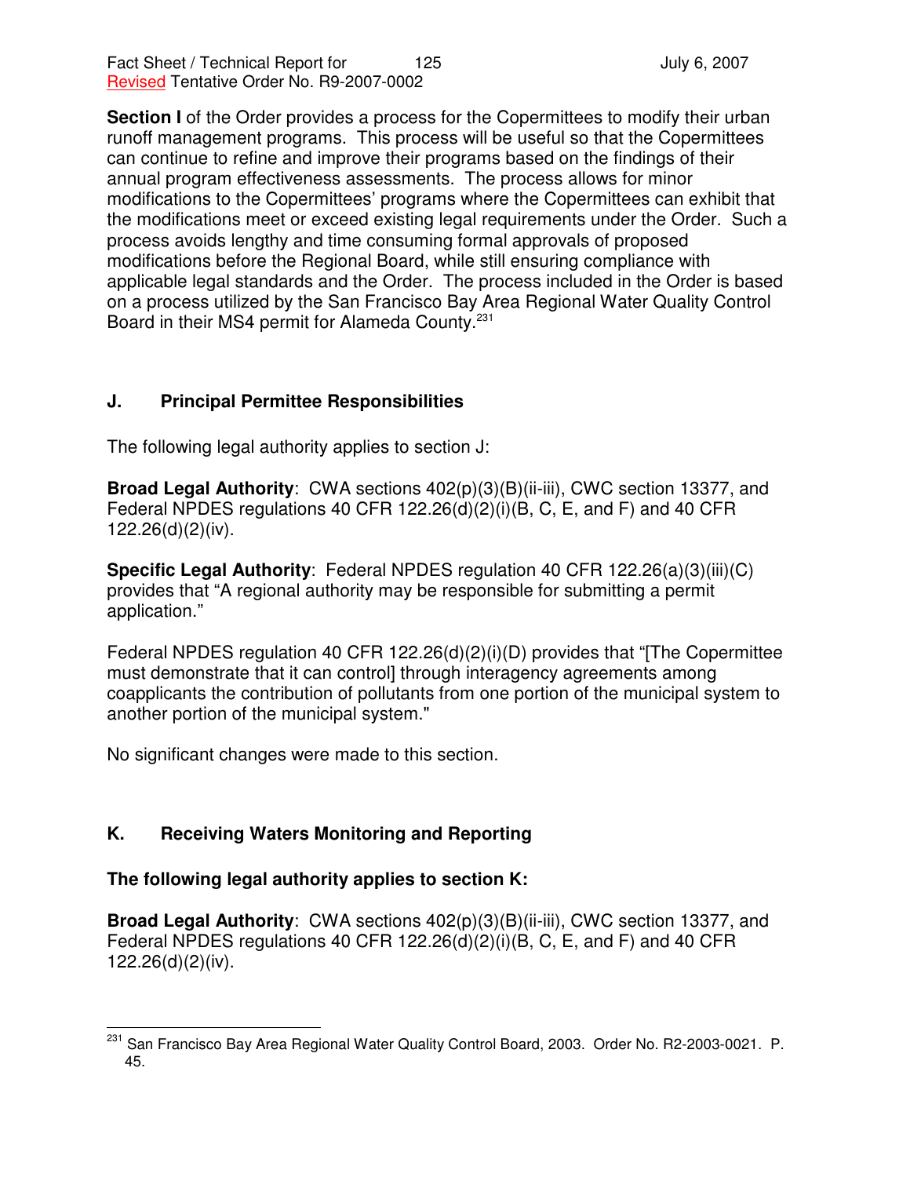**Section I** of the Order provides a process for the Copermittees to modify their urban runoff management programs. This process will be useful so that the Copermittees can continue to refine and improve their programs based on the findings of their annual program effectiveness assessments. The process allows for minor modifications to the Copermittees' programs where the Copermittees can exhibit that the modifications meet or exceed existing legal requirements under the Order. Such a process avoids lengthy and time consuming formal approvals of proposed modifications before the Regional Board, while still ensuring compliance with applicable legal standards and the Order. The process included in the Order is based on a process utilized by the San Francisco Bay Area Regional Water Quality Control Board in their MS4 permit for Alameda County.[231]

## J. Principal Permittee Responsibilities

The following legal authority applies to section J:

**Broad Legal Authority**: CWA sections 402(p)(3)(B)(ii-iii), CWC section 13377, and Federal NPDES regulations 40 CFR 122.26(d)(2)(i)(B, C, E, and F) and 40 CFR 122.26(d)(2)(iv).

**Specific Legal Authority**: Federal NPDES regulation 40 CFR 122.26(a)(3)(iii)(C) provides that "A regional authority may be responsible for submitting a permit application."

Federal NPDES regulation 40 CFR 122.26(d)(2)(i)(D) provides that "[The Copermittee must demonstrate that it can control] through interagency agreements among coapplicants the contribution of pollutants from one portion of the municipal system to another portion of the municipal system."

No significant changes were made to this section.

## K. Receiving Waters Monitoring and Reporting

**The following legal authority applies to section K:**

**Broad Legal Authority**: CWA sections 402(p)(3)(B)(ii-iii), CWC section 13377, and Federal NPDES regulations 40 CFR 122.26(d)(2)(i)(B, C, E, and F) and 40 CFR 122.26(d)(2)(iv).

---

[231] San Francisco Bay Area Regional Water Quality Control Board, 2003. Order No. R2-2003-0021. P. 45.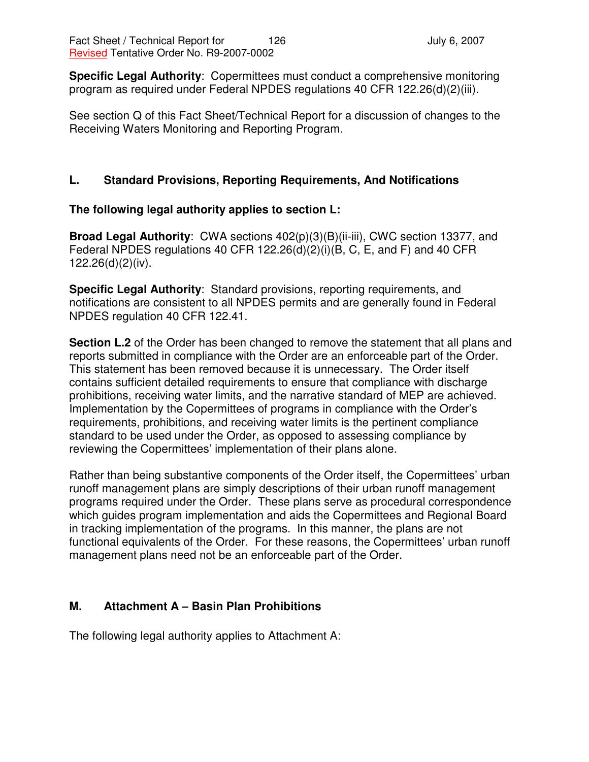**Specific Legal Authority**: Copermittees must conduct a comprehensive monitoring program as required under Federal NPDES regulations 40 CFR 122.26(d)(2)(iii).

See section Q of this Fact Sheet/Technical Report for a discussion of changes to the Receiving Waters Monitoring and Reporting Program.

## L. Standard Provisions, Reporting Requirements, And Notifications

**The following legal authority applies to section L:**

**Broad Legal Authority**: CWA sections 402(p)(3)(B)(ii-iii), CWC section 13377, and Federal NPDES regulations 40 CFR 122.26(d)(2)(i)(B, C, E, and F) and 40 CFR 122.26(d)(2)(iv).

**Specific Legal Authority**: Standard provisions, reporting requirements, and notifications are consistent to all NPDES permits and are generally found in Federal NPDES regulation 40 CFR 122.41.

**Section L.2** of the Order has been changed to remove the statement that all plans and reports submitted in compliance with the Order are an enforceable part of the Order. This statement has been removed because it is unnecessary. The Order itself contains sufficient detailed requirements to ensure that compliance with discharge prohibitions, receiving water limits, and the narrative standard of MEP are achieved. Implementation by the Copermittees of programs in compliance with the Order's requirements, prohibitions, and receiving water limits is the pertinent compliance standard to be used under the Order, as opposed to assessing compliance by reviewing the Copermittees' implementation of their plans alone.

Rather than being substantive components of the Order itself, the Copermittees' urban runoff management plans are simply descriptions of their urban runoff management programs required under the Order. These plans serve as procedural correspondence which guides program implementation and aids the Copermittees and Regional Board in tracking implementation of the programs. In this manner, the plans are not functional equivalents of the Order. For these reasons, the Copermittees' urban runoff management plans need not be an enforceable part of the Order.

## M. Attachment A – Basin Plan Prohibitions

The following legal authority applies to Attachment A: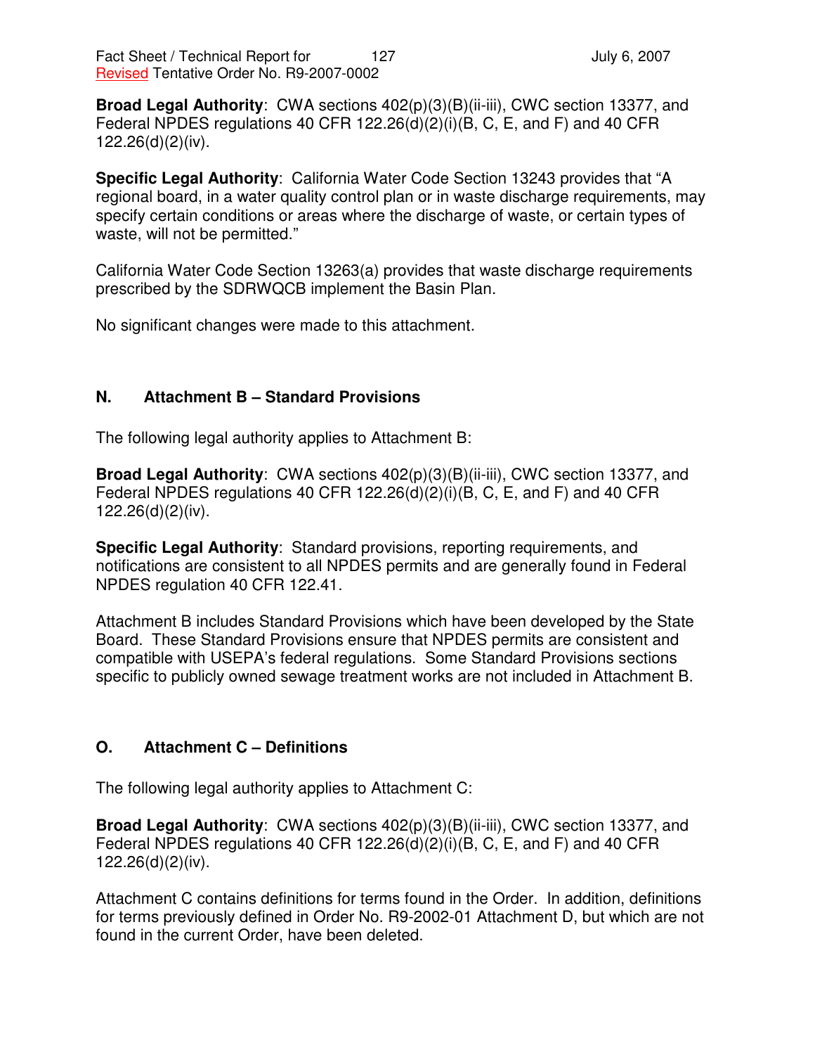**Broad Legal Authority**: CWA sections 402(p)(3)(B)(ii-iii), CWC section 13377, and Federal NPDES regulations 40 CFR 122.26(d)(2)(i)(B, C, E, and F) and 40 CFR 122.26(d)(2)(iv).

**Specific Legal Authority**: California Water Code Section 13243 provides that "A regional board, in a water quality control plan or in waste discharge requirements, may specify certain conditions or areas where the discharge of waste, or certain types of waste, will not be permitted."

California Water Code Section 13263(a) provides that waste discharge requirements prescribed by the SDRWQCB implement the Basin Plan.

No significant changes were made to this attachment.

## N. Attachment B – Standard Provisions

The following legal authority applies to Attachment B:

**Broad Legal Authority**: CWA sections 402(p)(3)(B)(ii-iii), CWC section 13377, and Federal NPDES regulations 40 CFR 122.26(d)(2)(i)(B, C, E, and F) and 40 CFR 122.26(d)(2)(iv).

**Specific Legal Authority**: Standard provisions, reporting requirements, and notifications are consistent to all NPDES permits and are generally found in Federal NPDES regulation 40 CFR 122.41.

Attachment B includes Standard Provisions which have been developed by the State Board. These Standard Provisions ensure that NPDES permits are consistent and compatible with USEPA's federal regulations. Some Standard Provisions sections specific to publicly owned sewage treatment works are not included in Attachment B.

## O. Attachment C – Definitions

The following legal authority applies to Attachment C:

**Broad Legal Authority**: CWA sections 402(p)(3)(B)(ii-iii), CWC section 13377, and Federal NPDES regulations 40 CFR 122.26(d)(2)(i)(B, C, E, and F) and 40 CFR 122.26(d)(2)(iv).

Attachment C contains definitions for terms found in the Order. In addition, definitions for terms previously defined in Order No. R9-2002-01 Attachment D, but which are not found in the current Order, have been deleted.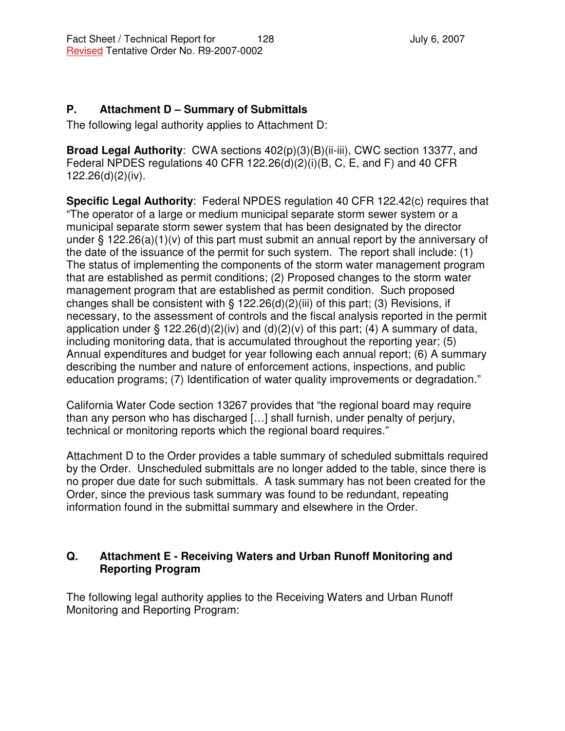## P. Attachment D – Summary of Submittals

The following legal authority applies to Attachment D:

**Broad Legal Authority**: CWA sections 402(p)(3)(B)(ii-iii), CWC section 13377, and Federal NPDES regulations 40 CFR 122.26(d)(2)(i)(B, C, E, and F) and 40 CFR 122.26(d)(2)(iv).

**Specific Legal Authority**: Federal NPDES regulation 40 CFR 122.42(c) requires that "The operator of a large or medium municipal separate storm sewer system or a municipal separate storm sewer system that has been designated by the director under § 122.26(a)(1)(v) of this part must submit an annual report by the anniversary of the date of the issuance of the permit for such system. The report shall include: (1) The status of implementing the components of the storm water management program that are established as permit conditions; (2) Proposed changes to the storm water management program that are established as permit condition. Such proposed changes shall be consistent with § 122.26(d)(2)(iii) of this part; (3) Revisions, if necessary, to the assessment of controls and the fiscal analysis reported in the permit application under § 122.26(d)(2)(iv) and (d)(2)(v) of this part; (4) A summary of data, including monitoring data, that is accumulated throughout the reporting year; (5) Annual expenditures and budget for year following each annual report; (6) A summary describing the number and nature of enforcement actions, inspections, and public education programs; (7) Identification of water quality improvements or degradation."

California Water Code section 13267 provides that "the regional board may require than any person who has discharged […] shall furnish, under penalty of perjury, technical or monitoring reports which the regional board requires."

Attachment D to the Order provides a table summary of scheduled submittals required by the Order. Unscheduled submittals are no longer added to the table, since there is no proper due date for such submittals. A task summary has not been created for the Order, since the previous task summary was found to be redundant, repeating information found in the submittal summary and elsewhere in the Order.

## Q. Attachment E - Receiving Waters and Urban Runoff Monitoring and Reporting Program

The following legal authority applies to the Receiving Waters and Urban Runoff Monitoring and Reporting Program: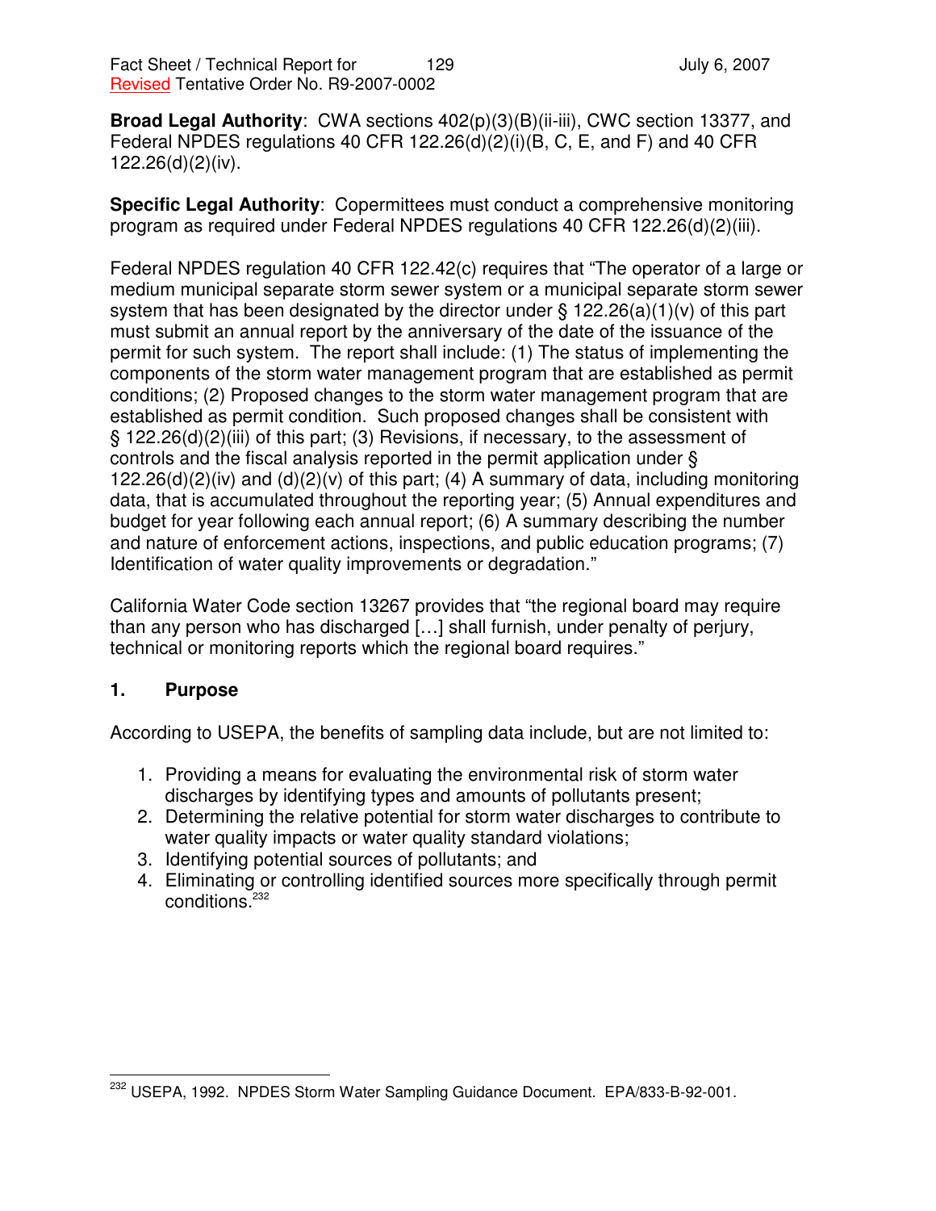**Broad Legal Authority**: CWA sections 402(p)(3)(B)(ii-iii), CWC section 13377, and Federal NPDES regulations 40 CFR 122.26(d)(2)(i)(B, C, E, and F) and 40 CFR 122.26(d)(2)(iv).

**Specific Legal Authority**: Copermittees must conduct a comprehensive monitoring program as required under Federal NPDES regulations 40 CFR 122.26(d)(2)(iii).

Federal NPDES regulation 40 CFR 122.42(c) requires that "The operator of a large or medium municipal separate storm sewer system or a municipal separate storm sewer system that has been designated by the director under § 122.26(a)(1)(v) of this part must submit an annual report by the anniversary of the date of the issuance of the permit for such system. The report shall include: (1) The status of implementing the components of the storm water management program that are established as permit conditions; (2) Proposed changes to the storm water management program that are established as permit condition. Such proposed changes shall be consistent with § 122.26(d)(2)(iii) of this part; (3) Revisions, if necessary, to the assessment of controls and the fiscal analysis reported in the permit application under § 122.26(d)(2)(iv) and (d)(2)(v) of this part; (4) A summary of data, including monitoring data, that is accumulated throughout the reporting year; (5) Annual expenditures and budget for year following each annual report; (6) A summary describing the number and nature of enforcement actions, inspections, and public education programs; (7) Identification of water quality improvements or degradation."

California Water Code section 13267 provides that "the regional board may require than any person who has discharged […] shall furnish, under penalty of perjury, technical or monitoring reports which the regional board requires."

## 1. Purpose

According to USEPA, the benefits of sampling data include, but are not limited to:

1. Providing a means for evaluating the environmental risk of storm water discharges by identifying types and amounts of pollutants present;
2. Determining the relative potential for storm water discharges to contribute to water quality impacts or water quality standard violations;
3. Identifying potential sources of pollutants; and
4. Eliminating or controlling identified sources more specifically through permit conditions.[232]

[232] USEPA, 1992. NPDES Storm Water Sampling Guidance Document. EPA/833-B-92-001.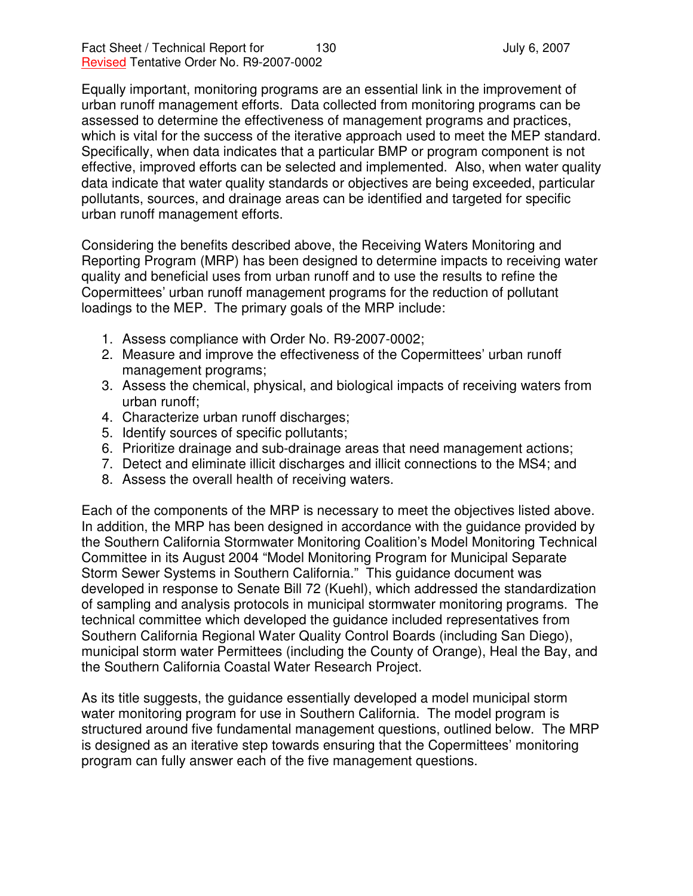Equally important, monitoring programs are an essential link in the improvement of urban runoff management efforts. Data collected from monitoring programs can be assessed to determine the effectiveness of management programs and practices, which is vital for the success of the iterative approach used to meet the MEP standard. Specifically, when data indicates that a particular BMP or program component is not effective, improved efforts can be selected and implemented. Also, when water quality data indicate that water quality standards or objectives are being exceeded, particular pollutants, sources, and drainage areas can be identified and targeted for specific urban runoff management efforts.

Considering the benefits described above, the Receiving Waters Monitoring and Reporting Program (MRP) has been designed to determine impacts to receiving water quality and beneficial uses from urban runoff and to use the results to refine the Copermittees' urban runoff management programs for the reduction of pollutant loadings to the MEP. The primary goals of the MRP include:

1. Assess compliance with Order No. R9-2007-0002;
2. Measure and improve the effectiveness of the Copermittees' urban runoff management programs;
3. Assess the chemical, physical, and biological impacts of receiving waters from urban runoff;
4. Characterize urban runoff discharges;
5. Identify sources of specific pollutants;
6. Prioritize drainage and sub-drainage areas that need management actions;
7. Detect and eliminate illicit discharges and illicit connections to the MS4; and
8. Assess the overall health of receiving waters.

Each of the components of the MRP is necessary to meet the objectives listed above. In addition, the MRP has been designed in accordance with the guidance provided by the Southern California Stormwater Monitoring Coalition's Model Monitoring Technical Committee in its August 2004 "Model Monitoring Program for Municipal Separate Storm Sewer Systems in Southern California." This guidance document was developed in response to Senate Bill 72 (Kuehl), which addressed the standardization of sampling and analysis protocols in municipal stormwater monitoring programs. The technical committee which developed the guidance included representatives from Southern California Regional Water Quality Control Boards (including San Diego), municipal storm water Permittees (including the County of Orange), Heal the Bay, and the Southern California Coastal Water Research Project.

As its title suggests, the guidance essentially developed a model municipal storm water monitoring program for use in Southern California. The model program is structured around five fundamental management questions, outlined below. The MRP is designed as an iterative step towards ensuring that the Copermittees' monitoring program can fully answer each of the five management questions.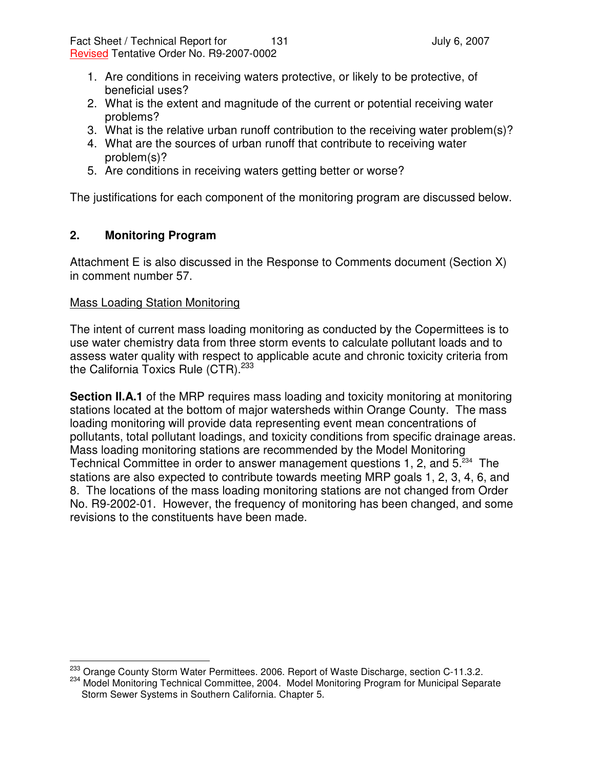1. Are conditions in receiving waters protective, or likely to be protective, of beneficial uses?
2. What is the extent and magnitude of the current or potential receiving water problems?
3. What is the relative urban runoff contribution to the receiving water problem(s)?
4. What are the sources of urban runoff that contribute to receiving water problem(s)?
5. Are conditions in receiving waters getting better or worse?

The justifications for each component of the monitoring program are discussed below.

## 2. Monitoring Program

Attachment E is also discussed in the Response to Comments document (Section X) in comment number 57.

Mass Loading Station Monitoring

The intent of current mass loading monitoring as conducted by the Copermittees is to use water chemistry data from three storm events to calculate pollutant loads and to assess water quality with respect to applicable acute and chronic toxicity criteria from the California Toxics Rule (CTR).[233]

**Section II.A.1** of the MRP requires mass loading and toxicity monitoring at monitoring stations located at the bottom of major watersheds within Orange County. The mass loading monitoring will provide data representing event mean concentrations of pollutants, total pollutant loadings, and toxicity conditions from specific drainage areas. Mass loading monitoring stations are recommended by the Model Monitoring Technical Committee in order to answer management questions 1, 2, and 5.[234] The stations are also expected to contribute towards meeting MRP goals 1, 2, 3, 4, 6, and 8. The locations of the mass loading monitoring stations are not changed from Order No. R9-2002-01. However, the frequency of monitoring has been changed, and some revisions to the constituents have been made.

---

[233] Orange County Storm Water Permittees. 2006. Report of Waste Discharge, section C-11.3.2.

[234] Model Monitoring Technical Committee, 2004. Model Monitoring Program for Municipal Separate Storm Sewer Systems in Southern California. Chapter 5.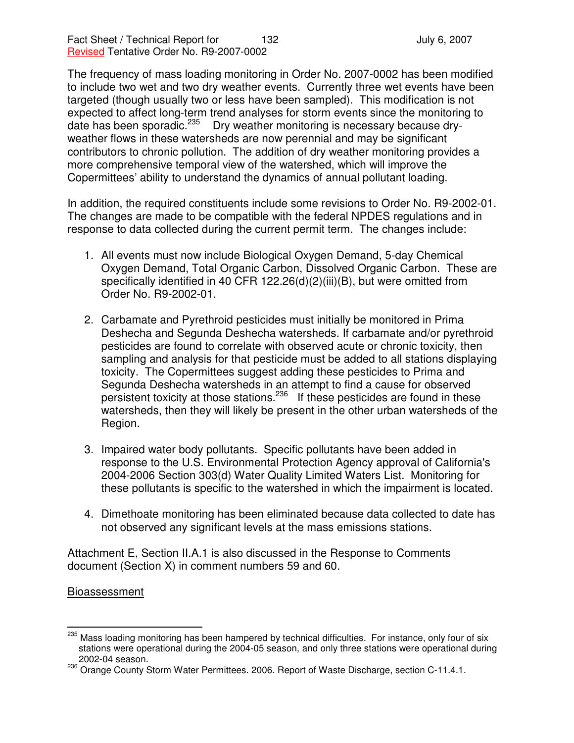The frequency of mass loading monitoring in Order No. 2007-0002 has been modified to include two wet and two dry weather events. Currently three wet events have been targeted (though usually two or less have been sampled). This modification is not expected to affect long-term trend analyses for storm events since the monitoring to date has been sporadic.[235] Dry weather monitoring is necessary because dry-weather flows in these watersheds are now perennial and may be significant contributors to chronic pollution. The addition of dry weather monitoring provides a more comprehensive temporal view of the watershed, which will improve the Copermittees' ability to understand the dynamics of annual pollutant loading.

In addition, the required constituents include some revisions to Order No. R9-2002-01. The changes are made to be compatible with the federal NPDES regulations and in response to data collected during the current permit term. The changes include:

1. All events must now include Biological Oxygen Demand, 5-day Chemical Oxygen Demand, Total Organic Carbon, Dissolved Organic Carbon. These are specifically identified in 40 CFR 122.26(d)(2)(iii)(B), but were omitted from Order No. R9-2002-01.

2. Carbamate and Pyrethroid pesticides must initially be monitored in Prima Deshecha and Segunda Deshecha watersheds. If carbamate and/or pyrethroid pesticides are found to correlate with observed acute or chronic toxicity, then sampling and analysis for that pesticide must be added to all stations displaying toxicity. The Copermittees suggest adding these pesticides to Prima and Segunda Deshecha watersheds in an attempt to find a cause for observed persistent toxicity at those stations.[236] If these pesticides are found in these watersheds, then they will likely be present in the other urban watersheds of the Region.

3. Impaired water body pollutants. Specific pollutants have been added in response to the U.S. Environmental Protection Agency approval of California's 2004-2006 Section 303(d) Water Quality Limited Waters List. Monitoring for these pollutants is specific to the watershed in which the impairment is located.

4. Dimethoate monitoring has been eliminated because data collected to date has not observed any significant levels at the mass emissions stations.

Attachment E, Section II.A.1 is also discussed in the Response to Comments document (Section X) in comment numbers 59 and 60.

Bioassessment

---

[235] Mass loading monitoring has been hampered by technical difficulties. For instance, only four of six stations were operational during the 2004-05 season, and only three stations were operational during 2002-04 season.

[236] Orange County Storm Water Permittees. 2006. Report of Waste Discharge, section C-11.4.1.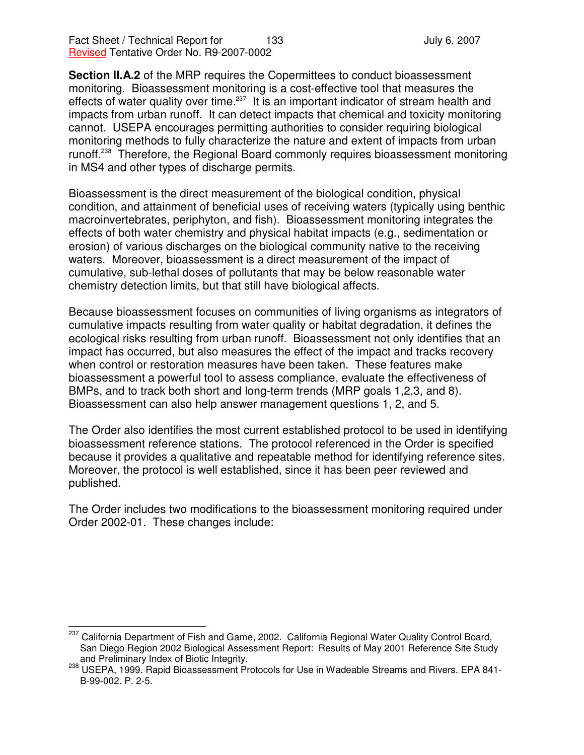**Section II.A.2** of the MRP requires the Copermittees to conduct bioassessment monitoring. Bioassessment monitoring is a cost-effective tool that measures the effects of water quality over time.[237] It is an important indicator of stream health and impacts from urban runoff. It can detect impacts that chemical and toxicity monitoring cannot. USEPA encourages permitting authorities to consider requiring biological monitoring methods to fully characterize the nature and extent of impacts from urban runoff.[238] Therefore, the Regional Board commonly requires bioassessment monitoring in MS4 and other types of discharge permits.

Bioassessment is the direct measurement of the biological condition, physical condition, and attainment of beneficial uses of receiving waters (typically using benthic macroinvertebrates, periphyton, and fish). Bioassessment monitoring integrates the effects of both water chemistry and physical habitat impacts (e.g., sedimentation or erosion) of various discharges on the biological community native to the receiving waters. Moreover, bioassessment is a direct measurement of the impact of cumulative, sub-lethal doses of pollutants that may be below reasonable water chemistry detection limits, but that still have biological affects.

Because bioassessment focuses on communities of living organisms as integrators of cumulative impacts resulting from water quality or habitat degradation, it defines the ecological risks resulting from urban runoff. Bioassessment not only identifies that an impact has occurred, but also measures the effect of the impact and tracks recovery when control or restoration measures have been taken. These features make bioassessment a powerful tool to assess compliance, evaluate the effectiveness of BMPs, and to track both short and long-term trends (MRP goals 1,2,3, and 8). Bioassessment can also help answer management questions 1, 2, and 5.

The Order also identifies the most current established protocol to be used in identifying bioassessment reference stations. The protocol referenced in the Order is specified because it provides a qualitative and repeatable method for identifying reference sites. Moreover, the protocol is well established, since it has been peer reviewed and published.

The Order includes two modifications to the bioassessment monitoring required under Order 2002-01. These changes include:

---

[237] California Department of Fish and Game, 2002. California Regional Water Quality Control Board, San Diego Region 2002 Biological Assessment Report: Results of May 2001 Reference Site Study and Preliminary Index of Biotic Integrity.

[238] USEPA, 1999. Rapid Bioassessment Protocols for Use in Wadeable Streams and Rivers. EPA 841-B-99-002. P. 2-5.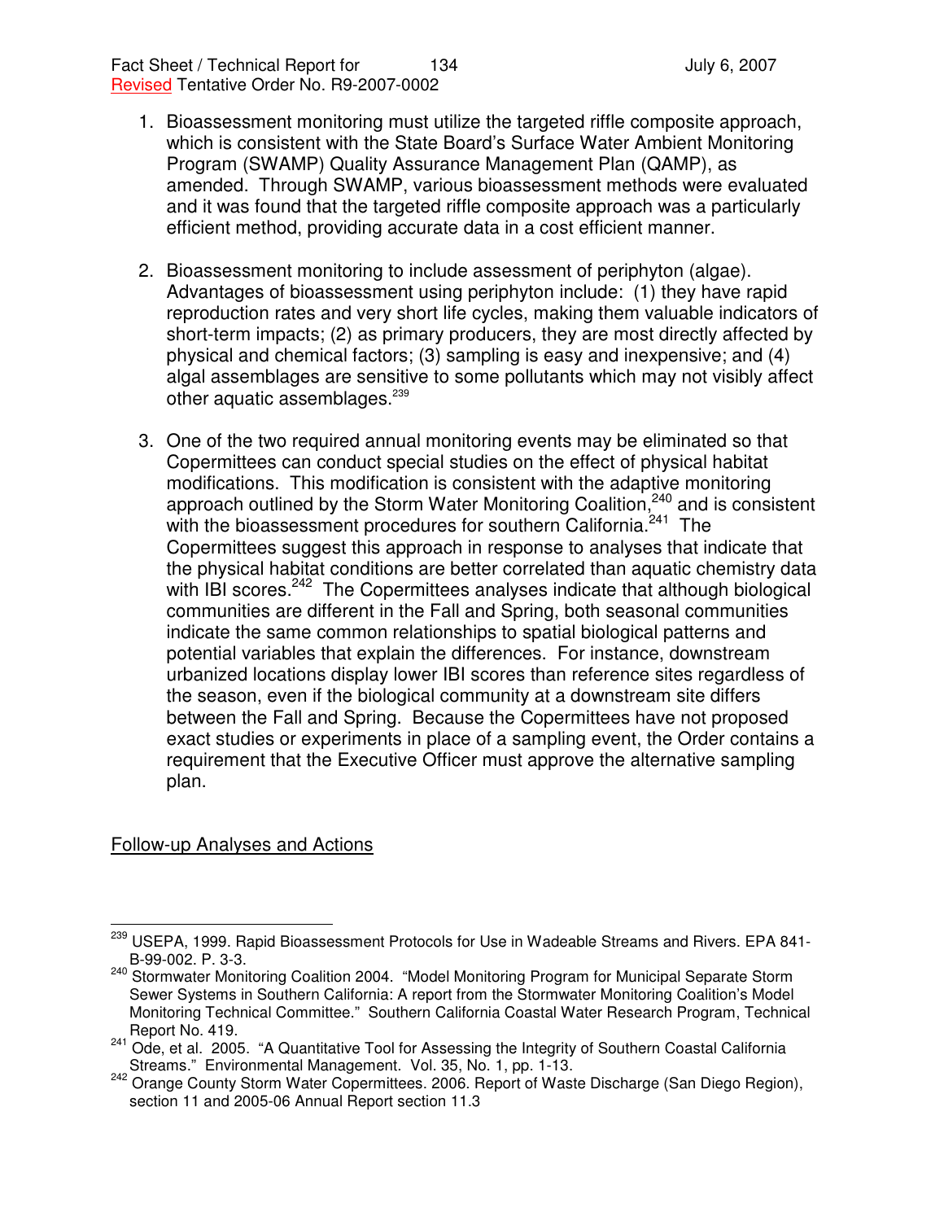1. Bioassessment monitoring must utilize the targeted riffle composite approach, which is consistent with the State Board's Surface Water Ambient Monitoring Program (SWAMP) Quality Assurance Management Plan (QAMP), as amended. Through SWAMP, various bioassessment methods were evaluated and it was found that the targeted riffle composite approach was a particularly efficient method, providing accurate data in a cost efficient manner.

2. Bioassessment monitoring to include assessment of periphyton (algae). Advantages of bioassessment using periphyton include: (1) they have rapid reproduction rates and very short life cycles, making them valuable indicators of short-term impacts; (2) as primary producers, they are most directly affected by physical and chemical factors; (3) sampling is easy and inexpensive; and (4) algal assemblages are sensitive to some pollutants which may not visibly affect other aquatic assemblages.[239]

3. One of the two required annual monitoring events may be eliminated so that Copermittees can conduct special studies on the effect of physical habitat modifications. This modification is consistent with the adaptive monitoring approach outlined by the Storm Water Monitoring Coalition,[240] and is consistent with the bioassessment procedures for southern California.[241] The Copermittees suggest this approach in response to analyses that indicate that the physical habitat conditions are better correlated than aquatic chemistry data with IBI scores.[242] The Copermittees analyses indicate that although biological communities are different in the Fall and Spring, both seasonal communities indicate the same common relationships to spatial biological patterns and potential variables that explain the differences. For instance, downstream urbanized locations display lower IBI scores than reference sites regardless of the season, even if the biological community at a downstream site differs between the Fall and Spring. Because the Copermittees have not proposed exact studies or experiments in place of a sampling event, the Order contains a requirement that the Executive Officer must approve the alternative sampling plan.

<u>Follow-up Analyses and Actions</u>

---

[239] USEPA, 1999. Rapid Bioassessment Protocols for Use in Wadeable Streams and Rivers. EPA 841-B-99-002. P. 3-3.

[240] Stormwater Monitoring Coalition 2004. "Model Monitoring Program for Municipal Separate Storm Sewer Systems in Southern California: A report from the Stormwater Monitoring Coalition's Model Monitoring Technical Committee." Southern California Coastal Water Research Program, Technical Report No. 419.

[241] Ode, et al. 2005. "A Quantitative Tool for Assessing the Integrity of Southern Coastal California Streams." Environmental Management. Vol. 35, No. 1, pp. 1-13.

[242] Orange County Storm Water Copermittees. 2006. Report of Waste Discharge (San Diego Region), section 11 and 2005-06 Annual Report section 11.3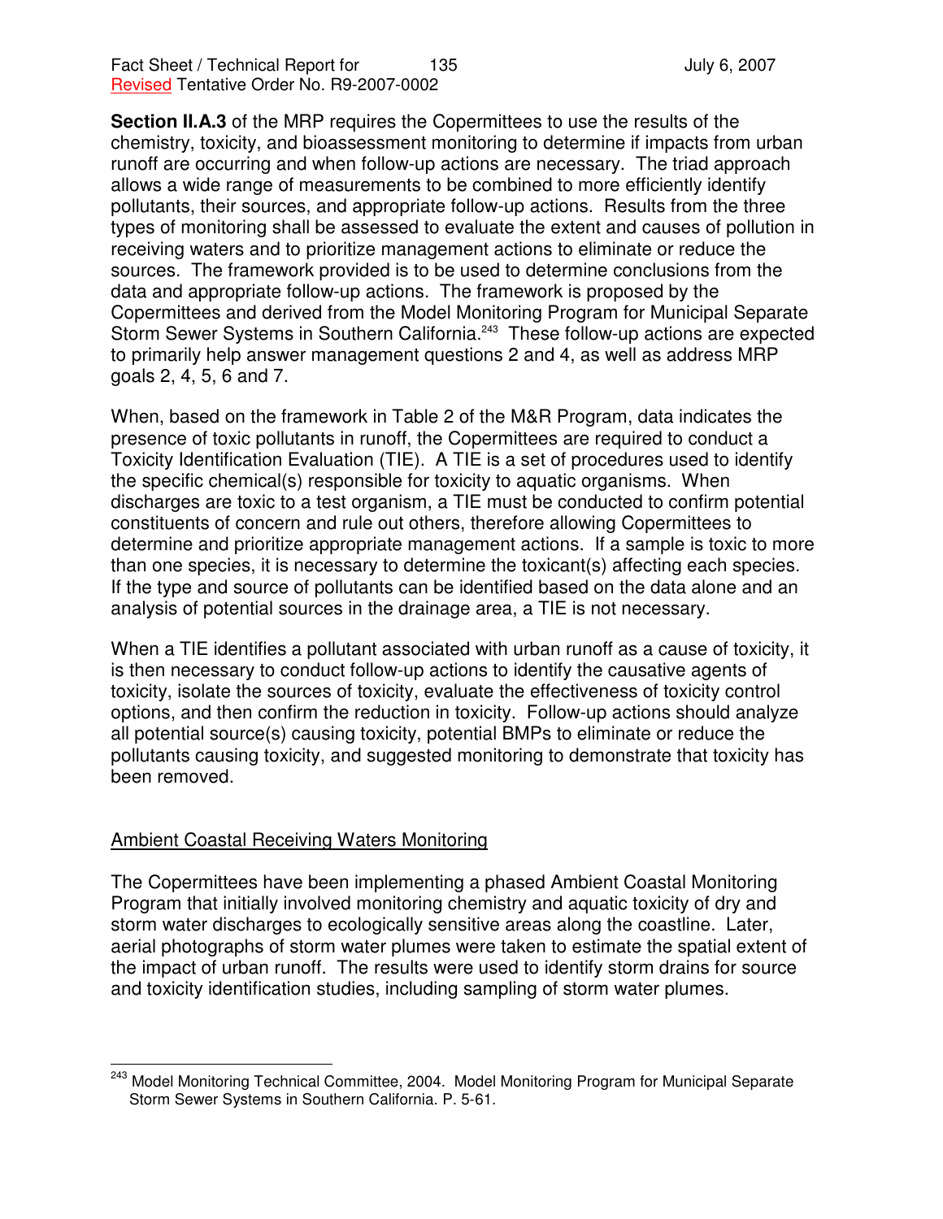**Section II.A.3** of the MRP requires the Copermittees to use the results of the chemistry, toxicity, and bioassessment monitoring to determine if impacts from urban runoff are occurring and when follow-up actions are necessary. The triad approach allows a wide range of measurements to be combined to more efficiently identify pollutants, their sources, and appropriate follow-up actions. Results from the three types of monitoring shall be assessed to evaluate the extent and causes of pollution in receiving waters and to prioritize management actions to eliminate or reduce the sources. The framework provided is to be used to determine conclusions from the data and appropriate follow-up actions. The framework is proposed by the Copermittees and derived from the Model Monitoring Program for Municipal Separate Storm Sewer Systems in Southern California.[243] These follow-up actions are expected to primarily help answer management questions 2 and 4, as well as address MRP goals 2, 4, 5, 6 and 7.

When, based on the framework in Table 2 of the M&R Program, data indicates the presence of toxic pollutants in runoff, the Copermittees are required to conduct a Toxicity Identification Evaluation (TIE). A TIE is a set of procedures used to identify the specific chemical(s) responsible for toxicity to aquatic organisms. When discharges are toxic to a test organism, a TIE must be conducted to confirm potential constituents of concern and rule out others, therefore allowing Copermittees to determine and prioritize appropriate management actions. If a sample is toxic to more than one species, it is necessary to determine the toxicant(s) affecting each species. If the type and source of pollutants can be identified based on the data alone and an analysis of potential sources in the drainage area, a TIE is not necessary.

When a TIE identifies a pollutant associated with urban runoff as a cause of toxicity, it is then necessary to conduct follow-up actions to identify the causative agents of toxicity, isolate the sources of toxicity, evaluate the effectiveness of toxicity control options, and then confirm the reduction in toxicity. Follow-up actions should analyze all potential source(s) causing toxicity, potential BMPs to eliminate or reduce the pollutants causing toxicity, and suggested monitoring to demonstrate that toxicity has been removed.

## Ambient Coastal Receiving Waters Monitoring

The Copermittees have been implementing a phased Ambient Coastal Monitoring Program that initially involved monitoring chemistry and aquatic toxicity of dry and storm water discharges to ecologically sensitive areas along the coastline. Later, aerial photographs of storm water plumes were taken to estimate the spatial extent of the impact of urban runoff. The results were used to identify storm drains for source and toxicity identification studies, including sampling of storm water plumes.

---

[243] Model Monitoring Technical Committee, 2004. Model Monitoring Program for Municipal Separate Storm Sewer Systems in Southern California. P. 5-61.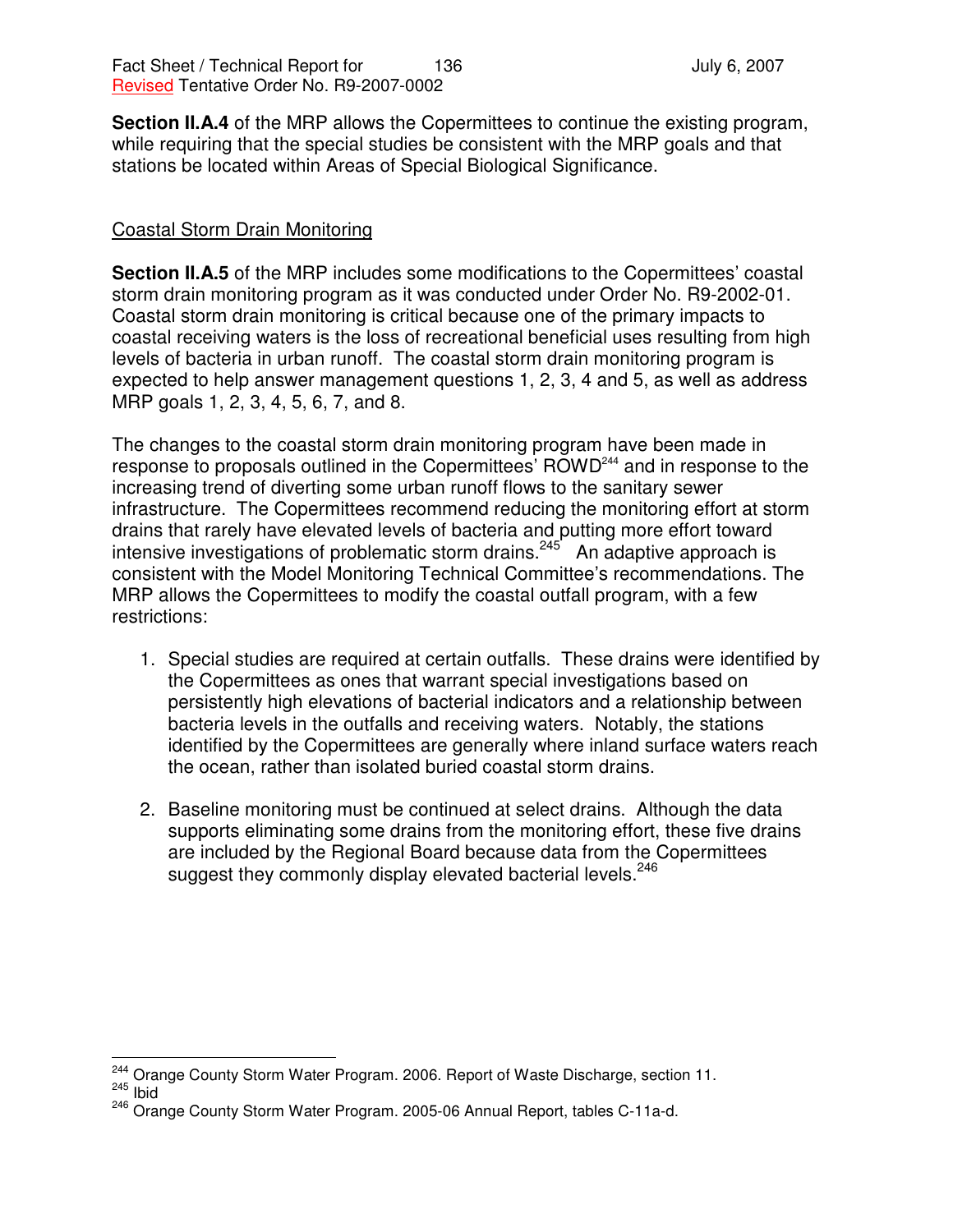**Section II.A.4** of the MRP allows the Copermittees to continue the existing program, while requiring that the special studies be consistent with the MRP goals and that stations be located within Areas of Special Biological Significance.

Coastal Storm Drain Monitoring

**Section II.A.5** of the MRP includes some modifications to the Copermittees' coastal storm drain monitoring program as it was conducted under Order No. R9-2002-01. Coastal storm drain monitoring is critical because one of the primary impacts to coastal receiving waters is the loss of recreational beneficial uses resulting from high levels of bacteria in urban runoff. The coastal storm drain monitoring program is expected to help answer management questions 1, 2, 3, 4 and 5, as well as address MRP goals 1, 2, 3, 4, 5, 6, 7, and 8.

The changes to the coastal storm drain monitoring program have been made in response to proposals outlined in the Copermittees' ROWD[244] and in response to the increasing trend of diverting some urban runoff flows to the sanitary sewer infrastructure. The Copermittees recommend reducing the monitoring effort at storm drains that rarely have elevated levels of bacteria and putting more effort toward intensive investigations of problematic storm drains.[245] An adaptive approach is consistent with the Model Monitoring Technical Committee's recommendations. The MRP allows the Copermittees to modify the coastal outfall program, with a few restrictions:

1. Special studies are required at certain outfalls. These drains were identified by the Copermittees as ones that warrant special investigations based on persistently high elevations of bacterial indicators and a relationship between bacteria levels in the outfalls and receiving waters. Notably, the stations identified by the Copermittees are generally where inland surface waters reach the ocean, rather than isolated buried coastal storm drains.

2. Baseline monitoring must be continued at select drains. Although the data supports eliminating some drains from the monitoring effort, these five drains are included by the Regional Board because data from the Copermittees suggest they commonly display elevated bacterial levels.[246]

---

[244] Orange County Storm Water Program. 2006. Report of Waste Discharge, section 11.
[245] Ibid
[246] Orange County Storm Water Program. 2005-06 Annual Report, tables C-11a-d.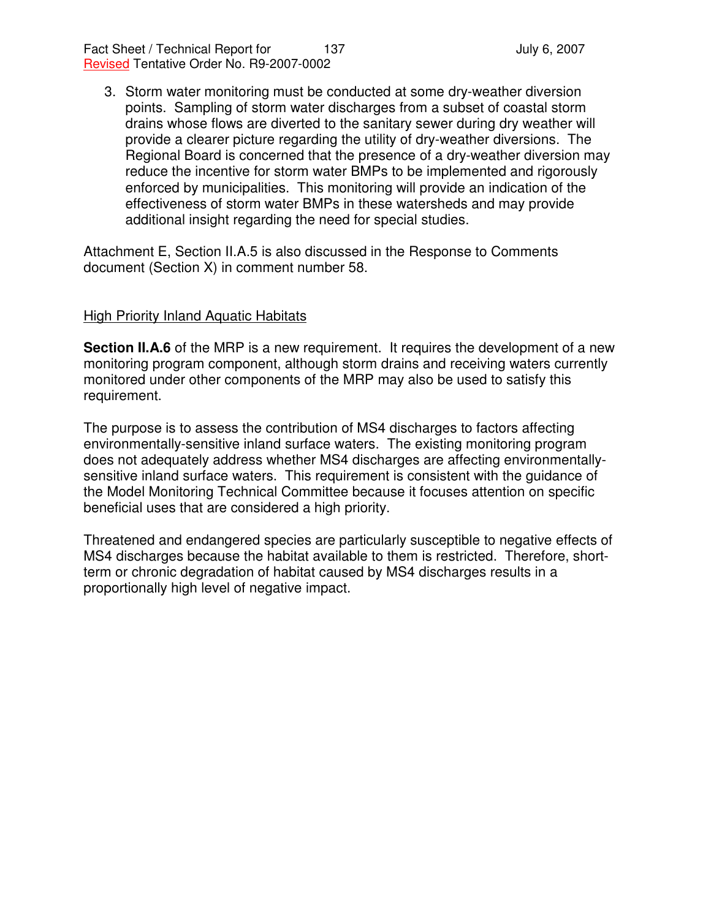3. Storm water monitoring must be conducted at some dry-weather diversion points. Sampling of storm water discharges from a subset of coastal storm drains whose flows are diverted to the sanitary sewer during dry weather will provide a clearer picture regarding the utility of dry-weather diversions. The Regional Board is concerned that the presence of a dry-weather diversion may reduce the incentive for storm water BMPs to be implemented and rigorously enforced by municipalities. This monitoring will provide an indication of the effectiveness of storm water BMPs in these watersheds and may provide additional insight regarding the need for special studies.

Attachment E, Section II.A.5 is also discussed in the Response to Comments document (Section X) in comment number 58.

High Priority Inland Aquatic Habitats

**Section II.A.6** of the MRP is a new requirement. It requires the development of a new monitoring program component, although storm drains and receiving waters currently monitored under other components of the MRP may also be used to satisfy this requirement.

The purpose is to assess the contribution of MS4 discharges to factors affecting environmentally-sensitive inland surface waters. The existing monitoring program does not adequately address whether MS4 discharges are affecting environmentally-sensitive inland surface waters. This requirement is consistent with the guidance of the Model Monitoring Technical Committee because it focuses attention on specific beneficial uses that are considered a high priority.

Threatened and endangered species are particularly susceptible to negative effects of MS4 discharges because the habitat available to them is restricted. Therefore, short-term or chronic degradation of habitat caused by MS4 discharges results in a proportionally high level of negative impact.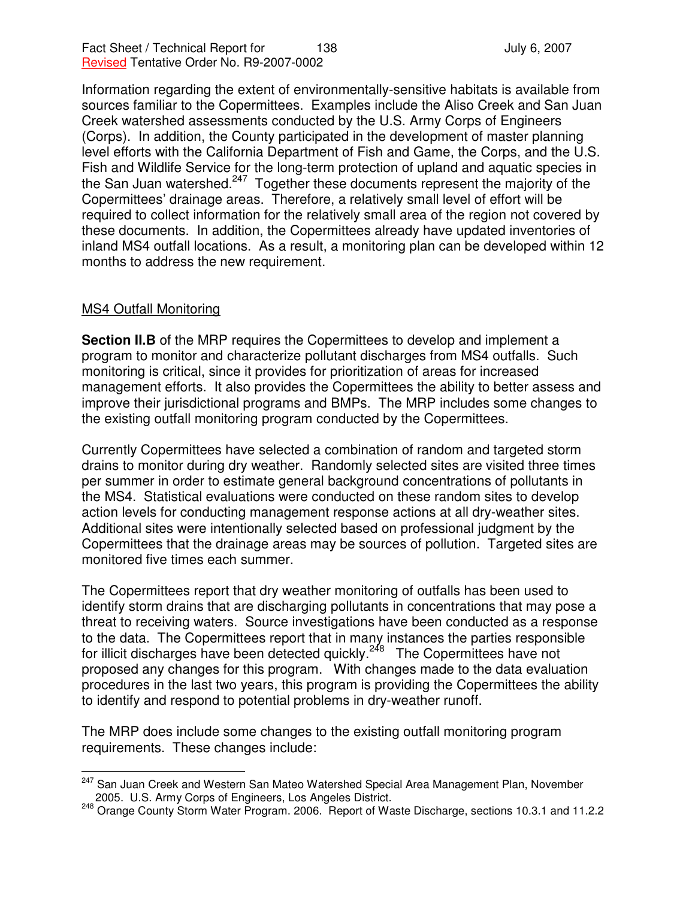Information regarding the extent of environmentally-sensitive habitats is available from sources familiar to the Copermittees. Examples include the Aliso Creek and San Juan Creek watershed assessments conducted by the U.S. Army Corps of Engineers (Corps). In addition, the County participated in the development of master planning level efforts with the California Department of Fish and Game, the Corps, and the U.S. Fish and Wildlife Service for the long-term protection of upland and aquatic species in the San Juan watershed.[247] Together these documents represent the majority of the Copermittees' drainage areas. Therefore, a relatively small level of effort will be required to collect information for the relatively small area of the region not covered by these documents. In addition, the Copermittees already have updated inventories of inland MS4 outfall locations. As a result, a monitoring plan can be developed within 12 months to address the new requirement.

MS4 Outfall Monitoring

**Section II.B** of the MRP requires the Copermittees to develop and implement a program to monitor and characterize pollutant discharges from MS4 outfalls. Such monitoring is critical, since it provides for prioritization of areas for increased management efforts. It also provides the Copermittees the ability to better assess and improve their jurisdictional programs and BMPs. The MRP includes some changes to the existing outfall monitoring program conducted by the Copermittees.

Currently Copermittees have selected a combination of random and targeted storm drains to monitor during dry weather. Randomly selected sites are visited three times per summer in order to estimate general background concentrations of pollutants in the MS4. Statistical evaluations were conducted on these random sites to develop action levels for conducting management response actions at all dry-weather sites. Additional sites were intentionally selected based on professional judgment by the Copermittees that the drainage areas may be sources of pollution. Targeted sites are monitored five times each summer.

The Copermittees report that dry weather monitoring of outfalls has been used to identify storm drains that are discharging pollutants in concentrations that may pose a threat to receiving waters. Source investigations have been conducted as a response to the data. The Copermittees report that in many instances the parties responsible for illicit discharges have been detected quickly.[248] The Copermittees have not proposed any changes for this program. With changes made to the data evaluation procedures in the last two years, this program is providing the Copermittees the ability to identify and respond to potential problems in dry-weather runoff.

The MRP does include some changes to the existing outfall monitoring program requirements. These changes include:

---

[247] San Juan Creek and Western San Mateo Watershed Special Area Management Plan, November 2005. U.S. Army Corps of Engineers, Los Angeles District.

[248] Orange County Storm Water Program. 2006. Report of Waste Discharge, sections 10.3.1 and 11.2.2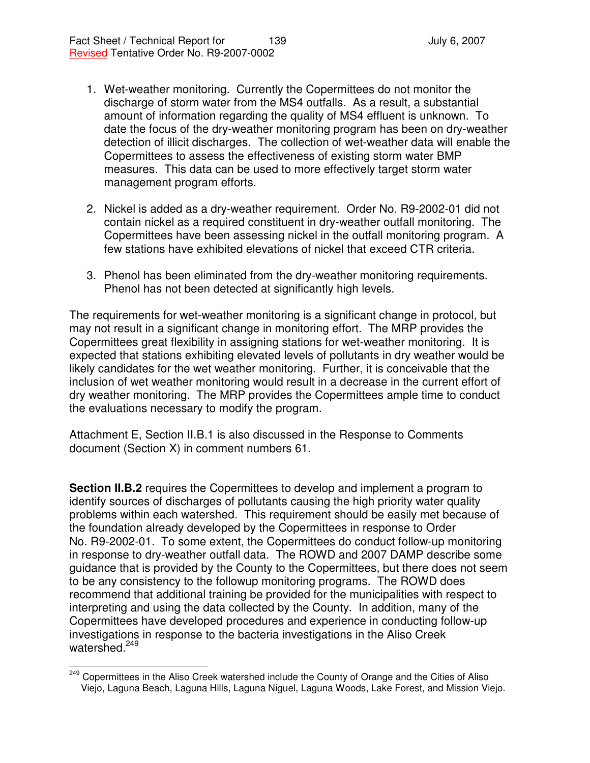1. Wet-weather monitoring. Currently the Copermittees do not monitor the discharge of storm water from the MS4 outfalls. As a result, a substantial amount of information regarding the quality of MS4 effluent is unknown. To date the focus of the dry-weather monitoring program has been on dry-weather detection of illicit discharges. The collection of wet-weather data will enable the Copermittees to assess the effectiveness of existing storm water BMP measures. This data can be used to more effectively target storm water management program efforts.

2. Nickel is added as a dry-weather requirement. Order No. R9-2002-01 did not contain nickel as a required constituent in dry-weather outfall monitoring. The Copermittees have been assessing nickel in the outfall monitoring program. A few stations have exhibited elevations of nickel that exceed CTR criteria.

3. Phenol has been eliminated from the dry-weather monitoring requirements. Phenol has not been detected at significantly high levels.

The requirements for wet-weather monitoring is a significant change in protocol, but may not result in a significant change in monitoring effort. The MRP provides the Copermittees great flexibility in assigning stations for wet-weather monitoring. It is expected that stations exhibiting elevated levels of pollutants in dry weather would be likely candidates for the wet weather monitoring. Further, it is conceivable that the inclusion of wet weather monitoring would result in a decrease in the current effort of dry weather monitoring. The MRP provides the Copermittees ample time to conduct the evaluations necessary to modify the program.

Attachment E, Section II.B.1 is also discussed in the Response to Comments document (Section X) in comment numbers 61.

**Section II.B.2** requires the Copermittees to develop and implement a program to identify sources of discharges of pollutants causing the high priority water quality problems within each watershed. This requirement should be easily met because of the foundation already developed by the Copermittees in response to Order No. R9-2002-01. To some extent, the Copermittees do conduct follow-up monitoring in response to dry-weather outfall data. The ROWD and 2007 DAMP describe some guidance that is provided by the County to the Copermittees, but there does not seem to be any consistency to the followup monitoring programs. The ROWD does recommend that additional training be provided for the municipalities with respect to interpreting and using the data collected by the County. In addition, many of the Copermittees have developed procedures and experience in conducting follow-up investigations in response to the bacteria investigations in the Aliso Creek watershed.[249]

---

[249] Copermittees in the Aliso Creek watershed include the County of Orange and the Cities of Aliso Viejo, Laguna Beach, Laguna Hills, Laguna Niguel, Laguna Woods, Lake Forest, and Mission Viejo.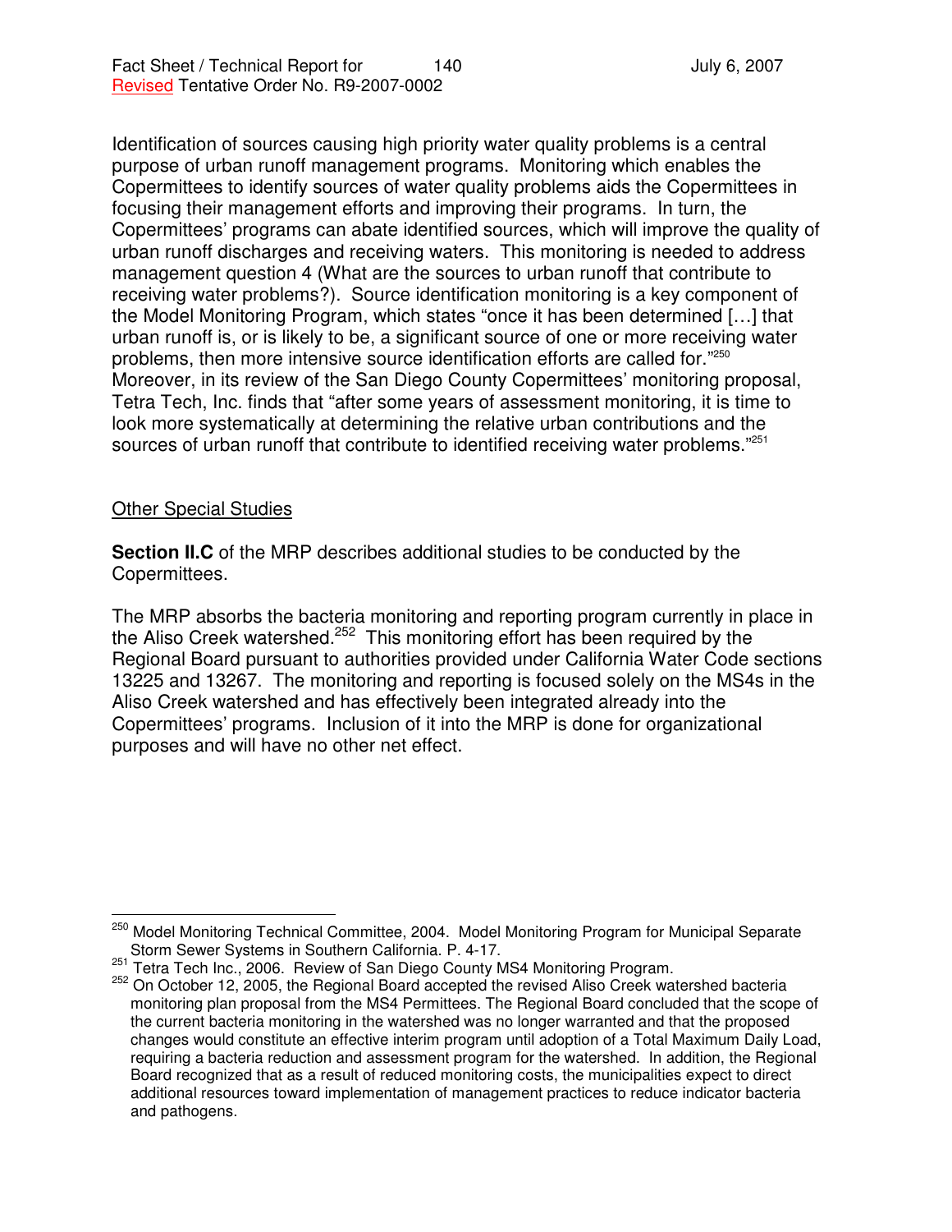Identification of sources causing high priority water quality problems is a central purpose of urban runoff management programs. Monitoring which enables the Copermittees to identify sources of water quality problems aids the Copermittees in focusing their management efforts and improving their programs. In turn, the Copermittees' programs can abate identified sources, which will improve the quality of urban runoff discharges and receiving waters. This monitoring is needed to address management question 4 (What are the sources to urban runoff that contribute to receiving water problems?). Source identification monitoring is a key component of the Model Monitoring Program, which states "once it has been determined […] that urban runoff is, or is likely to be, a significant source of one or more receiving water problems, then more intensive source identification efforts are called for."[250] Moreover, in its review of the San Diego County Copermittees' monitoring proposal, Tetra Tech, Inc. finds that "after some years of assessment monitoring, it is time to look more systematically at determining the relative urban contributions and the sources of urban runoff that contribute to identified receiving water problems."[251]

<u>Other Special Studies</u>

**Section II.C** of the MRP describes additional studies to be conducted by the Copermittees.

The MRP absorbs the bacteria monitoring and reporting program currently in place in the Aliso Creek watershed.[252] This monitoring effort has been required by the Regional Board pursuant to authorities provided under California Water Code sections 13225 and 13267. The monitoring and reporting is focused solely on the MS4s in the Aliso Creek watershed and has effectively been integrated already into the Copermittees' programs. Inclusion of it into the MRP is done for organizational purposes and will have no other net effect.

---

[250] Model Monitoring Technical Committee, 2004. Model Monitoring Program for Municipal Separate Storm Sewer Systems in Southern California. P. 4-17.

[251] Tetra Tech Inc., 2006. Review of San Diego County MS4 Monitoring Program.

[252] On October 12, 2005, the Regional Board accepted the revised Aliso Creek watershed bacteria monitoring plan proposal from the MS4 Permittees. The Regional Board concluded that the scope of the current bacteria monitoring in the watershed was no longer warranted and that the proposed changes would constitute an effective interim program until adoption of a Total Maximum Daily Load, requiring a bacteria reduction and assessment program for the watershed. In addition, the Regional Board recognized that as a result of reduced monitoring costs, the municipalities expect to direct additional resources toward implementation of management practices to reduce indicator bacteria and pathogens.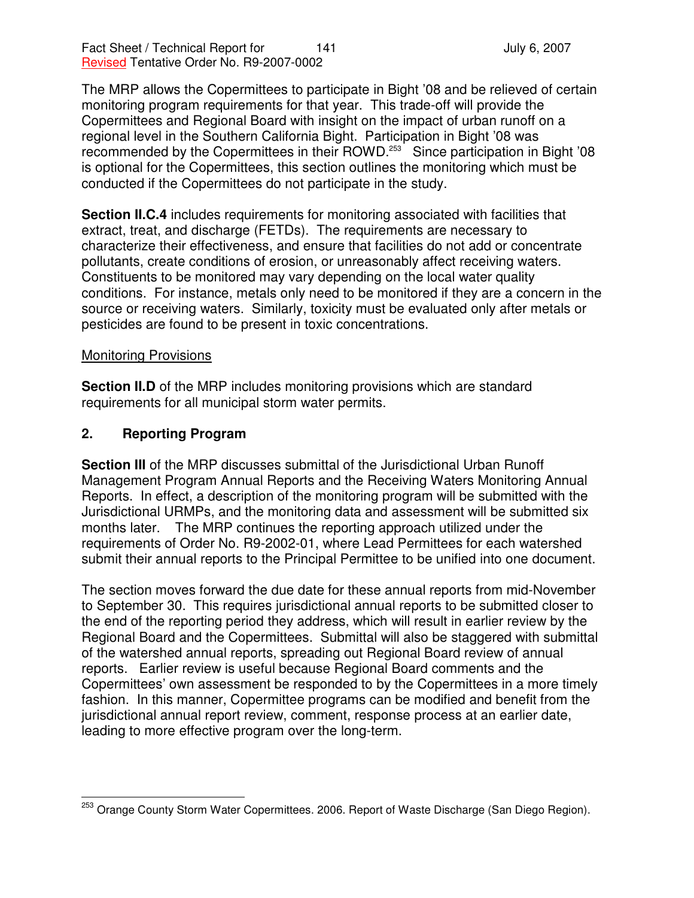The MRP allows the Copermittees to participate in Bight '08 and be relieved of certain monitoring program requirements for that year. This trade-off will provide the Copermittees and Regional Board with insight on the impact of urban runoff on a regional level in the Southern California Bight. Participation in Bight '08 was recommended by the Copermittees in their ROWD.[253] Since participation in Bight '08 is optional for the Copermittees, this section outlines the monitoring which must be conducted if the Copermittees do not participate in the study.

**Section II.C.4** includes requirements for monitoring associated with facilities that extract, treat, and discharge (FETDs). The requirements are necessary to characterize their effectiveness, and ensure that facilities do not add or concentrate pollutants, create conditions of erosion, or unreasonably affect receiving waters. Constituents to be monitored may vary depending on the local water quality conditions. For instance, metals only need to be monitored if they are a concern in the source or receiving waters. Similarly, toxicity must be evaluated only after metals or pesticides are found to be present in toxic concentrations.

Monitoring Provisions

**Section II.D** of the MRP includes monitoring provisions which are standard requirements for all municipal storm water permits.

## 2. Reporting Program

**Section III** of the MRP discusses submittal of the Jurisdictional Urban Runoff Management Program Annual Reports and the Receiving Waters Monitoring Annual Reports. In effect, a description of the monitoring program will be submitted with the Jurisdictional URMPs, and the monitoring data and assessment will be submitted six months later. The MRP continues the reporting approach utilized under the requirements of Order No. R9-2002-01, where Lead Permittees for each watershed submit their annual reports to the Principal Permittee to be unified into one document.

The section moves forward the due date for these annual reports from mid-November to September 30. This requires jurisdictional annual reports to be submitted closer to the end of the reporting period they address, which will result in earlier review by the Regional Board and the Copermittees. Submittal will also be staggered with submittal of the watershed annual reports, spreading out Regional Board review of annual reports. Earlier review is useful because Regional Board comments and the Copermittees' own assessment be responded to by the Copermittees in a more timely fashion. In this manner, Copermittee programs can be modified and benefit from the jurisdictional annual report review, comment, response process at an earlier date, leading to more effective program over the long-term.

---

[253] Orange County Storm Water Copermittees. 2006. Report of Waste Discharge (San Diego Region).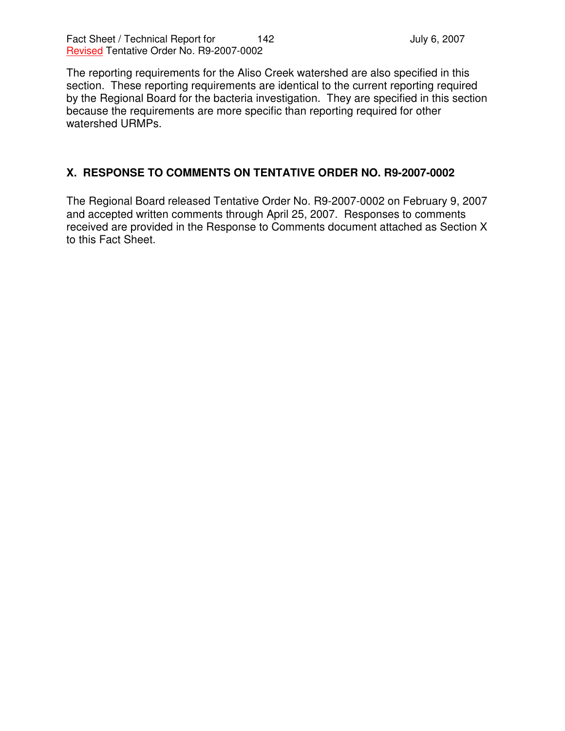The reporting requirements for the Aliso Creek watershed are also specified in this section. These reporting requirements are identical to the current reporting required by the Regional Board for the bacteria investigation. They are specified in this section because the requirements are more specific than reporting required for other watershed URMPs.

## X. RESPONSE TO COMMENTS ON TENTATIVE ORDER NO. R9-2007-0002

The Regional Board released Tentative Order No. R9-2007-0002 on February 9, 2007 and accepted written comments through April 25, 2007. Responses to comments received are provided in the Response to Comments document attached as Section X to this Fact Sheet.